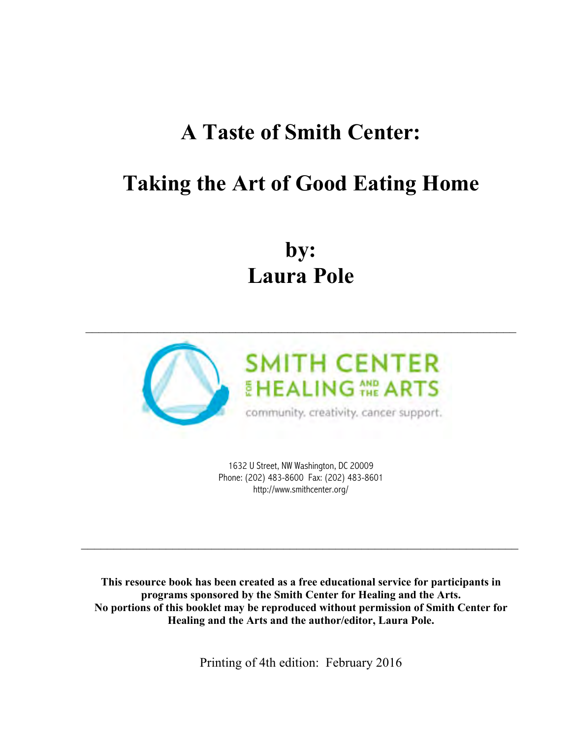# A Taste of Smith Center:

# Taking the Art of Good Eating Home

## by:
## Laura Pole

---

SMITH CENTER FOR HEALING AND THE ARTS

community. creativity. cancer support.

1632 U Street, NW Washington, DC 20009
Phone: (202) 483-8600 Fax: (202) 483-8601
http://www.smithcenter.org/

---

**This resource book has been created as a free educational service for participants in programs sponsored by the Smith Center for Healing and the Arts.
No portions of this booklet may be reproduced without permission of Smith Center for Healing and the Arts and the author/editor, Laura Pole.**

Printing of 4th edition: February 2016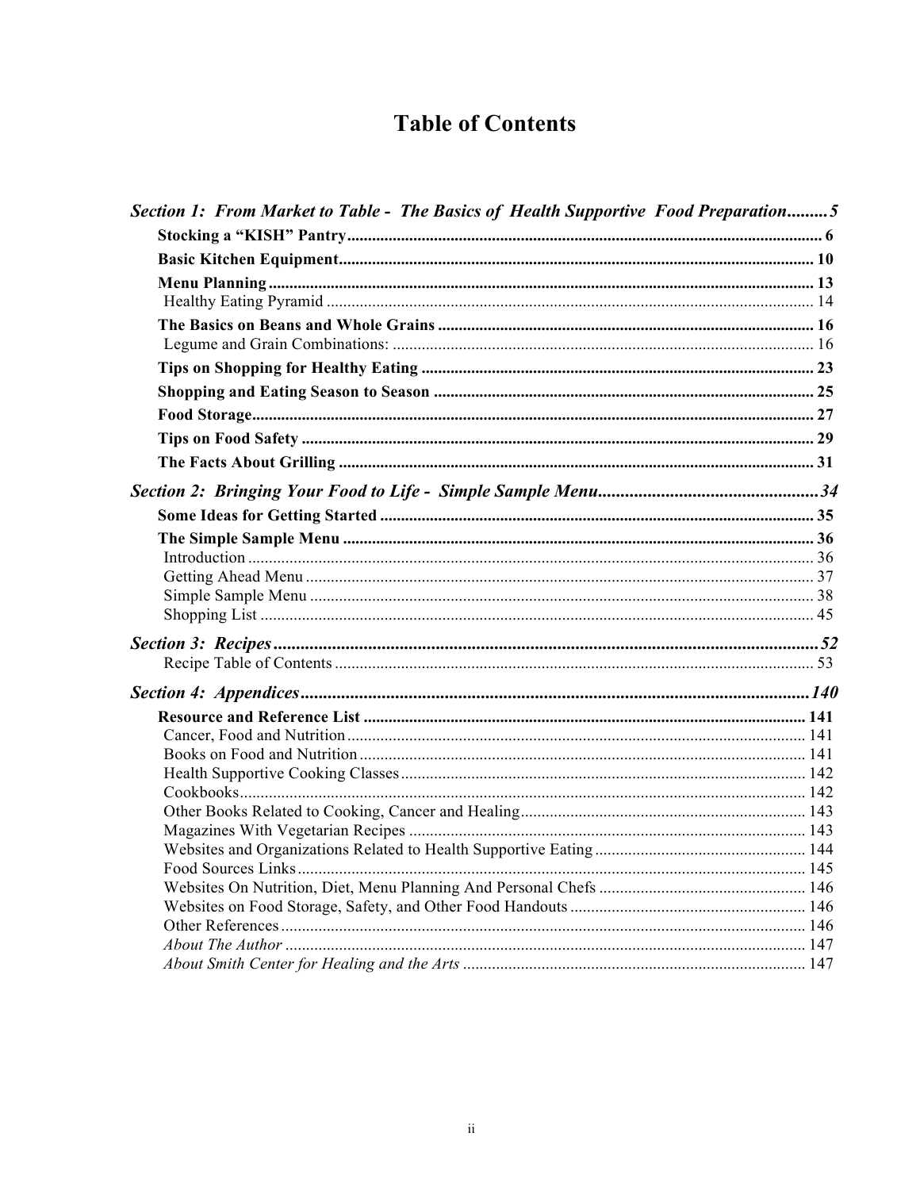# Table of Contents

***Section 1: From Market to Table - The Basics of Health Supportive Food Preparation......... 5***

**Stocking a "KISH" Pantry ... 6**

**Basic Kitchen Equipment ... 10**

**Menu Planning ... 13**

Healthy Eating Pyramid ... 14

**The Basics on Beans and Whole Grains ... 16**

Legume and Grain Combinations: ... 16

**Tips on Shopping for Healthy Eating ... 23**

**Shopping and Eating Season to Season ... 25**

**Food Storage ... 27**

**Tips on Food Safety ... 29**

**The Facts About Grilling ... 31**

***Section 2: Bringing Your Food to Life - Simple Sample Menu ... 34***

**Some Ideas for Getting Started ... 35**

**The Simple Sample Menu ... 36**

Introduction ... 36

Getting Ahead Menu ... 37

Simple Sample Menu ... 38

Shopping List ... 45

***Section 3: Recipes ... 52***

Recipe Table of Contents ... 53

***Section 4: Appendices ... 140***

**Resource and Reference List ... 141**

Cancer, Food and Nutrition ... 141

Books on Food and Nutrition ... 141

Health Supportive Cooking Classes ... 142

Cookbooks ... 142

Other Books Related to Cooking, Cancer and Healing ... 143

Magazines With Vegetarian Recipes ... 143

Websites and Organizations Related to Health Supportive Eating ... 144

Food Sources Links ... 145

Websites On Nutrition, Diet, Menu Planning And Personal Chefs ... 146

Websites on Food Storage, Safety, and Other Food Handouts ... 146

Other References ... 146

*About The Author* ... 147

*About Smith Center for Healing and the Arts* ... 147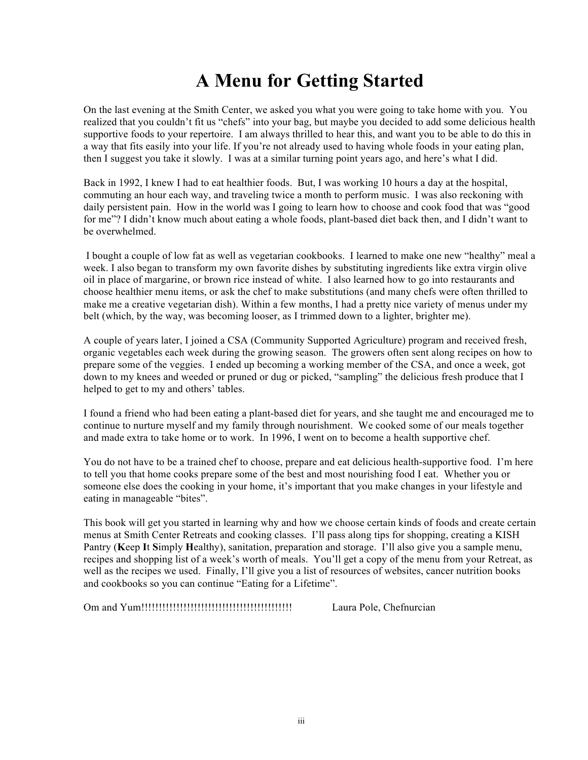# A Menu for Getting Started

On the last evening at the Smith Center, we asked you what you were going to take home with you. You realized that you couldn't fit us "chefs" into your bag, but maybe you decided to add some delicious health supportive foods to your repertoire. I am always thrilled to hear this, and want you to be able to do this in a way that fits easily into your life. If you're not already used to having whole foods in your eating plan, then I suggest you take it slowly. I was at a similar turning point years ago, and here's what I did.

Back in 1992, I knew I had to eat healthier foods. But, I was working 10 hours a day at the hospital, commuting an hour each way, and traveling twice a month to perform music. I was also reckoning with daily persistent pain. How in the world was I going to learn how to choose and cook food that was "good for me"? I didn't know much about eating a whole foods, plant-based diet back then, and I didn't want to be overwhelmed.

I bought a couple of low fat as well as vegetarian cookbooks. I learned to make one new "healthy" meal a week. I also began to transform my own favorite dishes by substituting ingredients like extra virgin olive oil in place of margarine, or brown rice instead of white. I also learned how to go into restaurants and choose healthier menu items, or ask the chef to make substitutions (and many chefs were often thrilled to make me a creative vegetarian dish). Within a few months, I had a pretty nice variety of menus under my belt (which, by the way, was becoming looser, as I trimmed down to a lighter, brighter me).

A couple of years later, I joined a CSA (Community Supported Agriculture) program and received fresh, organic vegetables each week during the growing season. The growers often sent along recipes on how to prepare some of the veggies. I ended up becoming a working member of the CSA, and once a week, got down to my knees and weeded or pruned or dug or picked, "sampling" the delicious fresh produce that I helped to get to my and others' tables.

I found a friend who had been eating a plant-based diet for years, and she taught me and encouraged me to continue to nurture myself and my family through nourishment. We cooked some of our meals together and made extra to take home or to work. In 1996, I went on to become a health supportive chef.

You do not have to be a trained chef to choose, prepare and eat delicious health-supportive food. I'm here to tell you that home cooks prepare some of the best and most nourishing food I eat. Whether you or someone else does the cooking in your home, it's important that you make changes in your lifestyle and eating in manageable "bites".

This book will get you started in learning why and how we choose certain kinds of foods and create certain menus at Smith Center Retreats and cooking classes. I'll pass along tips for shopping, creating a KISH Pantry (**K**eep **I**t **S**imply **H**ealthy), sanitation, preparation and storage. I'll also give you a sample menu, recipes and shopping list of a week's worth of meals. You'll get a copy of the menu from your Retreat, as well as the recipes we used. Finally, I'll give you a list of resources of websites, cancer nutrition books and cookbooks so you can continue "Eating for a Lifetime".

Om and Yum!!!!!!!!!!!!!!!!!!!!!!!!!!!!!!!!!!!!!!!!!!!!!! Laura Pole, Chefnurcian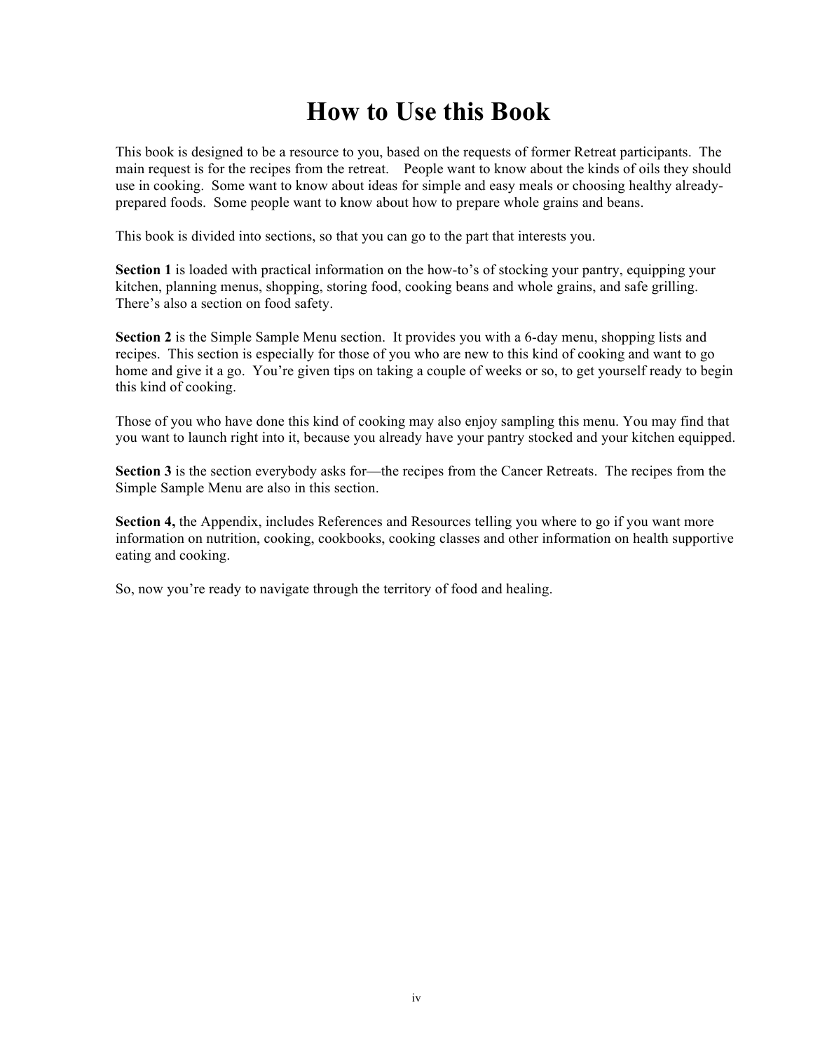# How to Use this Book

This book is designed to be a resource to you, based on the requests of former Retreat participants. The main request is for the recipes from the retreat. People want to know about the kinds of oils they should use in cooking. Some want to know about ideas for simple and easy meals or choosing healthy already-prepared foods. Some people want to know about how to prepare whole grains and beans.

This book is divided into sections, so that you can go to the part that interests you.

**Section 1** is loaded with practical information on the how-to's of stocking your pantry, equipping your kitchen, planning menus, shopping, storing food, cooking beans and whole grains, and safe grilling. There's also a section on food safety.

**Section 2** is the Simple Sample Menu section. It provides you with a 6-day menu, shopping lists and recipes. This section is especially for those of you who are new to this kind of cooking and want to go home and give it a go. You're given tips on taking a couple of weeks or so, to get yourself ready to begin this kind of cooking.

Those of you who have done this kind of cooking may also enjoy sampling this menu. You may find that you want to launch right into it, because you already have your pantry stocked and your kitchen equipped.

**Section 3** is the section everybody asks for—the recipes from the Cancer Retreats. The recipes from the Simple Sample Menu are also in this section.

**Section 4,** the Appendix, includes References and Resources telling you where to go if you want more information on nutrition, cooking, cookbooks, cooking classes and other information on health supportive eating and cooking.

So, now you're ready to navigate through the territory of food and healing.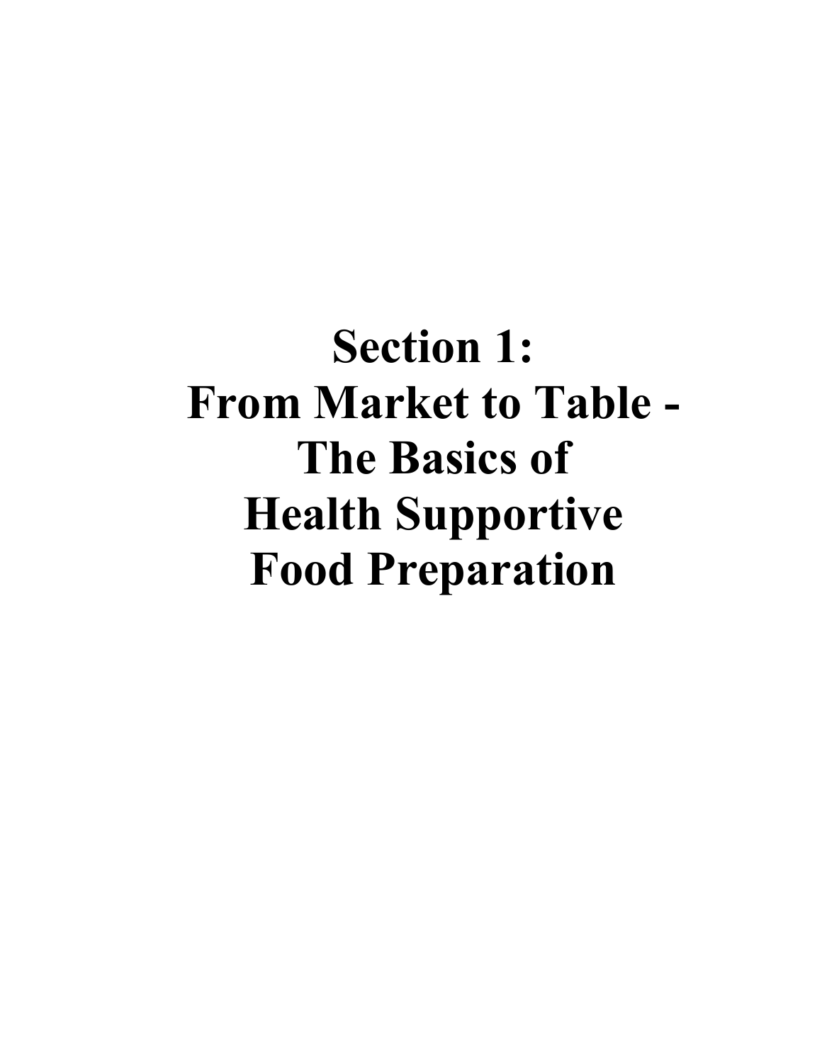# Section 1: From Market to Table - The Basics of Health Supportive Food Preparation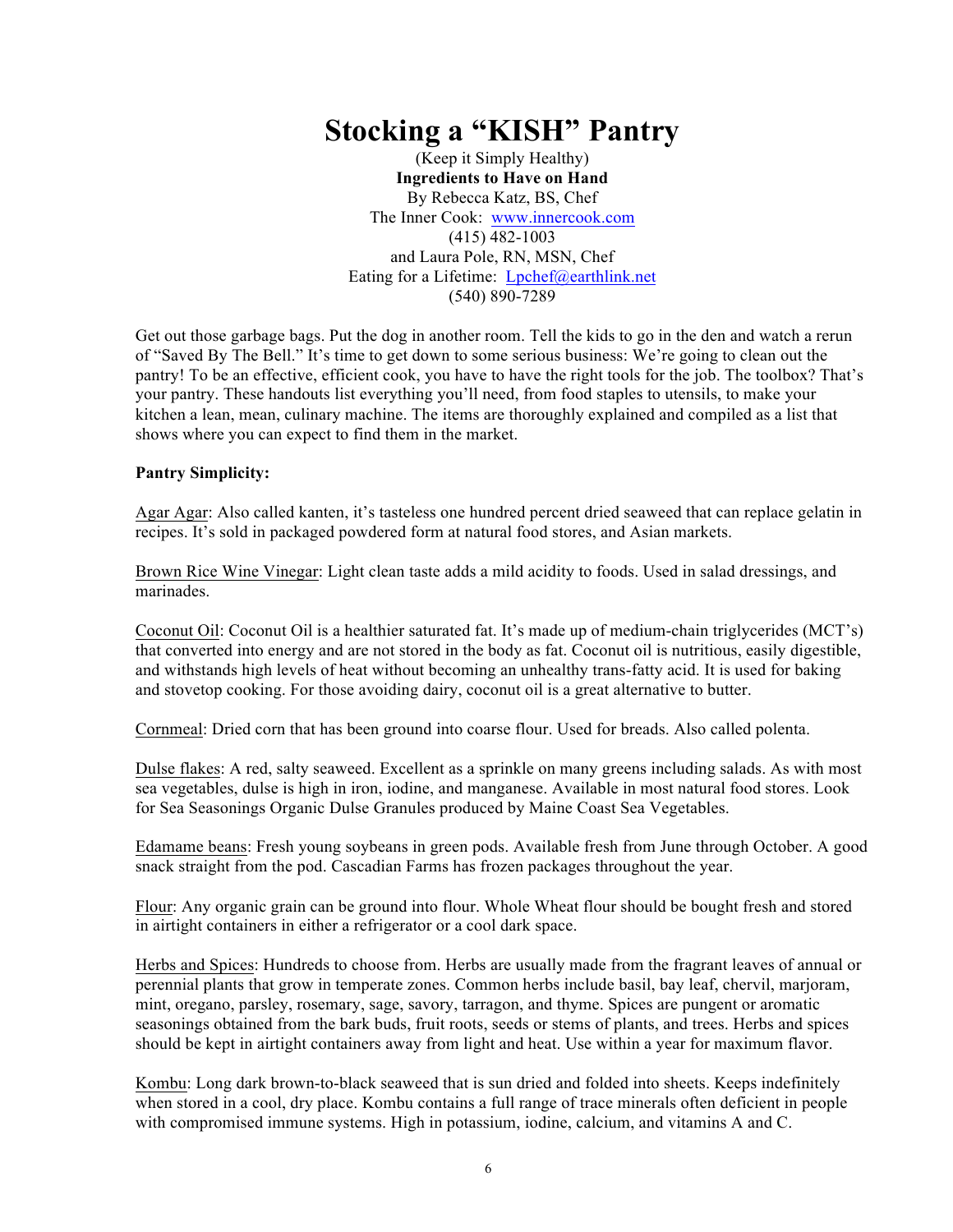# Stocking a "KISH" Pantry

(Keep it Simply Healthy)

**Ingredients to Have on Hand**

By Rebecca Katz, BS, Chef

The Inner Cook: www.innercook.com

(415) 482-1003

and Laura Pole, RN, MSN, Chef

Eating for a Lifetime: Lpchef@earthlink.net

(540) 890-7289

Get out those garbage bags. Put the dog in another room. Tell the kids to go in the den and watch a rerun of "Saved By The Bell." It's time to get down to some serious business: We're going to clean out the pantry! To be an effective, efficient cook, you have to have the right tools for the job. The toolbox? That's your pantry. These handouts list everything you'll need, from food staples to utensils, to make your kitchen a lean, mean, culinary machine. The items are thoroughly explained and compiled as a list that shows where you can expect to find them in the market.

**Pantry Simplicity:**

Agar Agar: Also called kanten, it's tasteless one hundred percent dried seaweed that can replace gelatin in recipes. It's sold in packaged powdered form at natural food stores, and Asian markets.

Brown Rice Wine Vinegar: Light clean taste adds a mild acidity to foods. Used in salad dressings, and marinades.

Coconut Oil: Coconut Oil is a healthier saturated fat. It's made up of medium-chain triglycerides (MCT's) that converted into energy and are not stored in the body as fat. Coconut oil is nutritious, easily digestible, and withstands high levels of heat without becoming an unhealthy trans-fatty acid. It is used for baking and stovetop cooking. For those avoiding dairy, coconut oil is a great alternative to butter.

Cornmeal: Dried corn that has been ground into coarse flour. Used for breads. Also called polenta.

Dulse flakes: A red, salty seaweed. Excellent as a sprinkle on many greens including salads. As with most sea vegetables, dulse is high in iron, iodine, and manganese. Available in most natural food stores. Look for Sea Seasonings Organic Dulse Granules produced by Maine Coast Sea Vegetables.

Edamame beans: Fresh young soybeans in green pods. Available fresh from June through October. A good snack straight from the pod. Cascadian Farms has frozen packages throughout the year.

Flour: Any organic grain can be ground into flour. Whole Wheat flour should be bought fresh and stored in airtight containers in either a refrigerator or a cool dark space.

Herbs and Spices: Hundreds to choose from. Herbs are usually made from the fragrant leaves of annual or perennial plants that grow in temperate zones. Common herbs include basil, bay leaf, chervil, marjoram, mint, oregano, parsley, rosemary, sage, savory, tarragon, and thyme. Spices are pungent or aromatic seasonings obtained from the bark buds, fruit roots, seeds or stems of plants, and trees. Herbs and spices should be kept in airtight containers away from light and heat. Use within a year for maximum flavor.

Kombu: Long dark brown-to-black seaweed that is sun dried and folded into sheets. Keeps indefinitely when stored in a cool, dry place. Kombu contains a full range of trace minerals often deficient in people with compromised immune systems. High in potassium, iodine, calcium, and vitamins A and C.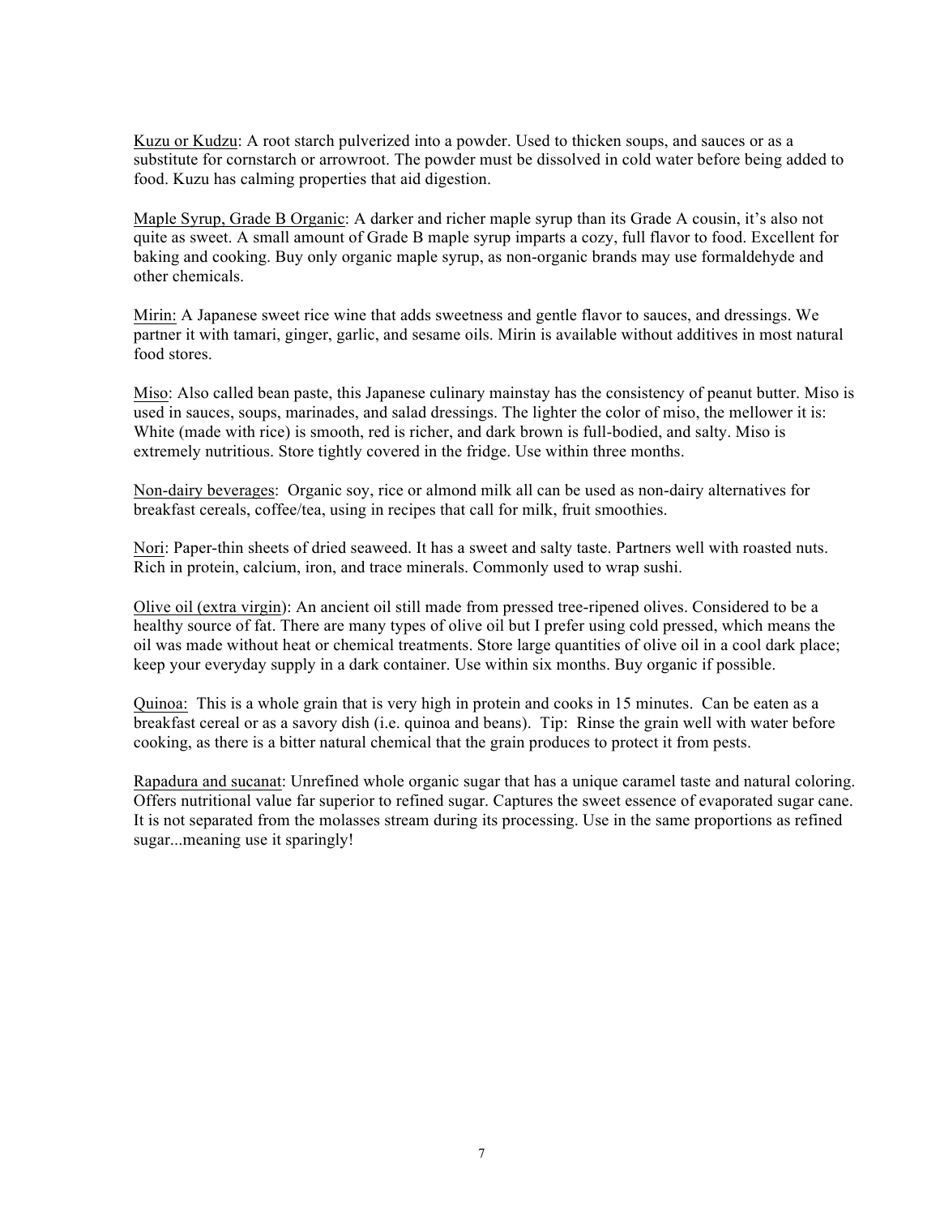Kuzu or Kudzu: A root starch pulverized into a powder. Used to thicken soups, and sauces or as a substitute for cornstarch or arrowroot. The powder must be dissolved in cold water before being added to food. Kuzu has calming properties that aid digestion.

Maple Syrup, Grade B Organic: A darker and richer maple syrup than its Grade A cousin, it's also not quite as sweet. A small amount of Grade B maple syrup imparts a cozy, full flavor to food. Excellent for baking and cooking. Buy only organic maple syrup, as non-organic brands may use formaldehyde and other chemicals.

Mirin: A Japanese sweet rice wine that adds sweetness and gentle flavor to sauces, and dressings. We partner it with tamari, ginger, garlic, and sesame oils. Mirin is available without additives in most natural food stores.

Miso: Also called bean paste, this Japanese culinary mainstay has the consistency of peanut butter. Miso is used in sauces, soups, marinades, and salad dressings. The lighter the color of miso, the mellower it is: White (made with rice) is smooth, red is richer, and dark brown is full-bodied, and salty. Miso is extremely nutritious. Store tightly covered in the fridge. Use within three months.

Non-dairy beverages: Organic soy, rice or almond milk all can be used as non-dairy alternatives for breakfast cereals, coffee/tea, using in recipes that call for milk, fruit smoothies.

Nori: Paper-thin sheets of dried seaweed. It has a sweet and salty taste. Partners well with roasted nuts. Rich in protein, calcium, iron, and trace minerals. Commonly used to wrap sushi.

Olive oil (extra virgin): An ancient oil still made from pressed tree-ripened olives. Considered to be a healthy source of fat. There are many types of olive oil but I prefer using cold pressed, which means the oil was made without heat or chemical treatments. Store large quantities of olive oil in a cool dark place; keep your everyday supply in a dark container. Use within six months. Buy organic if possible.

Quinoa: This is a whole grain that is very high in protein and cooks in 15 minutes. Can be eaten as a breakfast cereal or as a savory dish (i.e. quinoa and beans). Tip: Rinse the grain well with water before cooking, as there is a bitter natural chemical that the grain produces to protect it from pests.

Rapadura and sucanat: Unrefined whole organic sugar that has a unique caramel taste and natural coloring. Offers nutritional value far superior to refined sugar. Captures the sweet essence of evaporated sugar cane. It is not separated from the molasses stream during its processing. Use in the same proportions as refined sugar...meaning use it sparingly!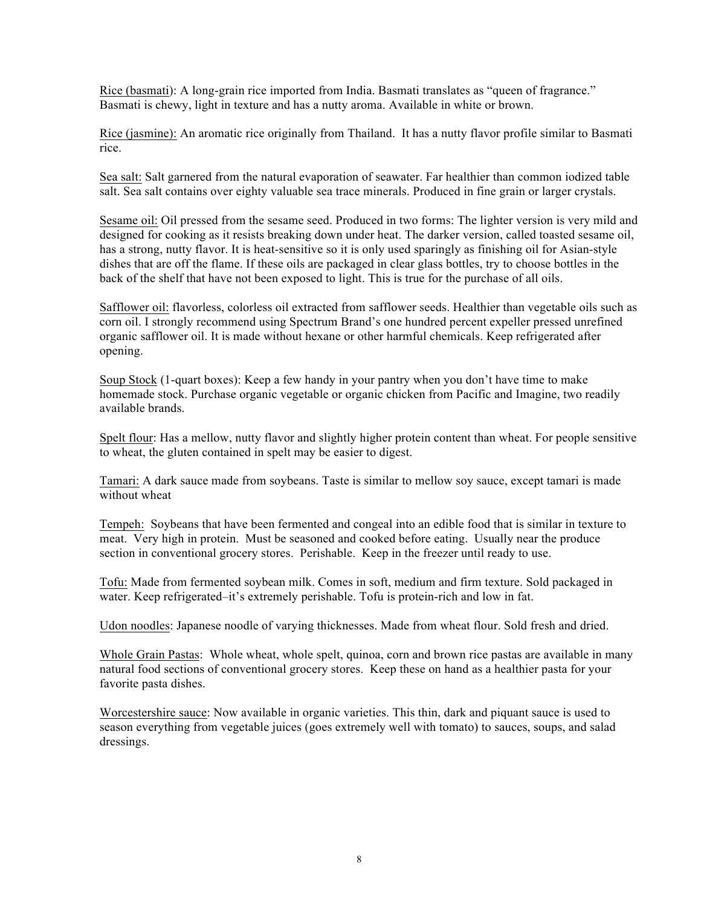<u>Rice (basmati)</u>: A long-grain rice imported from India. Basmati translates as "queen of fragrance." Basmati is chewy, light in texture and has a nutty aroma. Available in white or brown.

<u>Rice (jasmine):</u> An aromatic rice originally from Thailand. It has a nutty flavor profile similar to Basmati rice.

<u>Sea salt:</u> Salt garnered from the natural evaporation of seawater. Far healthier than common iodized table salt. Sea salt contains over eighty valuable sea trace minerals. Produced in fine grain or larger crystals.

<u>Sesame oil:</u> Oil pressed from the sesame seed. Produced in two forms: The lighter version is very mild and designed for cooking as it resists breaking down under heat. The darker version, called toasted sesame oil, has a strong, nutty flavor. It is heat-sensitive so it is only used sparingly as finishing oil for Asian-style dishes that are off the flame. If these oils are packaged in clear glass bottles, try to choose bottles in the back of the shelf that have not been exposed to light. This is true for the purchase of all oils.

<u>Safflower oil:</u> flavorless, colorless oil extracted from safflower seeds. Healthier than vegetable oils such as corn oil. I strongly recommend using Spectrum Brand's one hundred percent expeller pressed unrefined organic safflower oil. It is made without hexane or other harmful chemicals. Keep refrigerated after opening.

<u>Soup Stock</u> (1-quart boxes): Keep a few handy in your pantry when you don't have time to make homemade stock. Purchase organic vegetable or organic chicken from Pacific and Imagine, two readily available brands.

<u>Spelt flour</u>: Has a mellow, nutty flavor and slightly higher protein content than wheat. For people sensitive to wheat, the gluten contained in spelt may be easier to digest.

<u>Tamari:</u> A dark sauce made from soybeans. Taste is similar to mellow soy sauce, except tamari is made without wheat

<u>Tempeh:</u> Soybeans that have been fermented and congeal into an edible food that is similar in texture to meat. Very high in protein. Must be seasoned and cooked before eating. Usually near the produce section in conventional grocery stores. Perishable. Keep in the freezer until ready to use.

<u>Tofu:</u> Made from fermented soybean milk. Comes in soft, medium and firm texture. Sold packaged in water. Keep refrigerated–it's extremely perishable. Tofu is protein-rich and low in fat.

<u>Udon noodles</u>: Japanese noodle of varying thicknesses. Made from wheat flour. Sold fresh and dried.

<u>Whole Grain Pastas</u>: Whole wheat, whole spelt, quinoa, corn and brown rice pastas are available in many natural food sections of conventional grocery stores. Keep these on hand as a healthier pasta for your favorite pasta dishes.

<u>Worcestershire sauce</u>: Now available in organic varieties. This thin, dark and piquant sauce is used to season everything from vegetable juices (goes extremely well with tomato) to sauces, soups, and salad dressings.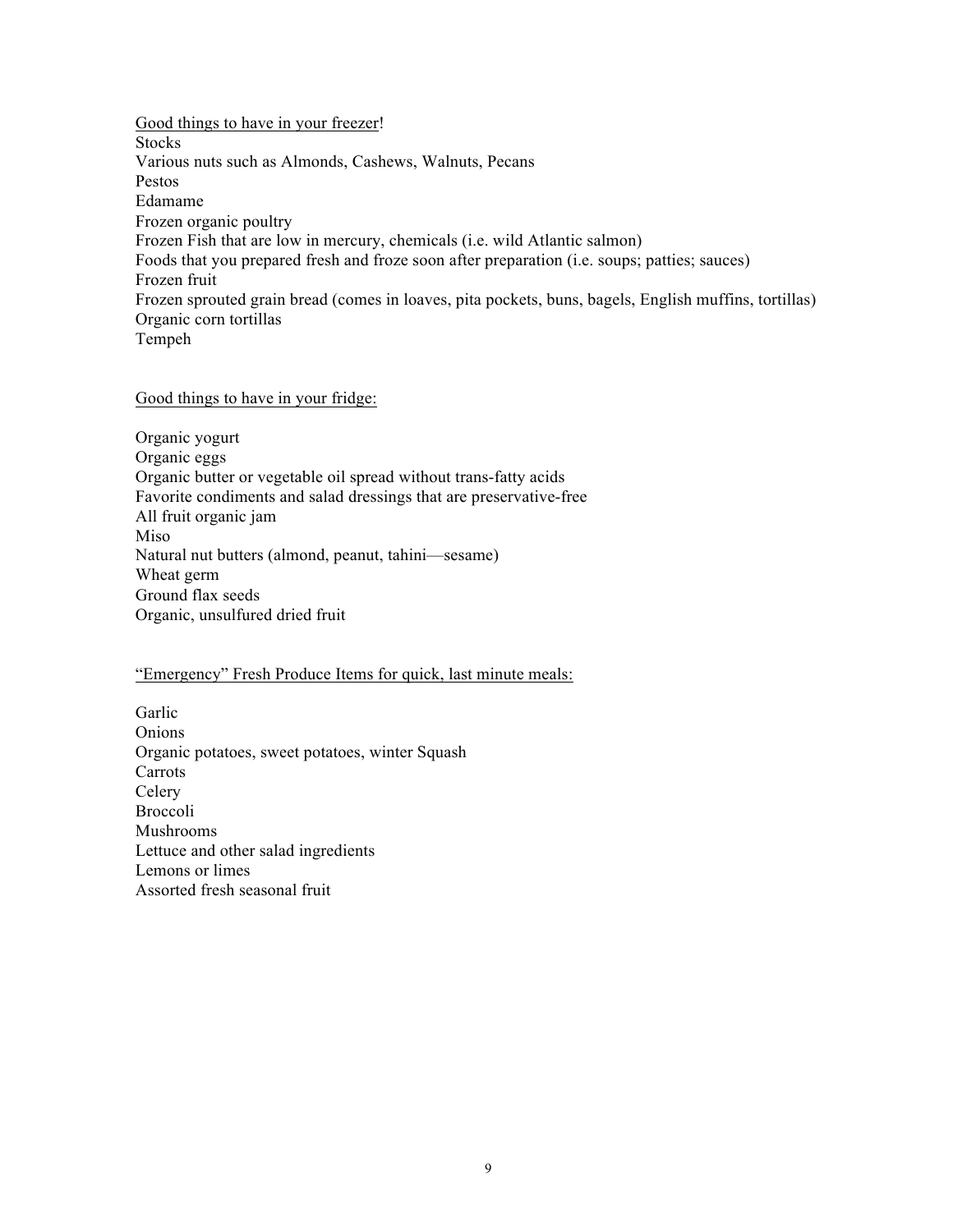<u>Good things to have in your freezer</u>!

Stocks
Various nuts such as Almonds, Cashews, Walnuts, Pecans
Pestos
Edamame
Frozen organic poultry
Frozen Fish that are low in mercury, chemicals (i.e. wild Atlantic salmon)
Foods that you prepared fresh and froze soon after preparation (i.e. soups; patties; sauces)
Frozen fruit
Frozen sprouted grain bread (comes in loaves, pita pockets, buns, bagels, English muffins, tortillas)
Organic corn tortillas
Tempeh

<u>Good things to have in your fridge:</u>

Organic yogurt
Organic eggs
Organic butter or vegetable oil spread without trans-fatty acids
Favorite condiments and salad dressings that are preservative-free
All fruit organic jam
Miso
Natural nut butters (almond, peanut, tahini—sesame)
Wheat germ
Ground flax seeds
Organic, unsulfured dried fruit

<u>"Emergency" Fresh Produce Items for quick, last minute meals:</u>

Garlic
Onions
Organic potatoes, sweet potatoes, winter Squash
Carrots
Celery
Broccoli
Mushrooms
Lettuce and other salad ingredients
Lemons or limes
Assorted fresh seasonal fruit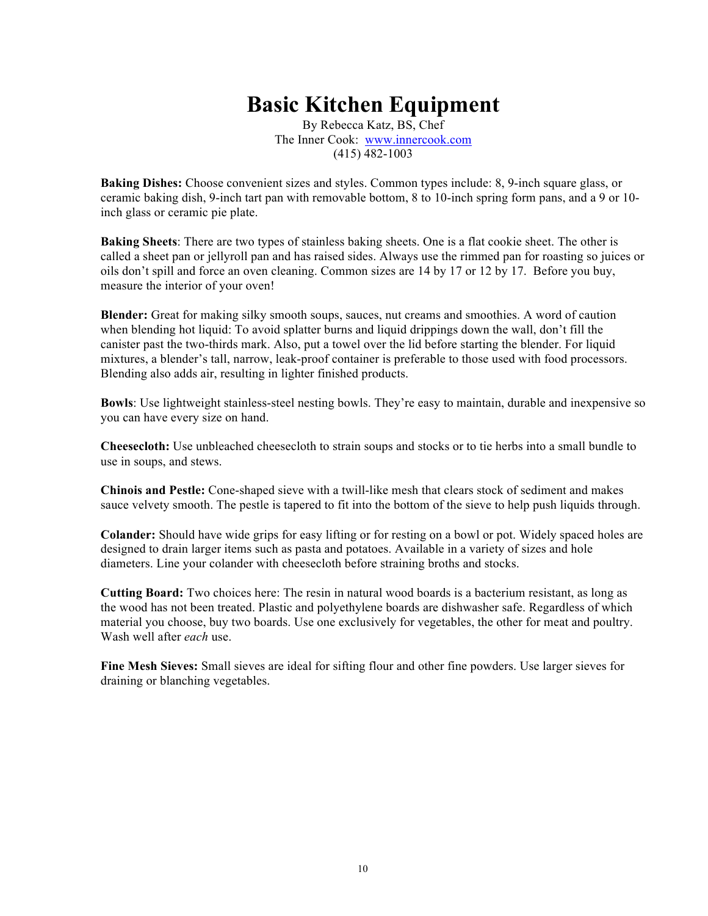# Basic Kitchen Equipment

By Rebecca Katz, BS, Chef
The Inner Cook: [www.innercook.com](http://www.innercook.com)
(415) 482-1003

**Baking Dishes:** Choose convenient sizes and styles. Common types include: 8, 9-inch square glass, or ceramic baking dish, 9-inch tart pan with removable bottom, 8 to 10-inch spring form pans, and a 9 or 10-inch glass or ceramic pie plate.

**Baking Sheets**: There are two types of stainless baking sheets. One is a flat cookie sheet. The other is called a sheet pan or jellyroll pan and has raised sides. Always use the rimmed pan for roasting so juices or oils don't spill and force an oven cleaning. Common sizes are 14 by 17 or 12 by 17. Before you buy, measure the interior of your oven!

**Blender:** Great for making silky smooth soups, sauces, nut creams and smoothies. A word of caution when blending hot liquid: To avoid splatter burns and liquid drippings down the wall, don't fill the canister past the two-thirds mark. Also, put a towel over the lid before starting the blender. For liquid mixtures, a blender's tall, narrow, leak-proof container is preferable to those used with food processors. Blending also adds air, resulting in lighter finished products.

**Bowls**: Use lightweight stainless-steel nesting bowls. They're easy to maintain, durable and inexpensive so you can have every size on hand.

**Cheesecloth:** Use unbleached cheesecloth to strain soups and stocks or to tie herbs into a small bundle to use in soups, and stews.

**Chinois and Pestle:** Cone-shaped sieve with a twill-like mesh that clears stock of sediment and makes sauce velvety smooth. The pestle is tapered to fit into the bottom of the sieve to help push liquids through.

**Colander:** Should have wide grips for easy lifting or for resting on a bowl or pot. Widely spaced holes are designed to drain larger items such as pasta and potatoes. Available in a variety of sizes and hole diameters. Line your colander with cheesecloth before straining broths and stocks.

**Cutting Board:** Two choices here: The resin in natural wood boards is a bacterium resistant, as long as the wood has not been treated. Plastic and polyethylene boards are dishwasher safe. Regardless of which material you choose, buy two boards. Use one exclusively for vegetables, the other for meat and poultry. Wash well after *each* use.

**Fine Mesh Sieves:** Small sieves are ideal for sifting flour and other fine powders. Use larger sieves for draining or blanching vegetables.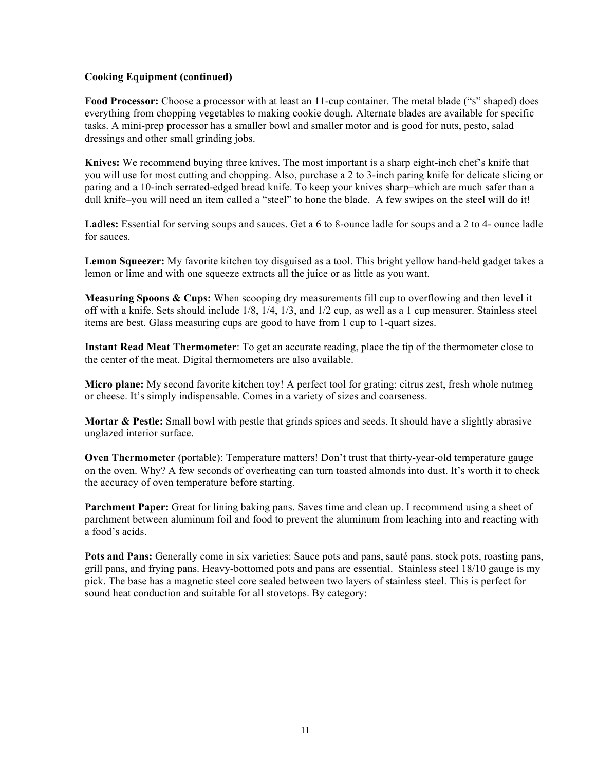**Cooking Equipment (continued)**

**Food Processor:** Choose a processor with at least an 11-cup container. The metal blade ("s" shaped) does everything from chopping vegetables to making cookie dough. Alternate blades are available for specific tasks. A mini-prep processor has a smaller bowl and smaller motor and is good for nuts, pesto, salad dressings and other small grinding jobs.

**Knives:** We recommend buying three knives. The most important is a sharp eight-inch chef's knife that you will use for most cutting and chopping. Also, purchase a 2 to 3-inch paring knife for delicate slicing or paring and a 10-inch serrated-edged bread knife. To keep your knives sharp–which are much safer than a dull knife–you will need an item called a "steel" to hone the blade. A few swipes on the steel will do it!

**Ladles:** Essential for serving soups and sauces. Get a 6 to 8-ounce ladle for soups and a 2 to 4- ounce ladle for sauces.

**Lemon Squeezer:** My favorite kitchen toy disguised as a tool. This bright yellow hand-held gadget takes a lemon or lime and with one squeeze extracts all the juice or as little as you want.

**Measuring Spoons & Cups:** When scooping dry measurements fill cup to overflowing and then level it off with a knife. Sets should include 1/8, 1/4, 1/3, and 1/2 cup, as well as a 1 cup measurer. Stainless steel items are best. Glass measuring cups are good to have from 1 cup to 1-quart sizes.

**Instant Read Meat Thermometer**: To get an accurate reading, place the tip of the thermometer close to the center of the meat. Digital thermometers are also available.

**Micro plane:** My second favorite kitchen toy! A perfect tool for grating: citrus zest, fresh whole nutmeg or cheese. It's simply indispensable. Comes in a variety of sizes and coarseness.

**Mortar & Pestle:** Small bowl with pestle that grinds spices and seeds. It should have a slightly abrasive unglazed interior surface.

**Oven Thermometer** (portable): Temperature matters! Don't trust that thirty-year-old temperature gauge on the oven. Why? A few seconds of overheating can turn toasted almonds into dust. It's worth it to check the accuracy of oven temperature before starting.

**Parchment Paper:** Great for lining baking pans. Saves time and clean up. I recommend using a sheet of parchment between aluminum foil and food to prevent the aluminum from leaching into and reacting with a food's acids.

**Pots and Pans:** Generally come in six varieties: Sauce pots and pans, sauté pans, stock pots, roasting pans, grill pans, and frying pans. Heavy-bottomed pots and pans are essential. Stainless steel 18/10 gauge is my pick. The base has a magnetic steel core sealed between two layers of stainless steel. This is perfect for sound heat conduction and suitable for all stovetops. By category: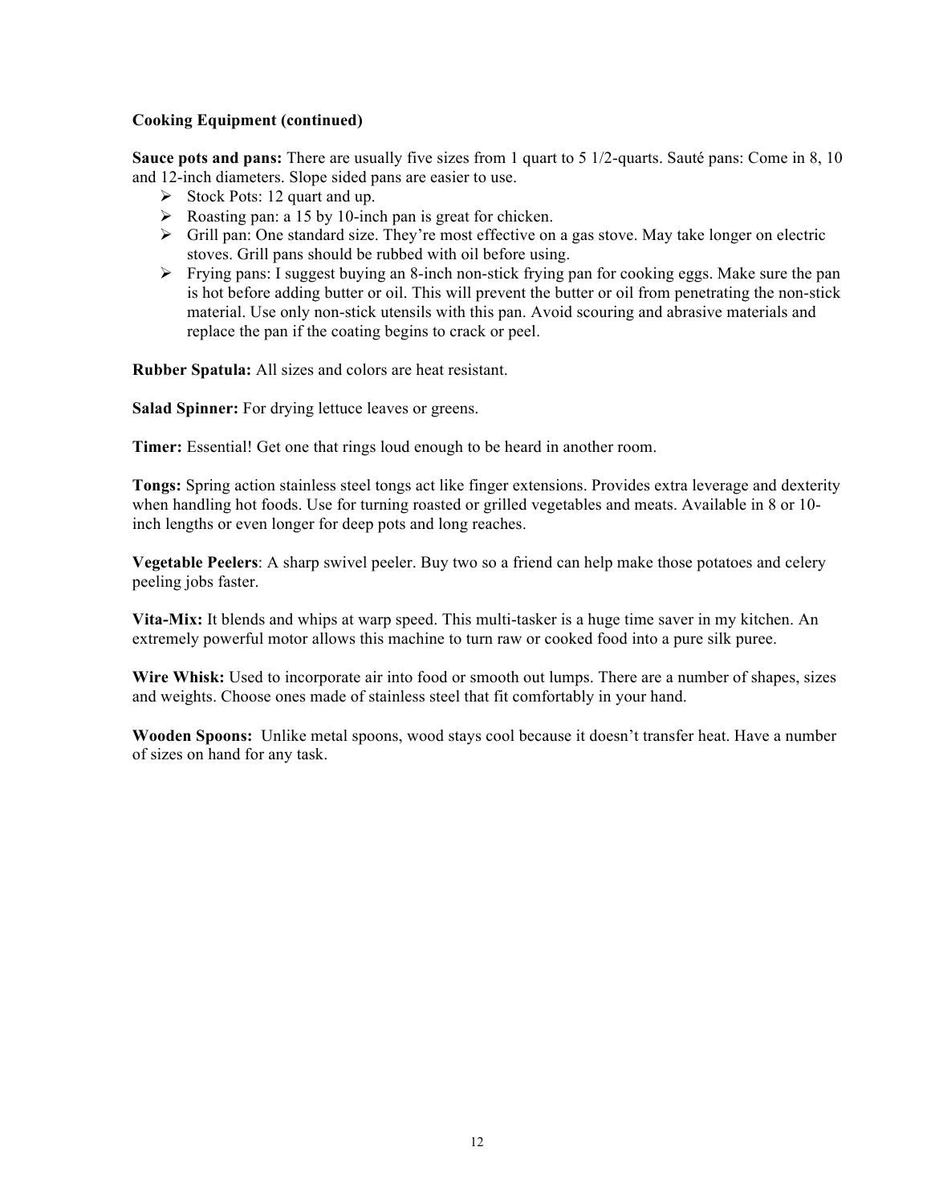**Cooking Equipment (continued)**

**Sauce pots and pans:** There are usually five sizes from 1 quart to 5 1/2-quarts. Sauté pans: Come in 8, 10 and 12-inch diameters. Slope sided pans are easier to use.

- Stock Pots: 12 quart and up.
- Roasting pan: a 15 by 10-inch pan is great for chicken.
- Grill pan: One standard size. They're most effective on a gas stove. May take longer on electric stoves. Grill pans should be rubbed with oil before using.
- Frying pans: I suggest buying an 8-inch non-stick frying pan for cooking eggs. Make sure the pan is hot before adding butter or oil. This will prevent the butter or oil from penetrating the non-stick material. Use only non-stick utensils with this pan. Avoid scouring and abrasive materials and replace the pan if the coating begins to crack or peel.

**Rubber Spatula:** All sizes and colors are heat resistant.

**Salad Spinner:** For drying lettuce leaves or greens.

**Timer:** Essential! Get one that rings loud enough to be heard in another room.

**Tongs:** Spring action stainless steel tongs act like finger extensions. Provides extra leverage and dexterity when handling hot foods. Use for turning roasted or grilled vegetables and meats. Available in 8 or 10-inch lengths or even longer for deep pots and long reaches.

**Vegetable Peelers**: A sharp swivel peeler. Buy two so a friend can help make those potatoes and celery peeling jobs faster.

**Vita-Mix:** It blends and whips at warp speed. This multi-tasker is a huge time saver in my kitchen. An extremely powerful motor allows this machine to turn raw or cooked food into a pure silk puree.

**Wire Whisk:** Used to incorporate air into food or smooth out lumps. There are a number of shapes, sizes and weights. Choose ones made of stainless steel that fit comfortably in your hand.

**Wooden Spoons:** Unlike metal spoons, wood stays cool because it doesn't transfer heat. Have a number of sizes on hand for any task.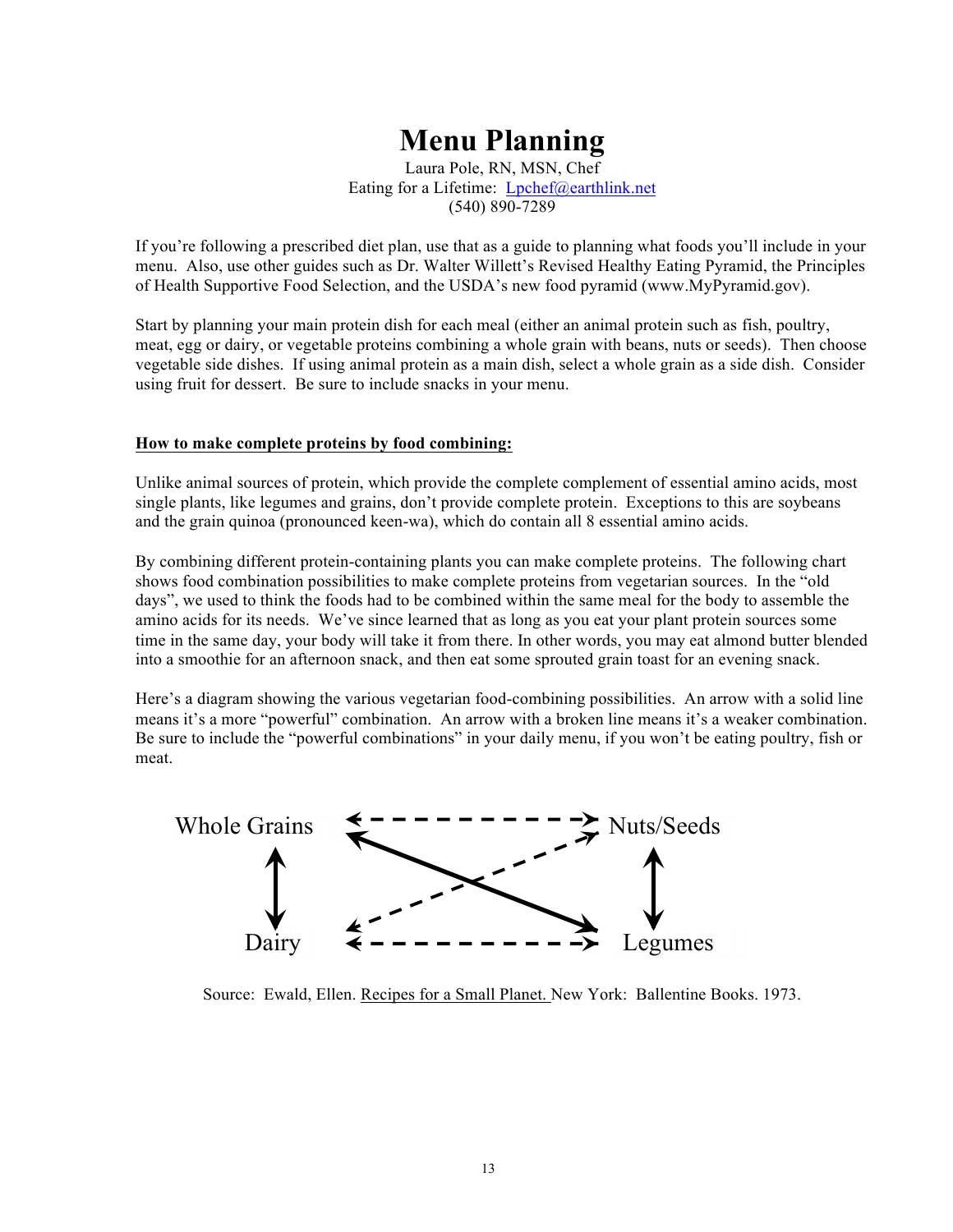# Menu Planning

Laura Pole, RN, MSN, Chef
Eating for a Lifetime: Lpchef@earthlink.net
(540) 890-7289

If you're following a prescribed diet plan, use that as a guide to planning what foods you'll include in your menu. Also, use other guides such as Dr. Walter Willett's Revised Healthy Eating Pyramid, the Principles of Health Supportive Food Selection, and the USDA's new food pyramid (www.MyPyramid.gov).

Start by planning your main protein dish for each meal (either an animal protein such as fish, poultry, meat, egg or dairy, or vegetable proteins combining a whole grain with beans, nuts or seeds). Then choose vegetable side dishes. If using animal protein as a main dish, select a whole grain as a side dish. Consider using fruit for dessert. Be sure to include snacks in your menu.

**How to make complete proteins by food combining:**

Unlike animal sources of protein, which provide the complete complement of essential amino acids, most single plants, like legumes and grains, don't provide complete protein. Exceptions to this are soybeans and the grain quinoa (pronounced keen-wa), which do contain all 8 essential amino acids.

By combining different protein-containing plants you can make complete proteins. The following chart shows food combination possibilities to make complete proteins from vegetarian sources. In the "old days", we used to think the foods had to be combined within the same meal for the body to assemble the amino acids for its needs. We've since learned that as long as you eat your plant protein sources some time in the same day, your body will take it from there. In other words, you may eat almond butter blended into a smoothie for an afternoon snack, and then eat some sprouted grain toast for an evening snack.

Here's a diagram showing the various vegetarian food-combining possibilities. An arrow with a solid line means it's a more "powerful" combination. An arrow with a broken line means it's a weaker combination. Be sure to include the "powerful combinations" in your daily menu, if you won't be eating poultry, fish or meat.

Whole Grains ↔ Nuts/Seeds (broken line)
Whole Grains ↔ Dairy (solid line)
Whole Grains ↔ Legumes (solid line)
Dairy ↔ Nuts/Seeds (broken line)
Dairy ↔ Legumes (broken line)
Nuts/Seeds ↔ Legumes (solid line)

Source: Ewald, Ellen. Recipes for a Small Planet. New York: Ballentine Books. 1973.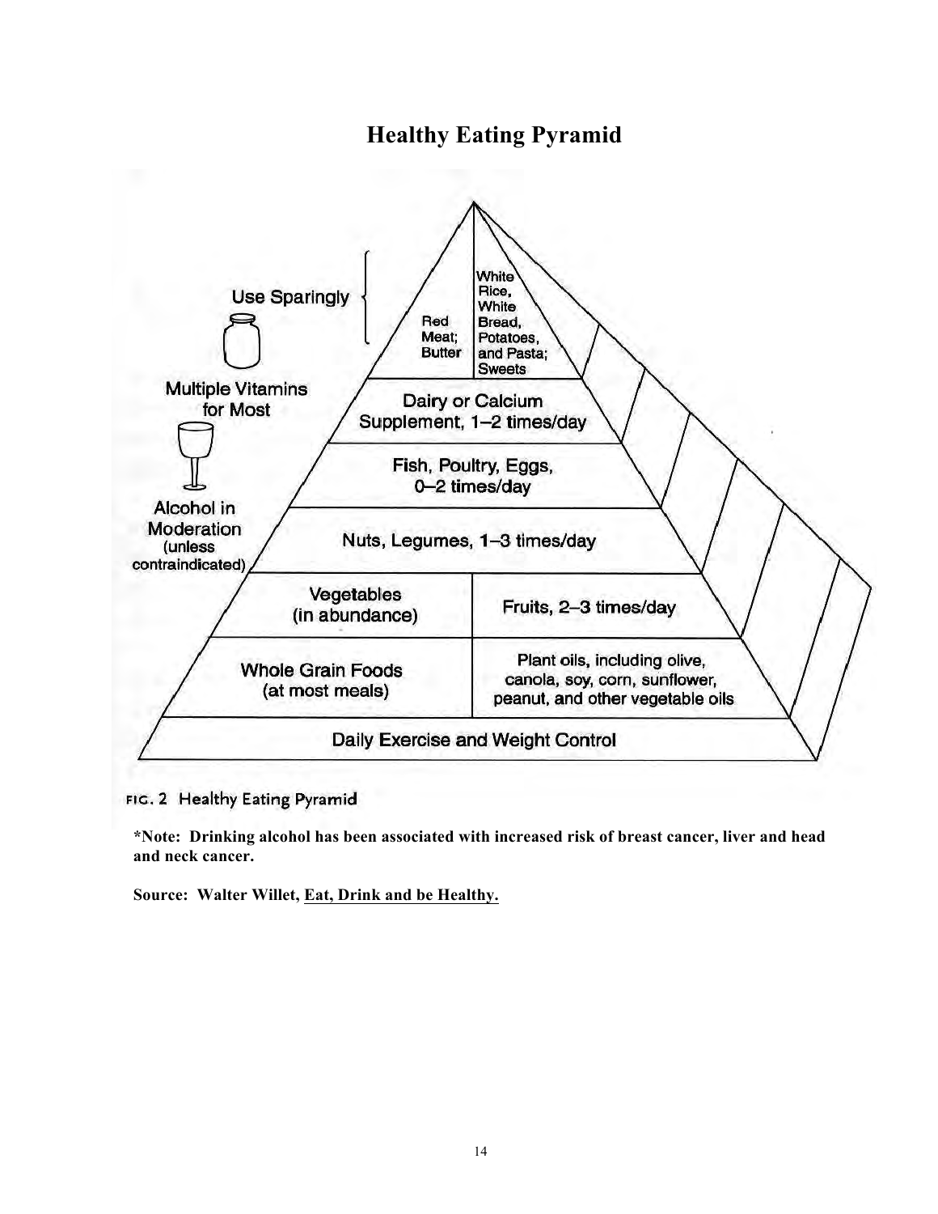# Healthy Eating Pyramid

Use Sparingly

Red Meat; Butter

White Rice, White Bread, Potatoes, and Pasta; Sweets

Multiple Vitamins for Most

Dairy or Calcium Supplement, 1–2 times/day

Fish, Poultry, Eggs, 0–2 times/day

Alcohol in Moderation (unless contraindicated)

Nuts, Legumes, 1–3 times/day

Vegetables (in abundance)

Fruits, 2–3 times/day

Whole Grain Foods (at most meals)

Plant oils, including olive, canola, soy, corn, sunflower, peanut, and other vegetable oils

Daily Exercise and Weight Control

FIG. 2 Healthy Eating Pyramid

***Note: Drinking alcohol has been associated with increased risk of breast cancer, liver and head and neck cancer.**

**Source: Walter Willet, Eat, Drink and be Healthy.**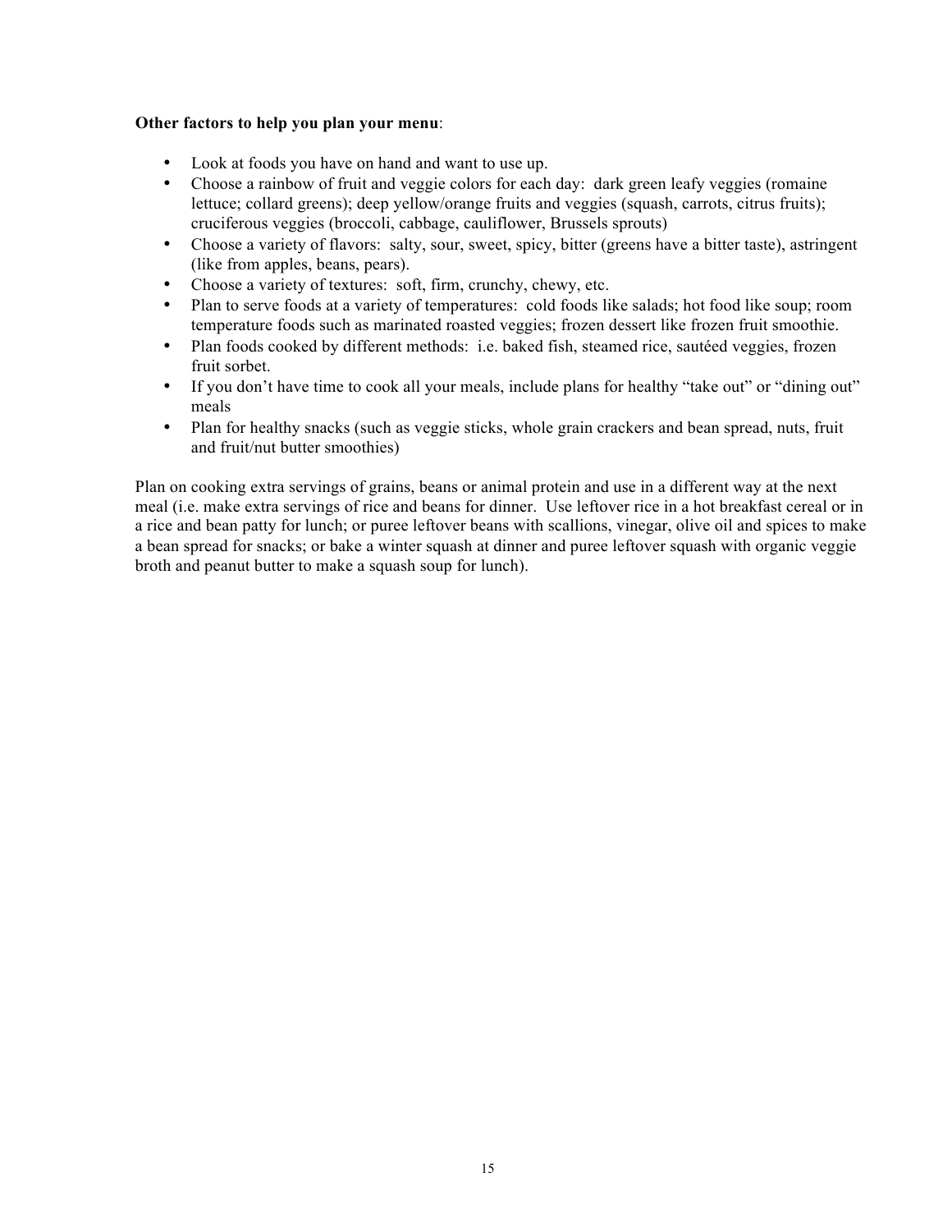**Other factors to help you plan your menu**:

- Look at foods you have on hand and want to use up.
- Choose a rainbow of fruit and veggie colors for each day: dark green leafy veggies (romaine lettuce; collard greens); deep yellow/orange fruits and veggies (squash, carrots, citrus fruits); cruciferous veggies (broccoli, cabbage, cauliflower, Brussels sprouts)
- Choose a variety of flavors: salty, sour, sweet, spicy, bitter (greens have a bitter taste), astringent (like from apples, beans, pears).
- Choose a variety of textures: soft, firm, crunchy, chewy, etc.
- Plan to serve foods at a variety of temperatures: cold foods like salads; hot food like soup; room temperature foods such as marinated roasted veggies; frozen dessert like frozen fruit smoothie.
- Plan foods cooked by different methods: i.e. baked fish, steamed rice, sautéed veggies, frozen fruit sorbet.
- If you don't have time to cook all your meals, include plans for healthy "take out" or "dining out" meals
- Plan for healthy snacks (such as veggie sticks, whole grain crackers and bean spread, nuts, fruit and fruit/nut butter smoothies)

Plan on cooking extra servings of grains, beans or animal protein and use in a different way at the next meal (i.e. make extra servings of rice and beans for dinner. Use leftover rice in a hot breakfast cereal or in a rice and bean patty for lunch; or puree leftover beans with scallions, vinegar, olive oil and spices to make a bean spread for snacks; or bake a winter squash at dinner and puree leftover squash with organic veggie broth and peanut butter to make a squash soup for lunch).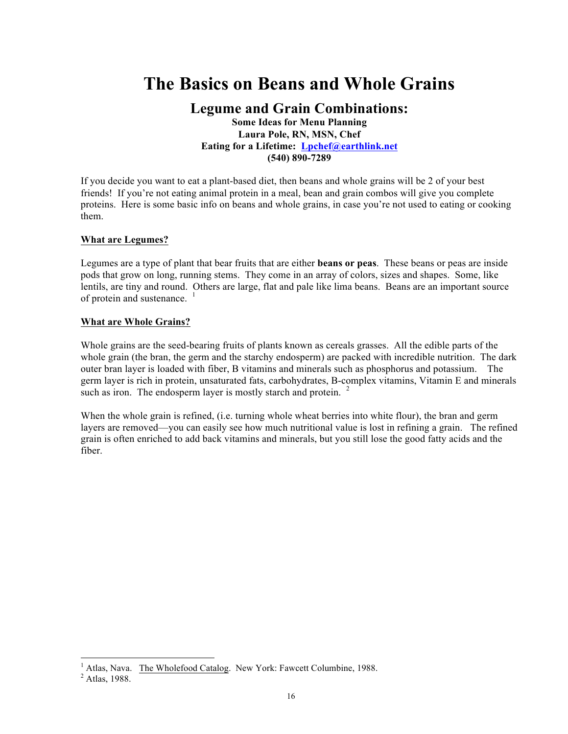# The Basics on Beans and Whole Grains

## Legume and Grain Combinations:

**Some Ideas for Menu Planning**
**Laura Pole, RN, MSN, Chef**
**Eating for a Lifetime: Lpchef@earthlink.net**
**(540) 890-7289**

If you decide you want to eat a plant-based diet, then beans and whole grains will be 2 of your best friends! If you're not eating animal protein in a meal, bean and grain combos will give you complete proteins. Here is some basic info on beans and whole grains, in case you're not used to eating or cooking them.

### What are Legumes?

Legumes are a type of plant that bear fruits that are either **beans or peas**. These beans or peas are inside pods that grow on long, running stems. They come in an array of colors, sizes and shapes. Some, like lentils, are tiny and round. Others are large, flat and pale like lima beans. Beans are an important source of protein and sustenance. [1]

### What are Whole Grains?

Whole grains are the seed-bearing fruits of plants known as cereals grasses. All the edible parts of the whole grain (the bran, the germ and the starchy endosperm) are packed with incredible nutrition. The dark outer bran layer is loaded with fiber, B vitamins and minerals such as phosphorus and potassium. The germ layer is rich in protein, unsaturated fats, carbohydrates, B-complex vitamins, Vitamin E and minerals such as iron. The endosperm layer is mostly starch and protein. [2]

When the whole grain is refined, (i.e. turning whole wheat berries into white flour), the bran and germ layers are removed—you can easily see how much nutritional value is lost in refining a grain. The refined grain is often enriched to add back vitamins and minerals, but you still lose the good fatty acids and the fiber.

---

[1] Atlas, Nava. The Wholefood Catalog. New York: Fawcett Columbine, 1988.
[2] Atlas, 1988.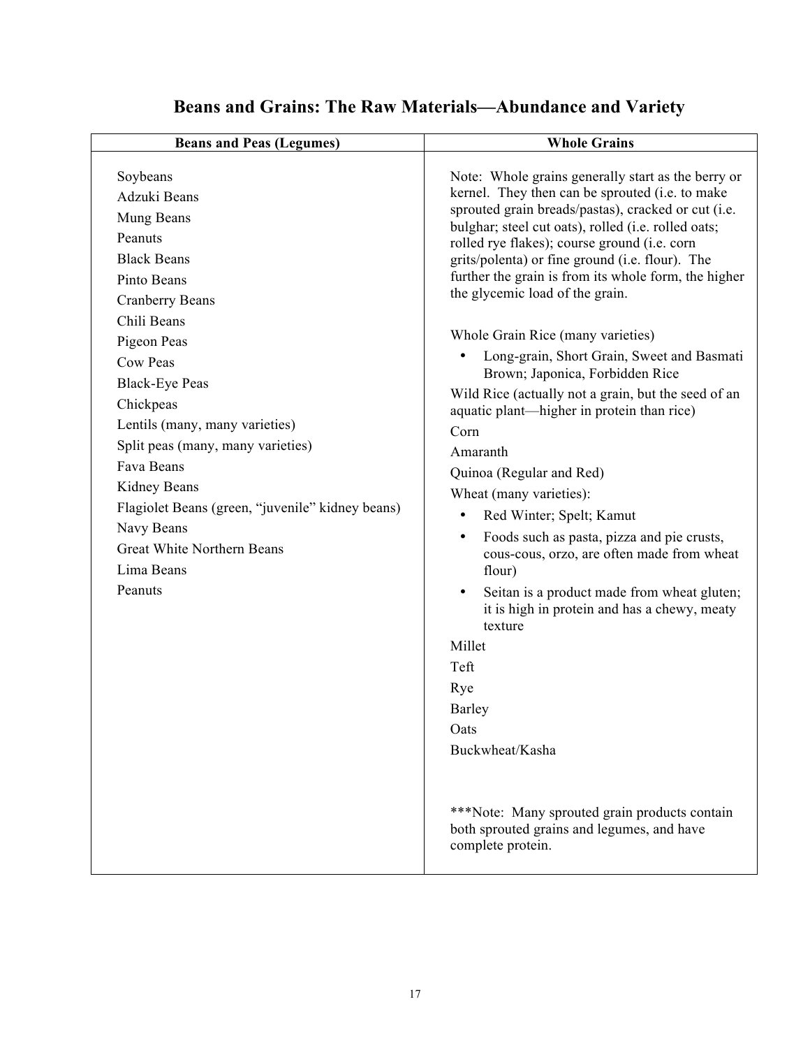# Beans and Grains: The Raw Materials—Abundance and Variety

| Beans and Peas (Legumes) | Whole Grains |
|---|---|
| Soybeans<br>Adzuki Beans<br>Mung Beans<br>Peanuts<br>Black Beans<br>Pinto Beans<br>Cranberry Beans<br>Chili Beans<br>Pigeon Peas<br>Cow Peas<br>Black-Eye Peas<br>Chickpeas<br>Lentils (many, many varieties)<br>Split peas (many, many varieties)<br>Fava Beans<br>Kidney Beans<br>Flagiolet Beans (green, "juvenile" kidney beans)<br>Navy Beans<br>Great White Northern Beans<br>Lima Beans<br>Peanuts | Note: Whole grains generally start as the berry or kernel. They then can be sprouted (i.e. to make sprouted grain breads/pastas), cracked or cut (i.e. bulghar; steel cut oats), rolled (i.e. rolled oats; rolled rye flakes); course ground (i.e. corn grits/polenta) or fine ground (i.e. flour). The further the grain is from its whole form, the higher the glycemic load of the grain.<br><br>Whole Grain Rice (many varieties)<br>• Long-grain, Short Grain, Sweet and Basmati Brown; Japonica, Forbidden Rice<br>Wild Rice (actually not a grain, but the seed of an aquatic plant—higher in protein than rice)<br>Corn<br>Amaranth<br>Quinoa (Regular and Red)<br>Wheat (many varieties):<br>• Red Winter; Spelt; Kamut<br>• Foods such as pasta, pizza and pie crusts, cous-cous, orzo, are often made from wheat flour)<br>• Seitan is a product made from wheat gluten; it is high in protein and has a chewy, meaty texture<br>Millet<br>Teft<br>Rye<br>Barley<br>Oats<br>Buckwheat/Kasha<br><br>***Note: Many sprouted grain products contain both sprouted grains and legumes, and have complete protein. |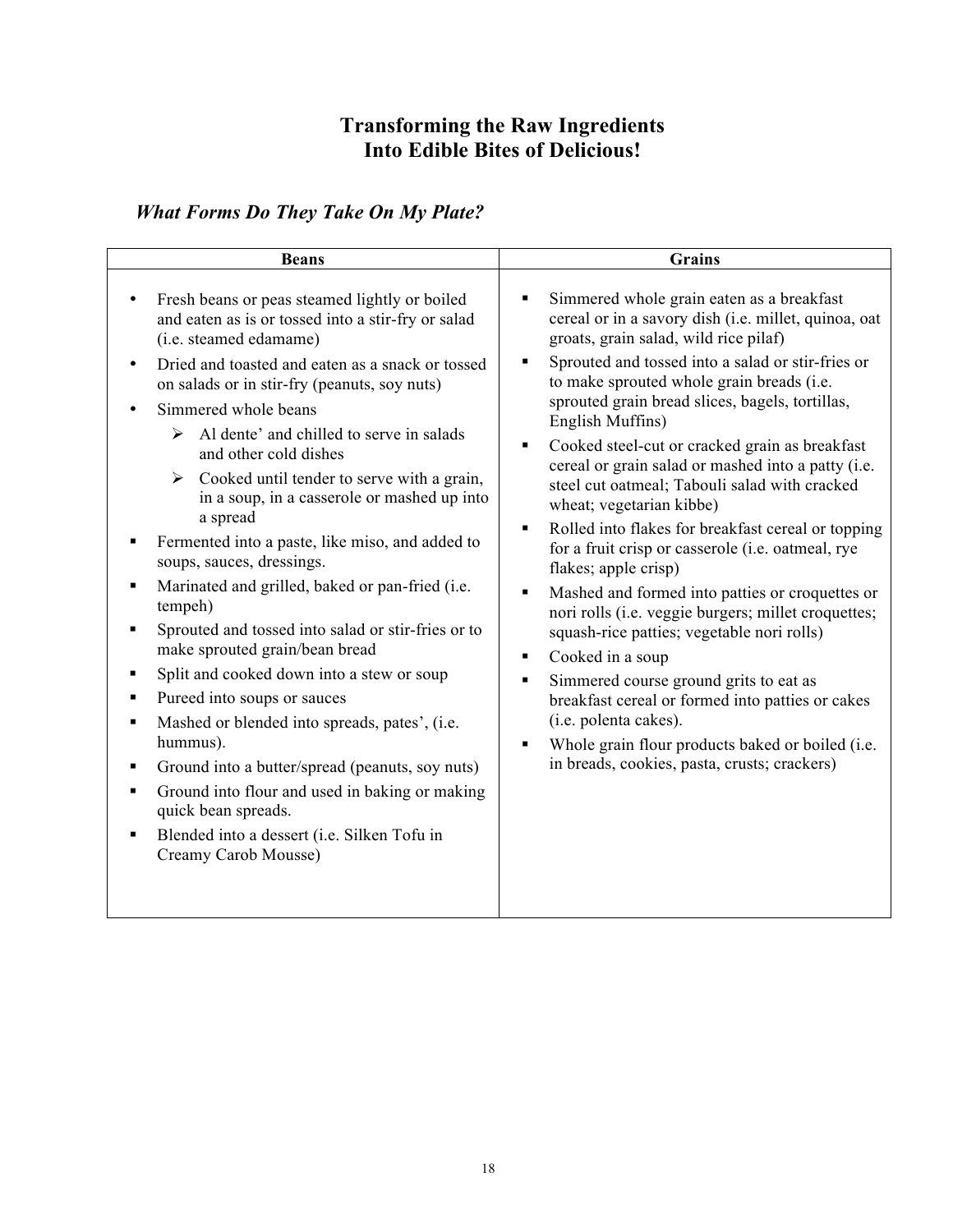# Transforming the Raw Ingredients Into Edible Bites of Delicious!

## *What Forms Do They Take On My Plate?*

| Beans | Grains |
|---|---|
| • Fresh beans or peas steamed lightly or boiled and eaten as is or tossed into a stir-fry or salad (i.e. steamed edamame)<br>• Dried and toasted and eaten as a snack or tossed on salads or in stir-fry (peanuts, soy nuts)<br>• Simmered whole beans<br>&nbsp;&nbsp;&nbsp;&nbsp;➢ Al dente' and chilled to serve in salads and other cold dishes<br>&nbsp;&nbsp;&nbsp;&nbsp;➢ Cooked until tender to serve with a grain, in a soup, in a casserole or mashed up into a spread<br>▪ Fermented into a paste, like miso, and added to soups, sauces, dressings.<br>▪ Marinated and grilled, baked or pan-fried (i.e. tempeh)<br>▪ Sprouted and tossed into salad or stir-fries or to make sprouted grain/bean bread<br>▪ Split and cooked down into a stew or soup<br>▪ Pureed into soups or sauces<br>▪ Mashed or blended into spreads, pates', (i.e. hummus).<br>▪ Ground into a butter/spread (peanuts, soy nuts)<br>▪ Ground into flour and used in baking or making quick bean spreads.<br>▪ Blended into a dessert (i.e. Silken Tofu in Creamy Carob Mousse) | ▪ Simmered whole grain eaten as a breakfast cereal or in a savory dish (i.e. millet, quinoa, oat groats, grain salad, wild rice pilaf)<br>▪ Sprouted and tossed into a salad or stir-fries or to make sprouted whole grain breads (i.e. sprouted grain bread slices, bagels, tortillas, English Muffins)<br>▪ Cooked steel-cut or cracked grain as breakfast cereal or grain salad or mashed into a patty (i.e. steel cut oatmeal; Tabouli salad with cracked wheat; vegetarian kibbe)<br>▪ Rolled into flakes for breakfast cereal or topping for a fruit crisp or casserole (i.e. oatmeal, rye flakes; apple crisp)<br>▪ Mashed and formed into patties or croquettes or nori rolls (i.e. veggie burgers; millet croquettes; squash-rice patties; vegetable nori rolls)<br>▪ Cooked in a soup<br>▪ Simmered course ground grits to eat as breakfast cereal or formed into patties or cakes (i.e. polenta cakes).<br>▪ Whole grain flour products baked or boiled (i.e. in breads, cookies, pasta, crusts; crackers) |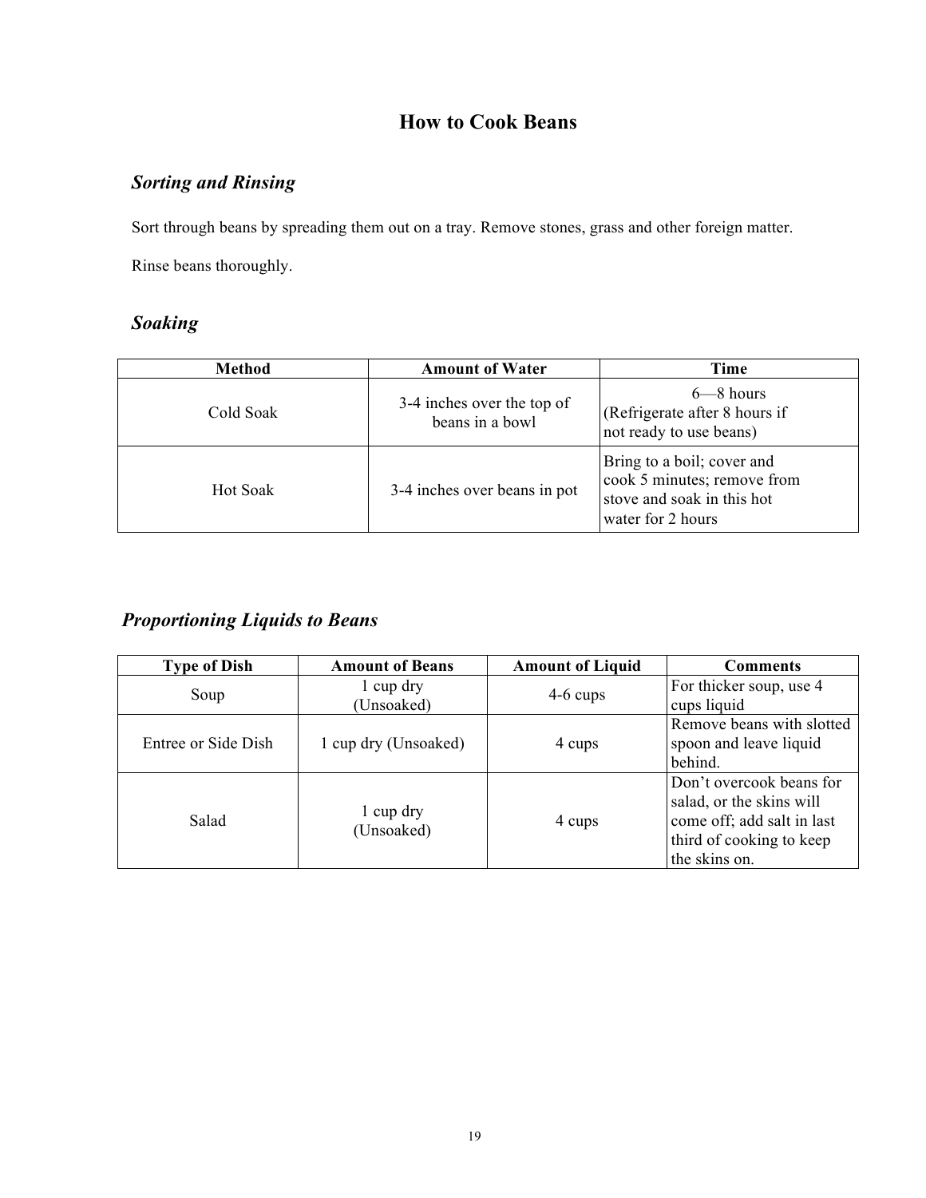# How to Cook Beans

## *Sorting and Rinsing*

Sort through beans by spreading them out on a tray. Remove stones, grass and other foreign matter.

Rinse beans thoroughly.

## *Soaking*

| Method | Amount of Water | Time |
|---|---|---|
| Cold Soak | 3-4 inches over the top of beans in a bowl | 6—8 hours (Refrigerate after 8 hours if not ready to use beans) |
| Hot Soak | 3-4 inches over beans in pot | Bring to a boil; cover and cook 5 minutes; remove from stove and soak in this hot water for 2 hours |

## *Proportioning Liquids to Beans*

| Type of Dish | Amount of Beans | Amount of Liquid | Comments |
|---|---|---|---|
| Soup | 1 cup dry (Unsoaked) | 4-6 cups | For thicker soup, use 4 cups liquid |
| Entree or Side Dish | 1 cup dry (Unsoaked) | 4 cups | Remove beans with slotted spoon and leave liquid behind. |
| Salad | 1 cup dry (Unsoaked) | 4 cups | Don't overcook beans for salad, or the skins will come off; add salt in last third of cooking to keep the skins on. |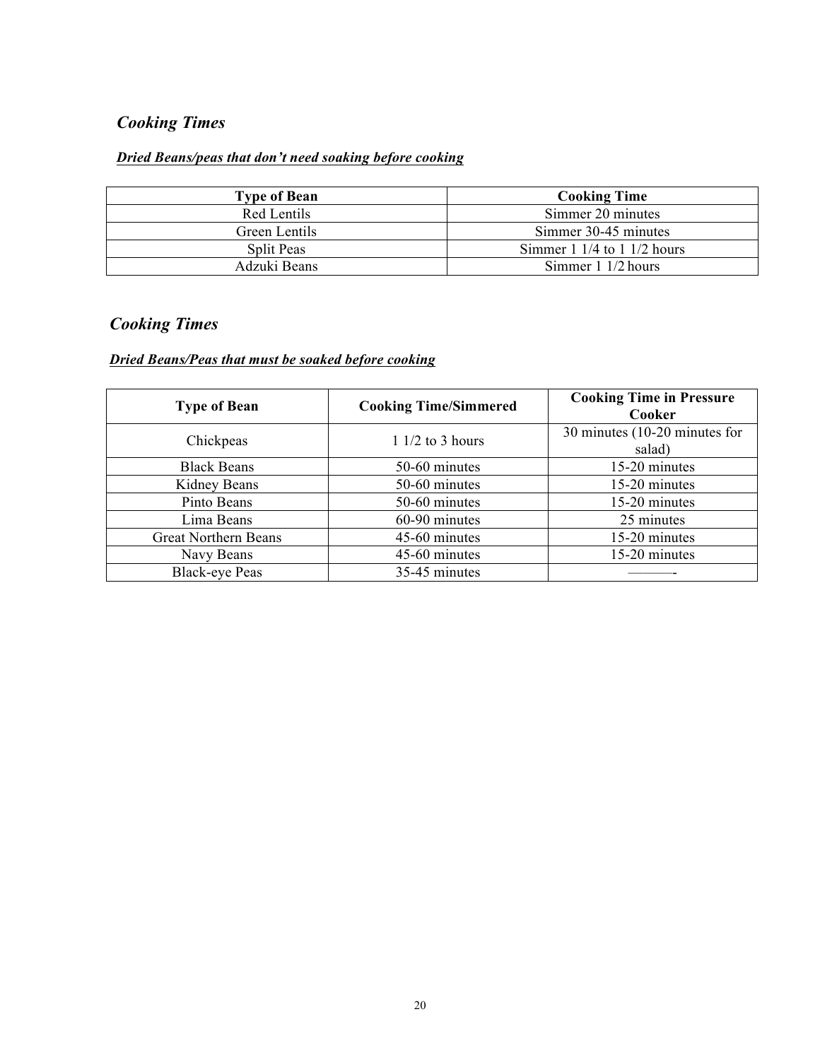## *Cooking Times*

***Dried Beans/peas that don't need soaking before cooking***

| Type of Bean | Cooking Time |
|---|---|
| Red Lentils | Simmer 20 minutes |
| Green Lentils | Simmer 30-45 minutes |
| Split Peas | Simmer 1 1/4 to 1 1/2 hours |
| Adzuki Beans | Simmer 1 1/2 hours |

## *Cooking Times*

***Dried Beans/Peas that must be soaked before cooking***

| Type of Bean | Cooking Time/Simmered | Cooking Time in Pressure Cooker |
|---|---|---|
| Chickpeas | 1 1/2 to 3 hours | 30 minutes (10-20 minutes for salad) |
| Black Beans | 50-60 minutes | 15-20 minutes |
| Kidney Beans | 50-60 minutes | 15-20 minutes |
| Pinto Beans | 50-60 minutes | 15-20 minutes |
| Lima Beans | 60-90 minutes | 25 minutes |
| Great Northern Beans | 45-60 minutes | 15-20 minutes |
| Navy Beans | 45-60 minutes | 15-20 minutes |
| Black-eye Peas | 35-45 minutes | ———- |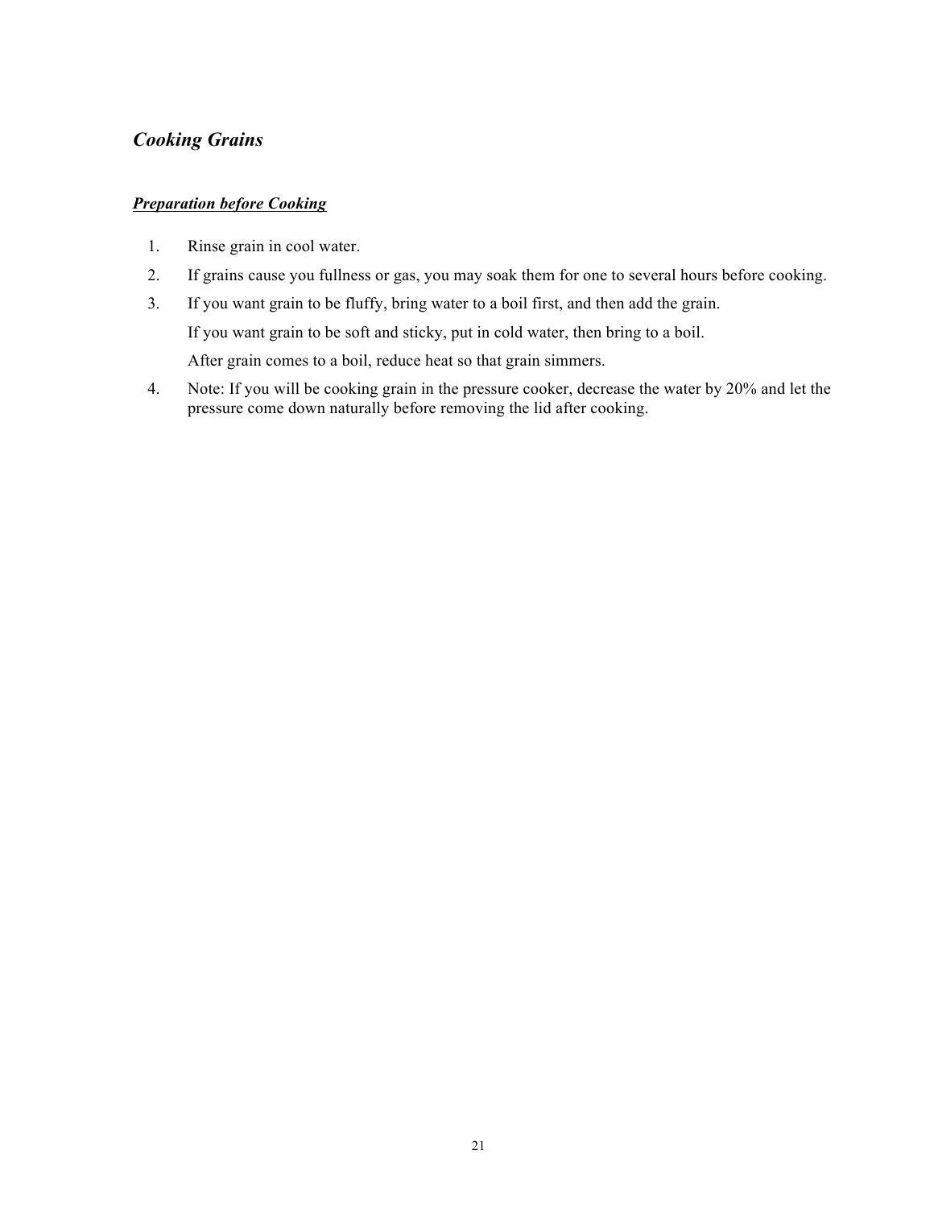## *Cooking Grains*

***<u>Preparation before Cooking</u>***

1. Rinse grain in cool water.
2. If grains cause you fullness or gas, you may soak them for one to several hours before cooking.
3. If you want grain to be fluffy, bring water to a boil first, and then add the grain.

   If you want grain to be soft and sticky, put in cold water, then bring to a boil.

   After grain comes to a boil, reduce heat so that grain simmers.
4. Note: If you will be cooking grain in the pressure cooker, decrease the water by 20% and let the pressure come down naturally before removing the lid after cooking.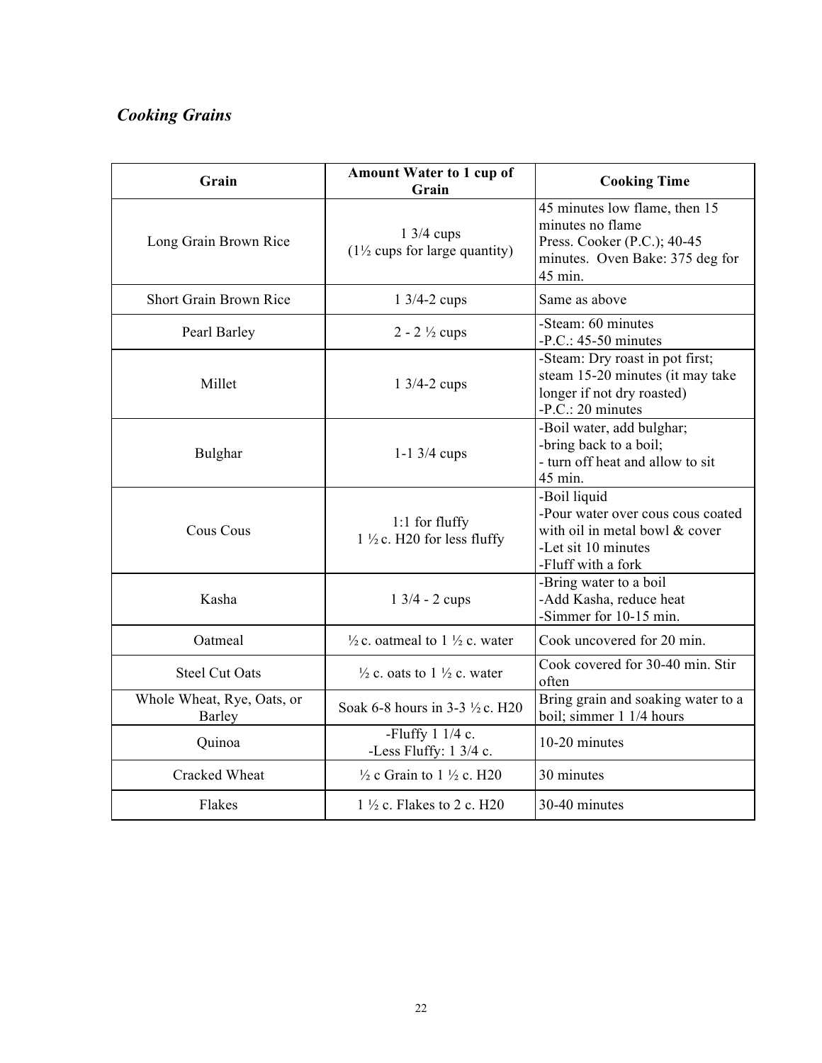*Cooking Grains*

| Grain | Amount Water to 1 cup of Grain | Cooking Time |
|---|---|---|
| Long Grain Brown Rice | 1 3/4 cups (1½ cups for large quantity) | 45 minutes low flame, then 15 minutes no flame Press. Cooker (P.C.); 40-45 minutes. Oven Bake: 375 deg for 45 min. |
| Short Grain Brown Rice | 1 3/4-2 cups | Same as above |
| Pearl Barley | 2 - 2 ½ cups | -Steam: 60 minutes -P.C.: 45-50 minutes |
| Millet | 1 3/4-2 cups | -Steam: Dry roast in pot first; steam 15-20 minutes (it may take longer if not dry roasted) -P.C.: 20 minutes |
| Bulghar | 1-1 3/4 cups | -Boil water, add bulghar; -bring back to a boil; - turn off heat and allow to sit 45 min. |
| Cous Cous | 1:1 for fluffy 1 ½ c. H20 for less fluffy | -Boil liquid -Pour water over cous cous coated with oil in metal bowl & cover -Let sit 10 minutes -Fluff with a fork |
| Kasha | 1 3/4 - 2 cups | -Bring water to a boil -Add Kasha, reduce heat -Simmer for 10-15 min. |
| Oatmeal | ½ c. oatmeal to 1 ½ c. water | Cook uncovered for 20 min. |
| Steel Cut Oats | ½ c. oats to 1 ½ c. water | Cook covered for 30-40 min. Stir often |
| Whole Wheat, Rye, Oats, or Barley | Soak 6-8 hours in 3-3 ½ c. H20 | Bring grain and soaking water to a boil; simmer 1 1/4 hours |
| Quinoa | -Fluffy 1 1/4 c. -Less Fluffy: 1 3/4 c. | 10-20 minutes |
| Cracked Wheat | ½ c Grain to 1 ½ c. H20 | 30 minutes |
| Flakes | 1 ½ c. Flakes to 2 c. H20 | 30-40 minutes |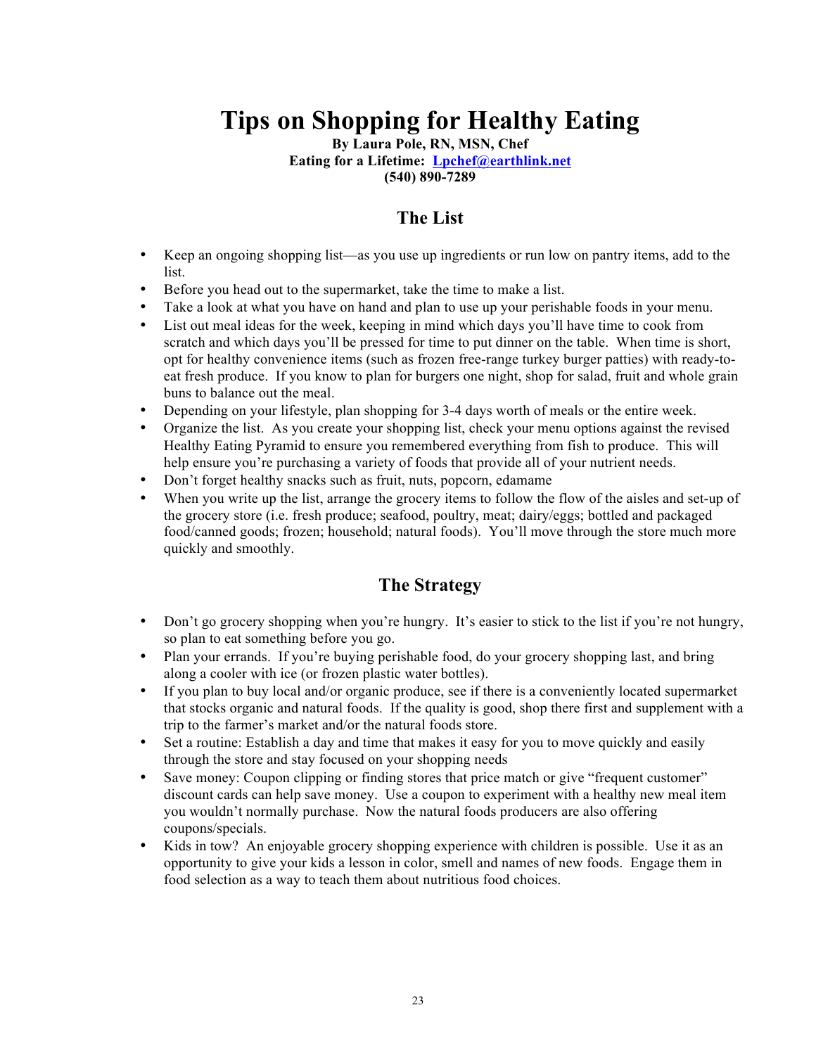# Tips on Shopping for Healthy Eating

**By Laura Pole, RN, MSN, Chef**
**Eating for a Lifetime: [Lpchef@earthlink.net](mailto:Lpchef@earthlink.net)**
**(540) 890-7289**

## The List

- Keep an ongoing shopping list—as you use up ingredients or run low on pantry items, add to the list.
- Before you head out to the supermarket, take the time to make a list.
- Take a look at what you have on hand and plan to use up your perishable foods in your menu.
- List out meal ideas for the week, keeping in mind which days you'll have time to cook from scratch and which days you'll be pressed for time to put dinner on the table. When time is short, opt for healthy convenience items (such as frozen free-range turkey burger patties) with ready-to-eat fresh produce. If you know to plan for burgers one night, shop for salad, fruit and whole grain buns to balance out the meal.
- Depending on your lifestyle, plan shopping for 3-4 days worth of meals or the entire week.
- Organize the list. As you create your shopping list, check your menu options against the revised Healthy Eating Pyramid to ensure you remembered everything from fish to produce. This will help ensure you're purchasing a variety of foods that provide all of your nutrient needs.
- Don't forget healthy snacks such as fruit, nuts, popcorn, edamame
- When you write up the list, arrange the grocery items to follow the flow of the aisles and set-up of the grocery store (i.e. fresh produce; seafood, poultry, meat; dairy/eggs; bottled and packaged food/canned goods; frozen; household; natural foods). You'll move through the store much more quickly and smoothly.

## The Strategy

- Don't go grocery shopping when you're hungry. It's easier to stick to the list if you're not hungry, so plan to eat something before you go.
- Plan your errands. If you're buying perishable food, do your grocery shopping last, and bring along a cooler with ice (or frozen plastic water bottles).
- If you plan to buy local and/or organic produce, see if there is a conveniently located supermarket that stocks organic and natural foods. If the quality is good, shop there first and supplement with a trip to the farmer's market and/or the natural foods store.
- Set a routine: Establish a day and time that makes it easy for you to move quickly and easily through the store and stay focused on your shopping needs
- Save money: Coupon clipping or finding stores that price match or give "frequent customer" discount cards can help save money. Use a coupon to experiment with a healthy new meal item you wouldn't normally purchase. Now the natural foods producers are also offering coupons/specials.
- Kids in tow? An enjoyable grocery shopping experience with children is possible. Use it as an opportunity to give your kids a lesson in color, smell and names of new foods. Engage them in food selection as a way to teach them about nutritious food choices.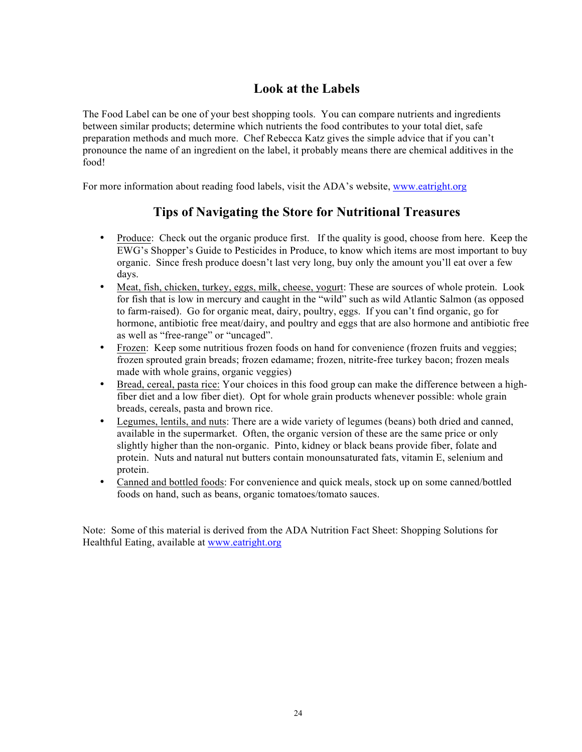## Look at the Labels

The Food Label can be one of your best shopping tools. You can compare nutrients and ingredients between similar products; determine which nutrients the food contributes to your total diet, safe preparation methods and much more. Chef Rebecca Katz gives the simple advice that if you can't pronounce the name of an ingredient on the label, it probably means there are chemical additives in the food!

For more information about reading food labels, visit the ADA's website, [www.eatright.org](http://www.eatright.org)

## Tips of Navigating the Store for Nutritional Treasures

- <u>Produce</u>: Check out the organic produce first. If the quality is good, choose from here. Keep the EWG's Shopper's Guide to Pesticides in Produce, to know which items are most important to buy organic. Since fresh produce doesn't last very long, buy only the amount you'll eat over a few days.
- <u>Meat, fish, chicken, turkey, eggs, milk, cheese, yogurt</u>: These are sources of whole protein. Look for fish that is low in mercury and caught in the "wild" such as wild Atlantic Salmon (as opposed to farm-raised). Go for organic meat, dairy, poultry, eggs. If you can't find organic, go for hormone, antibiotic free meat/dairy, and poultry and eggs that are also hormone and antibiotic free as well as "free-range" or "uncaged".
- <u>Frozen</u>: Keep some nutritious frozen foods on hand for convenience (frozen fruits and veggies; frozen sprouted grain breads; frozen edamame; frozen, nitrite-free turkey bacon; frozen meals made with whole grains, organic veggies)
- <u>Bread, cereal, pasta rice:</u> Your choices in this food group can make the difference between a high-fiber diet and a low fiber diet). Opt for whole grain products whenever possible: whole grain breads, cereals, pasta and brown rice.
- <u>Legumes, lentils, and nuts</u>: There are a wide variety of legumes (beans) both dried and canned, available in the supermarket. Often, the organic version of these are the same price or only slightly higher than the non-organic. Pinto, kidney or black beans provide fiber, folate and protein. Nuts and natural nut butters contain monounsaturated fats, vitamin E, selenium and protein.
- <u>Canned and bottled foods</u>: For convenience and quick meals, stock up on some canned/bottled foods on hand, such as beans, organic tomatoes/tomato sauces.

Note: Some of this material is derived from the ADA Nutrition Fact Sheet: Shopping Solutions for Healthful Eating, available at [www.eatright.org](http://www.eatright.org)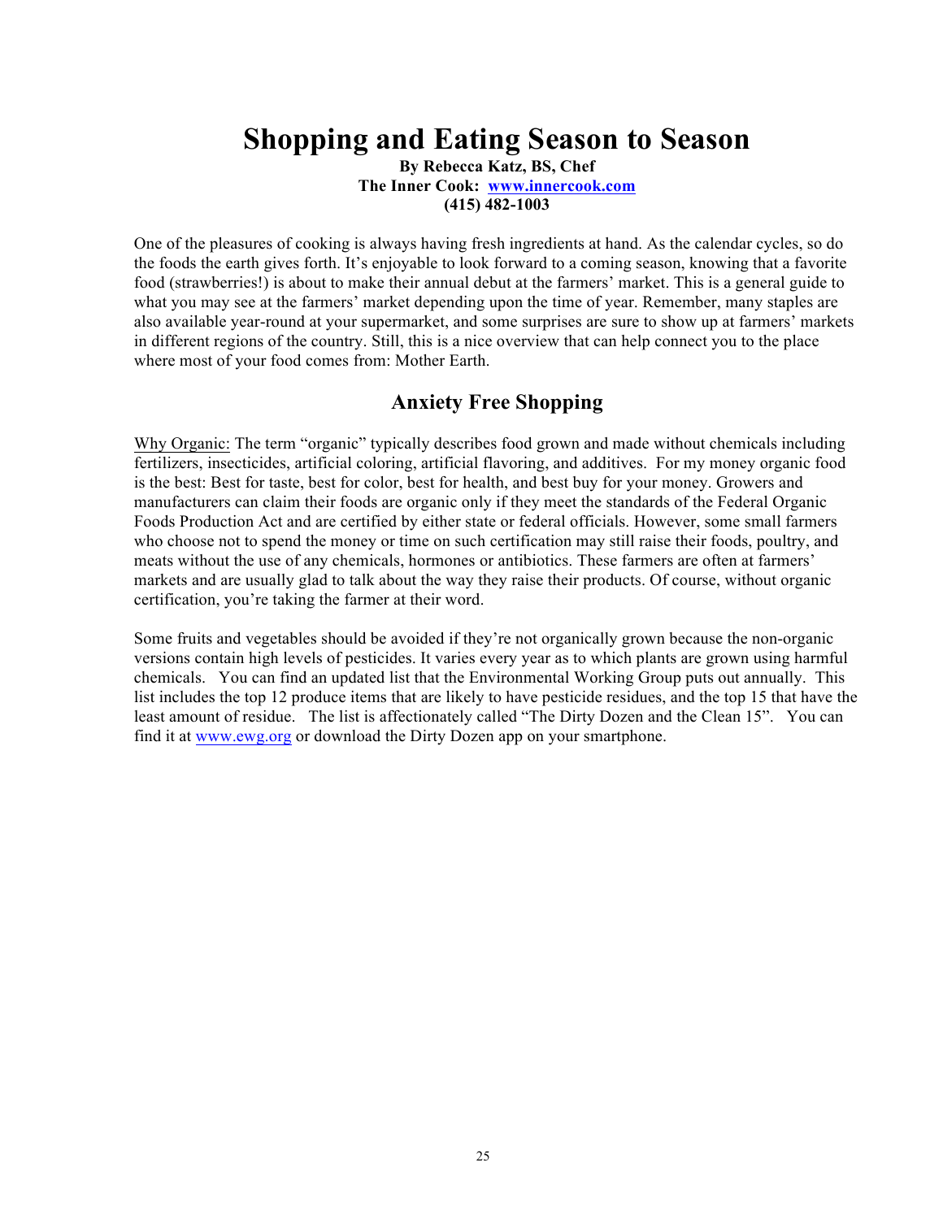# Shopping and Eating Season to Season

**By Rebecca Katz, BS, Chef**
**The Inner Cook: [www.innercook.com](http://www.innercook.com)**
**(415) 482-1003**

One of the pleasures of cooking is always having fresh ingredients at hand. As the calendar cycles, so do the foods the earth gives forth. It's enjoyable to look forward to a coming season, knowing that a favorite food (strawberries!) is about to make their annual debut at the farmers' market. This is a general guide to what you may see at the farmers' market depending upon the time of year. Remember, many staples are also available year-round at your supermarket, and some surprises are sure to show up at farmers' markets in different regions of the country. Still, this is a nice overview that can help connect you to the place where most of your food comes from: Mother Earth.

## Anxiety Free Shopping

<u>Why Organic:</u> The term "organic" typically describes food grown and made without chemicals including fertilizers, insecticides, artificial coloring, artificial flavoring, and additives. For my money organic food is the best: Best for taste, best for color, best for health, and best buy for your money. Growers and manufacturers can claim their foods are organic only if they meet the standards of the Federal Organic Foods Production Act and are certified by either state or federal officials. However, some small farmers who choose not to spend the money or time on such certification may still raise their foods, poultry, and meats without the use of any chemicals, hormones or antibiotics. These farmers are often at farmers' markets and are usually glad to talk about the way they raise their products. Of course, without organic certification, you're taking the farmer at their word.

Some fruits and vegetables should be avoided if they're not organically grown because the non-organic versions contain high levels of pesticides. It varies every year as to which plants are grown using harmful chemicals. You can find an updated list that the Environmental Working Group puts out annually. This list includes the top 12 produce items that are likely to have pesticide residues, and the top 15 that have the least amount of residue. The list is affectionately called "The Dirty Dozen and the Clean 15". You can find it at [www.ewg.org](http://www.ewg.org) or download the Dirty Dozen app on your smartphone.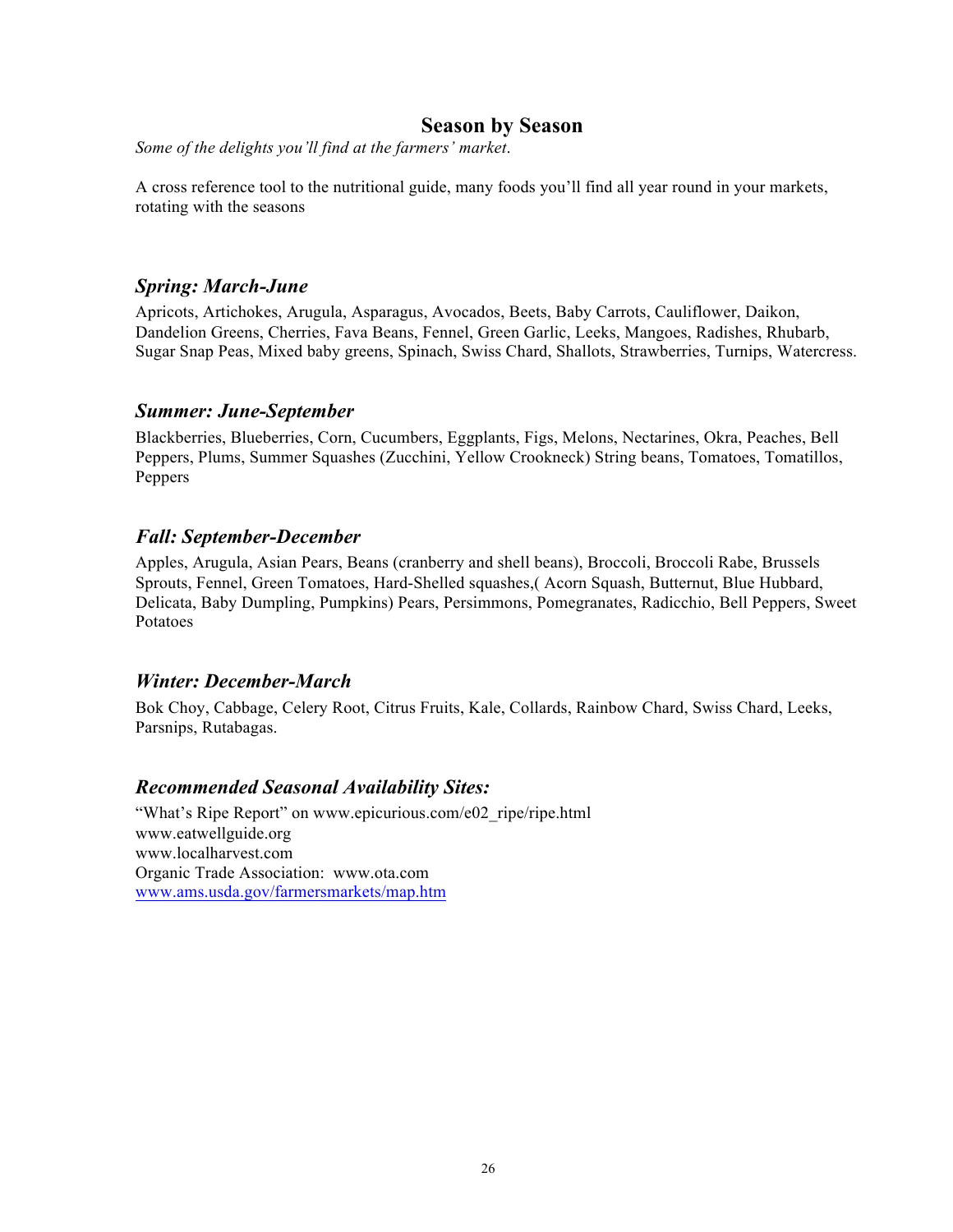## Season by Season

*Some of the delights you'll find at the farmers' market*.

A cross reference tool to the nutritional guide, many foods you'll find all year round in your markets, rotating with the seasons

### *Spring: March-June*

Apricots, Artichokes, Arugula, Asparagus, Avocados, Beets, Baby Carrots, Cauliflower, Daikon, Dandelion Greens, Cherries, Fava Beans, Fennel, Green Garlic, Leeks, Mangoes, Radishes, Rhubarb, Sugar Snap Peas, Mixed baby greens, Spinach, Swiss Chard, Shallots, Strawberries, Turnips, Watercress.

### *Summer: June-September*

Blackberries, Blueberries, Corn, Cucumbers, Eggplants, Figs, Melons, Nectarines, Okra, Peaches, Bell Peppers, Plums, Summer Squashes (Zucchini, Yellow Crookneck) String beans, Tomatoes, Tomatillos, Peppers

### *Fall: September-December*

Apples, Arugula, Asian Pears, Beans (cranberry and shell beans), Broccoli, Broccoli Rabe, Brussels Sprouts, Fennel, Green Tomatoes, Hard-Shelled squashes,( Acorn Squash, Butternut, Blue Hubbard, Delicata, Baby Dumpling, Pumpkins) Pears, Persimmons, Pomegranates, Radicchio, Bell Peppers, Sweet Potatoes

### *Winter: December-March*

Bok Choy, Cabbage, Celery Root, Citrus Fruits, Kale, Collards, Rainbow Chard, Swiss Chard, Leeks, Parsnips, Rutabagas.

### *Recommended Seasonal Availability Sites:*

"What's Ripe Report" on www.epicurious.com/e02_ripe/ripe.html
www.eatwellguide.org
www.localharvest.com
Organic Trade Association: www.ota.com
[www.ams.usda.gov/farmersmarkets/map.htm](www.ams.usda.gov/farmersmarkets/map.htm)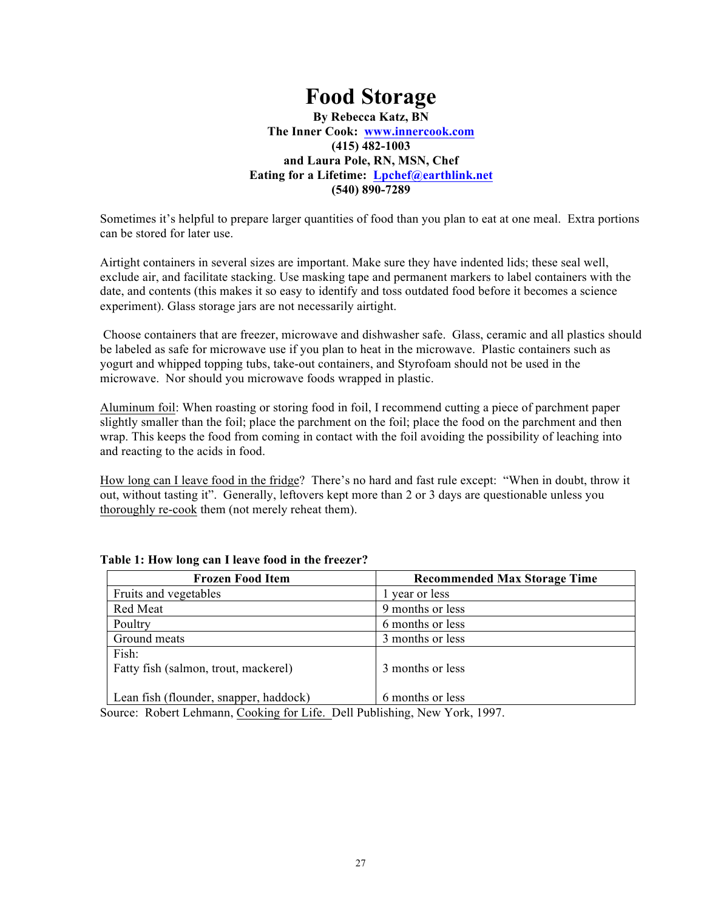# Food Storage

**By Rebecca Katz, BN**
**The Inner Cook: [www.innercook.com](http://www.innercook.com)**
**(415) 482-1003**
**and Laura Pole, RN, MSN, Chef**
**Eating for a Lifetime: [Lpchef@earthlink.net](mailto:Lpchef@earthlink.net)**
**(540) 890-7289**

Sometimes it's helpful to prepare larger quantities of food than you plan to eat at one meal. Extra portions can be stored for later use.

Airtight containers in several sizes are important. Make sure they have indented lids; these seal well, exclude air, and facilitate stacking. Use masking tape and permanent markers to label containers with the date, and contents (this makes it so easy to identify and toss outdated food before it becomes a science experiment). Glass storage jars are not necessarily airtight.

Choose containers that are freezer, microwave and dishwasher safe. Glass, ceramic and all plastics should be labeled as safe for microwave use if you plan to heat in the microwave. Plastic containers such as yogurt and whipped topping tubs, take-out containers, and Styrofoam should not be used in the microwave. Nor should you microwave foods wrapped in plastic.

<u>Aluminum foil</u>: When roasting or storing food in foil, I recommend cutting a piece of parchment paper slightly smaller than the foil; place the parchment on the foil; place the food on the parchment and then wrap. This keeps the food from coming in contact with the foil avoiding the possibility of leaching into and reacting to the acids in food.

<u>How long can I leave food in the fridge</u>? There's no hard and fast rule except: "When in doubt, throw it out, without tasting it". Generally, leftovers kept more than 2 or 3 days are questionable unless you <u>thoroughly re-cook</u> them (not merely reheat them).

**Table 1: How long can I leave food in the freezer?**

| Frozen Food Item | Recommended Max Storage Time |
|---|---|
| Fruits and vegetables | 1 year or less |
| Red Meat | 9 months or less |
| Poultry | 6 months or less |
| Ground meats | 3 months or less |
| Fish: | |
| Fatty fish (salmon, trout, mackerel) | 3 months or less |
| Lean fish (flounder, snapper, haddock) | 6 months or less |

Source: Robert Lehmann, <u>Cooking for Life.</u> Dell Publishing, New York, 1997.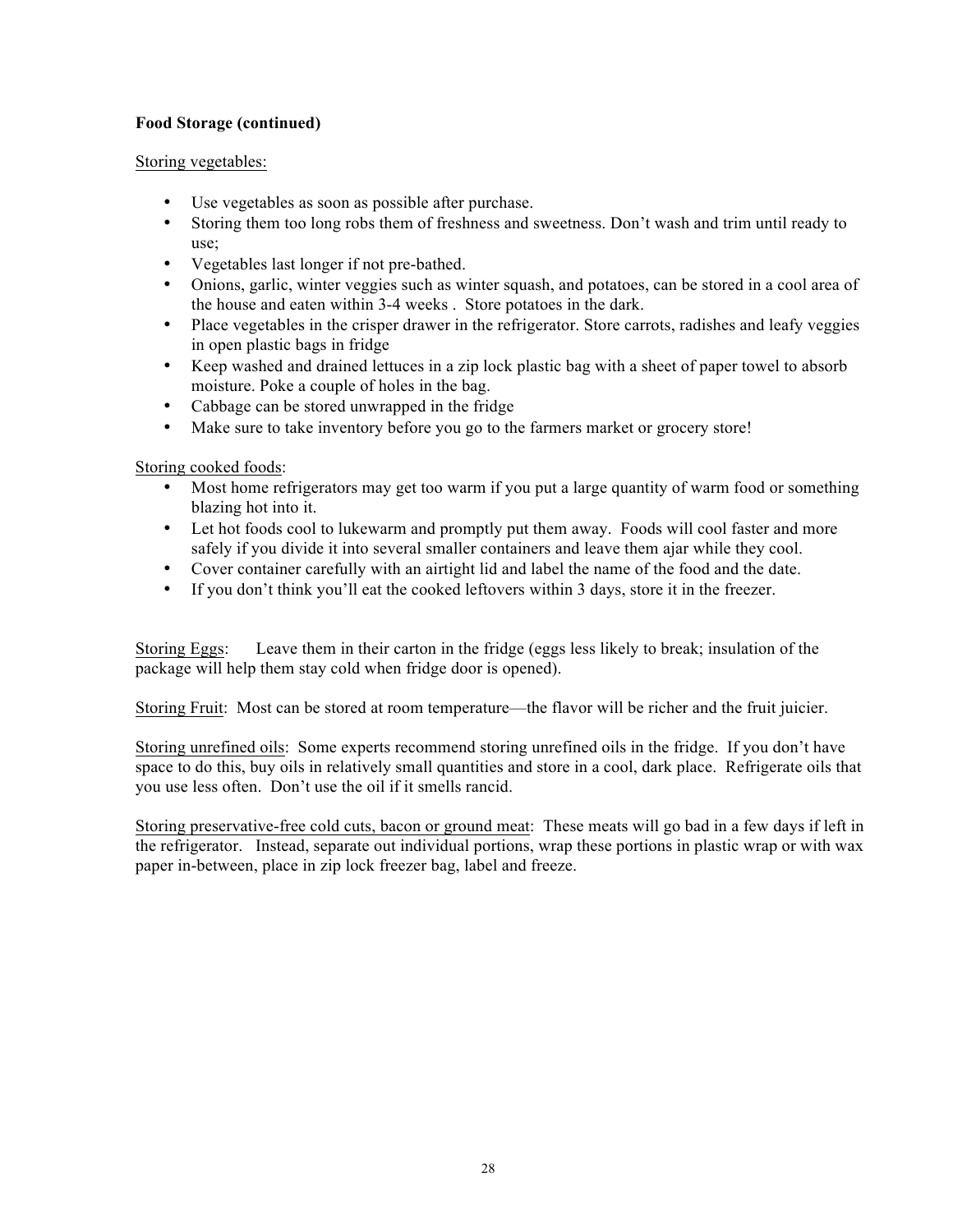**Food Storage (continued)**

Storing vegetables:

- Use vegetables as soon as possible after purchase.
- Storing them too long robs them of freshness and sweetness. Don't wash and trim until ready to use;
- Vegetables last longer if not pre-bathed.
- Onions, garlic, winter veggies such as winter squash, and potatoes, can be stored in a cool area of the house and eaten within 3-4 weeks . Store potatoes in the dark.
- Place vegetables in the crisper drawer in the refrigerator. Store carrots, radishes and leafy veggies in open plastic bags in fridge
- Keep washed and drained lettuces in a zip lock plastic bag with a sheet of paper towel to absorb moisture. Poke a couple of holes in the bag.
- Cabbage can be stored unwrapped in the fridge
- Make sure to take inventory before you go to the farmers market or grocery store!

Storing cooked foods:

- Most home refrigerators may get too warm if you put a large quantity of warm food or something blazing hot into it.
- Let hot foods cool to lukewarm and promptly put them away. Foods will cool faster and more safely if you divide it into several smaller containers and leave them ajar while they cool.
- Cover container carefully with an airtight lid and label the name of the food and the date.
- If you don't think you'll eat the cooked leftovers within 3 days, store it in the freezer.

Storing Eggs: Leave them in their carton in the fridge (eggs less likely to break; insulation of the package will help them stay cold when fridge door is opened).

Storing Fruit: Most can be stored at room temperature—the flavor will be richer and the fruit juicier.

Storing unrefined oils: Some experts recommend storing unrefined oils in the fridge. If you don't have space to do this, buy oils in relatively small quantities and store in a cool, dark place. Refrigerate oils that you use less often. Don't use the oil if it smells rancid.

Storing preservative-free cold cuts, bacon or ground meat: These meats will go bad in a few days if left in the refrigerator. Instead, separate out individual portions, wrap these portions in plastic wrap or with wax paper in-between, place in zip lock freezer bag, label and freeze.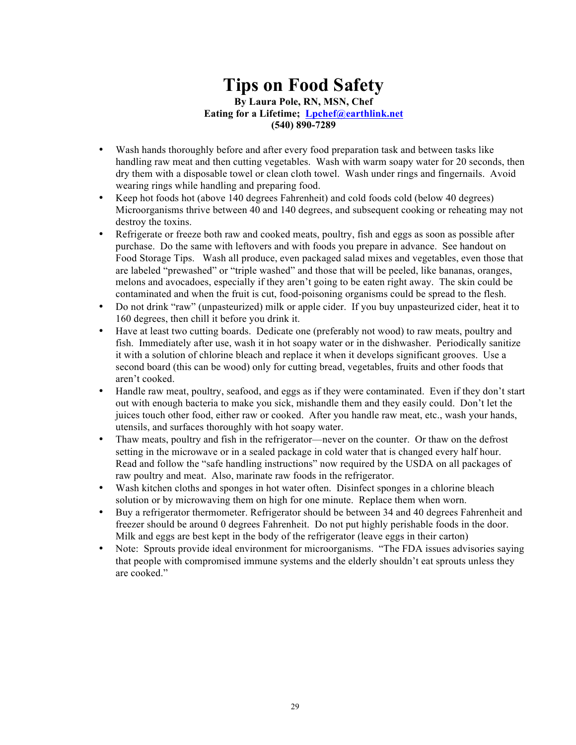# Tips on Food Safety

**By Laura Pole, RN, MSN, Chef**
**Eating for a Lifetime; Lpchef@earthlink.net**
**(540) 890-7289**

- Wash hands thoroughly before and after every food preparation task and between tasks like handling raw meat and then cutting vegetables. Wash with warm soapy water for 20 seconds, then dry them with a disposable towel or clean cloth towel. Wash under rings and fingernails. Avoid wearing rings while handling and preparing food.
- Keep hot foods hot (above 140 degrees Fahrenheit) and cold foods cold (below 40 degrees) Microorganisms thrive between 40 and 140 degrees, and subsequent cooking or reheating may not destroy the toxins.
- Refrigerate or freeze both raw and cooked meats, poultry, fish and eggs as soon as possible after purchase. Do the same with leftovers and with foods you prepare in advance. See handout on Food Storage Tips. Wash all produce, even packaged salad mixes and vegetables, even those that are labeled "prewashed" or "triple washed" and those that will be peeled, like bananas, oranges, melons and avocadoes, especially if they aren't going to be eaten right away. The skin could be contaminated and when the fruit is cut, food-poisoning organisms could be spread to the flesh.
- Do not drink "raw" (unpasteurized) milk or apple cider. If you buy unpasteurized cider, heat it to 160 degrees, then chill it before you drink it.
- Have at least two cutting boards. Dedicate one (preferably not wood) to raw meats, poultry and fish. Immediately after use, wash it in hot soapy water or in the dishwasher. Periodically sanitize it with a solution of chlorine bleach and replace it when it develops significant grooves. Use a second board (this can be wood) only for cutting bread, vegetables, fruits and other foods that aren't cooked.
- Handle raw meat, poultry, seafood, and eggs as if they were contaminated. Even if they don't start out with enough bacteria to make you sick, mishandle them and they easily could. Don't let the juices touch other food, either raw or cooked. After you handle raw meat, etc., wash your hands, utensils, and surfaces thoroughly with hot soapy water.
- Thaw meats, poultry and fish in the refrigerator—never on the counter. Or thaw on the defrost setting in the microwave or in a sealed package in cold water that is changed every half hour. Read and follow the "safe handling instructions" now required by the USDA on all packages of raw poultry and meat. Also, marinate raw foods in the refrigerator.
- Wash kitchen cloths and sponges in hot water often. Disinfect sponges in a chlorine bleach solution or by microwaving them on high for one minute. Replace them when worn.
- Buy a refrigerator thermometer. Refrigerator should be between 34 and 40 degrees Fahrenheit and freezer should be around 0 degrees Fahrenheit. Do not put highly perishable foods in the door. Milk and eggs are best kept in the body of the refrigerator (leave eggs in their carton)
- Note: Sprouts provide ideal environment for microorganisms. "The FDA issues advisories saying that people with compromised immune systems and the elderly shouldn't eat sprouts unless they are cooked."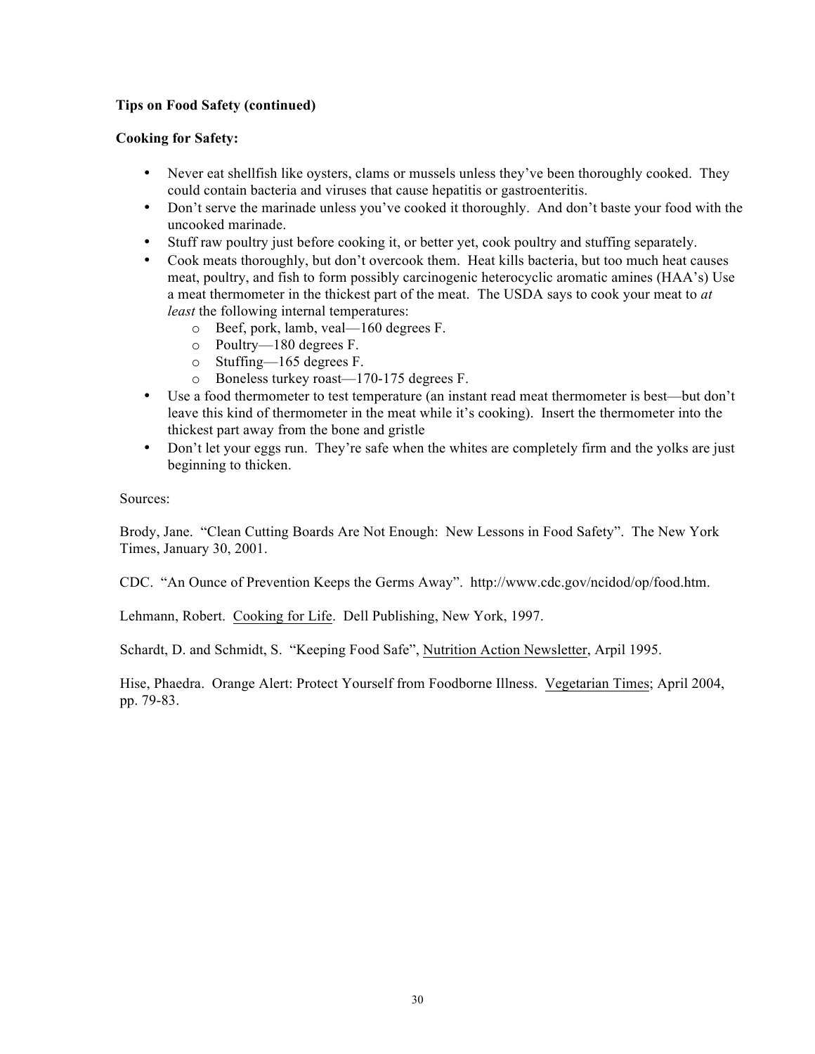**Tips on Food Safety (continued)**

**Cooking for Safety:**

- Never eat shellfish like oysters, clams or mussels unless they've been thoroughly cooked. They could contain bacteria and viruses that cause hepatitis or gastroenteritis.
- Don't serve the marinade unless you've cooked it thoroughly. And don't baste your food with the uncooked marinade.
- Stuff raw poultry just before cooking it, or better yet, cook poultry and stuffing separately.
- Cook meats thoroughly, but don't overcook them. Heat kills bacteria, but too much heat causes meat, poultry, and fish to form possibly carcinogenic heterocyclic aromatic amines (HAA's) Use a meat thermometer in the thickest part of the meat. The USDA says to cook your meat to *at least* the following internal temperatures:
  - Beef, pork, lamb, veal—160 degrees F.
  - Poultry—180 degrees F.
  - Stuffing—165 degrees F.
  - Boneless turkey roast—170-175 degrees F.
- Use a food thermometer to test temperature (an instant read meat thermometer is best—but don't leave this kind of thermometer in the meat while it's cooking). Insert the thermometer into the thickest part away from the bone and gristle
- Don't let your eggs run. They're safe when the whites are completely firm and the yolks are just beginning to thicken.

Sources:

Brody, Jane. "Clean Cutting Boards Are Not Enough: New Lessons in Food Safety". The New York Times, January 30, 2001.

CDC. "An Ounce of Prevention Keeps the Germs Away". http://www.cdc.gov/ncidod/op/food.htm.

Lehmann, Robert. Cooking for Life. Dell Publishing, New York, 1997.

Schardt, D. and Schmidt, S. "Keeping Food Safe", Nutrition Action Newsletter, Arpil 1995.

Hise, Phaedra. Orange Alert: Protect Yourself from Foodborne Illness. Vegetarian Times; April 2004, pp. 79-83.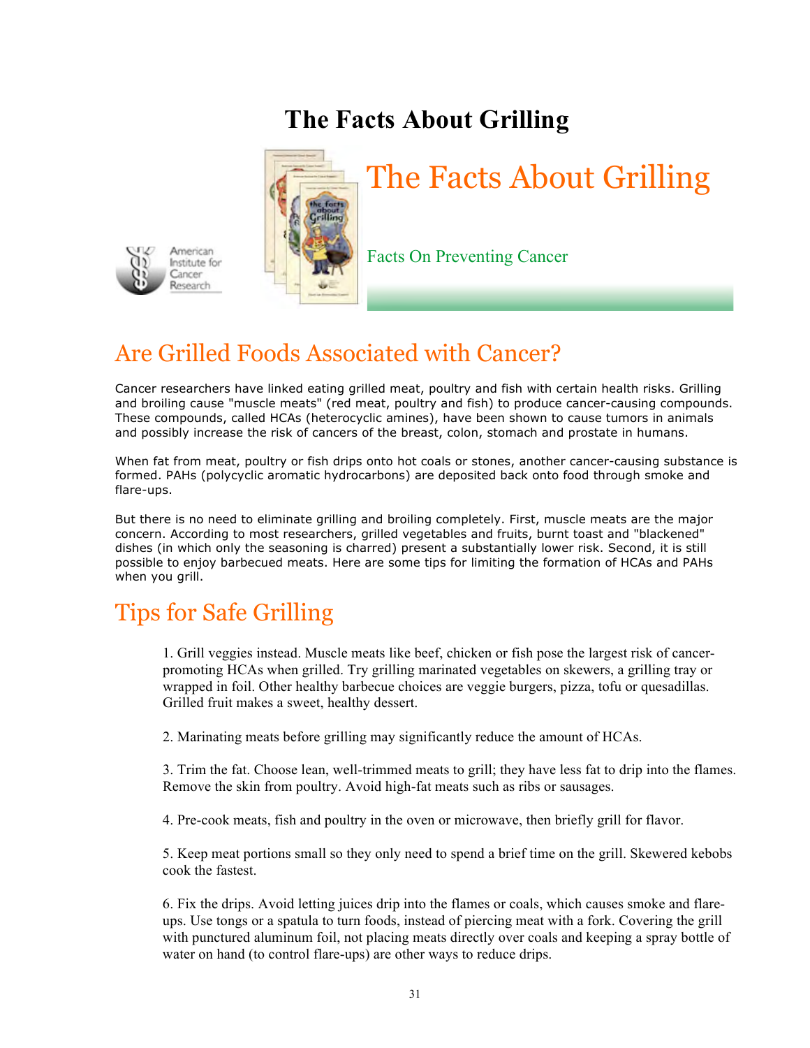# The Facts About Grilling

## The Facts About Grilling

American Institute for Cancer Research

Facts On Preventing Cancer

## Are Grilled Foods Associated with Cancer?

Cancer researchers have linked eating grilled meat, poultry and fish with certain health risks. Grilling and broiling cause "muscle meats" (red meat, poultry and fish) to produce cancer-causing compounds. These compounds, called HCAs (heterocyclic amines), have been shown to cause tumors in animals and possibly increase the risk of cancers of the breast, colon, stomach and prostate in humans.

When fat from meat, poultry or fish drips onto hot coals or stones, another cancer-causing substance is formed. PAHs (polycyclic aromatic hydrocarbons) are deposited back onto food through smoke and flare-ups.

But there is no need to eliminate grilling and broiling completely. First, muscle meats are the major concern. According to most researchers, grilled vegetables and fruits, burnt toast and "blackened" dishes (in which only the seasoning is charred) present a substantially lower risk. Second, it is still possible to enjoy barbecued meats. Here are some tips for limiting the formation of HCAs and PAHs when you grill.

## Tips for Safe Grilling

1. Grill veggies instead. Muscle meats like beef, chicken or fish pose the largest risk of cancer-promoting HCAs when grilled. Try grilling marinated vegetables on skewers, a grilling tray or wrapped in foil. Other healthy barbecue choices are veggie burgers, pizza, tofu or quesadillas. Grilled fruit makes a sweet, healthy dessert.

2. Marinating meats before grilling may significantly reduce the amount of HCAs.

3. Trim the fat. Choose lean, well-trimmed meats to grill; they have less fat to drip into the flames. Remove the skin from poultry. Avoid high-fat meats such as ribs or sausages.

4. Pre-cook meats, fish and poultry in the oven or microwave, then briefly grill for flavor.

5. Keep meat portions small so they only need to spend a brief time on the grill. Skewered kebobs cook the fastest.

6. Fix the drips. Avoid letting juices drip into the flames or coals, which causes smoke and flare-ups. Use tongs or a spatula to turn foods, instead of piercing meat with a fork. Covering the grill with punctured aluminum foil, not placing meats directly over coals and keeping a spray bottle of water on hand (to control flare-ups) are other ways to reduce drips.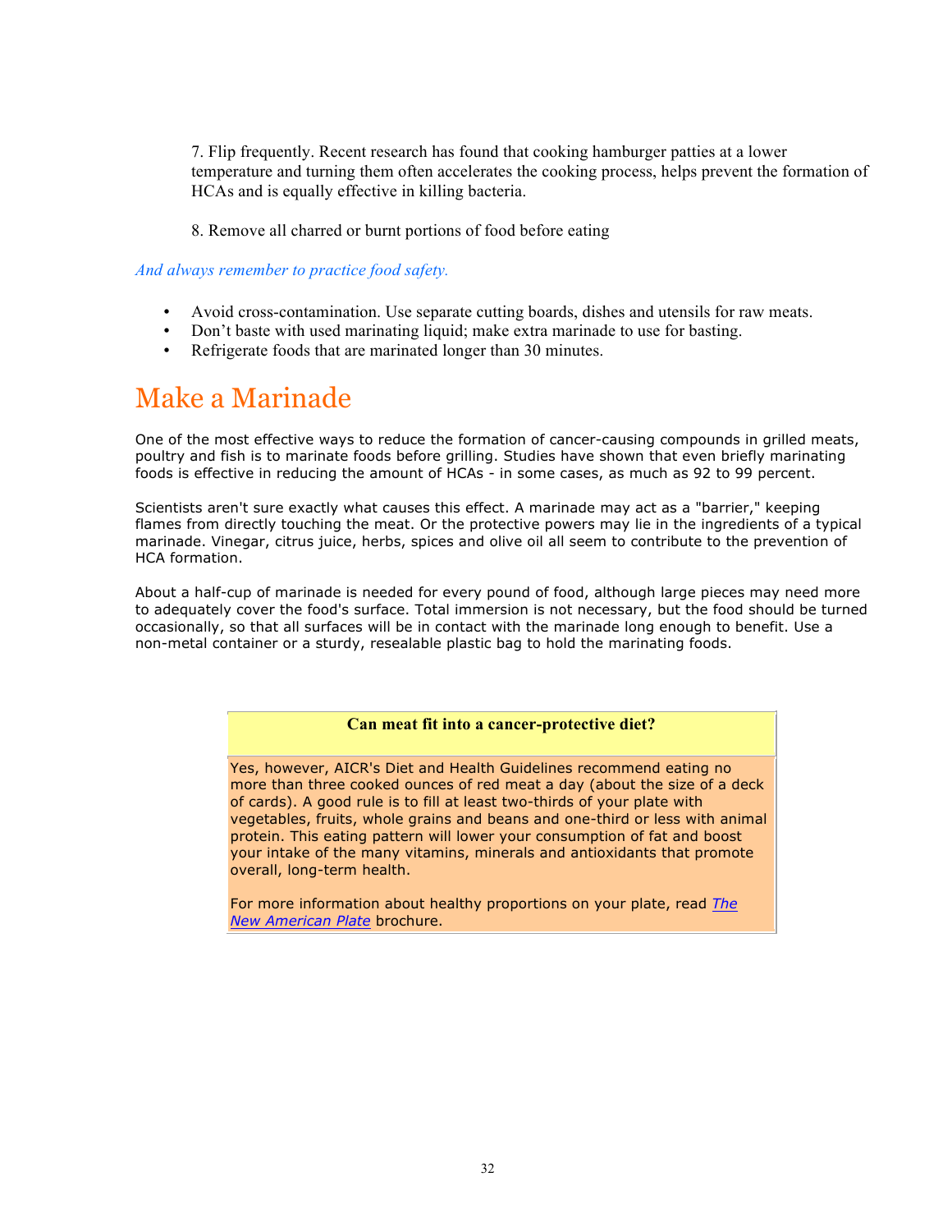7. Flip frequently. Recent research has found that cooking hamburger patties at a lower temperature and turning them often accelerates the cooking process, helps prevent the formation of HCAs and is equally effective in killing bacteria.

8. Remove all charred or burnt portions of food before eating

*And always remember to practice food safety.*

- Avoid cross-contamination. Use separate cutting boards, dishes and utensils for raw meats.
- Don't baste with used marinating liquid; make extra marinade to use for basting.
- Refrigerate foods that are marinated longer than 30 minutes.

# Make a Marinade

One of the most effective ways to reduce the formation of cancer-causing compounds in grilled meats, poultry and fish is to marinate foods before grilling. Studies have shown that even briefly marinating foods is effective in reducing the amount of HCAs - in some cases, as much as 92 to 99 percent.

Scientists aren't sure exactly what causes this effect. A marinade may act as a "barrier," keeping flames from directly touching the meat. Or the protective powers may lie in the ingredients of a typical marinade. Vinegar, citrus juice, herbs, spices and olive oil all seem to contribute to the prevention of HCA formation.

About a half-cup of marinade is needed for every pound of food, although large pieces may need more to adequately cover the food's surface. Total immersion is not necessary, but the food should be turned occasionally, so that all surfaces will be in contact with the marinade long enough to benefit. Use a non-metal container or a sturdy, resealable plastic bag to hold the marinating foods.

**Can meat fit into a cancer-protective diet?**

Yes, however, AICR's Diet and Health Guidelines recommend eating no more than three cooked ounces of red meat a day (about the size of a deck of cards). A good rule is to fill at least two-thirds of your plate with vegetables, fruits, whole grains and beans and one-third or less with animal protein. This eating pattern will lower your consumption of fat and boost your intake of the many vitamins, minerals and antioxidants that promote overall, long-term health.

For more information about healthy proportions on your plate, read *The New American Plate* brochure.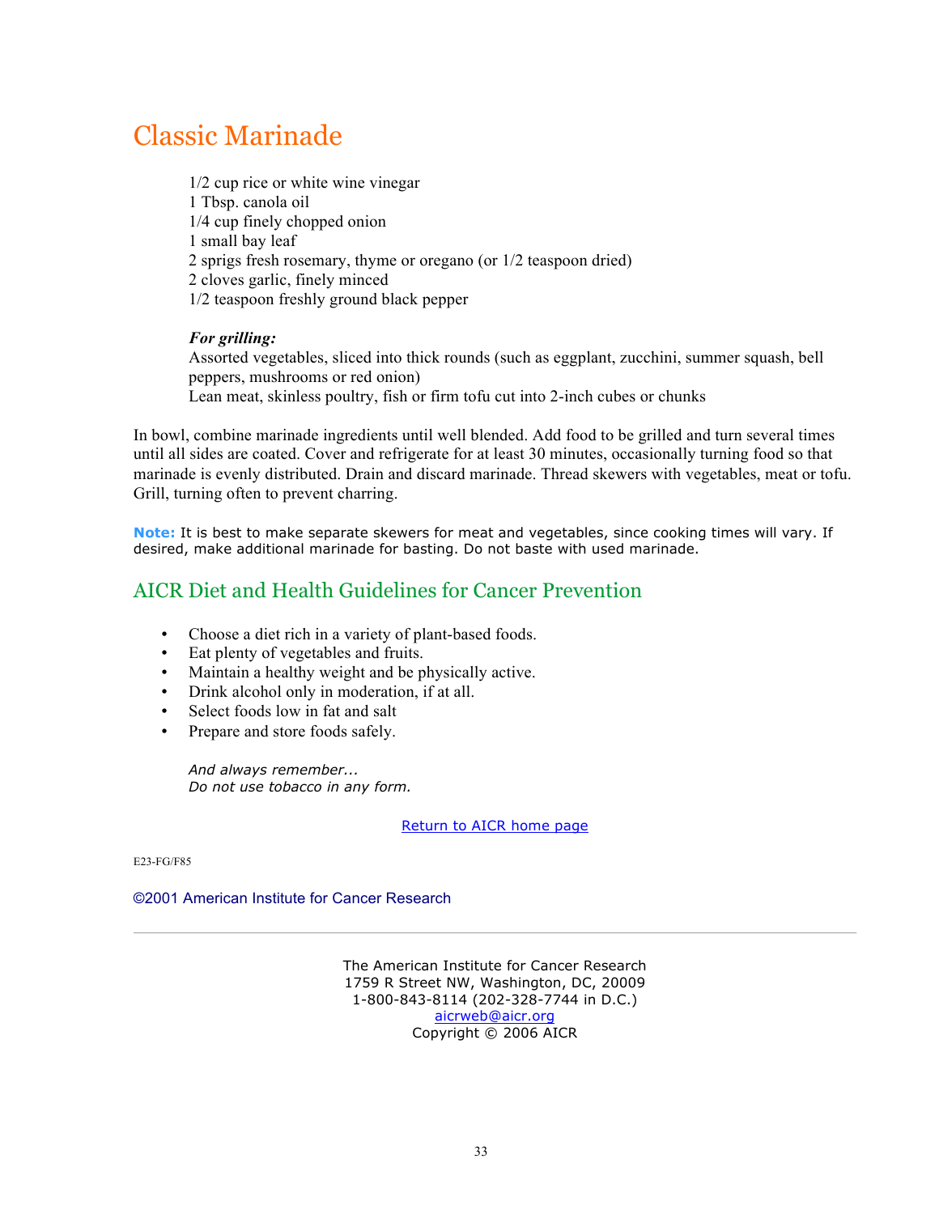# Classic Marinade

1/2 cup rice or white wine vinegar
1 Tbsp. canola oil
1/4 cup finely chopped onion
1 small bay leaf
2 sprigs fresh rosemary, thyme or oregano (or 1/2 teaspoon dried)
2 cloves garlic, finely minced
1/2 teaspoon freshly ground black pepper

***For grilling:***
Assorted vegetables, sliced into thick rounds (such as eggplant, zucchini, summer squash, bell peppers, mushrooms or red onion)
Lean meat, skinless poultry, fish or firm tofu cut into 2-inch cubes or chunks

In bowl, combine marinade ingredients until well blended. Add food to be grilled and turn several times until all sides are coated. Cover and refrigerate for at least 30 minutes, occasionally turning food so that marinade is evenly distributed. Drain and discard marinade. Thread skewers with vegetables, meat or tofu. Grill, turning often to prevent charring.

**Note:** It is best to make separate skewers for meat and vegetables, since cooking times will vary. If desired, make additional marinade for basting. Do not baste with used marinade.

## AICR Diet and Health Guidelines for Cancer Prevention

- Choose a diet rich in a variety of plant-based foods.
- Eat plenty of vegetables and fruits.
- Maintain a healthy weight and be physically active.
- Drink alcohol only in moderation, if at all.
- Select foods low in fat and salt
- Prepare and store foods safely.

*And always remember...*
*Do not use tobacco in any form.*

Return to AICR home page

E23-FG/F85

©2001 American Institute for Cancer Research

---

The American Institute for Cancer Research
1759 R Street NW, Washington, DC, 20009
1-800-843-8114 (202-328-7744 in D.C.)
aicrweb@aicr.org
Copyright © 2006 AICR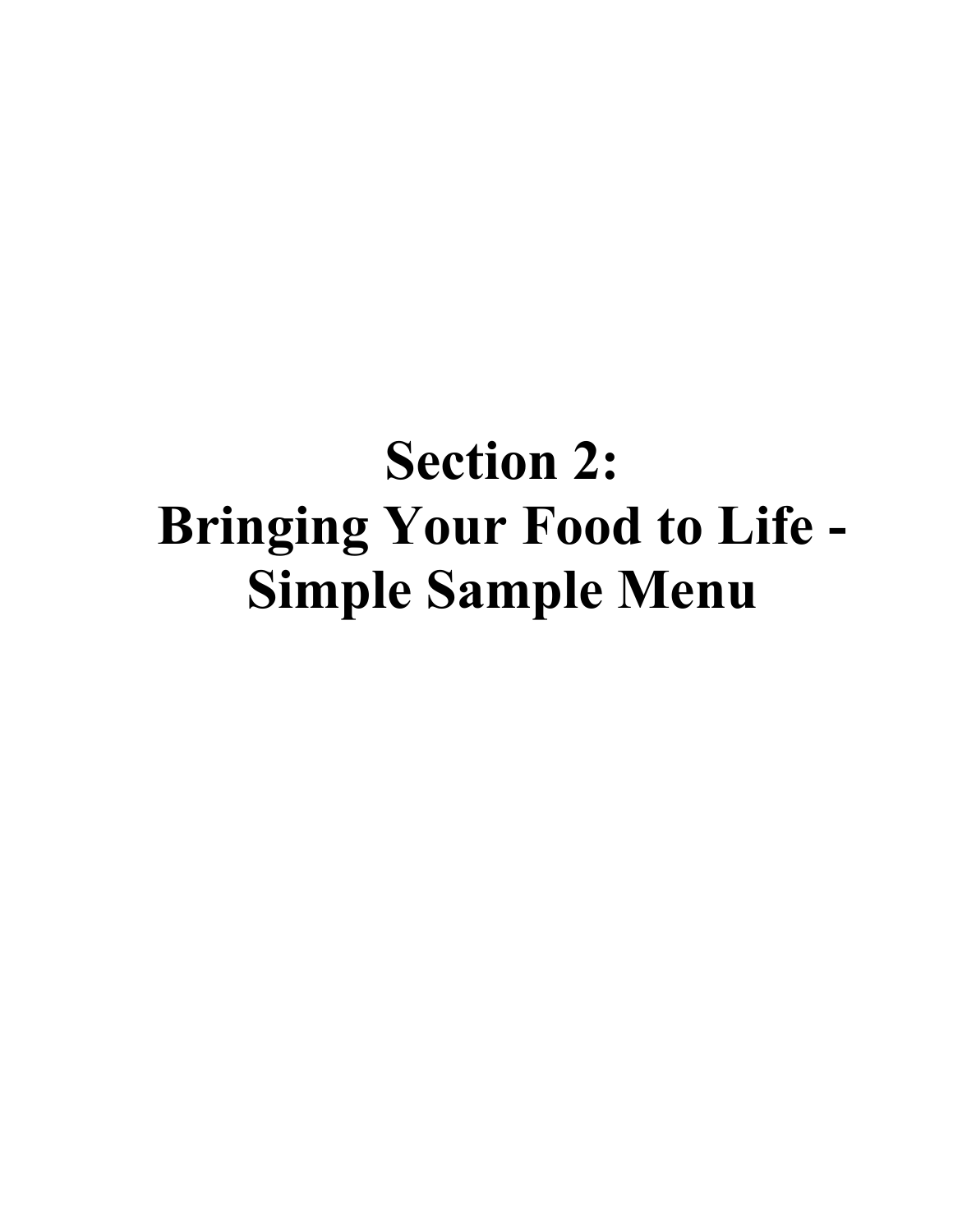# Section 2:
# Bringing Your Food to Life - Simple Sample Menu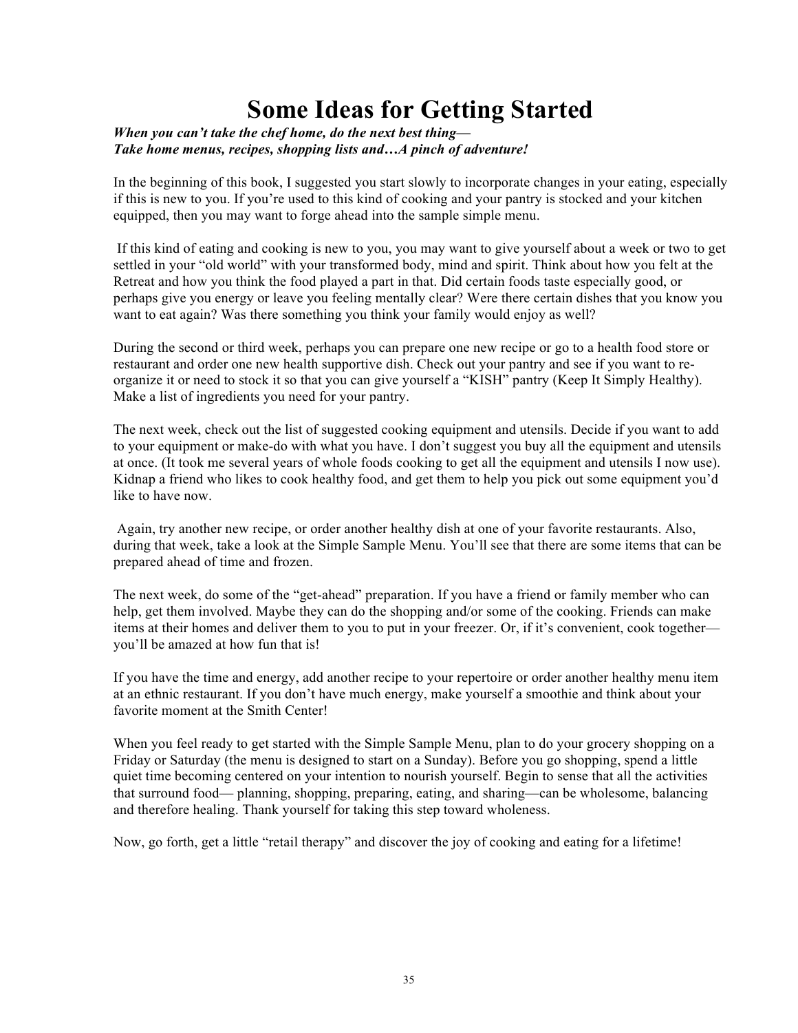# Some Ideas for Getting Started

***When you can't take the chef home, do the next best thing—***
***Take home menus, recipes, shopping lists and…A pinch of adventure!***

In the beginning of this book, I suggested you start slowly to incorporate changes in your eating, especially if this is new to you. If you're used to this kind of cooking and your pantry is stocked and your kitchen equipped, then you may want to forge ahead into the sample simple menu.

If this kind of eating and cooking is new to you, you may want to give yourself about a week or two to get settled in your "old world" with your transformed body, mind and spirit. Think about how you felt at the Retreat and how you think the food played a part in that. Did certain foods taste especially good, or perhaps give you energy or leave you feeling mentally clear? Were there certain dishes that you know you want to eat again? Was there something you think your family would enjoy as well?

During the second or third week, perhaps you can prepare one new recipe or go to a health food store or restaurant and order one new health supportive dish. Check out your pantry and see if you want to re-organize it or need to stock it so that you can give yourself a "KISH" pantry (Keep It Simply Healthy). Make a list of ingredients you need for your pantry.

The next week, check out the list of suggested cooking equipment and utensils. Decide if you want to add to your equipment or make-do with what you have. I don't suggest you buy all the equipment and utensils at once. (It took me several years of whole foods cooking to get all the equipment and utensils I now use). Kidnap a friend who likes to cook healthy food, and get them to help you pick out some equipment you'd like to have now.

Again, try another new recipe, or order another healthy dish at one of your favorite restaurants. Also, during that week, take a look at the Simple Sample Menu. You'll see that there are some items that can be prepared ahead of time and frozen.

The next week, do some of the "get-ahead" preparation. If you have a friend or family member who can help, get them involved. Maybe they can do the shopping and/or some of the cooking. Friends can make items at their homes and deliver them to you to put in your freezer. Or, if it's convenient, cook together—you'll be amazed at how fun that is!

If you have the time and energy, add another recipe to your repertoire or order another healthy menu item at an ethnic restaurant. If you don't have much energy, make yourself a smoothie and think about your favorite moment at the Smith Center!

When you feel ready to get started with the Simple Sample Menu, plan to do your grocery shopping on a Friday or Saturday (the menu is designed to start on a Sunday). Before you go shopping, spend a little quiet time becoming centered on your intention to nourish yourself. Begin to sense that all the activities that surround food— planning, shopping, preparing, eating, and sharing—can be wholesome, balancing and therefore healing. Thank yourself for taking this step toward wholeness.

Now, go forth, get a little "retail therapy" and discover the joy of cooking and eating for a lifetime!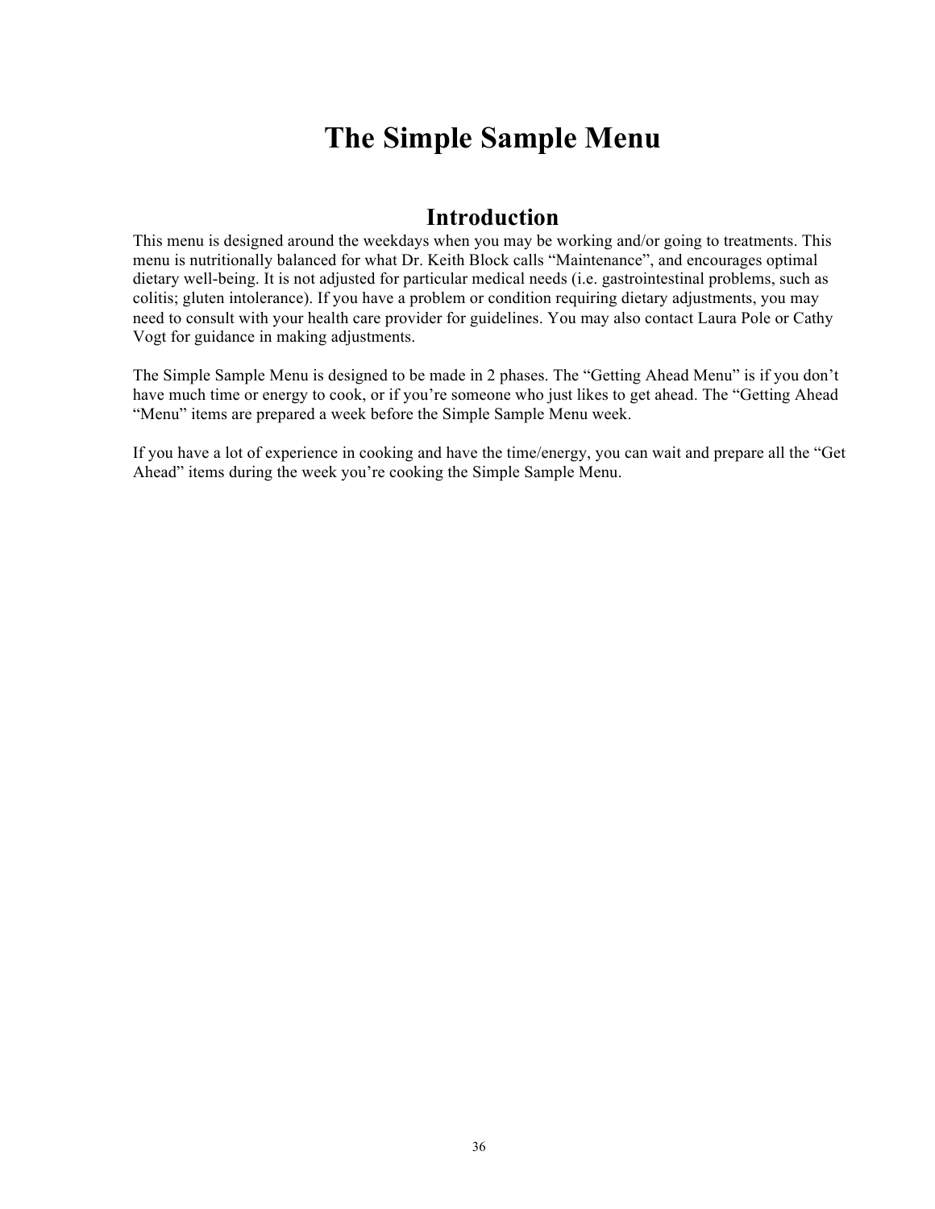# The Simple Sample Menu

## Introduction

This menu is designed around the weekdays when you may be working and/or going to treatments. This menu is nutritionally balanced for what Dr. Keith Block calls "Maintenance", and encourages optimal dietary well-being. It is not adjusted for particular medical needs (i.e. gastrointestinal problems, such as colitis; gluten intolerance). If you have a problem or condition requiring dietary adjustments, you may need to consult with your health care provider for guidelines. You may also contact Laura Pole or Cathy Vogt for guidance in making adjustments.

The Simple Sample Menu is designed to be made in 2 phases. The "Getting Ahead Menu" is if you don't have much time or energy to cook, or if you're someone who just likes to get ahead. The "Getting Ahead "Menu" items are prepared a week before the Simple Sample Menu week.

If you have a lot of experience in cooking and have the time/energy, you can wait and prepare all the "Get Ahead" items during the week you're cooking the Simple Sample Menu.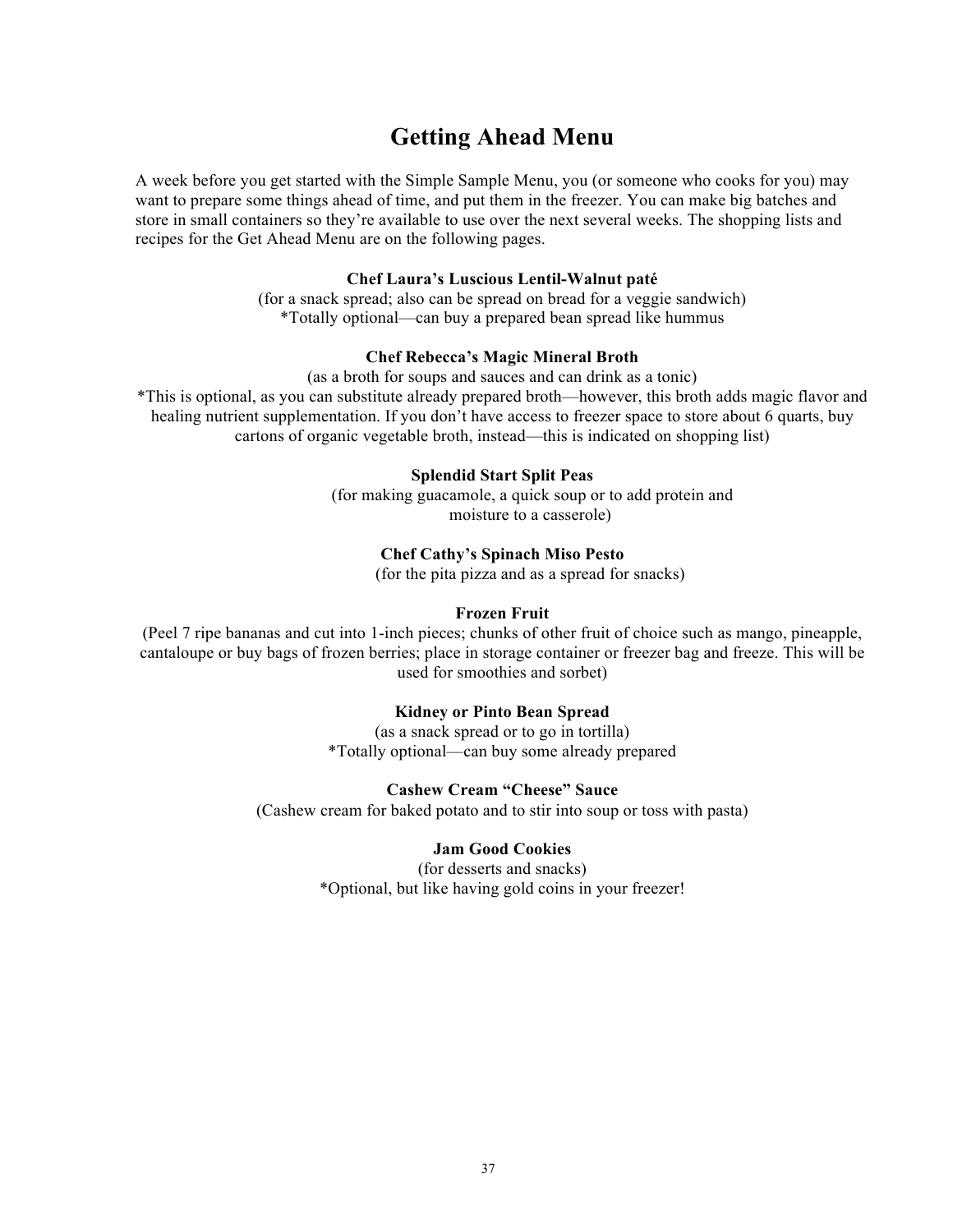# Getting Ahead Menu

A week before you get started with the Simple Sample Menu, you (or someone who cooks for you) may want to prepare some things ahead of time, and put them in the freezer. You can make big batches and store in small containers so they're available to use over the next several weeks. The shopping lists and recipes for the Get Ahead Menu are on the following pages.

**Chef Laura's Luscious Lentil-Walnut paté**

(for a snack spread; also can be spread on bread for a veggie sandwich)
*Totally optional—can buy a prepared bean spread like hummus

**Chef Rebecca's Magic Mineral Broth**

(as a broth for soups and sauces and can drink as a tonic)
*This is optional, as you can substitute already prepared broth—however, this broth adds magic flavor and healing nutrient supplementation. If you don't have access to freezer space to store about 6 quarts, buy cartons of organic vegetable broth, instead—this is indicated on shopping list)

**Splendid Start Split Peas**

(for making guacamole, a quick soup or to add protein and moisture to a casserole)

**Chef Cathy's Spinach Miso Pesto**

(for the pita pizza and as a spread for snacks)

**Frozen Fruit**

(Peel 7 ripe bananas and cut into 1-inch pieces; chunks of other fruit of choice such as mango, pineapple, cantaloupe or buy bags of frozen berries; place in storage container or freezer bag and freeze. This will be used for smoothies and sorbet)

**Kidney or Pinto Bean Spread**

(as a snack spread or to go in tortilla)
*Totally optional—can buy some already prepared

**Cashew Cream "Cheese" Sauce**

(Cashew cream for baked potato and to stir into soup or toss with pasta)

**Jam Good Cookies**

(for desserts and snacks)
*Optional, but like having gold coins in your freezer!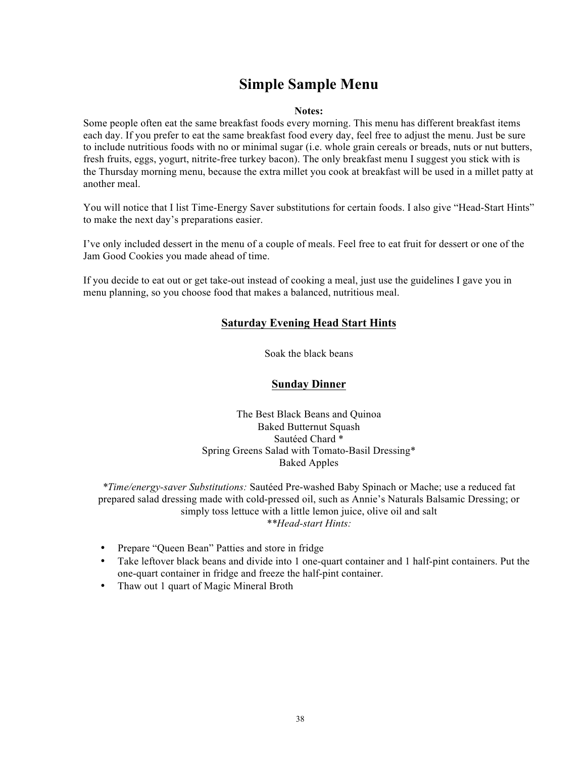# Simple Sample Menu

**Notes:**

Some people often eat the same breakfast foods every morning. This menu has different breakfast items each day. If you prefer to eat the same breakfast food every day, feel free to adjust the menu. Just be sure to include nutritious foods with no or minimal sugar (i.e. whole grain cereals or breads, nuts or nut butters, fresh fruits, eggs, yogurt, nitrite-free turkey bacon). The only breakfast menu I suggest you stick with is the Thursday morning menu, because the extra millet you cook at breakfast will be used in a millet patty at another meal.

You will notice that I list Time-Energy Saver substitutions for certain foods. I also give "Head-Start Hints" to make the next day's preparations easier.

I've only included dessert in the menu of a couple of meals. Feel free to eat fruit for dessert or one of the Jam Good Cookies you made ahead of time.

If you decide to eat out or get take-out instead of cooking a meal, just use the guidelines I gave you in menu planning, so you choose food that makes a balanced, nutritious meal.

## Saturday Evening Head Start Hints

Soak the black beans

## Sunday Dinner

The Best Black Beans and Quinoa
Baked Butternut Squash
Sautéed Chard *
Spring Greens Salad with Tomato-Basil Dressing*
Baked Apples

**Time/energy-saver Substitutions:* Sautéed Pre-washed Baby Spinach or Mache; use a reduced fat prepared salad dressing made with cold-pressed oil, such as Annie's Naturals Balsamic Dressing; or simply toss lettuce with a little lemon juice, olive oil and salt
***Head-start Hints:*

- Prepare "Queen Bean" Patties and store in fridge
- Take leftover black beans and divide into 1 one-quart container and 1 half-pint containers. Put the one-quart container in fridge and freeze the half-pint container.
- Thaw out 1 quart of Magic Mineral Broth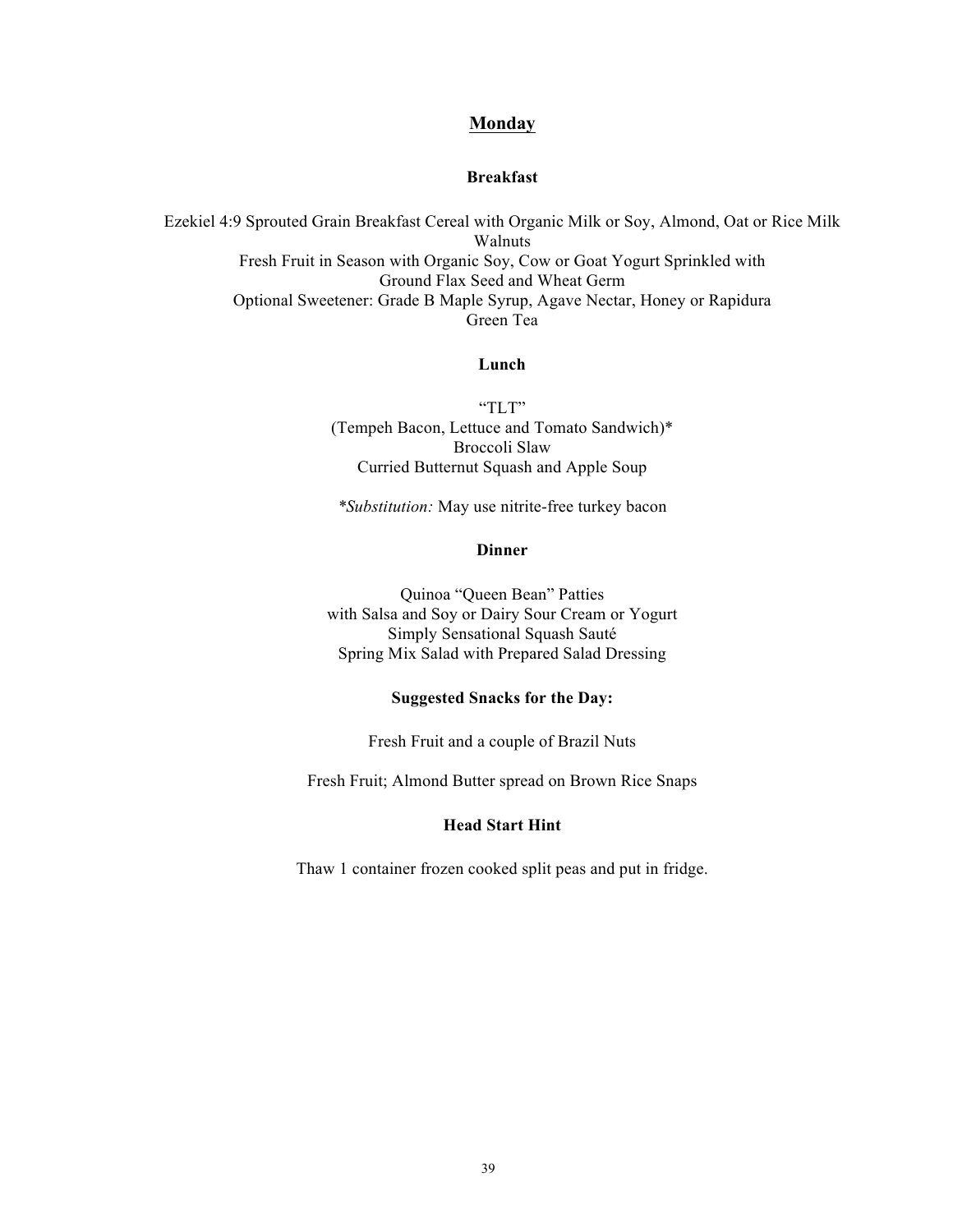## Monday

### Breakfast

Ezekiel 4:9 Sprouted Grain Breakfast Cereal with Organic Milk or Soy, Almond, Oat or Rice Milk
Walnuts
Fresh Fruit in Season with Organic Soy, Cow or Goat Yogurt Sprinkled with
Ground Flax Seed and Wheat Germ
Optional Sweetener: Grade B Maple Syrup, Agave Nectar, Honey or Rapidura
Green Tea

### Lunch

"TLT"
(Tempeh Bacon, Lettuce and Tomato Sandwich)*
Broccoli Slaw
Curried Butternut Squash and Apple Soup

**Substitution:* May use nitrite-free turkey bacon

### Dinner

Quinoa "Queen Bean" Patties
with Salsa and Soy or Dairy Sour Cream or Yogurt
Simply Sensational Squash Sauté
Spring Mix Salad with Prepared Salad Dressing

### Suggested Snacks for the Day:

Fresh Fruit and a couple of Brazil Nuts

Fresh Fruit; Almond Butter spread on Brown Rice Snaps

### Head Start Hint

Thaw 1 container frozen cooked split peas and put in fridge.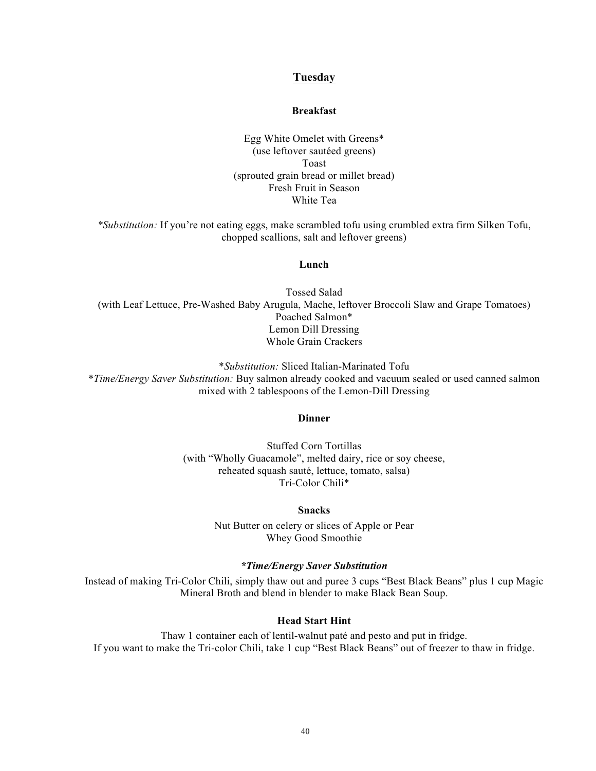## Tuesday

### Breakfast

Egg White Omelet with Greens*
(use leftover sautéed greens)
Toast
(sprouted grain bread or millet bread)
Fresh Fruit in Season
White Tea

*\*Substitution:* If you're not eating eggs, make scrambled tofu using crumbled extra firm Silken Tofu, chopped scallions, salt and leftover greens)

### Lunch

Tossed Salad
(with Leaf Lettuce, Pre-Washed Baby Arugula, Mache, leftover Broccoli Slaw and Grape Tomatoes)
Poached Salmon*
Lemon Dill Dressing
Whole Grain Crackers

\**Substitution:* Sliced Italian-Marinated Tofu
\**Time/Energy Saver Substitution:* Buy salmon already cooked and vacuum sealed or used canned salmon mixed with 2 tablespoons of the Lemon-Dill Dressing

### Dinner

Stuffed Corn Tortillas
(with "Wholly Guacamole", melted dairy, rice or soy cheese,
reheated squash sauté, lettuce, tomato, salsa)
Tri-Color Chili*

### Snacks

Nut Butter on celery or slices of Apple or Pear
Whey Good Smoothie

#### *\*Time/Energy Saver Substitution*

Instead of making Tri-Color Chili, simply thaw out and puree 3 cups "Best Black Beans" plus 1 cup Magic Mineral Broth and blend in blender to make Black Bean Soup.

#### Head Start Hint

Thaw 1 container each of lentil-walnut paté and pesto and put in fridge.
If you want to make the Tri-color Chili, take 1 cup "Best Black Beans" out of freezer to thaw in fridge.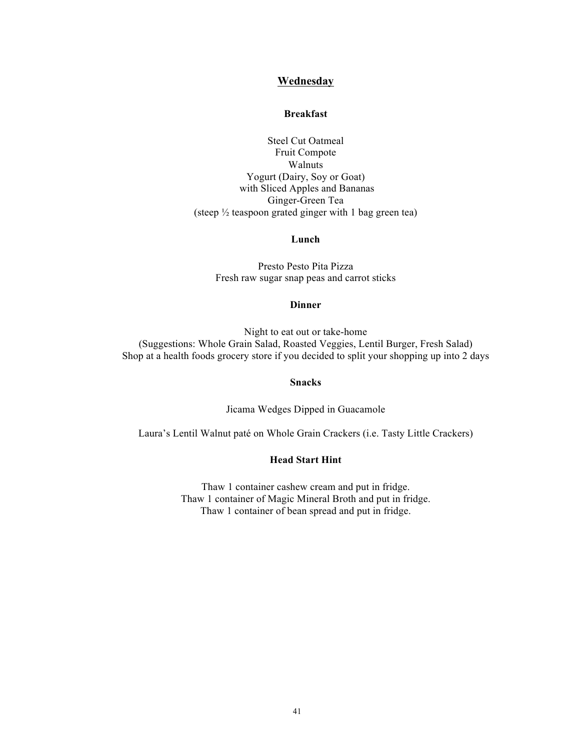## Wednesday

### Breakfast

Steel Cut Oatmeal
Fruit Compote
Walnuts
Yogurt (Dairy, Soy or Goat)
with Sliced Apples and Bananas
Ginger-Green Tea
(steep ½ teaspoon grated ginger with 1 bag green tea)

### Lunch

Presto Pesto Pita Pizza
Fresh raw sugar snap peas and carrot sticks

### Dinner

Night to eat out or take-home
(Suggestions: Whole Grain Salad, Roasted Veggies, Lentil Burger, Fresh Salad)
Shop at a health foods grocery store if you decided to split your shopping up into 2 days

### Snacks

Jicama Wedges Dipped in Guacamole

Laura's Lentil Walnut paté on Whole Grain Crackers (i.e. Tasty Little Crackers)

### Head Start Hint

Thaw 1 container cashew cream and put in fridge.
Thaw 1 container of Magic Mineral Broth and put in fridge.
Thaw 1 container of bean spread and put in fridge.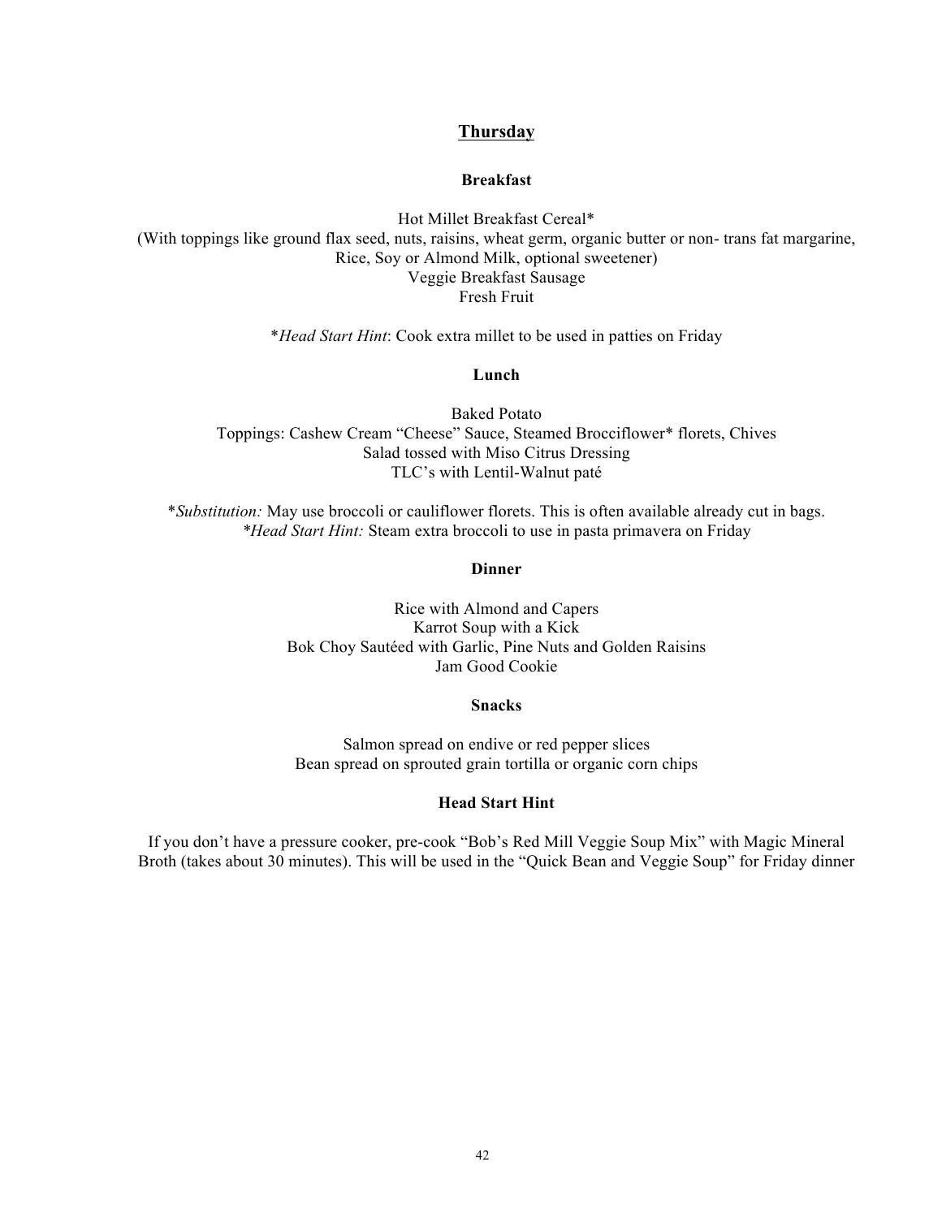## Thursday

### Breakfast

Hot Millet Breakfast Cereal*
(With toppings like ground flax seed, nuts, raisins, wheat germ, organic butter or non- trans fat margarine, Rice, Soy or Almond Milk, optional sweetener)
Veggie Breakfast Sausage
Fresh Fruit

**Head Start Hint*: Cook extra millet to be used in patties on Friday

### Lunch

Baked Potato
Toppings: Cashew Cream "Cheese" Sauce, Steamed Brocciflower* florets, Chives
Salad tossed with Miso Citrus Dressing
TLC's with Lentil-Walnut paté

**Substitution:* May use broccoli or cauliflower florets. This is often available already cut in bags.
**Head Start Hint:* Steam extra broccoli to use in pasta primavera on Friday

### Dinner

Rice with Almond and Capers
Karrot Soup with a Kick
Bok Choy Sautéed with Garlic, Pine Nuts and Golden Raisins
Jam Good Cookie

### Snacks

Salmon spread on endive or red pepper slices
Bean spread on sprouted grain tortilla or organic corn chips

### Head Start Hint

If you don't have a pressure cooker, pre-cook "Bob's Red Mill Veggie Soup Mix" with Magic Mineral Broth (takes about 30 minutes). This will be used in the "Quick Bean and Veggie Soup" for Friday dinner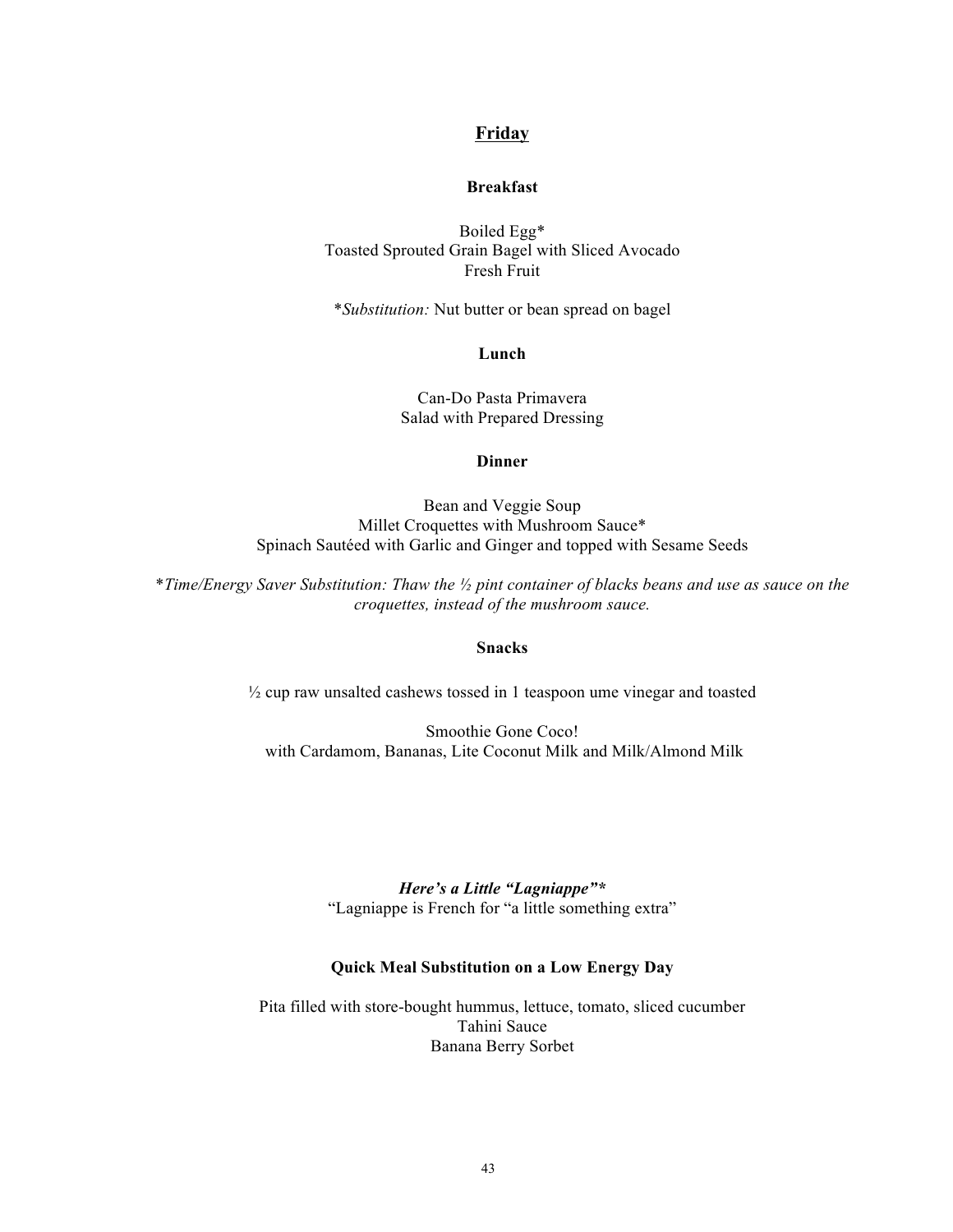## Friday

### Breakfast

Boiled Egg*
Toasted Sprouted Grain Bagel with Sliced Avocado
Fresh Fruit

**Substitution:* Nut butter or bean spread on bagel

### Lunch

Can-Do Pasta Primavera
Salad with Prepared Dressing

### Dinner

Bean and Veggie Soup
Millet Croquettes with Mushroom Sauce*
Spinach Sautéed with Garlic and Ginger and topped with Sesame Seeds

**Time/Energy Saver Substitution: Thaw the ½ pint container of blacks beans and use as sauce on the croquettes, instead of the mushroom sauce.*

### Snacks

½ cup raw unsalted cashews tossed in 1 teaspoon ume vinegar and toasted

Smoothie Gone Coco!
with Cardamom, Bananas, Lite Coconut Milk and Milk/Almond Milk

***Here's a Little "Lagniappe"****
"Lagniappe is French for "a little something extra"

### Quick Meal Substitution on a Low Energy Day

Pita filled with store-bought hummus, lettuce, tomato, sliced cucumber
Tahini Sauce
Banana Berry Sorbet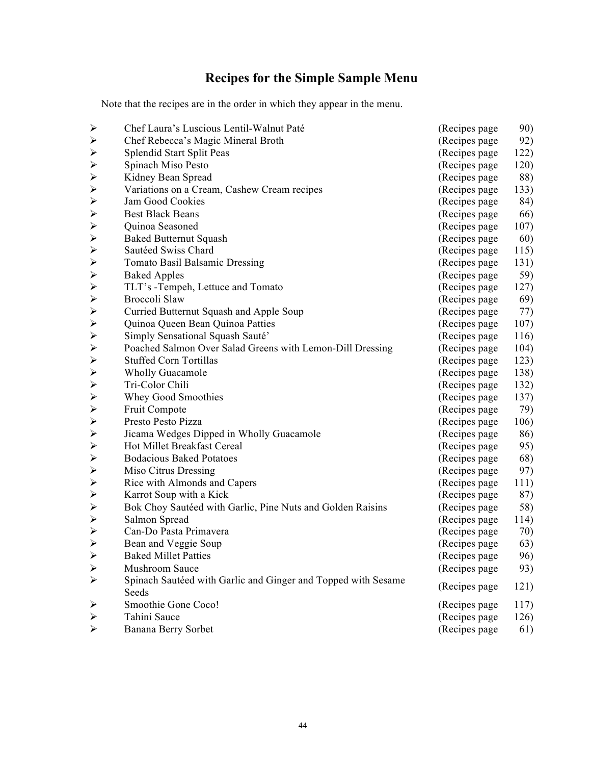# Recipes for the Simple Sample Menu

Note that the recipes are in the order in which they appear in the menu.

- Chef Laura's Luscious Lentil-Walnut Paté (Recipes page 90)
- Chef Rebecca's Magic Mineral Broth (Recipes page 92)
- Splendid Start Split Peas (Recipes page 122)
- Spinach Miso Pesto (Recipes page 120)
- Kidney Bean Spread (Recipes page 88)
- Variations on a Cream, Cashew Cream recipes (Recipes page 133)
- Jam Good Cookies (Recipes page 84)
- Best Black Beans (Recipes page 66)
- Quinoa Seasoned (Recipes page 107)
- Baked Butternut Squash (Recipes page 60)
- Sautéed Swiss Chard (Recipes page 115)
- Tomato Basil Balsamic Dressing (Recipes page 131)
- Baked Apples (Recipes page 59)
- TLT's -Tempeh, Lettuce and Tomato (Recipes page 127)
- Broccoli Slaw (Recipes page 69)
- Curried Butternut Squash and Apple Soup (Recipes page 77)
- Quinoa Queen Bean Quinoa Patties (Recipes page 107)
- Simply Sensational Squash Sauté' (Recipes page 116)
- Poached Salmon Over Salad Greens with Lemon-Dill Dressing (Recipes page 104)
- Stuffed Corn Tortillas (Recipes page 123)
- Wholly Guacamole (Recipes page 138)
- Tri-Color Chili (Recipes page 132)
- Whey Good Smoothies (Recipes page 137)
- Fruit Compote (Recipes page 79)
- Presto Pesto Pizza (Recipes page 106)
- Jicama Wedges Dipped in Wholly Guacamole (Recipes page 86)
- Hot Millet Breakfast Cereal (Recipes page 95)
- Bodacious Baked Potatoes (Recipes page 68)
- Miso Citrus Dressing (Recipes page 97)
- Rice with Almonds and Capers (Recipes page 111)
- Karrot Soup with a Kick (Recipes page 87)
- Bok Choy Sautéed with Garlic, Pine Nuts and Golden Raisins (Recipes page 58)
- Salmon Spread (Recipes page 114)
- Can-Do Pasta Primavera (Recipes page 70)
- Bean and Veggie Soup (Recipes page 63)
- Baked Millet Patties (Recipes page 96)
- Mushroom Sauce (Recipes page 93)
- Spinach Sautéed with Garlic and Ginger and Topped with Sesame Seeds (Recipes page 121)
- Smoothie Gone Coco! (Recipes page 117)
- Tahini Sauce (Recipes page 126)
- Banana Berry Sorbet (Recipes page 61)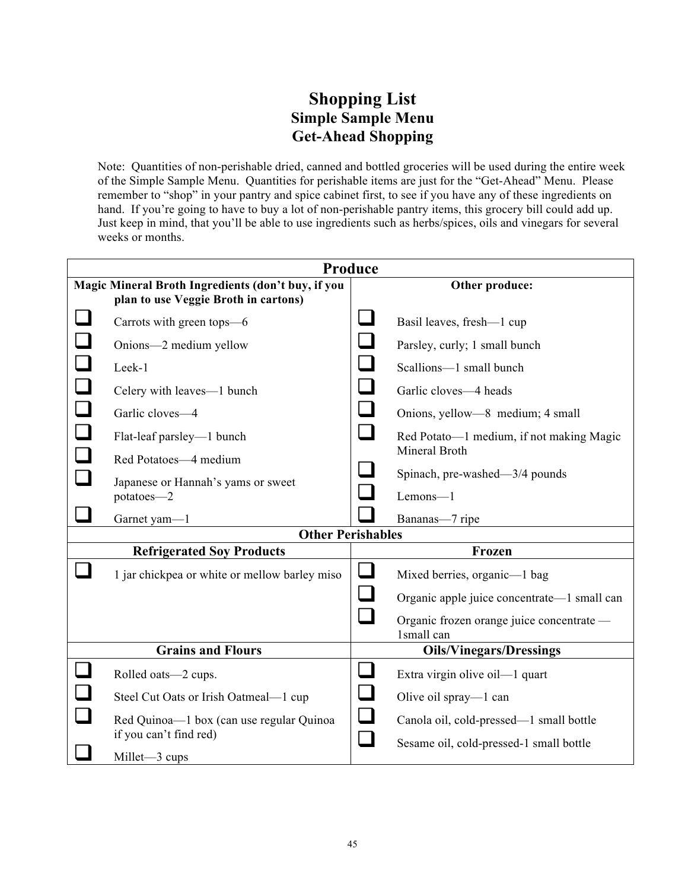# Shopping List

## Simple Sample Menu

## Get-Ahead Shopping

Note: Quantities of non-perishable dried, canned and bottled groceries will be used during the entire week of the Simple Sample Menu. Quantities for perishable items are just for the "Get-Ahead" Menu. Please remember to "shop" in your pantry and spice cabinet first, to see if you have any of these ingredients on hand. If you're going to have to buy a lot of non-perishable pantry items, this grocery bill could add up. Just keep in mind, that you'll be able to use ingredients such as herbs/spices, oils and vinegars for several weeks or months.

| **Produce** | |
|---|---|
| **Magic Mineral Broth Ingredients (don't buy, if you plan to use Veggie Broth in cartons)** | **Other produce:** |
| ❑ Carrots with green tops—6 | ❑ Basil leaves, fresh—1 cup |
| ❑ Onions—2 medium yellow | ❑ Parsley, curly; 1 small bunch |
| ❑ Leek-1 | ❑ Scallions—1 small bunch |
| ❑ Celery with leaves—1 bunch | ❑ Garlic cloves—4 heads |
| ❑ Garlic cloves—4 | ❑ Onions, yellow—8 medium; 4 small |
| ❑ Flat-leaf parsley—1 bunch | ❑ Red Potato—1 medium, if not making Magic Mineral Broth |
| ❑ Red Potatoes—4 medium | ❑ Spinach, pre-washed—3/4 pounds |
| ❑ Japanese or Hannah's yams or sweet potatoes—2 | ❑ Lemons—1 |
| ❑ Garnet yam—1 | ❑ Bananas—7 ripe |
| **Other Perishables** | |
| **Refrigerated Soy Products** | **Frozen** |
| ❑ 1 jar chickpea or white or mellow barley miso | ❑ Mixed berries, organic—1 bag |
| | ❑ Organic apple juice concentrate—1 small can |
| | ❑ Organic frozen orange juice concentrate — 1small can |
| **Grains and Flours** | **Oils/Vinegars/Dressings** |
| ❑ Rolled oats—2 cups. | ❑ Extra virgin olive oil—1 quart |
| ❑ Steel Cut Oats or Irish Oatmeal—1 cup | ❑ Olive oil spray—1 can |
| ❑ Red Quinoa—1 box (can use regular Quinoa if you can't find red) | ❑ Canola oil, cold-pressed—1 small bottle |
| ❑ Millet—3 cups | ❑ Sesame oil, cold-pressed-1 small bottle |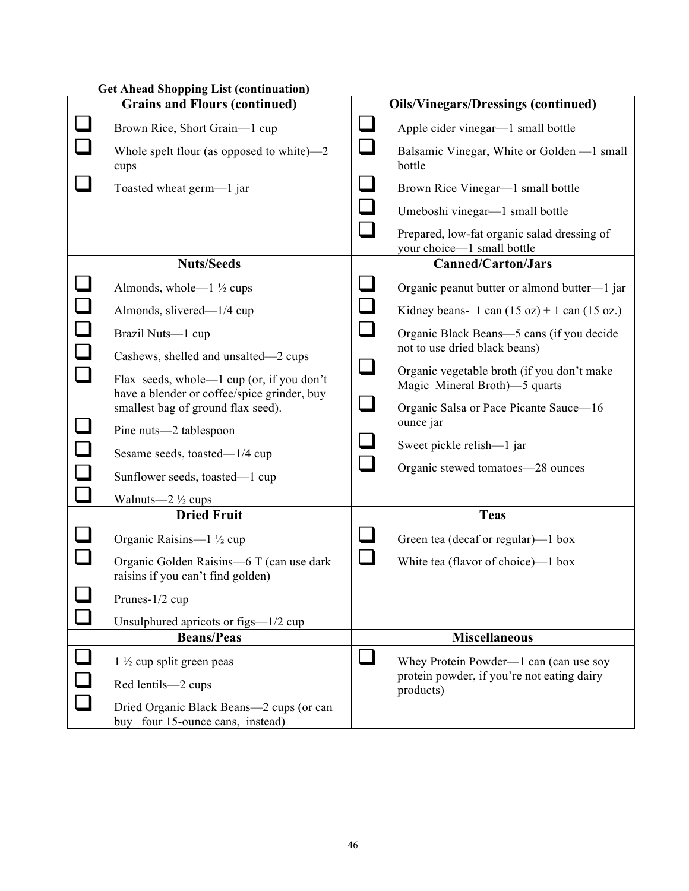**Get Ahead Shopping List (continuation)**

| Grains and Flours (continued) | Oils/Vinegars/Dressings (continued) |
|---|---|
| ❑ Brown Rice, Short Grain—1 cup<br>❑ Whole spelt flour (as opposed to white)—2 cups<br>❑ Toasted wheat germ—1 jar | ❑ Apple cider vinegar—1 small bottle<br>❑ Balsamic Vinegar, White or Golden —1 small bottle<br>❑ Brown Rice Vinegar—1 small bottle<br>❑ Umeboshi vinegar—1 small bottle<br>❑ Prepared, low-fat organic salad dressing of your choice—1 small bottle |
| **Nuts/Seeds** | **Canned/Carton/Jars** |
| ❑ Almonds, whole—1 ½ cups<br>❑ Almonds, slivered—1/4 cup<br>❑ Brazil Nuts—1 cup<br>❑ Cashews, shelled and unsalted—2 cups<br>❑ Flax seeds, whole—1 cup (or, if you don't have a blender or coffee/spice grinder, buy smallest bag of ground flax seed).<br>❑ Pine nuts—2 tablespoon<br>❑ Sesame seeds, toasted—1/4 cup<br>❑ Sunflower seeds, toasted—1 cup<br>❑ Walnuts—2 ½ cups | ❑ Organic peanut butter or almond butter—1 jar<br>❑ Kidney beans- 1 can (15 oz) + 1 can (15 oz.)<br>❑ Organic Black Beans—5 cans (if you decide not to use dried black beans)<br>❑ Organic vegetable broth (if you don't make Magic Mineral Broth)—5 quarts<br>❑ Organic Salsa or Pace Picante Sauce—16 ounce jar<br>❑ Sweet pickle relish—1 jar<br>❑ Organic stewed tomatoes—28 ounces |
| **Dried Fruit** | **Teas** |
| ❑ Organic Raisins—1 ½ cup<br>❑ Organic Golden Raisins—6 T (can use dark raisins if you can't find golden)<br>❑ Prunes-1/2 cup<br>❑ Unsulphured apricots or figs—1/2 cup | ❑ Green tea (decaf or regular)—1 box<br>❑ White tea (flavor of choice)—1 box |
| **Beans/Peas** | **Miscellaneous** |
| ❑ 1 ½ cup split green peas<br>❑ Red lentils—2 cups<br>❑ Dried Organic Black Beans—2 cups (or can buy four 15-ounce cans, instead) | ❑ Whey Protein Powder—1 can (can use soy protein powder, if you're not eating dairy products) |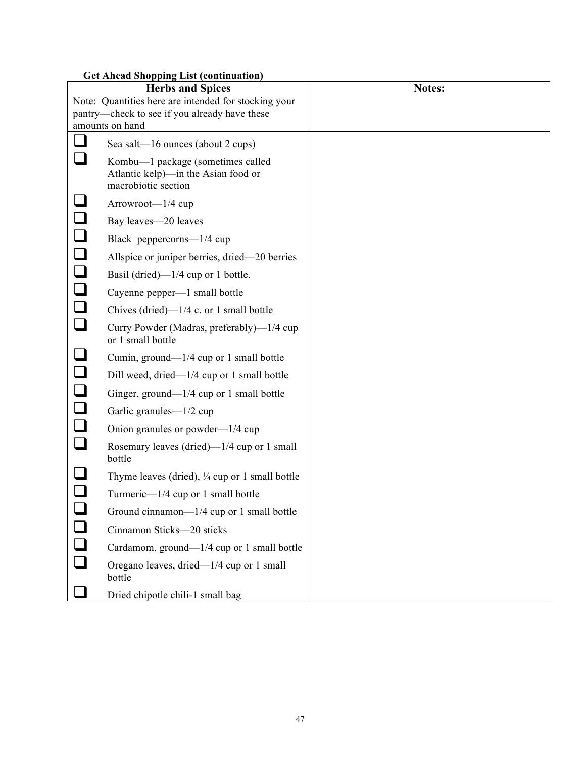**Get Ahead Shopping List (continuation)**

| **Herbs and Spices**<br>Note: Quantities here are intended for stocking your pantry—check to see if you already have these amounts on hand | **Notes:** |
|---|---|
| ☐ Sea salt—16 ounces (about 2 cups)<br>☐ Kombu—1 package (sometimes called Atlantic kelp)—in the Asian food or macrobiotic section<br>☐ Arrowroot—1/4 cup<br>☐ Bay leaves—20 leaves<br>☐ Black peppercorns—1/4 cup<br>☐ Allspice or juniper berries, dried—20 berries<br>☐ Basil (dried)—1/4 cup or 1 bottle.<br>☐ Cayenne pepper—1 small bottle<br>☐ Chives (dried)—1/4 c. or 1 small bottle<br>☐ Curry Powder (Madras, preferably)—1/4 cup or 1 small bottle<br>☐ Cumin, ground—1/4 cup or 1 small bottle<br>☐ Dill weed, dried—1/4 cup or 1 small bottle<br>☐ Ginger, ground—1/4 cup or 1 small bottle<br>☐ Garlic granules—1/2 cup<br>☐ Onion granules or powder—1/4 cup<br>☐ Rosemary leaves (dried)—1/4 cup or 1 small bottle<br>☐ Thyme leaves (dried), ¼ cup or 1 small bottle<br>☐ Turmeric—1/4 cup or 1 small bottle<br>☐ Ground cinnamon—1/4 cup or 1 small bottle<br>☐ Cinnamon Sticks—20 sticks<br>☐ Cardamom, ground—1/4 cup or 1 small bottle<br>☐ Oregano leaves, dried—1/4 cup or 1 small bottle<br>☐ Dried chipotle chili-1 small bag | |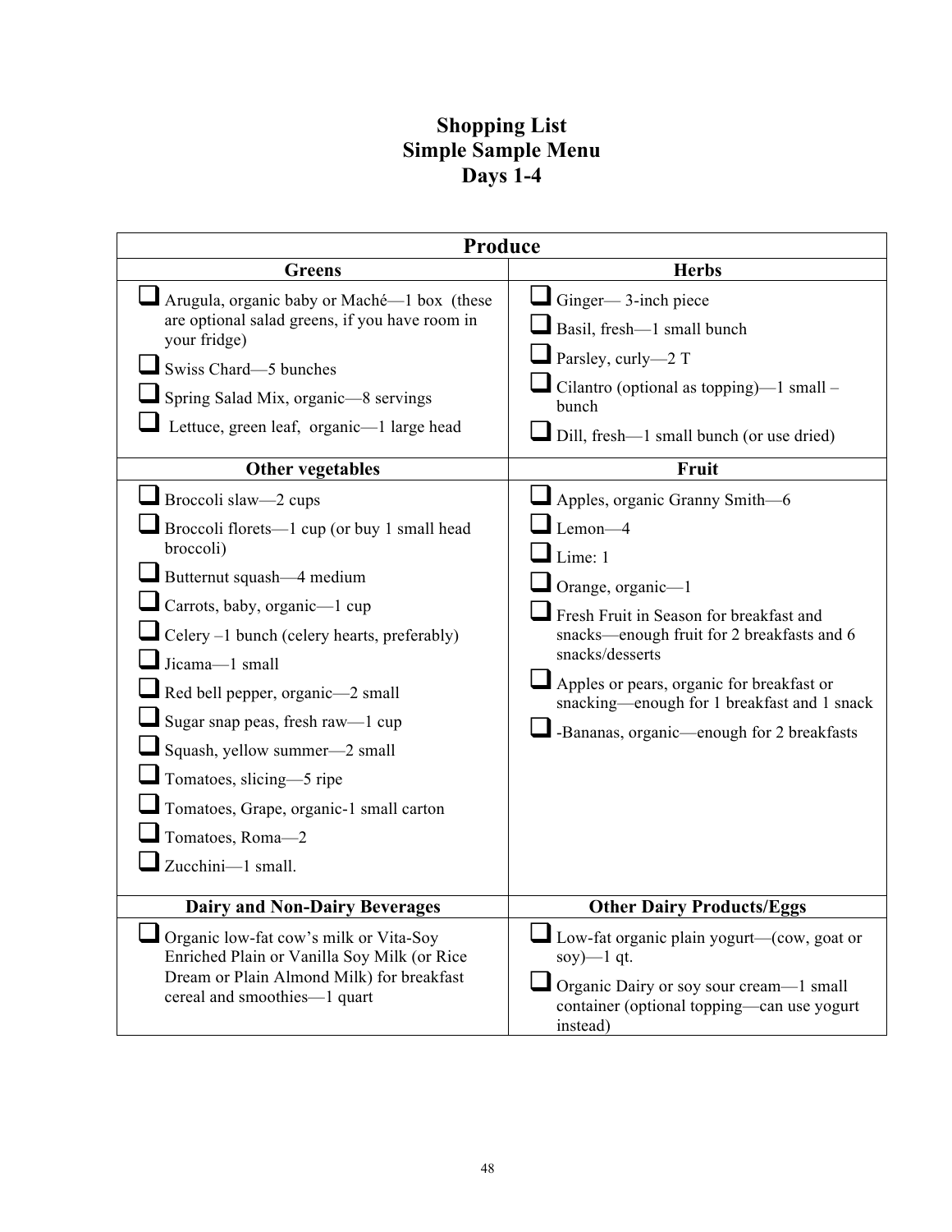# Shopping List
# Simple Sample Menu
# Days 1-4

| Produce | |
|---|---|
| **Greens** | **Herbs** |
| ❑ Arugula, organic baby or Maché—1 box (these are optional salad greens, if you have room in your fridge)<br>❑ Swiss Chard—5 bunches<br>❑ Spring Salad Mix, organic—8 servings<br>❑ Lettuce, green leaf, organic—1 large head | ❑ Ginger— 3-inch piece<br>❑ Basil, fresh—1 small bunch<br>❑ Parsley, curly—2 T<br>❑ Cilantro (optional as topping)—1 small –bunch<br>❑ Dill, fresh—1 small bunch (or use dried) |
| **Other vegetables** | **Fruit** |
| ❑ Broccoli slaw—2 cups<br>❑ Broccoli florets—1 cup (or buy 1 small head broccoli)<br>❑ Butternut squash—4 medium<br>❑ Carrots, baby, organic—1 cup<br>❑ Celery –1 bunch (celery hearts, preferably)<br>❑ Jicama—1 small<br>❑ Red bell pepper, organic—2 small<br>❑ Sugar snap peas, fresh raw—1 cup<br>❑ Squash, yellow summer—2 small<br>❑ Tomatoes, slicing—5 ripe<br>❑ Tomatoes, Grape, organic-1 small carton<br>❑ Tomatoes, Roma—2<br>❑ Zucchini—1 small. | ❑ Apples, organic Granny Smith—6<br>❑ Lemon—4<br>❑ Lime: 1<br>❑ Orange, organic—1<br>❑ Fresh Fruit in Season for breakfast and snacks—enough fruit for 2 breakfasts and 6 snacks/desserts<br>❑ Apples or pears, organic for breakfast or snacking—enough for 1 breakfast and 1 snack<br>❑ -Bananas, organic—enough for 2 breakfasts |
| **Dairy and Non-Dairy Beverages** | **Other Dairy Products/Eggs** |
| ❑ Organic low-fat cow's milk or Vita-Soy Enriched Plain or Vanilla Soy Milk (or Rice Dream or Plain Almond Milk) for breakfast cereal and smoothies—1 quart | ❑ Low-fat organic plain yogurt—(cow, goat or soy)—1 qt.<br>❑ Organic Dairy or soy sour cream—1 small container (optional topping—can use yogurt instead) |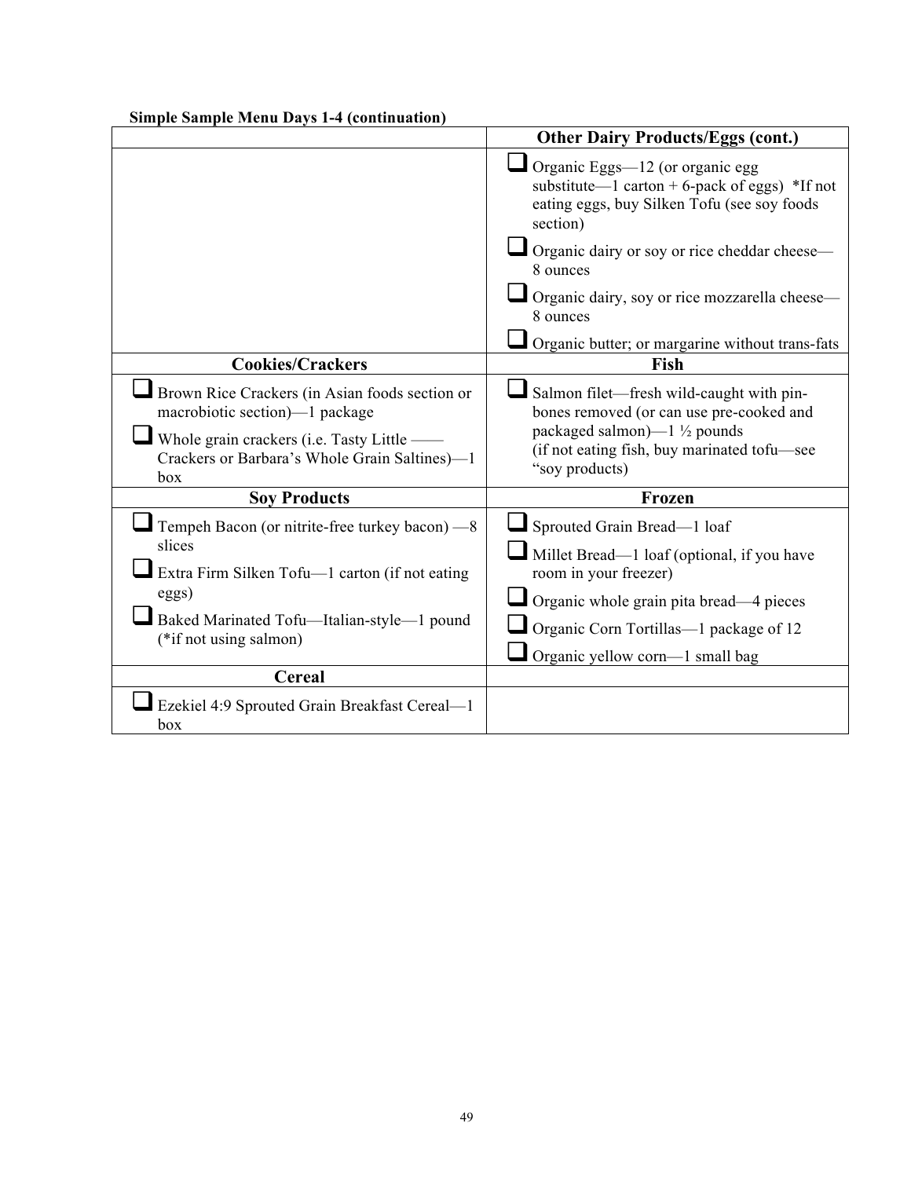**Simple Sample Menu Days 1-4 (continuation)**

| | **Other Dairy Products/Eggs (cont.)** |
|---|---|
| | ❑ Organic Eggs—12 (or organic egg substitute—1 carton + 6-pack of eggs) *If not eating eggs, buy Silken Tofu (see soy foods section)<br>❑ Organic dairy or soy or rice cheddar cheese—8 ounces<br>❑ Organic dairy, soy or rice mozzarella cheese—8 ounces<br>❑ Organic butter; or margarine without trans-fats |
| **Cookies/Crackers** | **Fish** |
| ❑ Brown Rice Crackers (in Asian foods section or macrobiotic section)—1 package<br>❑ Whole grain crackers (i.e. Tasty Little —— Crackers or Barbara's Whole Grain Saltines)—1 box | ❑ Salmon filet—fresh wild-caught with pin-bones removed (or can use pre-cooked and packaged salmon)—1 ½ pounds (if not eating fish, buy marinated tofu—see "soy products) |
| **Soy Products** | **Frozen** |
| ❑ Tempeh Bacon (or nitrite-free turkey bacon) —8 slices<br>❑ Extra Firm Silken Tofu—1 carton (if not eating eggs)<br>❑ Baked Marinated Tofu—Italian-style—1 pound (*if not using salmon) | ❑ Sprouted Grain Bread—1 loaf<br>❑ Millet Bread—1 loaf (optional, if you have room in your freezer)<br>❑ Organic whole grain pita bread—4 pieces<br>❑ Organic Corn Tortillas—1 package of 12<br>❑ Organic yellow corn—1 small bag |
| **Cereal** | |
| ❑ Ezekiel 4:9 Sprouted Grain Breakfast Cereal—1 box | |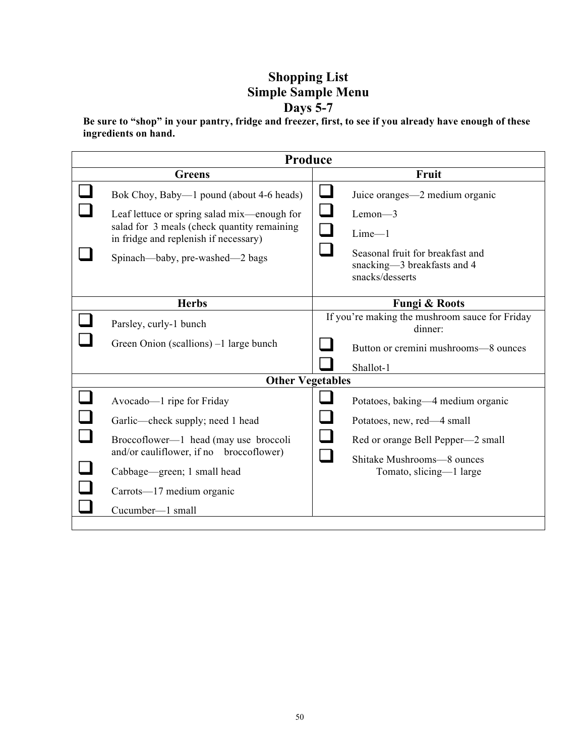# Shopping List
# Simple Sample Menu
# Days 5-7

**Be sure to "shop" in your pantry, fridge and freezer, first, to see if you already have enough of these ingredients on hand.**

## Produce

| Greens | Fruit |
|---|---|
| ❑ Bok Choy, Baby—1 pound (about 4-6 heads) | ❑ Juice oranges—2 medium organic |
| ❑ Leaf lettuce or spring salad mix—enough for salad for 3 meals (check quantity remaining in fridge and replenish if necessary) | ❑ Lemon—3 |
| ❑ Spinach—baby, pre-washed—2 bags | ❑ Lime—1 |
| | ❑ Seasonal fruit for breakfast and snacking—3 breakfasts and 4 snacks/desserts |

| Herbs | Fungi & Roots |
|---|---|
| ❑ Parsley, curly-1 bunch | If you're making the mushroom sauce for Friday dinner: |
| ❑ Green Onion (scallions) –1 large bunch | ❑ Button or cremini mushrooms—8 ounces |
| | ❑ Shallot-1 |

| Other Vegetables | |
|---|---|
| ❑ Avocado—1 ripe for Friday | ❑ Potatoes, baking—4 medium organic |
| ❑ Garlic—check supply; need 1 head | ❑ Potatoes, new, red—4 small |
| ❑ Broccoflower—1 head (may use broccoli and/or cauliflower, if no broccoflower) | ❑ Red or orange Bell Pepper—2 small |
| ❑ Cabbage—green; 1 small head | ❑ Shitake Mushrooms—8 ounces |
| ❑ Carrots—17 medium organic | Tomato, slicing—1 large |
| ❑ Cucumber—1 small | |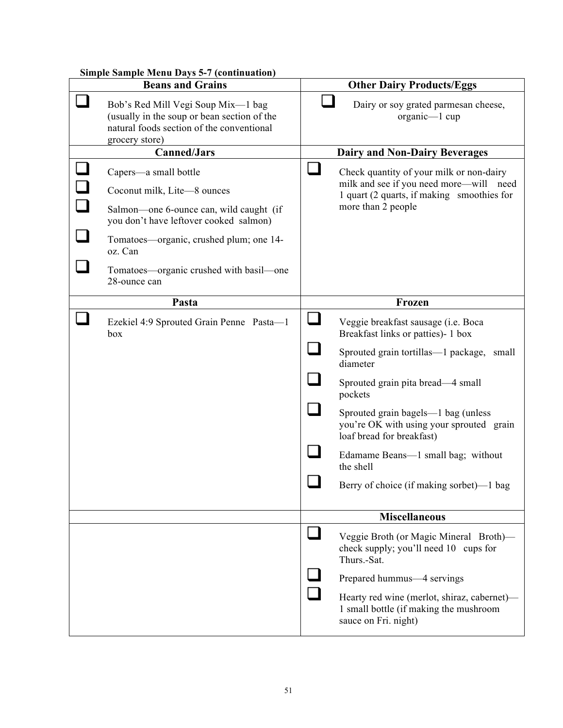**Simple Sample Menu Days 5-7 (continuation)**

| Beans and Grains | Other Dairy Products/Eggs |
|---|---|
| ❑ Bob's Red Mill Vegi Soup Mix—1 bag (usually in the soup or bean section of the natural foods section of the conventional grocery store) | ❑ Dairy or soy grated parmesan cheese, organic—1 cup |
| **Canned/Jars** | **Dairy and Non-Dairy Beverages** |
| ❑ Capers—a small bottle<br>❑ Coconut milk, Lite—8 ounces<br>❑ Salmon—one 6-ounce can, wild caught (if you don't have leftover cooked salmon)<br>❑ Tomatoes—organic, crushed plum; one 14-oz. Can<br>❑ Tomatoes—organic crushed with basil—one 28-ounce can | ❑ Check quantity of your milk or non-dairy milk and see if you need more—will need 1 quart (2 quarts, if making smoothies for more than 2 people |
| **Pasta** | **Frozen** |
| ❑ Ezekiel 4:9 Sprouted Grain Penne Pasta—1 box | ❑ Veggie breakfast sausage (i.e. Boca Breakfast links or patties)- 1 box<br>❑ Sprouted grain tortillas—1 package, small diameter<br>❑ Sprouted grain pita bread—4 small pockets<br>❑ Sprouted grain bagels—1 bag (unless you're OK with using your sprouted grain loaf bread for breakfast)<br>❑ Edamame Beans—1 small bag; without the shell<br>❑ Berry of choice (if making sorbet)—1 bag |
| | **Miscellaneous** |
| | ❑ Veggie Broth (or Magic Mineral Broth)—check supply; you'll need 10 cups for Thurs.-Sat.<br>❑ Prepared hummus—4 servings<br>❑ Hearty red wine (merlot, shiraz, cabernet)—1 small bottle (if making the mushroom sauce on Fri. night) |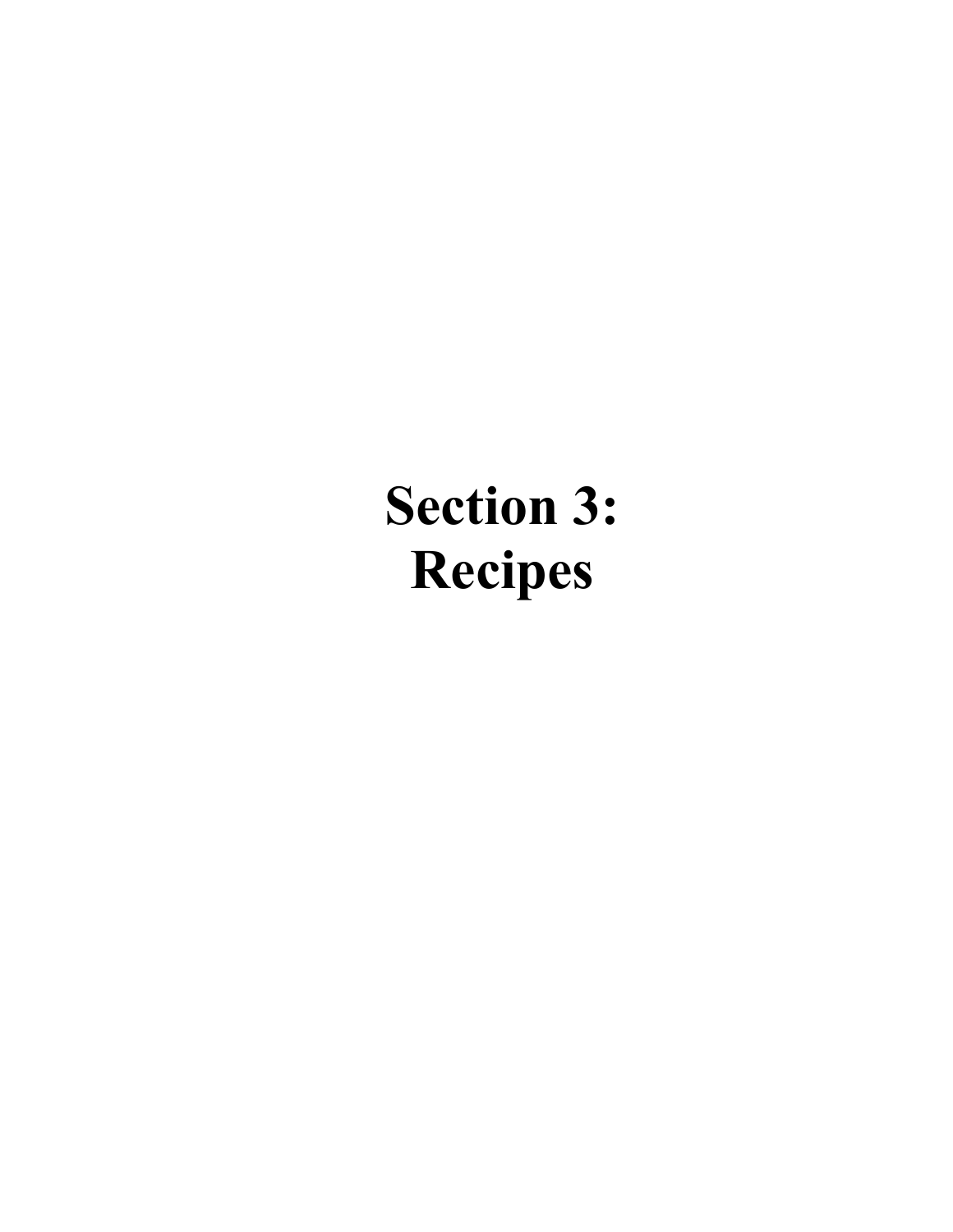# Section 3: Recipes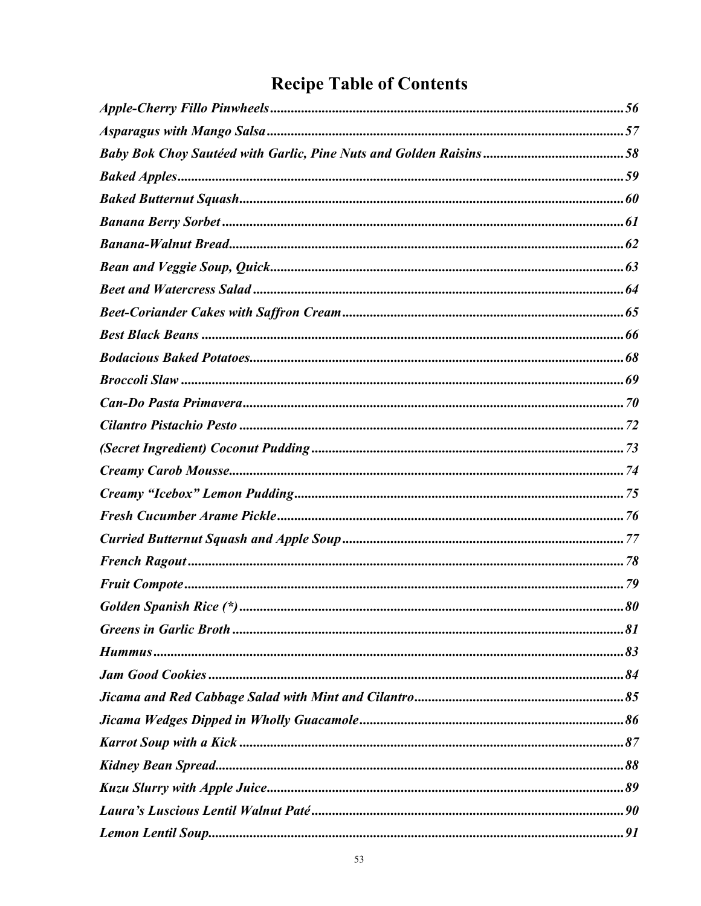# Recipe Table of Contents

*Apple-Cherry Fillo Pinwheels* ...... *56*
*Asparagus with Mango Salsa* ...... *57*
*Baby Bok Choy Sautéed with Garlic, Pine Nuts and Golden Raisins* ...... *58*
*Baked Apples* ...... *59*
*Baked Butternut Squash* ...... *60*
*Banana Berry Sorbet* ...... *61*
*Banana-Walnut Bread* ...... *62*
*Bean and Veggie Soup, Quick* ...... *63*
*Beet and Watercress Salad* ...... *64*
*Beet-Coriander Cakes with Saffron Cream* ...... *65*
*Best Black Beans* ...... *66*
*Bodacious Baked Potatoes* ...... *68*
*Broccoli Slaw* ...... *69*
*Can-Do Pasta Primavera* ...... *70*
*Cilantro Pistachio Pesto* ...... *72*
*(Secret Ingredient) Coconut Pudding* ...... *73*
*Creamy Carob Mousse* ...... *74*
*Creamy "Icebox" Lemon Pudding* ...... *75*
*Fresh Cucumber Arame Pickle* ...... *76*
*Curried Butternut Squash and Apple Soup* ...... *77*
*French Ragout* ...... *78*
*Fruit Compote* ...... *79*
*Golden Spanish Rice (*)* ...... *80*
*Greens in Garlic Broth* ...... *81*
*Hummus* ...... *83*
*Jam Good Cookies* ...... *84*
*Jicama and Red Cabbage Salad with Mint and Cilantro* ...... *85*
*Jicama Wedges Dipped in Wholly Guacamole* ...... *86*
*Karrot Soup with a Kick* ...... *87*
*Kidney Bean Spread* ...... *88*
*Kuzu Slurry with Apple Juice* ...... *89*
*Laura's Luscious Lentil Walnut Paté* ...... *90*
*Lemon Lentil Soup* ...... *91*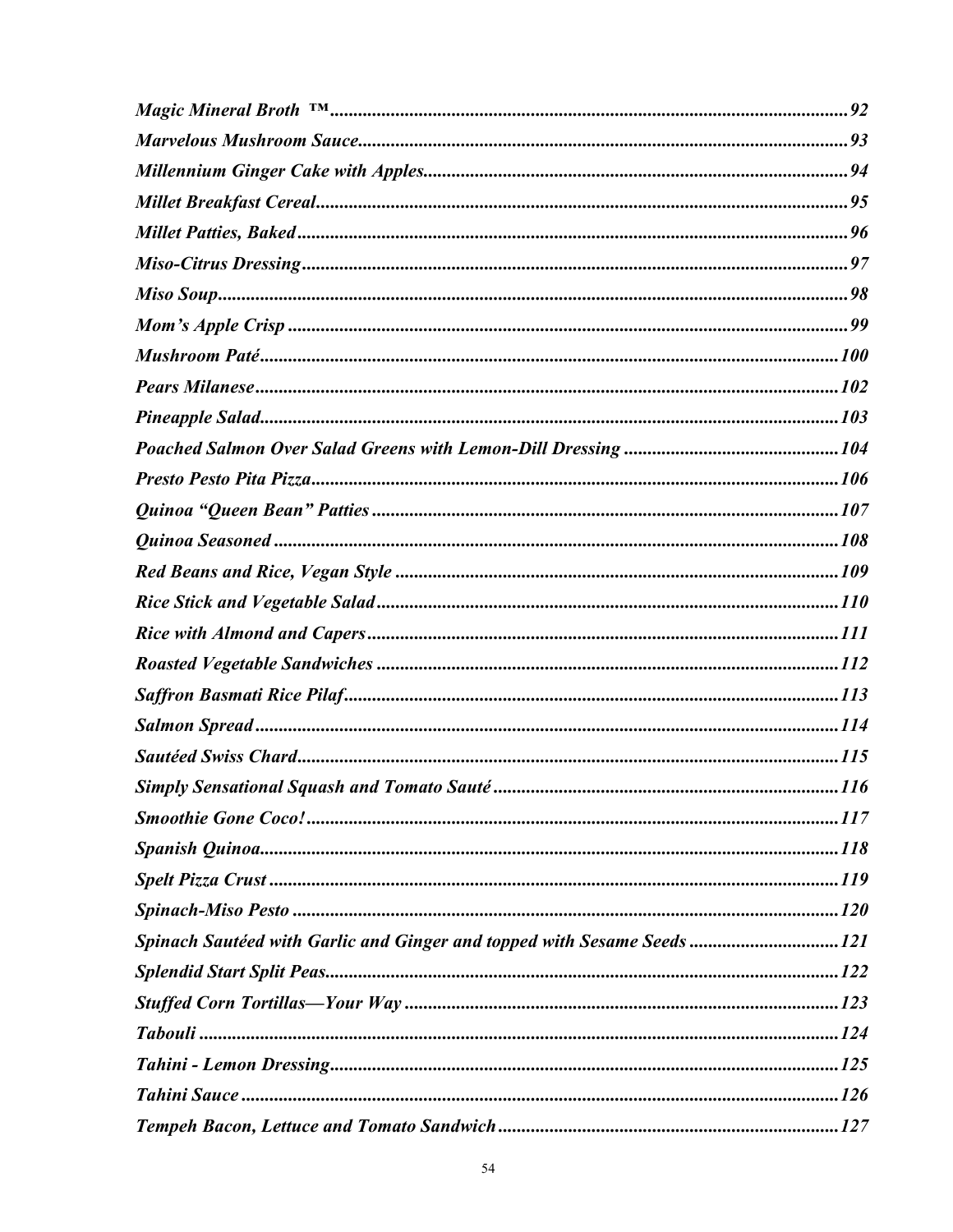*Magic Mineral Broth ™*......92
*Marvelous Mushroom Sauce*......93
*Millennium Ginger Cake with Apples*......94
*Millet Breakfast Cereal*......95
*Millet Patties, Baked*......96
*Miso-Citrus Dressing*......97
*Miso Soup*......98
*Mom's Apple Crisp*......99
*Mushroom Paté*......100
*Pears Milanese*......102
*Pineapple Salad*......103
*Poached Salmon Over Salad Greens with Lemon-Dill Dressing*......104
*Presto Pesto Pita Pizza*......106
*Quinoa "Queen Bean" Patties*......107
*Quinoa Seasoned*......108
*Red Beans and Rice, Vegan Style*......109
*Rice Stick and Vegetable Salad*......110
*Rice with Almond and Capers*......111
*Roasted Vegetable Sandwiches*......112
*Saffron Basmati Rice Pilaf*......113
*Salmon Spread*......114
*Sautéed Swiss Chard*......115
*Simply Sensational Squash and Tomato Sauté*......116
*Smoothie Gone Coco!*......117
*Spanish Quinoa*......118
*Spelt Pizza Crust*......119
*Spinach-Miso Pesto*......120
*Spinach Sautéed with Garlic and Ginger and topped with Sesame Seeds*......121
*Splendid Start Split Peas*......122
*Stuffed Corn Tortillas—Your Way*......123
*Tabouli*......124
*Tahini - Lemon Dressing*......125
*Tahini Sauce*......126
*Tempeh Bacon, Lettuce and Tomato Sandwich*......127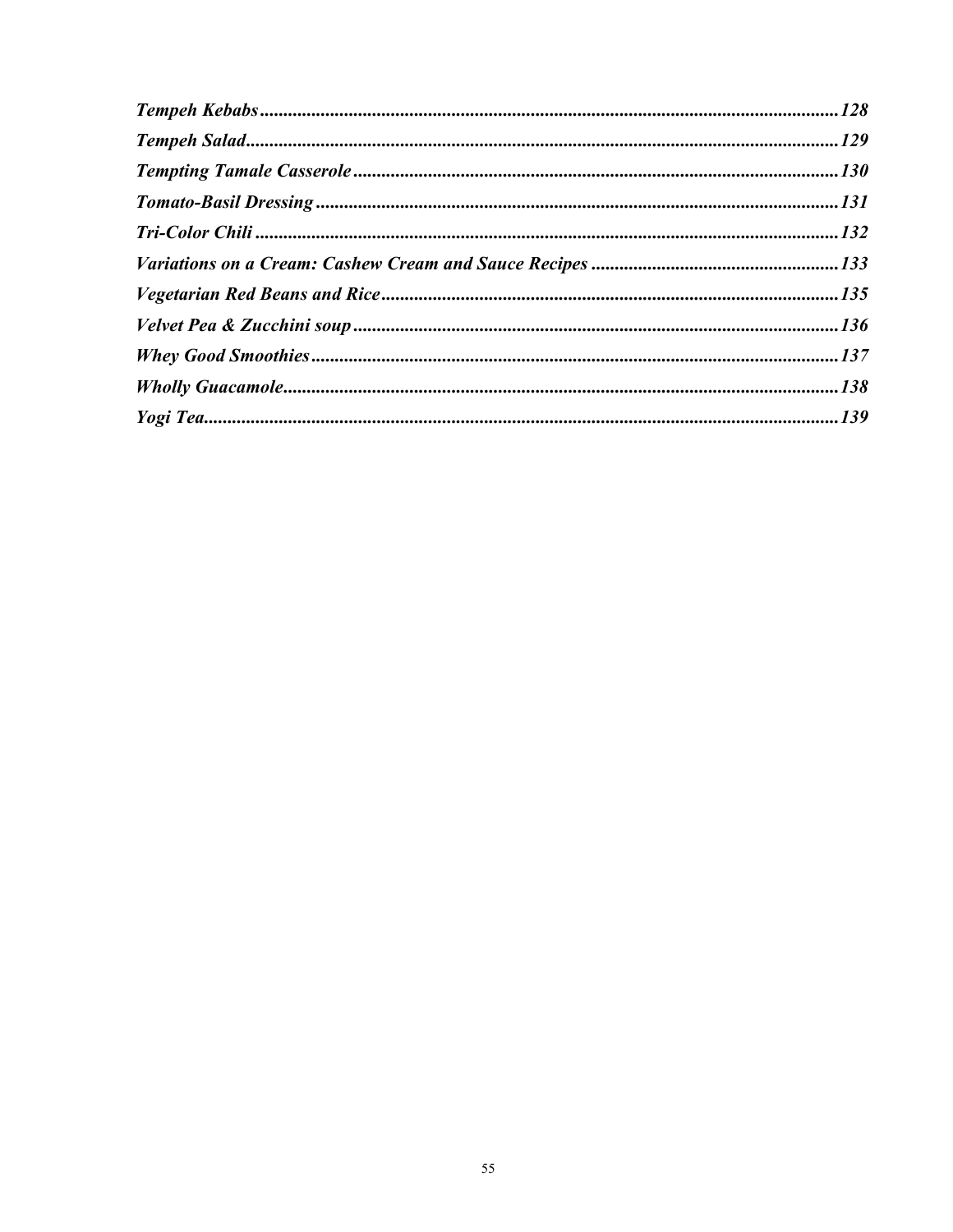*Tempeh Kebabs*......................................................................................................................*128*
*Tempeh Salad*........................................................................................................................*129*
*Tempting Tamale Casserole*..................................................................................................*130*
*Tomato-Basil Dressing*..........................................................................................................*131*
*Tri-Color Chili*......................................................................................................................*132*
*Variations on a Cream: Cashew Cream and Sauce Recipes*...............................................*133*
*Vegetarian Red Beans and Rice*............................................................................................*135*
*Velvet Pea & Zucchini soup*..................................................................................................*136*
*Whey Good Smoothies*..........................................................................................................*137*
*Wholly Guacamole*................................................................................................................*138*
*Yogi Tea*.................................................................................................................................*139*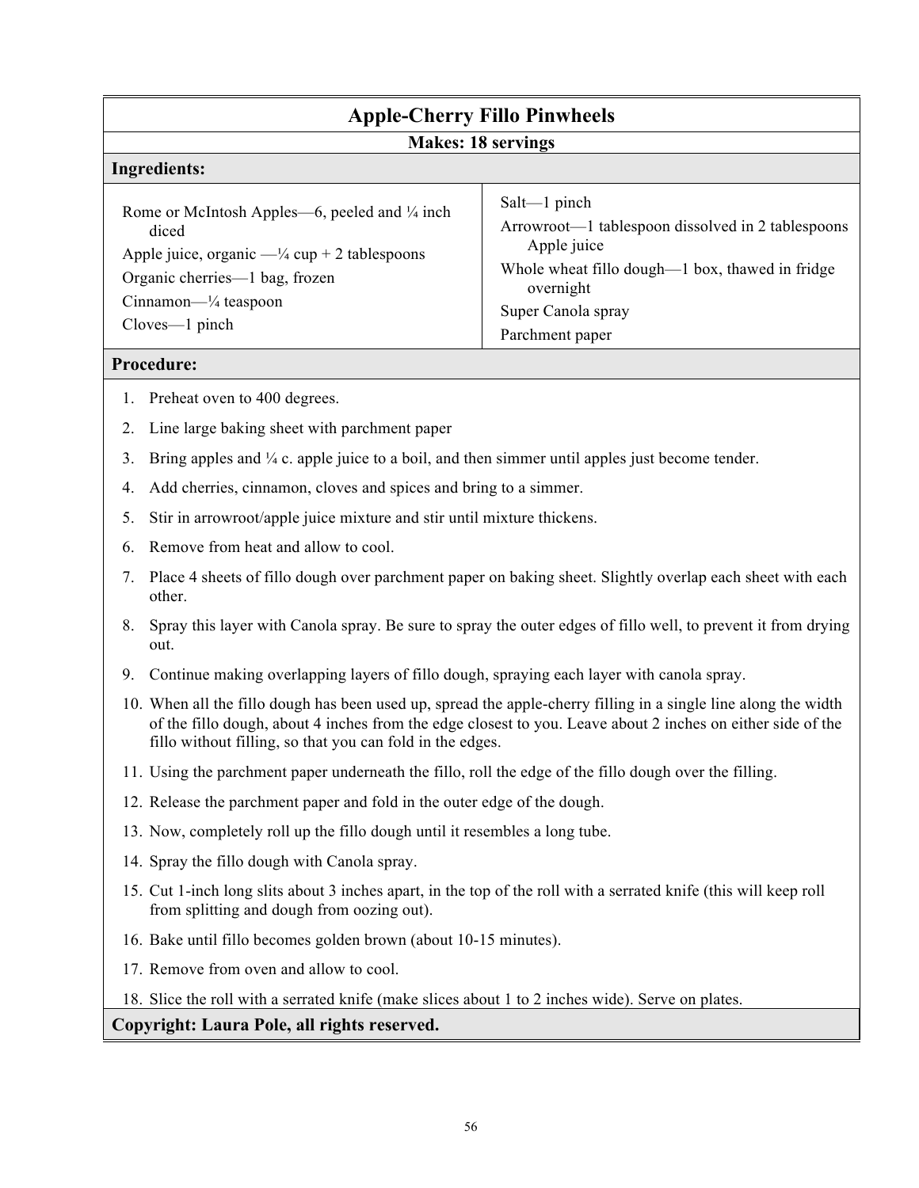# Apple-Cherry Fillo Pinwheels

**Makes: 18 servings**

## Ingredients:

- Rome or McIntosh Apples—6, peeled and ¼ inch diced
- Apple juice, organic —¼ cup + 2 tablespoons
- Organic cherries—1 bag, frozen
- Cinnamon—¼ teaspoon
- Cloves—1 pinch
- Salt—1 pinch
- Arrowroot—1 tablespoon dissolved in 2 tablespoons Apple juice
- Whole wheat fillo dough—1 box, thawed in fridge overnight
- Super Canola spray
- Parchment paper

## Procedure:

1. Preheat oven to 400 degrees.
2. Line large baking sheet with parchment paper
3. Bring apples and ¼ c. apple juice to a boil, and then simmer until apples just become tender.
4. Add cherries, cinnamon, cloves and spices and bring to a simmer.
5. Stir in arrowroot/apple juice mixture and stir until mixture thickens.
6. Remove from heat and allow to cool.
7. Place 4 sheets of fillo dough over parchment paper on baking sheet. Slightly overlap each sheet with each other.
8. Spray this layer with Canola spray. Be sure to spray the outer edges of fillo well, to prevent it from drying out.
9. Continue making overlapping layers of fillo dough, spraying each layer with canola spray.
10. When all the fillo dough has been used up, spread the apple-cherry filling in a single line along the width of the fillo dough, about 4 inches from the edge closest to you. Leave about 2 inches on either side of the fillo without filling, so that you can fold in the edges.
11. Using the parchment paper underneath the fillo, roll the edge of the fillo dough over the filling.
12. Release the parchment paper and fold in the outer edge of the dough.
13. Now, completely roll up the fillo dough until it resembles a long tube.
14. Spray the fillo dough with Canola spray.
15. Cut 1-inch long slits about 3 inches apart, in the top of the roll with a serrated knife (this will keep roll from splitting and dough from oozing out).
16. Bake until fillo becomes golden brown (about 10-15 minutes).
17. Remove from oven and allow to cool.
18. Slice the roll with a serrated knife (make slices about 1 to 2 inches wide). Serve on plates.

**Copyright: Laura Pole, all rights reserved.**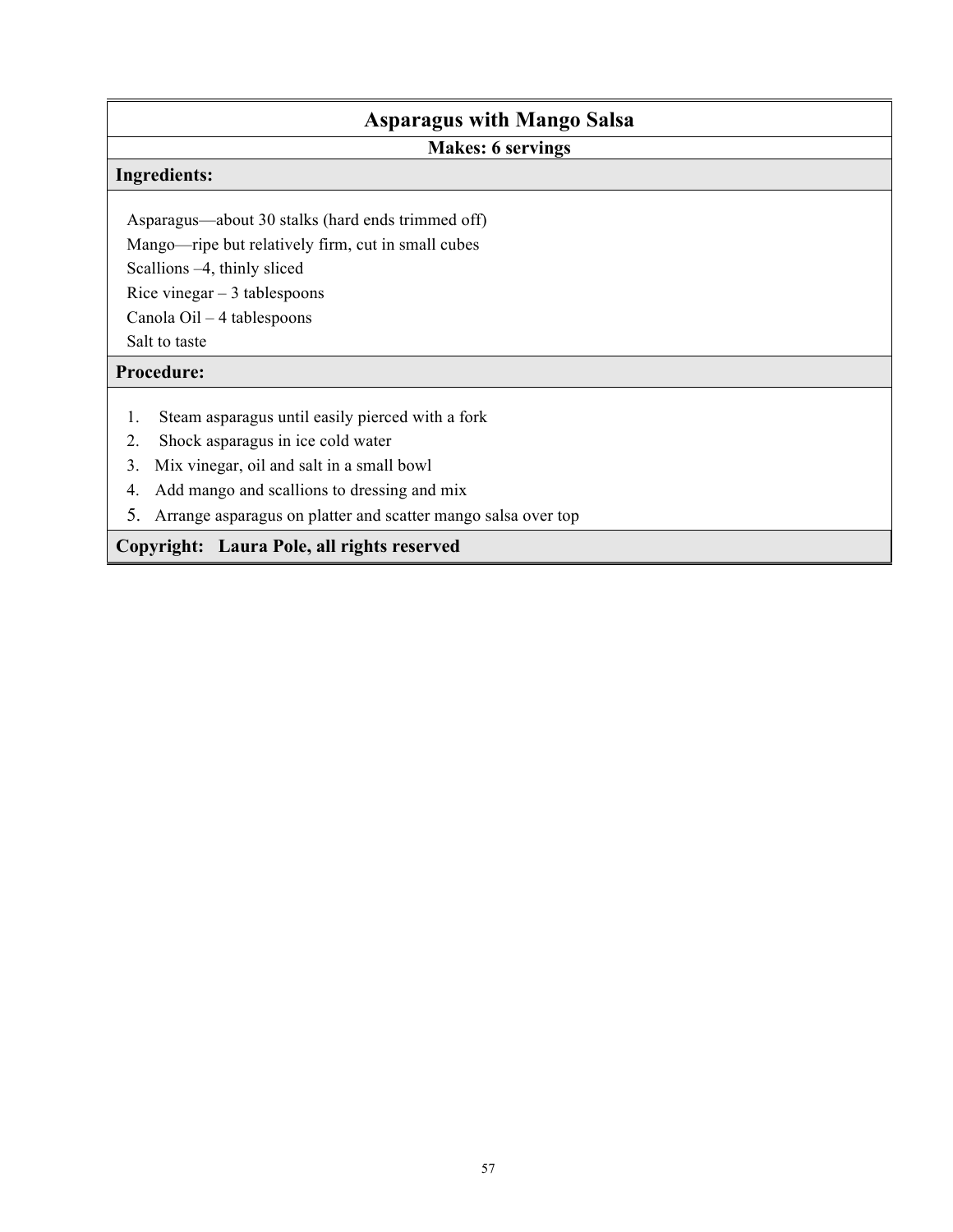# Asparagus with Mango Salsa

**Makes: 6 servings**

**Ingredients:**

Asparagus—about 30 stalks (hard ends trimmed off)
Mango—ripe but relatively firm, cut in small cubes
Scallions –4, thinly sliced
Rice vinegar – 3 tablespoons
Canola Oil – 4 tablespoons
Salt to taste

**Procedure:**

1. Steam asparagus until easily pierced with a fork
2. Shock asparagus in ice cold water
3. Mix vinegar, oil and salt in a small bowl
4. Add mango and scallions to dressing and mix
5. Arrange asparagus on platter and scatter mango salsa over top

**Copyright: Laura Pole, all rights reserved**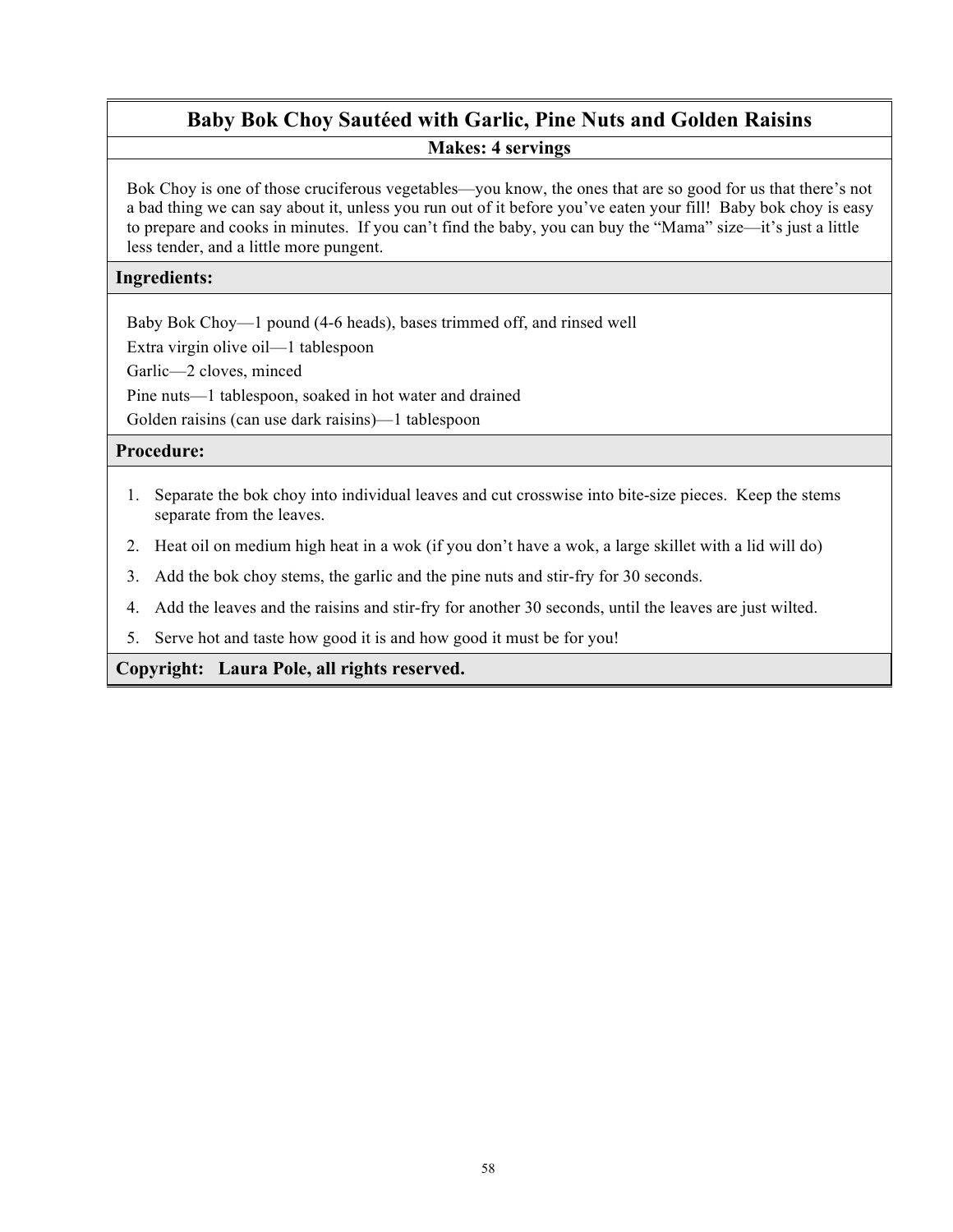# Baby Bok Choy Sautéed with Garlic, Pine Nuts and Golden Raisins

**Makes: 4 servings**

Bok Choy is one of those cruciferous vegetables—you know, the ones that are so good for us that there's not a bad thing we can say about it, unless you run out of it before you've eaten your fill! Baby bok choy is easy to prepare and cooks in minutes. If you can't find the baby, you can buy the "Mama" size—it's just a little less tender, and a little more pungent.

## Ingredients:

Baby Bok Choy—1 pound (4-6 heads), bases trimmed off, and rinsed well

Extra virgin olive oil—1 tablespoon

Garlic—2 cloves, minced

Pine nuts—1 tablespoon, soaked in hot water and drained

Golden raisins (can use dark raisins)—1 tablespoon

## Procedure:

1. Separate the bok choy into individual leaves and cut crosswise into bite-size pieces. Keep the stems separate from the leaves.
2. Heat oil on medium high heat in a wok (if you don't have a wok, a large skillet with a lid will do)
3. Add the bok choy stems, the garlic and the pine nuts and stir-fry for 30 seconds.
4. Add the leaves and the raisins and stir-fry for another 30 seconds, until the leaves are just wilted.
5. Serve hot and taste how good it is and how good it must be for you!

**Copyright: Laura Pole, all rights reserved.**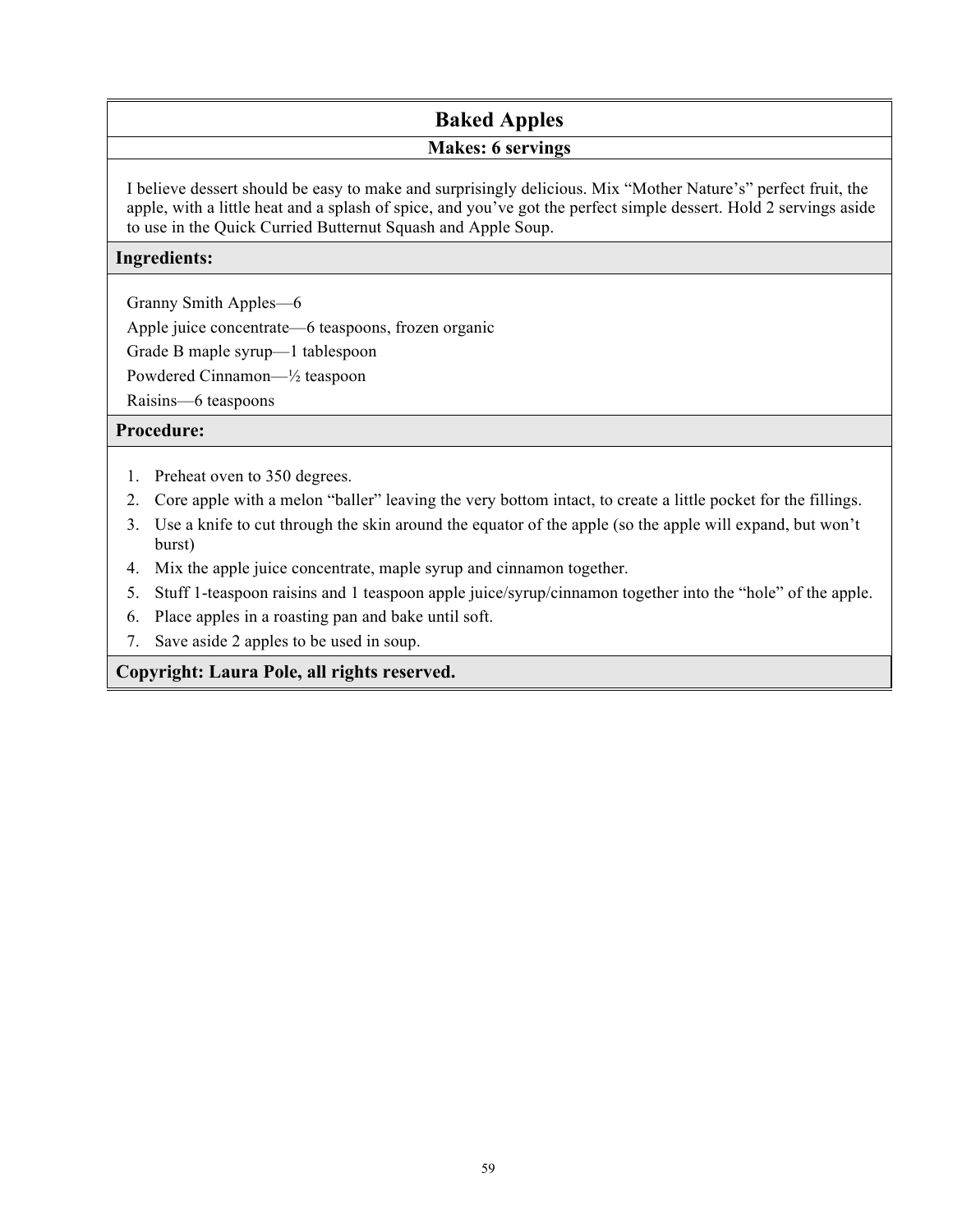# Baked Apples

**Makes: 6 servings**

I believe dessert should be easy to make and surprisingly delicious. Mix "Mother Nature's" perfect fruit, the apple, with a little heat and a splash of spice, and you've got the perfect simple dessert. Hold 2 servings aside to use in the Quick Curried Butternut Squash and Apple Soup.

## Ingredients:

Granny Smith Apples—6
Apple juice concentrate—6 teaspoons, frozen organic
Grade B maple syrup—1 tablespoon
Powdered Cinnamon—½ teaspoon
Raisins—6 teaspoons

## Procedure:

1. Preheat oven to 350 degrees.
2. Core apple with a melon "baller" leaving the very bottom intact, to create a little pocket for the fillings.
3. Use a knife to cut through the skin around the equator of the apple (so the apple will expand, but won't burst)
4. Mix the apple juice concentrate, maple syrup and cinnamon together.
5. Stuff 1-teaspoon raisins and 1 teaspoon apple juice/syrup/cinnamon together into the "hole" of the apple.
6. Place apples in a roasting pan and bake until soft.
7. Save aside 2 apples to be used in soup.

**Copyright: Laura Pole, all rights reserved.**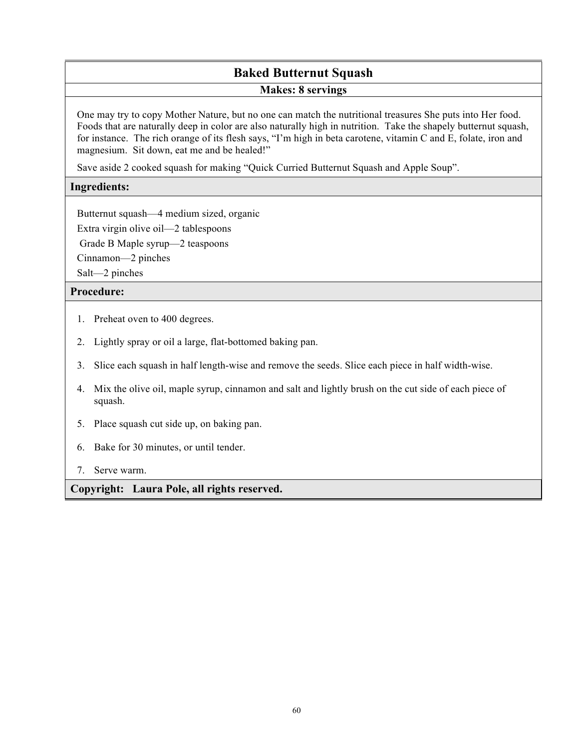# Baked Butternut Squash

**Makes: 8 servings**

One may try to copy Mother Nature, but no one can match the nutritional treasures She puts into Her food. Foods that are naturally deep in color are also naturally high in nutrition. Take the shapely butternut squash, for instance. The rich orange of its flesh says, "I'm high in beta carotene, vitamin C and E, folate, iron and magnesium. Sit down, eat me and be healed!"

Save aside 2 cooked squash for making "Quick Curried Butternut Squash and Apple Soup".

## Ingredients:

Butternut squash—4 medium sized, organic
Extra virgin olive oil—2 tablespoons
Grade B Maple syrup—2 teaspoons
Cinnamon—2 pinches
Salt—2 pinches

## Procedure:

1. Preheat oven to 400 degrees.
2. Lightly spray or oil a large, flat-bottomed baking pan.
3. Slice each squash in half length-wise and remove the seeds. Slice each piece in half width-wise.
4. Mix the olive oil, maple syrup, cinnamon and salt and lightly brush on the cut side of each piece of squash.
5. Place squash cut side up, on baking pan.
6. Bake for 30 minutes, or until tender.
7. Serve warm.

**Copyright: Laura Pole, all rights reserved.**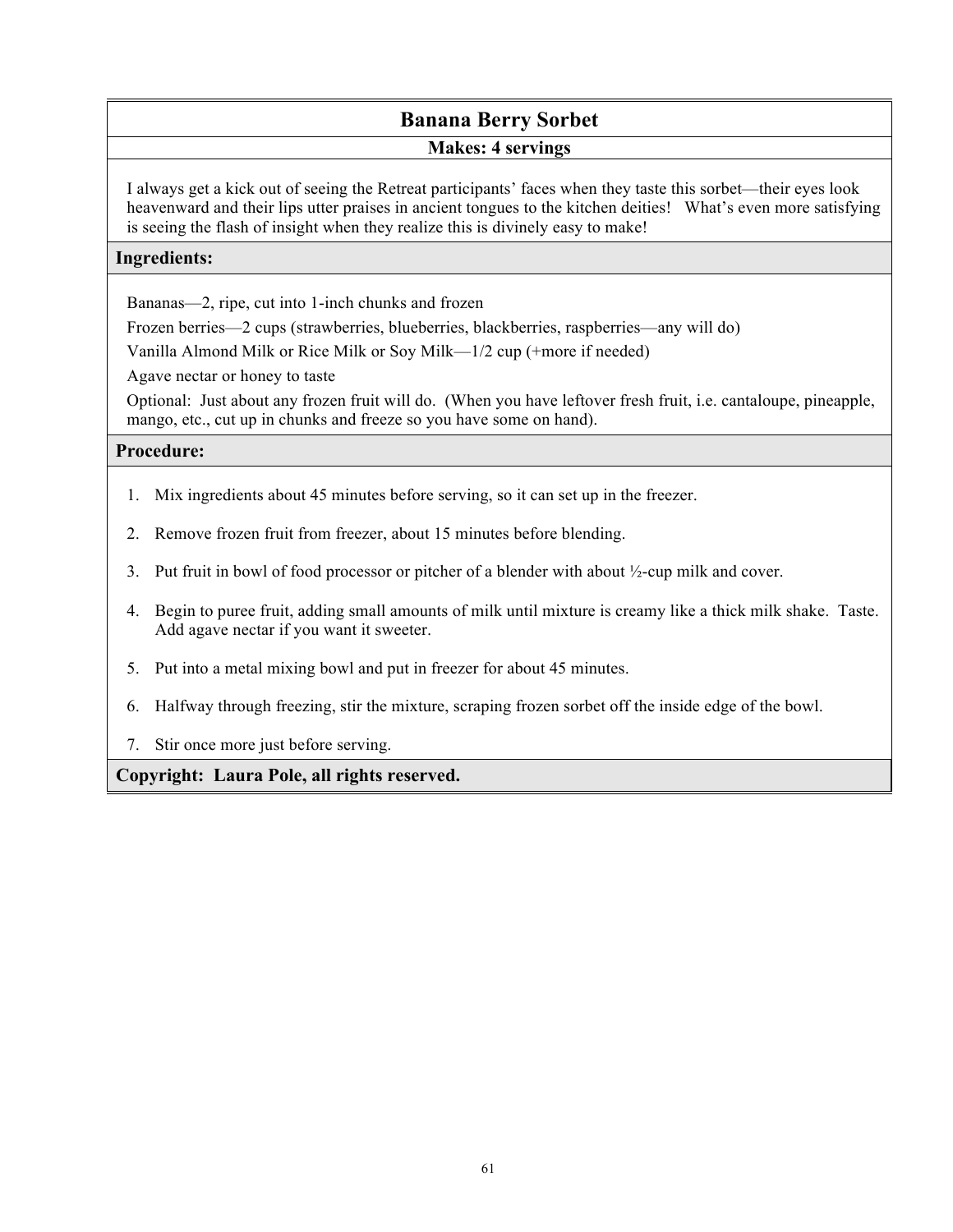# Banana Berry Sorbet

**Makes: 4 servings**

I always get a kick out of seeing the Retreat participants' faces when they taste this sorbet—their eyes look heavenward and their lips utter praises in ancient tongues to the kitchen deities! What's even more satisfying is seeing the flash of insight when they realize this is divinely easy to make!

## Ingredients:

Bananas—2, ripe, cut into 1-inch chunks and frozen

Frozen berries—2 cups (strawberries, blueberries, blackberries, raspberries—any will do)

Vanilla Almond Milk or Rice Milk or Soy Milk—1/2 cup (+more if needed)

Agave nectar or honey to taste

Optional: Just about any frozen fruit will do. (When you have leftover fresh fruit, i.e. cantaloupe, pineapple, mango, etc., cut up in chunks and freeze so you have some on hand).

## Procedure:

1. Mix ingredients about 45 minutes before serving, so it can set up in the freezer.
2. Remove frozen fruit from freezer, about 15 minutes before blending.
3. Put fruit in bowl of food processor or pitcher of a blender with about ½-cup milk and cover.
4. Begin to puree fruit, adding small amounts of milk until mixture is creamy like a thick milk shake. Taste. Add agave nectar if you want it sweeter.
5. Put into a metal mixing bowl and put in freezer for about 45 minutes.
6. Halfway through freezing, stir the mixture, scraping frozen sorbet off the inside edge of the bowl.
7. Stir once more just before serving.

**Copyright: Laura Pole, all rights reserved.**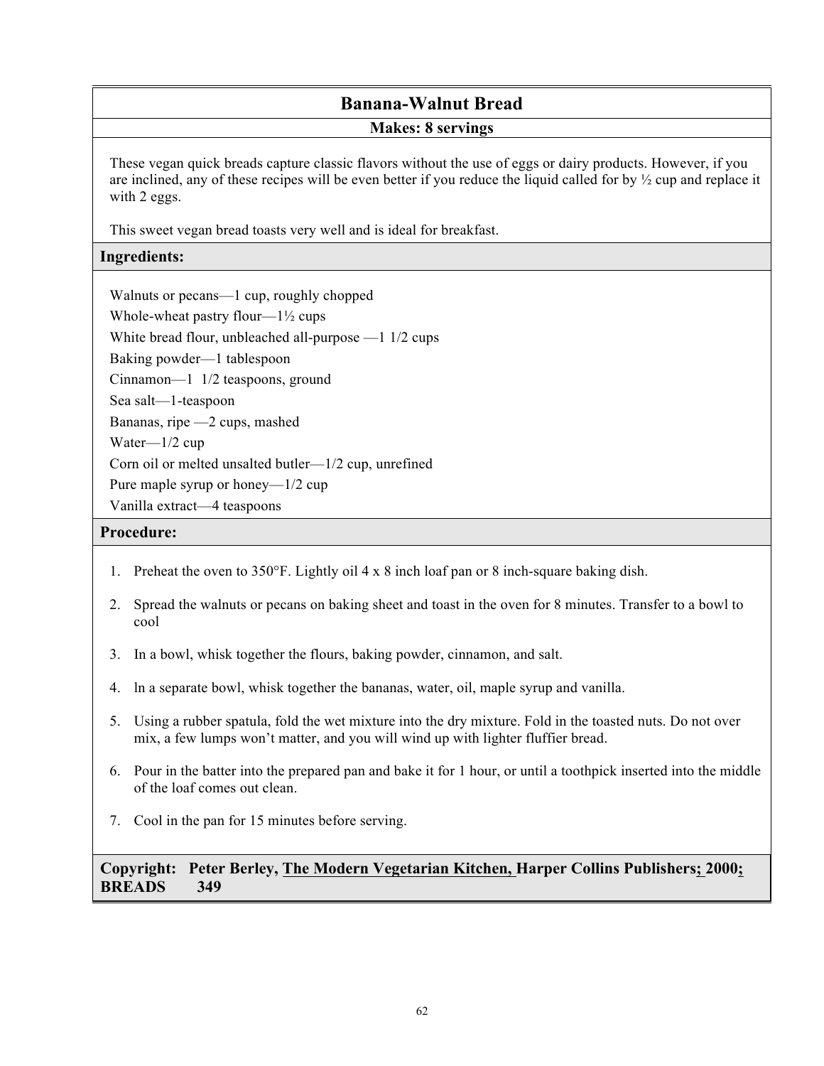# Banana-Walnut Bread

**Makes: 8 servings**

These vegan quick breads capture classic flavors without the use of eggs or dairy products. However, if you are inclined, any of these recipes will be even better if you reduce the liquid called for by ½ cup and replace it with 2 eggs.

This sweet vegan bread toasts very well and is ideal for breakfast.

## Ingredients:

Walnuts or pecans—1 cup, roughly chopped
Whole-wheat pastry flour—1½ cups
White bread flour, unbleached all-purpose —1 1/2 cups
Baking powder—1 tablespoon
Cinnamon—1 1/2 teaspoons, ground
Sea salt—1-teaspoon
Bananas, ripe —2 cups, mashed
Water—1/2 cup
Corn oil or melted unsalted butler—1/2 cup, unrefined
Pure maple syrup or honey—1/2 cup
Vanilla extract—4 teaspoons

## Procedure:

1. Preheat the oven to 350°F. Lightly oil 4 x 8 inch loaf pan or 8 inch-square baking dish.
2. Spread the walnuts or pecans on baking sheet and toast in the oven for 8 minutes. Transfer to a bowl to cool
3. In a bowl, whisk together the flours, baking powder, cinnamon, and salt.
4. ln a separate bowl, whisk together the bananas, water, oil, maple syrup and vanilla.
5. Using a rubber spatula, fold the wet mixture into the dry mixture. Fold in the toasted nuts. Do not over mix, a few lumps won't matter, and you will wind up with lighter fluffier bread.
6. Pour in the batter into the prepared pan and bake it for 1 hour, or until a toothpick inserted into the middle of the loaf comes out clean.
7. Cool in the pan for 15 minutes before serving.

**Copyright: Peter Berley, The Modern Vegetarian Kitchen, Harper Collins Publishers; 2000; BREADS 349**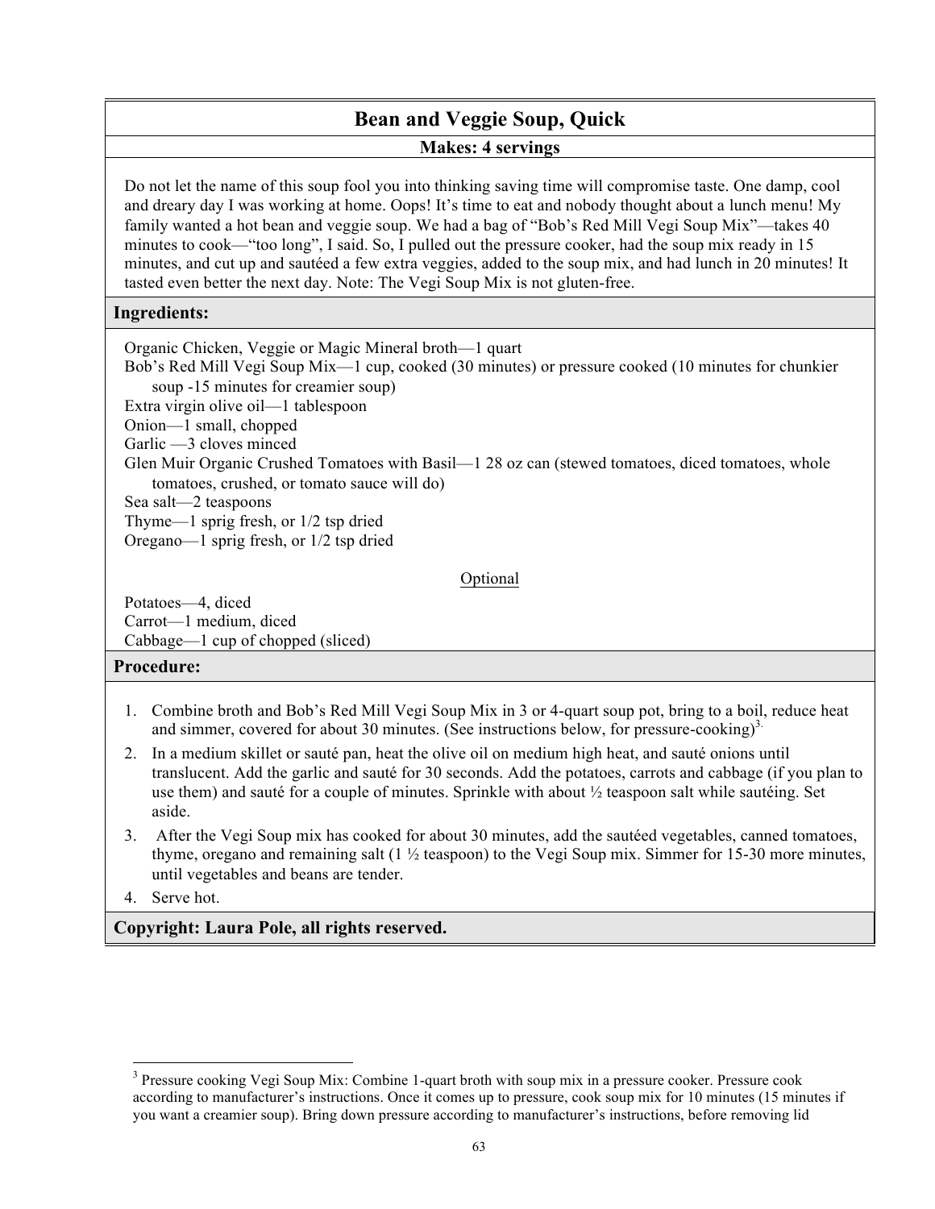# Bean and Veggie Soup, Quick

**Makes: 4 servings**

Do not let the name of this soup fool you into thinking saving time will compromise taste. One damp, cool and dreary day I was working at home. Oops! It's time to eat and nobody thought about a lunch menu! My family wanted a hot bean and veggie soup. We had a bag of "Bob's Red Mill Vegi Soup Mix"—takes 40 minutes to cook—"too long", I said. So, I pulled out the pressure cooker, had the soup mix ready in 15 minutes, and cut up and sautéed a few extra veggies, added to the soup mix, and had lunch in 20 minutes! It tasted even better the next day. Note: The Vegi Soup Mix is not gluten-free.

## Ingredients:

Organic Chicken, Veggie or Magic Mineral broth—1 quart
Bob's Red Mill Vegi Soup Mix—1 cup, cooked (30 minutes) or pressure cooked (10 minutes for chunkier soup -15 minutes for creamier soup)
Extra virgin olive oil—1 tablespoon
Onion—1 small, chopped
Garlic —3 cloves minced
Glen Muir Organic Crushed Tomatoes with Basil—1 28 oz can (stewed tomatoes, diced tomatoes, whole tomatoes, crushed, or tomato sauce will do)
Sea salt—2 teaspoons
Thyme—1 sprig fresh, or 1/2 tsp dried
Oregano—1 sprig fresh, or 1/2 tsp dried

Optional

Potatoes—4, diced
Carrot—1 medium, diced
Cabbage—1 cup of chopped (sliced)

## Procedure:

1. Combine broth and Bob's Red Mill Vegi Soup Mix in 3 or 4-quart soup pot, bring to a boil, reduce heat and simmer, covered for about 30 minutes. (See instructions below, for pressure-cooking)[3]
2. In a medium skillet or sauté pan, heat the olive oil on medium high heat, and sauté onions until translucent. Add the garlic and sauté for 30 seconds. Add the potatoes, carrots and cabbage (if you plan to use them) and sauté for a couple of minutes. Sprinkle with about ½ teaspoon salt while sautéing. Set aside.
3. After the Vegi Soup mix has cooked for about 30 minutes, add the sautéed vegetables, canned tomatoes, thyme, oregano and remaining salt (1 ½ teaspoon) to the Vegi Soup mix. Simmer for 15-30 more minutes, until vegetables and beans are tender.
4. Serve hot.

**Copyright: Laura Pole, all rights reserved.**

---

[3] Pressure cooking Vegi Soup Mix: Combine 1-quart broth with soup mix in a pressure cooker. Pressure cook according to manufacturer's instructions. Once it comes up to pressure, cook soup mix for 10 minutes (15 minutes if you want a creamier soup). Bring down pressure according to manufacturer's instructions, before removing lid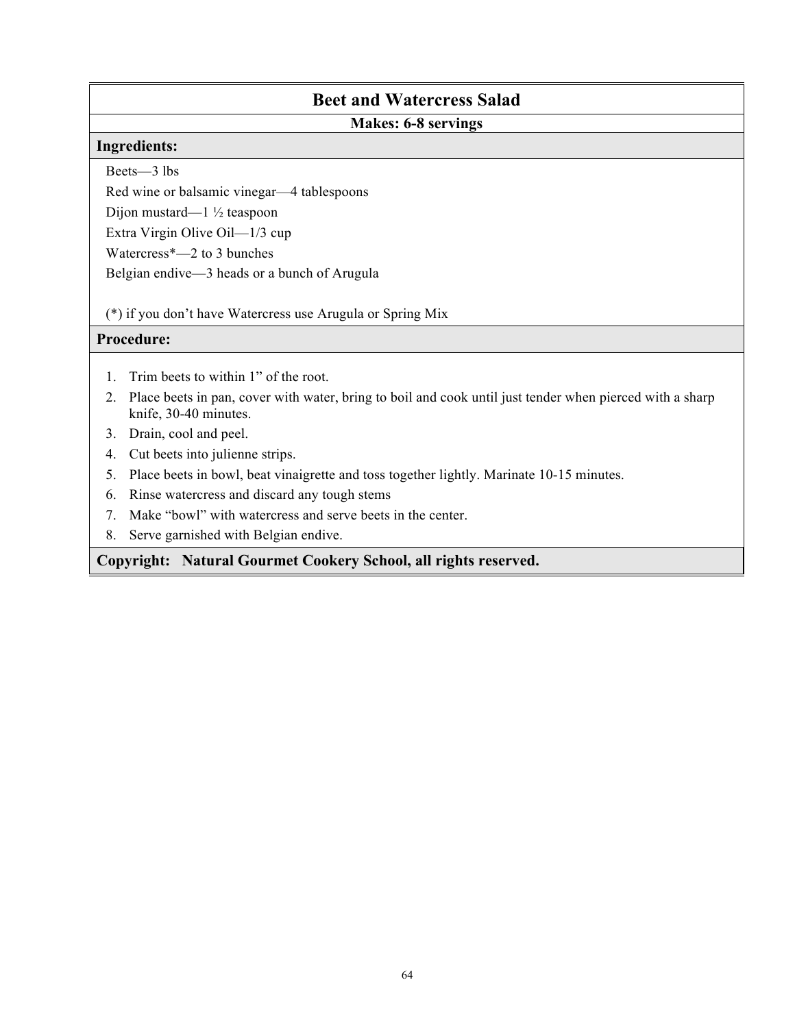# Beet and Watercress Salad

**Makes: 6-8 servings**

## Ingredients:

Beets—3 lbs
Red wine or balsamic vinegar—4 tablespoons
Dijon mustard—1 ½ teaspoon
Extra Virgin Olive Oil—1/3 cup
Watercress*—2 to 3 bunches
Belgian endive—3 heads or a bunch of Arugula

(*) if you don't have Watercress use Arugula or Spring Mix

## Procedure:

1. Trim beets to within 1" of the root.
2. Place beets in pan, cover with water, bring to boil and cook until just tender when pierced with a sharp knife, 30-40 minutes.
3. Drain, cool and peel.
4. Cut beets into julienne strips.
5. Place beets in bowl, beat vinaigrette and toss together lightly. Marinate 10-15 minutes.
6. Rinse watercress and discard any tough stems
7. Make "bowl" with watercress and serve beets in the center.
8. Serve garnished with Belgian endive.

**Copyright: Natural Gourmet Cookery School, all rights reserved.**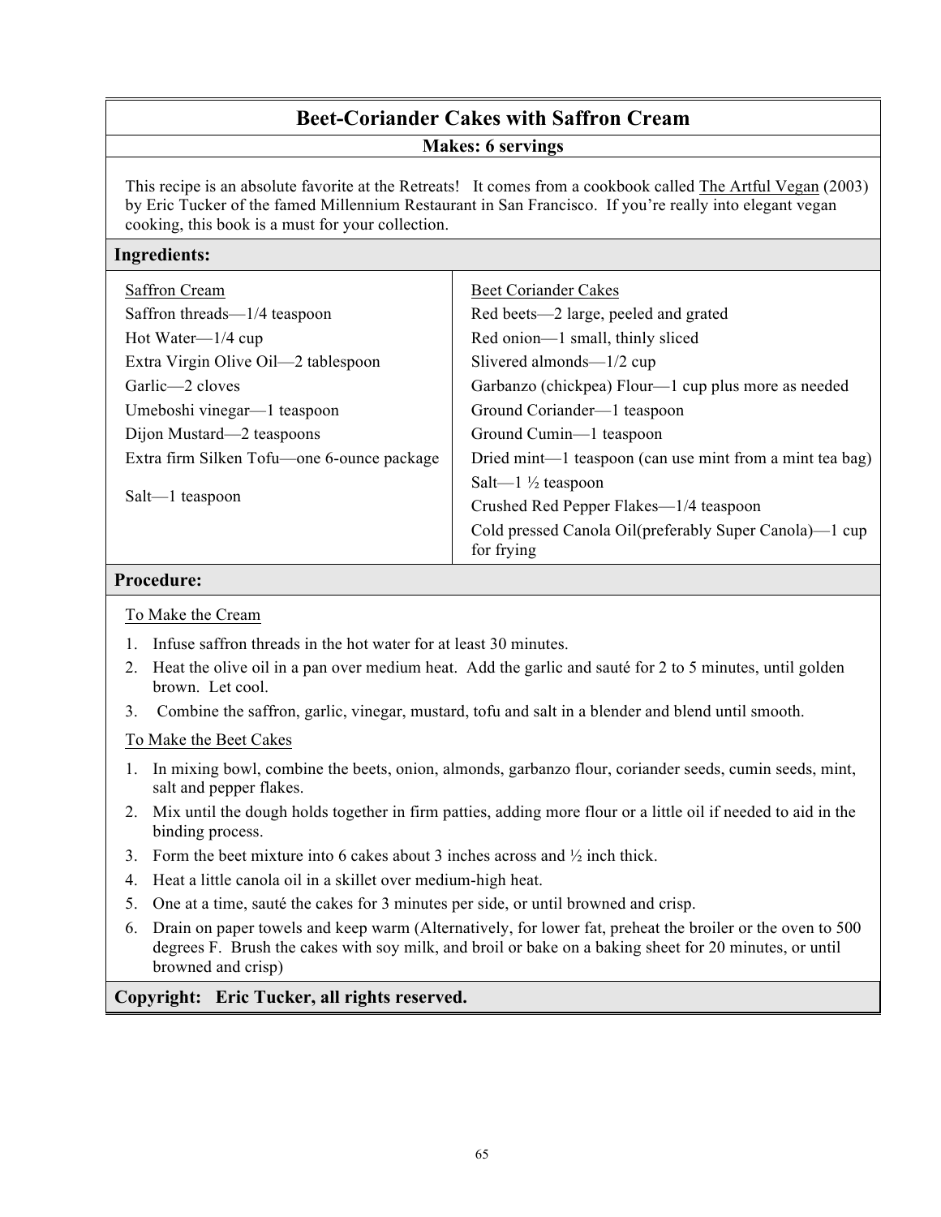# Beet-Coriander Cakes with Saffron Cream

**Makes: 6 servings**

This recipe is an absolute favorite at the Retreats! It comes from a cookbook called The Artful Vegan (2003) by Eric Tucker of the famed Millennium Restaurant in San Francisco. If you're really into elegant vegan cooking, this book is a must for your collection.

## Ingredients:

| Saffron Cream | Beet Coriander Cakes |
|---|---|
| Saffron threads—1/4 teaspoon | Red beets—2 large, peeled and grated |
| Hot Water—1/4 cup | Red onion—1 small, thinly sliced |
| Extra Virgin Olive Oil—2 tablespoon | Slivered almonds—1/2 cup |
| Garlic—2 cloves | Garbanzo (chickpea) Flour—1 cup plus more as needed |
| Umeboshi vinegar—1 teaspoon | Ground Coriander—1 teaspoon |
| Dijon Mustard—2 teaspoons | Ground Cumin—1 teaspoon |
| Extra firm Silken Tofu—one 6-ounce package | Dried mint—1 teaspoon (can use mint from a mint tea bag) |
| Salt—1 teaspoon | Salt—1 ½ teaspoon |
| | Crushed Red Pepper Flakes—1/4 teaspoon |
| | Cold pressed Canola Oil(preferably Super Canola)—1 cup for frying |

## Procedure:

To Make the Cream

1. Infuse saffron threads in the hot water for at least 30 minutes.
2. Heat the olive oil in a pan over medium heat. Add the garlic and sauté for 2 to 5 minutes, until golden brown. Let cool.
3. Combine the saffron, garlic, vinegar, mustard, tofu and salt in a blender and blend until smooth.

To Make the Beet Cakes

1. In mixing bowl, combine the beets, onion, almonds, garbanzo flour, coriander seeds, cumin seeds, mint, salt and pepper flakes.
2. Mix until the dough holds together in firm patties, adding more flour or a little oil if needed to aid in the binding process.
3. Form the beet mixture into 6 cakes about 3 inches across and ½ inch thick.
4. Heat a little canola oil in a skillet over medium-high heat.
5. One at a time, sauté the cakes for 3 minutes per side, or until browned and crisp.
6. Drain on paper towels and keep warm (Alternatively, for lower fat, preheat the broiler or the oven to 500 degrees F. Brush the cakes with soy milk, and broil or bake on a baking sheet for 20 minutes, or until browned and crisp)

**Copyright: Eric Tucker, all rights reserved.**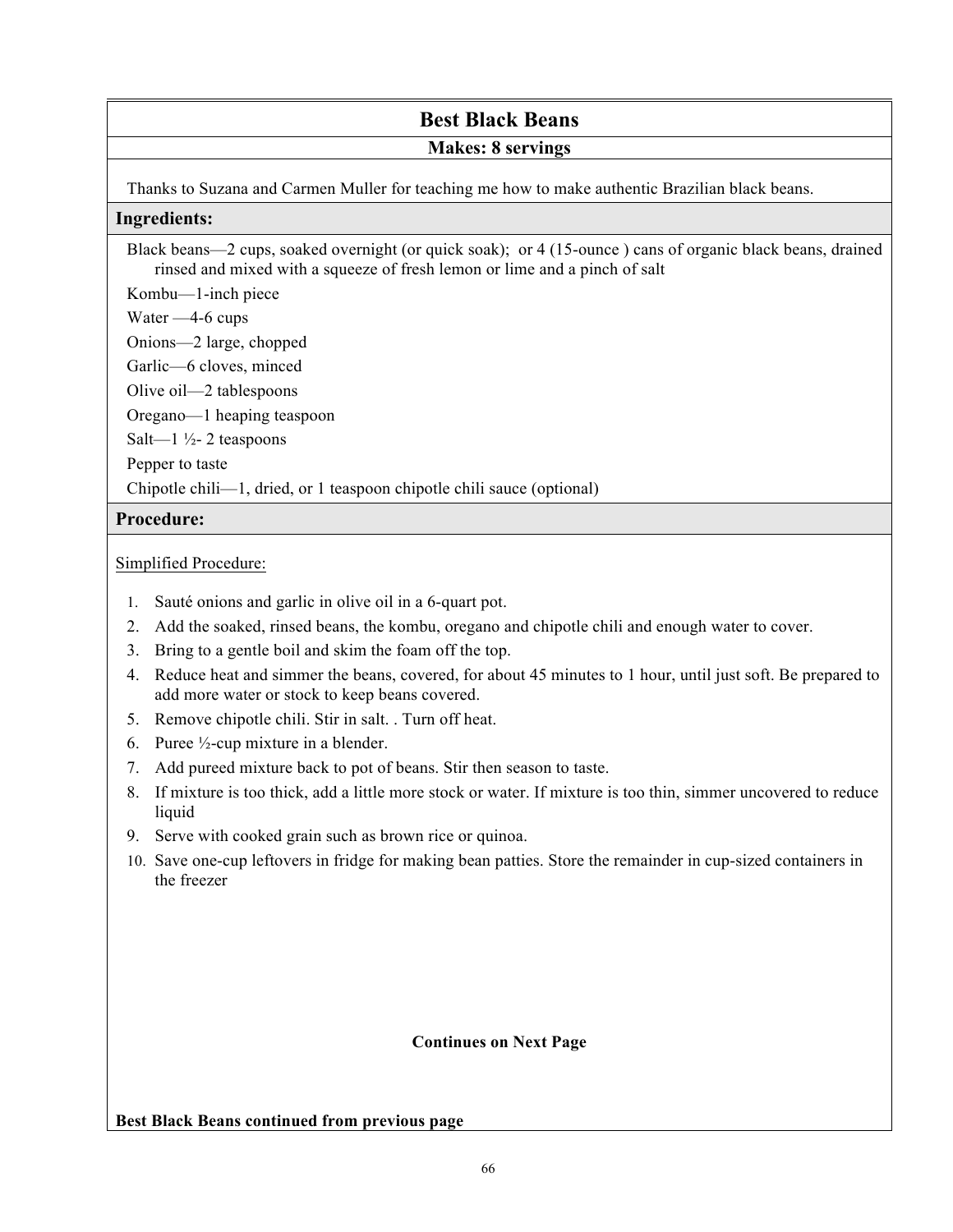# Best Black Beans

**Makes: 8 servings**

Thanks to Suzana and Carmen Muller for teaching me how to make authentic Brazilian black beans.

## Ingredients:

Black beans—2 cups, soaked overnight (or quick soak); or 4 (15-ounce ) cans of organic black beans, drained rinsed and mixed with a squeeze of fresh lemon or lime and a pinch of salt

Kombu—1-inch piece

Water —4-6 cups

Onions—2 large, chopped

Garlic—6 cloves, minced

Olive oil—2 tablespoons

Oregano—1 heaping teaspoon

Salt—1 ½- 2 teaspoons

Pepper to taste

Chipotle chili—1, dried, or 1 teaspoon chipotle chili sauce (optional)

## Procedure:

Simplified Procedure:

1. Sauté onions and garlic in olive oil in a 6-quart pot.
2. Add the soaked, rinsed beans, the kombu, oregano and chipotle chili and enough water to cover.
3. Bring to a gentle boil and skim the foam off the top.
4. Reduce heat and simmer the beans, covered, for about 45 minutes to 1 hour, until just soft. Be prepared to add more water or stock to keep beans covered.
5. Remove chipotle chili. Stir in salt. . Turn off heat.
6. Puree ½-cup mixture in a blender.
7. Add pureed mixture back to pot of beans. Stir then season to taste.
8. If mixture is too thick, add a little more stock or water. If mixture is too thin, simmer uncovered to reduce liquid
9. Serve with cooked grain such as brown rice or quinoa.
10. Save one-cup leftovers in fridge for making bean patties. Store the remainder in cup-sized containers in the freezer

**Continues on Next Page**

**Best Black Beans continued from previous page**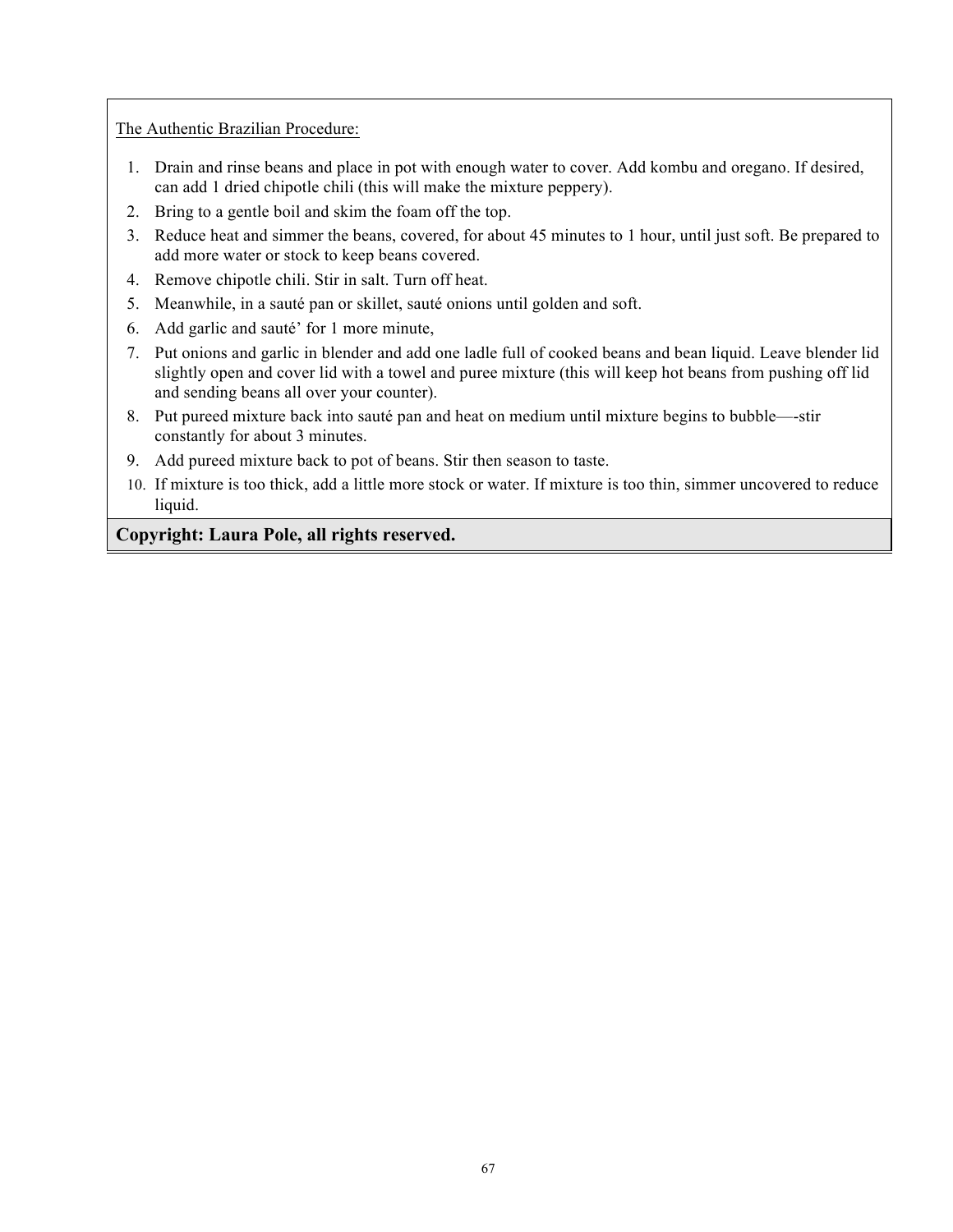<u>The Authentic Brazilian Procedure:</u>

1. Drain and rinse beans and place in pot with enough water to cover. Add kombu and oregano. If desired, can add 1 dried chipotle chili (this will make the mixture peppery).
2. Bring to a gentle boil and skim the foam off the top.
3. Reduce heat and simmer the beans, covered, for about 45 minutes to 1 hour, until just soft. Be prepared to add more water or stock to keep beans covered.
4. Remove chipotle chili. Stir in salt. Turn off heat.
5. Meanwhile, in a sauté pan or skillet, sauté onions until golden and soft.
6. Add garlic and sauté' for 1 more minute,
7. Put onions and garlic in blender and add one ladle full of cooked beans and bean liquid. Leave blender lid slightly open and cover lid with a towel and puree mixture (this will keep hot beans from pushing off lid and sending beans all over your counter).
8. Put pureed mixture back into sauté pan and heat on medium until mixture begins to bubble—-stir constantly for about 3 minutes.
9. Add pureed mixture back to pot of beans. Stir then season to taste.
10. If mixture is too thick, add a little more stock or water. If mixture is too thin, simmer uncovered to reduce liquid.

**Copyright: Laura Pole, all rights reserved.**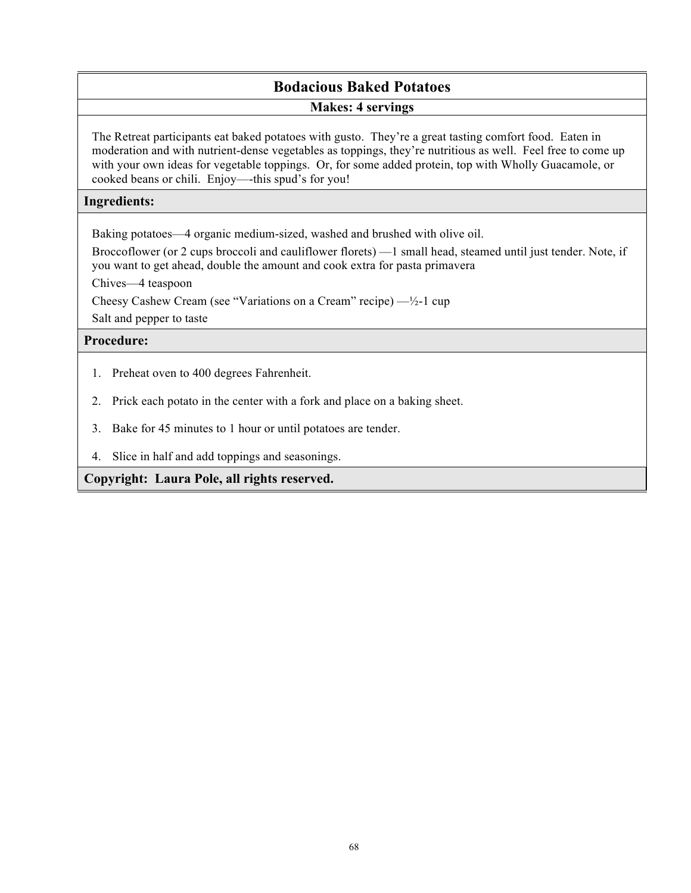# Bodacious Baked Potatoes

**Makes: 4 servings**

The Retreat participants eat baked potatoes with gusto. They're a great tasting comfort food. Eaten in moderation and with nutrient-dense vegetables as toppings, they're nutritious as well. Feel free to come up with your own ideas for vegetable toppings. Or, for some added protein, top with Wholly Guacamole, or cooked beans or chili. Enjoy—-this spud's for you!

## Ingredients:

Baking potatoes—4 organic medium-sized, washed and brushed with olive oil.

Broccoflower (or 2 cups broccoli and cauliflower florets) —1 small head, steamed until just tender. Note, if you want to get ahead, double the amount and cook extra for pasta primavera

Chives—4 teaspoon

Cheesy Cashew Cream (see "Variations on a Cream" recipe) —½-1 cup

Salt and pepper to taste

## Procedure:

1. Preheat oven to 400 degrees Fahrenheit.
2. Prick each potato in the center with a fork and place on a baking sheet.
3. Bake for 45 minutes to 1 hour or until potatoes are tender.
4. Slice in half and add toppings and seasonings.

**Copyright: Laura Pole, all rights reserved.**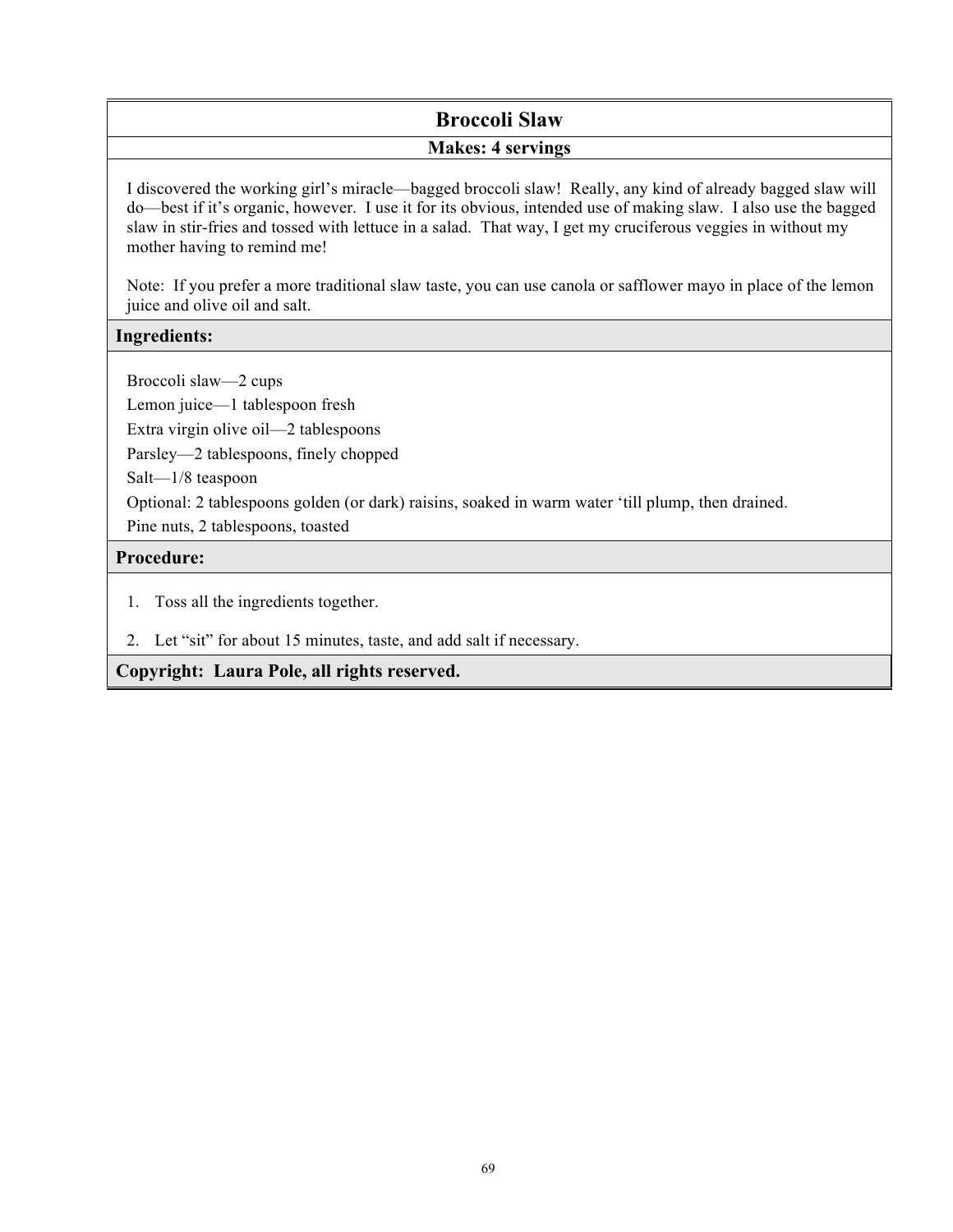# Broccoli Slaw

**Makes: 4 servings**

I discovered the working girl's miracle—bagged broccoli slaw! Really, any kind of already bagged slaw will do—best if it's organic, however. I use it for its obvious, intended use of making slaw. I also use the bagged slaw in stir-fries and tossed with lettuce in a salad. That way, I get my cruciferous veggies in without my mother having to remind me!

Note: If you prefer a more traditional slaw taste, you can use canola or safflower mayo in place of the lemon juice and olive oil and salt.

## Ingredients:

Broccoli slaw—2 cups
Lemon juice—1 tablespoon fresh
Extra virgin olive oil—2 tablespoons
Parsley—2 tablespoons, finely chopped
Salt—1/8 teaspoon
Optional: 2 tablespoons golden (or dark) raisins, soaked in warm water 'till plump, then drained.
Pine nuts, 2 tablespoons, toasted

## Procedure:

1. Toss all the ingredients together.
2. Let "sit" for about 15 minutes, taste, and add salt if necessary.

**Copyright: Laura Pole, all rights reserved.**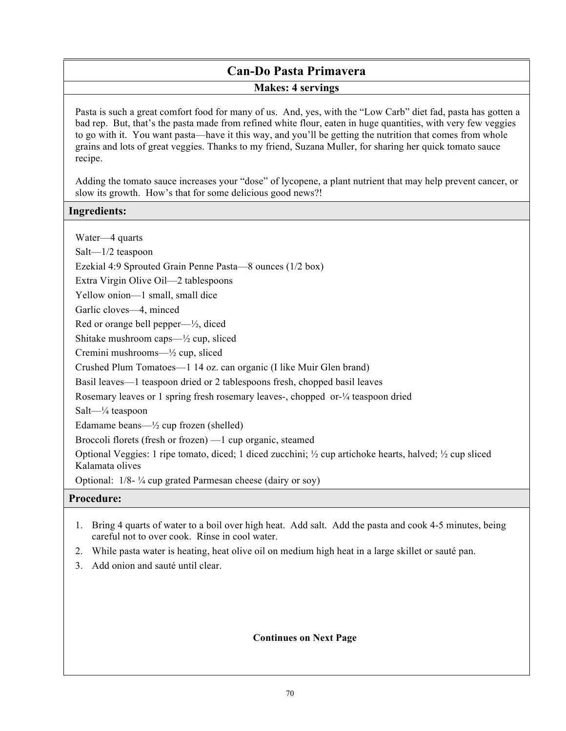# Can-Do Pasta Primavera

**Makes: 4 servings**

Pasta is such a great comfort food for many of us. And, yes, with the "Low Carb" diet fad, pasta has gotten a bad rep. But, that's the pasta made from refined white flour, eaten in huge quantities, with very few veggies to go with it. You want pasta—have it this way, and you'll be getting the nutrition that comes from whole grains and lots of great veggies. Thanks to my friend, Suzana Muller, for sharing her quick tomato sauce recipe.

Adding the tomato sauce increases your "dose" of lycopene, a plant nutrient that may help prevent cancer, or slow its growth. How's that for some delicious good news?!

## Ingredients:

Water—4 quarts  
Salt—1/2 teaspoon  
Ezekial 4:9 Sprouted Grain Penne Pasta—8 ounces (1/2 box)  
Extra Virgin Olive Oil—2 tablespoons  
Yellow onion—1 small, small dice  
Garlic cloves—4, minced  
Red or orange bell pepper—½, diced  
Shitake mushroom caps—½ cup, sliced  
Cremini mushrooms—½ cup, sliced  
Crushed Plum Tomatoes—1 14 oz. can organic (I like Muir Glen brand)  
Basil leaves—1 teaspoon dried or 2 tablespoons fresh, chopped basil leaves  
Rosemary leaves or 1 spring fresh rosemary leaves-, chopped or-¼ teaspoon dried  
Salt—¼ teaspoon  
Edamame beans—½ cup frozen (shelled)  
Broccoli florets (fresh or frozen) —1 cup organic, steamed  
Optional Veggies: 1 ripe tomato, diced; 1 diced zucchini; ½ cup artichoke hearts, halved; ½ cup sliced Kalamata olives  
Optional: 1/8- ¼ cup grated Parmesan cheese (dairy or soy)

## Procedure:

1. Bring 4 quarts of water to a boil over high heat. Add salt. Add the pasta and cook 4-5 minutes, being careful not to over cook. Rinse in cool water.
2. While pasta water is heating, heat olive oil on medium high heat in a large skillet or sauté pan.
3. Add onion and sauté until clear.

**Continues on Next Page**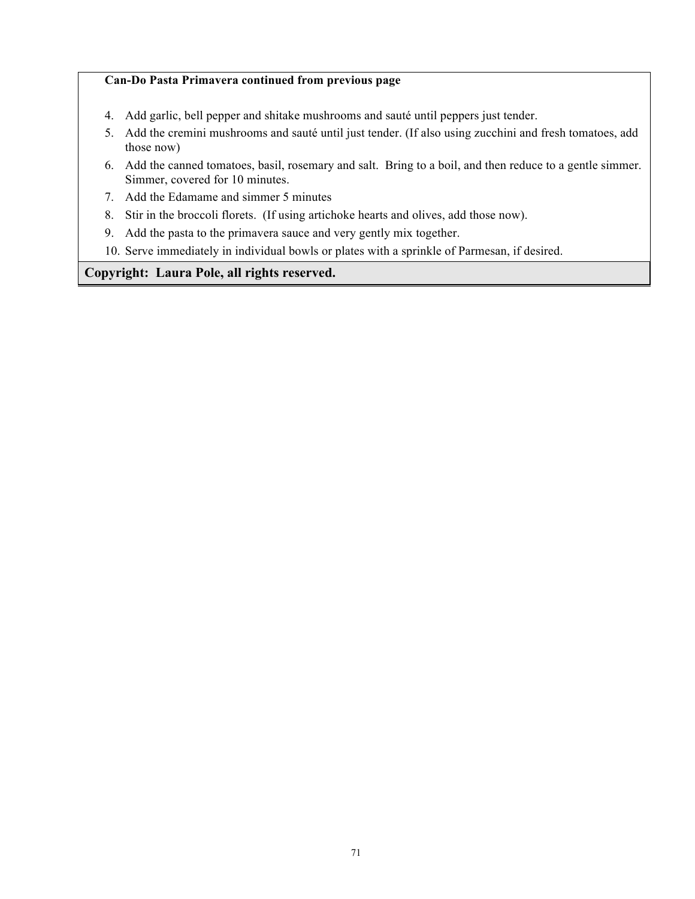**Can-Do Pasta Primavera continued from previous page**

4. Add garlic, bell pepper and shitake mushrooms and sauté until peppers just tender.
5. Add the cremini mushrooms and sauté until just tender. (If also using zucchini and fresh tomatoes, add those now)
6. Add the canned tomatoes, basil, rosemary and salt. Bring to a boil, and then reduce to a gentle simmer. Simmer, covered for 10 minutes.
7. Add the Edamame and simmer 5 minutes
8. Stir in the broccoli florets. (If using artichoke hearts and olives, add those now).
9. Add the pasta to the primavera sauce and very gently mix together.
10. Serve immediately in individual bowls or plates with a sprinkle of Parmesan, if desired.

**Copyright: Laura Pole, all rights reserved.**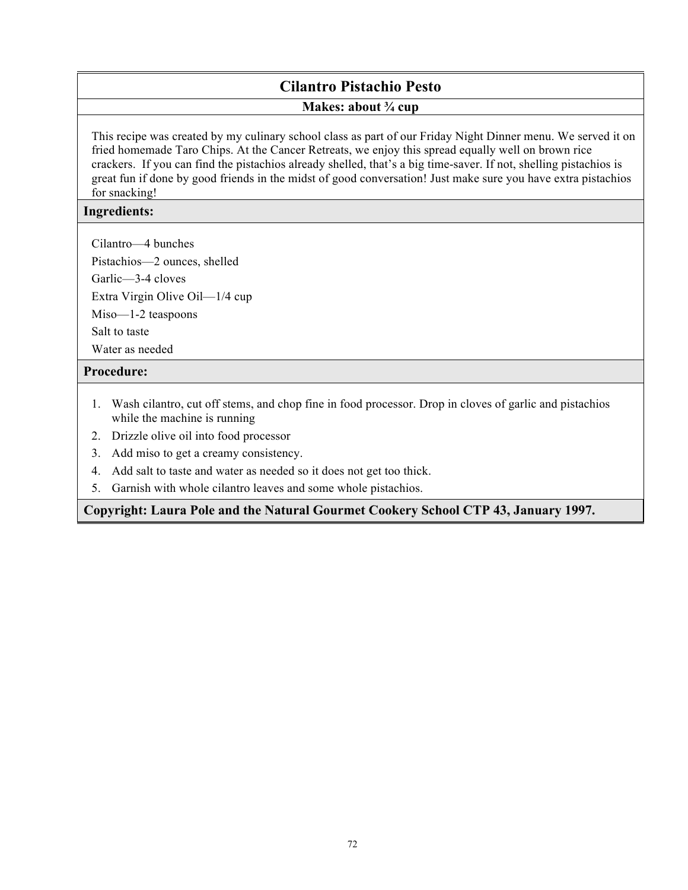# Cilantro Pistachio Pesto

**Makes: about ¾ cup**

This recipe was created by my culinary school class as part of our Friday Night Dinner menu. We served it on fried homemade Taro Chips. At the Cancer Retreats, we enjoy this spread equally well on brown rice crackers. If you can find the pistachios already shelled, that's a big time-saver. If not, shelling pistachios is great fun if done by good friends in the midst of good conversation! Just make sure you have extra pistachios for snacking!

## Ingredients:

Cilantro—4 bunches
Pistachios—2 ounces, shelled
Garlic—3-4 cloves
Extra Virgin Olive Oil—1/4 cup
Miso—1-2 teaspoons
Salt to taste
Water as needed

## Procedure:

1. Wash cilantro, cut off stems, and chop fine in food processor. Drop in cloves of garlic and pistachios while the machine is running
2. Drizzle olive oil into food processor
3. Add miso to get a creamy consistency.
4. Add salt to taste and water as needed so it does not get too thick.
5. Garnish with whole cilantro leaves and some whole pistachios.

**Copyright: Laura Pole and the Natural Gourmet Cookery School CTP 43, January 1997.**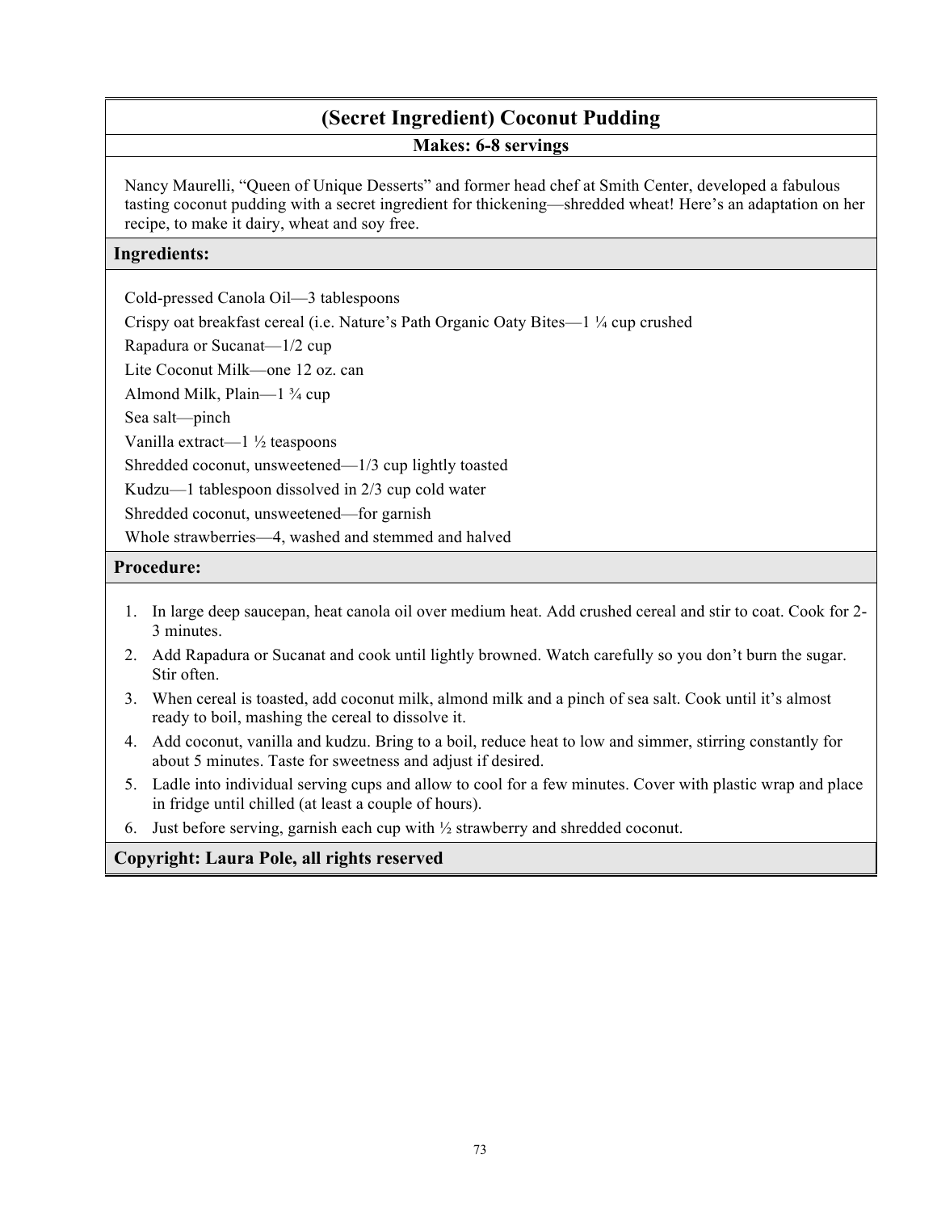# (Secret Ingredient) Coconut Pudding

**Makes: 6-8 servings**

Nancy Maurelli, "Queen of Unique Desserts" and former head chef at Smith Center, developed a fabulous tasting coconut pudding with a secret ingredient for thickening—shredded wheat! Here's an adaptation on her recipe, to make it dairy, wheat and soy free.

## Ingredients:

Cold-pressed Canola Oil—3 tablespoons

Crispy oat breakfast cereal (i.e. Nature's Path Organic Oaty Bites—1 ¼ cup crushed

Rapadura or Sucanat—1/2 cup

Lite Coconut Milk—one 12 oz. can

Almond Milk, Plain—1 ¾ cup

Sea salt—pinch

Vanilla extract—1 ½ teaspoons

Shredded coconut, unsweetened—1/3 cup lightly toasted

Kudzu—1 tablespoon dissolved in 2/3 cup cold water

Shredded coconut, unsweetened—for garnish

Whole strawberries—4, washed and stemmed and halved

## Procedure:

1. In large deep saucepan, heat canola oil over medium heat. Add crushed cereal and stir to coat. Cook for 2-3 minutes.
2. Add Rapadura or Sucanat and cook until lightly browned. Watch carefully so you don't burn the sugar. Stir often.
3. When cereal is toasted, add coconut milk, almond milk and a pinch of sea salt. Cook until it's almost ready to boil, mashing the cereal to dissolve it.
4. Add coconut, vanilla and kudzu. Bring to a boil, reduce heat to low and simmer, stirring constantly for about 5 minutes. Taste for sweetness and adjust if desired.
5. Ladle into individual serving cups and allow to cool for a few minutes. Cover with plastic wrap and place in fridge until chilled (at least a couple of hours).
6. Just before serving, garnish each cup with ½ strawberry and shredded coconut.

**Copyright: Laura Pole, all rights reserved**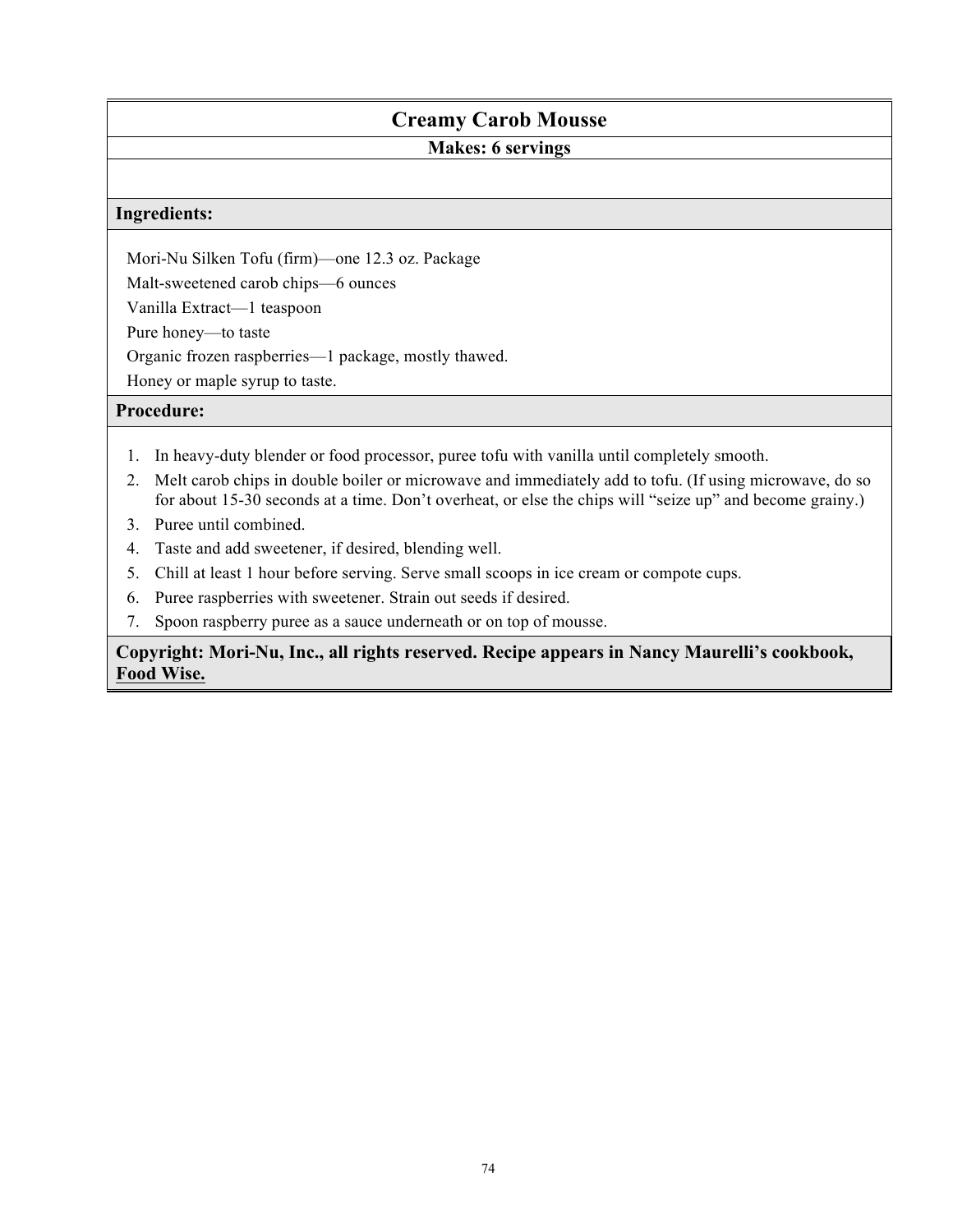# Creamy Carob Mousse

**Makes: 6 servings**

**Ingredients:**

Mori-Nu Silken Tofu (firm)—one 12.3 oz. Package

Malt-sweetened carob chips—6 ounces

Vanilla Extract—1 teaspoon

Pure honey—to taste

Organic frozen raspberries—1 package, mostly thawed.

Honey or maple syrup to taste.

**Procedure:**

1. In heavy-duty blender or food processor, puree tofu with vanilla until completely smooth.
2. Melt carob chips in double boiler or microwave and immediately add to tofu. (If using microwave, do so for about 15-30 seconds at a time. Don't overheat, or else the chips will "seize up" and become grainy.)
3. Puree until combined.
4. Taste and add sweetener, if desired, blending well.
5. Chill at least 1 hour before serving. Serve small scoops in ice cream or compote cups.
6. Puree raspberries with sweetener. Strain out seeds if desired.
7. Spoon raspberry puree as a sauce underneath or on top of mousse.

**Copyright: Mori-Nu, Inc., all rights reserved. Recipe appears in Nancy Maurelli's cookbook, Food Wise.**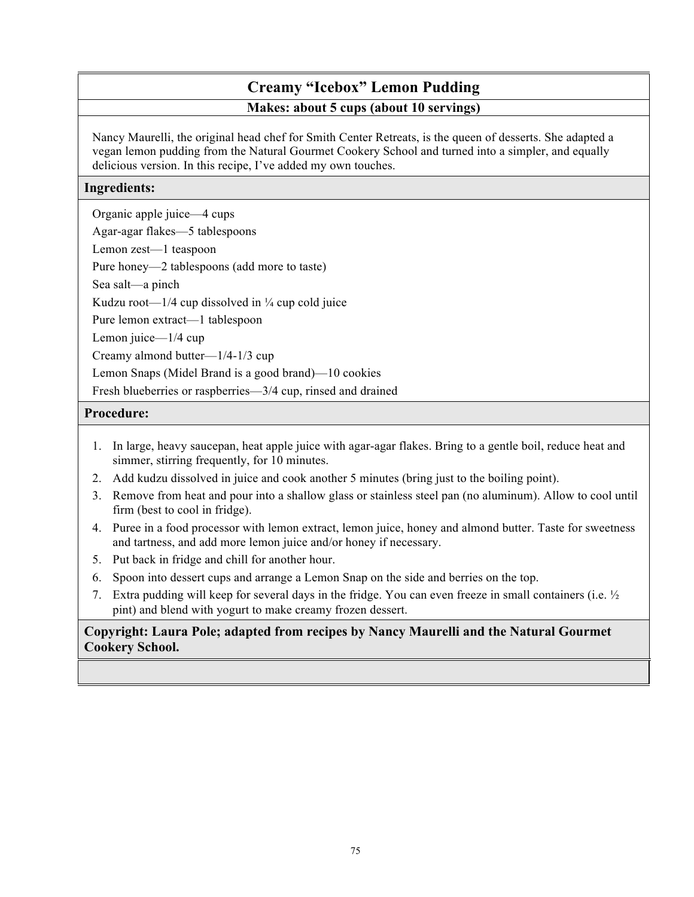# Creamy "Icebox" Lemon Pudding

**Makes: about 5 cups (about 10 servings)**

Nancy Maurelli, the original head chef for Smith Center Retreats, is the queen of desserts. She adapted a vegan lemon pudding from the Natural Gourmet Cookery School and turned into a simpler, and equally delicious version. In this recipe, I've added my own touches.

## Ingredients:

Organic apple juice—4 cups
Agar-agar flakes—5 tablespoons
Lemon zest—1 teaspoon
Pure honey—2 tablespoons (add more to taste)
Sea salt—a pinch
Kudzu root—1/4 cup dissolved in ¼ cup cold juice
Pure lemon extract—1 tablespoon
Lemon juice—1/4 cup
Creamy almond butter—1/4-1/3 cup
Lemon Snaps (Midel Brand is a good brand)—10 cookies
Fresh blueberries or raspberries—3/4 cup, rinsed and drained

## Procedure:

1. In large, heavy saucepan, heat apple juice with agar-agar flakes. Bring to a gentle boil, reduce heat and simmer, stirring frequently, for 10 minutes.
2. Add kudzu dissolved in juice and cook another 5 minutes (bring just to the boiling point).
3. Remove from heat and pour into a shallow glass or stainless steel pan (no aluminum). Allow to cool until firm (best to cool in fridge).
4. Puree in a food processor with lemon extract, lemon juice, honey and almond butter. Taste for sweetness and tartness, and add more lemon juice and/or honey if necessary.
5. Put back in fridge and chill for another hour.
6. Spoon into dessert cups and arrange a Lemon Snap on the side and berries on the top.
7. Extra pudding will keep for several days in the fridge. You can even freeze in small containers (i.e. ½ pint) and blend with yogurt to make creamy frozen dessert.

**Copyright: Laura Pole; adapted from recipes by Nancy Maurelli and the Natural Gourmet Cookery School.**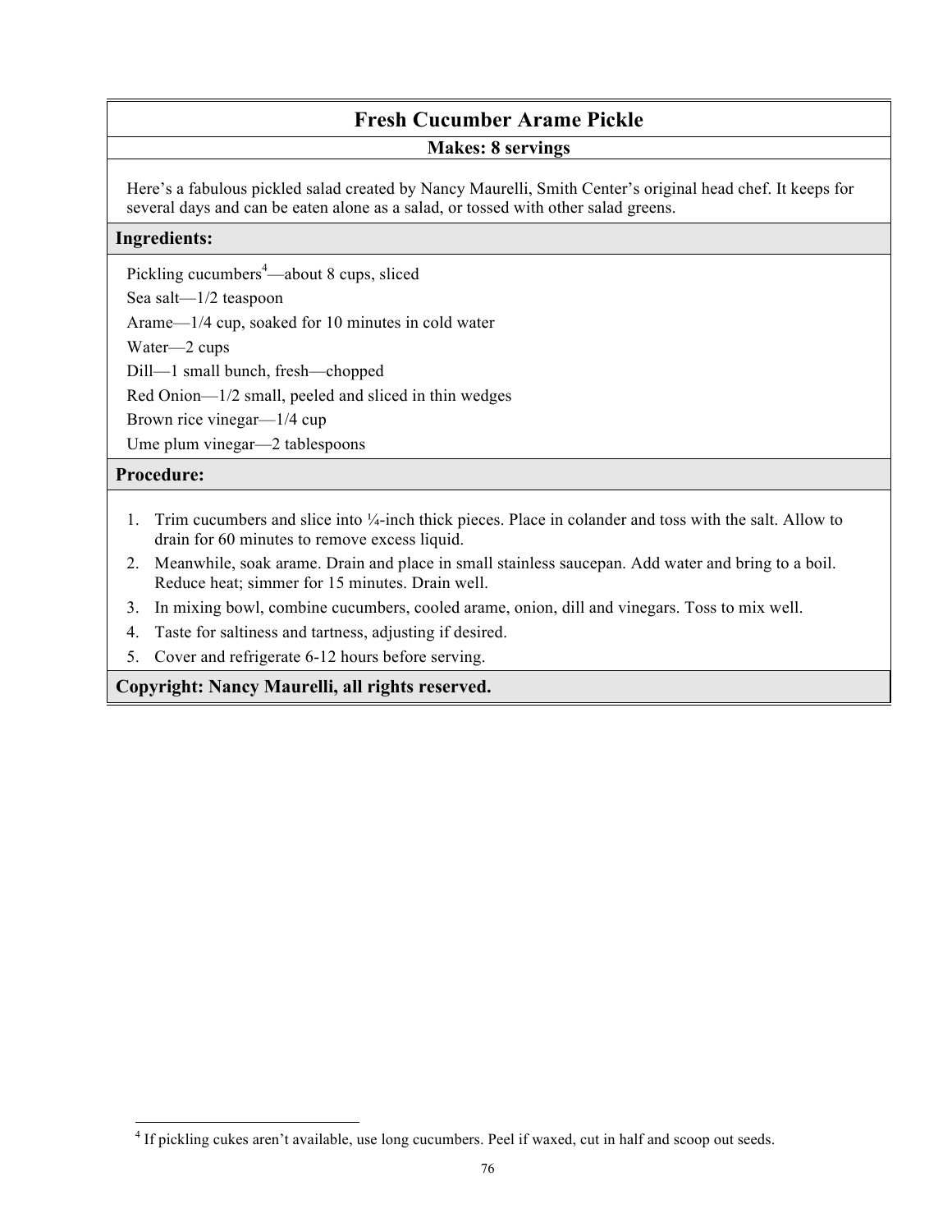# Fresh Cucumber Arame Pickle

**Makes: 8 servings**

Here's a fabulous pickled salad created by Nancy Maurelli, Smith Center's original head chef. It keeps for several days and can be eaten alone as a salad, or tossed with other salad greens.

## Ingredients:

Pickling cucumbers[4]—about 8 cups, sliced

Sea salt—1/2 teaspoon

Arame—1/4 cup, soaked for 10 minutes in cold water

Water—2 cups

Dill—1 small bunch, fresh—chopped

Red Onion—1/2 small, peeled and sliced in thin wedges

Brown rice vinegar—1/4 cup

Ume plum vinegar—2 tablespoons

## Procedure:

1. Trim cucumbers and slice into ¼-inch thick pieces. Place in colander and toss with the salt. Allow to drain for 60 minutes to remove excess liquid.
2. Meanwhile, soak arame. Drain and place in small stainless saucepan. Add water and bring to a boil. Reduce heat; simmer for 15 minutes. Drain well.
3. In mixing bowl, combine cucumbers, cooled arame, onion, dill and vinegars. Toss to mix well.
4. Taste for saltiness and tartness, adjusting if desired.
5. Cover and refrigerate 6-12 hours before serving.

**Copyright: Nancy Maurelli, all rights reserved.**

---

[4] If pickling cukes aren't available, use long cucumbers. Peel if waxed, cut in half and scoop out seeds.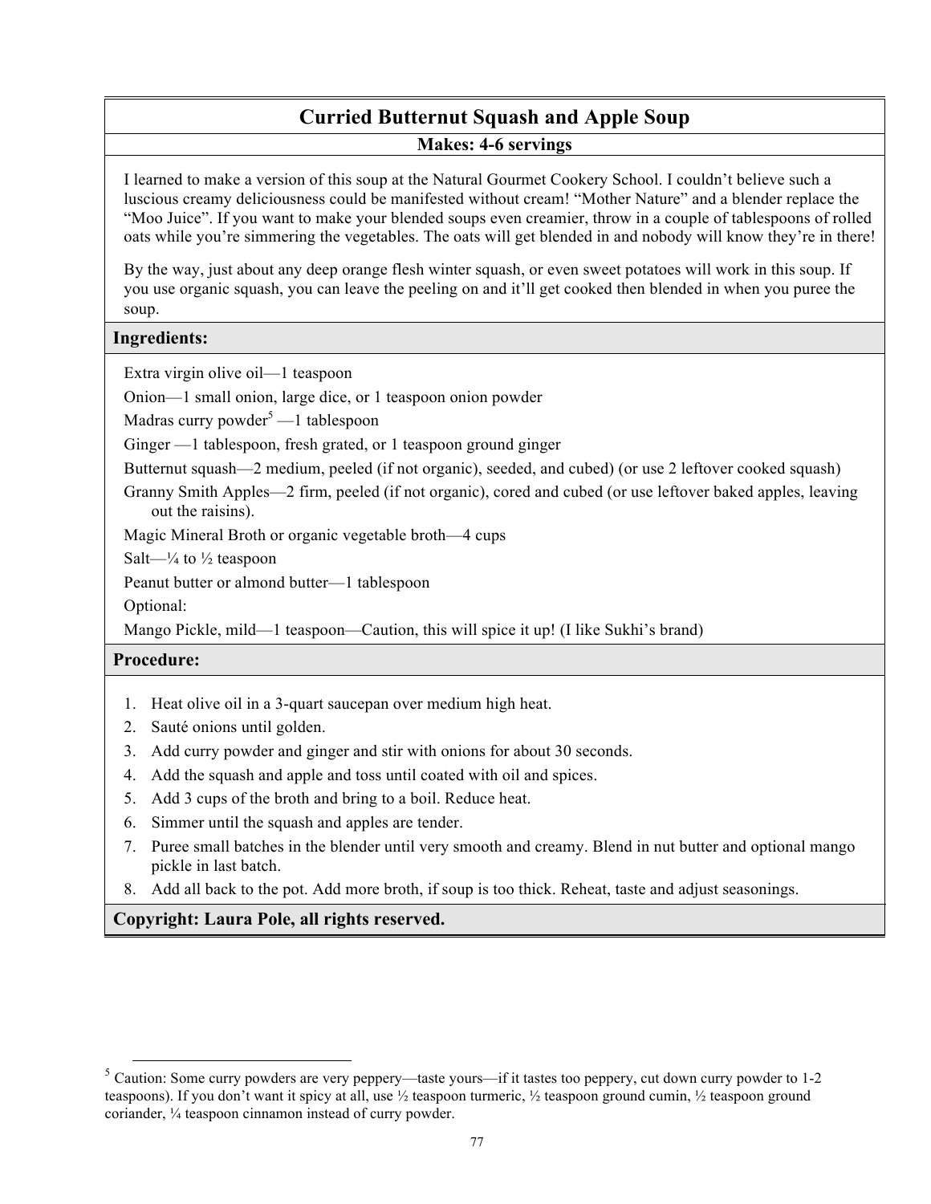# Curried Butternut Squash and Apple Soup

**Makes: 4-6 servings**

I learned to make a version of this soup at the Natural Gourmet Cookery School. I couldn't believe such a luscious creamy deliciousness could be manifested without cream! "Mother Nature" and a blender replace the "Moo Juice". If you want to make your blended soups even creamier, throw in a couple of tablespoons of rolled oats while you're simmering the vegetables. The oats will get blended in and nobody will know they're in there!

By the way, just about any deep orange flesh winter squash, or even sweet potatoes will work in this soup. If you use organic squash, you can leave the peeling on and it'll get cooked then blended in when you puree the soup.

## Ingredients:

Extra virgin olive oil—1 teaspoon

Onion—1 small onion, large dice, or 1 teaspoon onion powder

Madras curry powder[5] —1 tablespoon

Ginger —1 tablespoon, fresh grated, or 1 teaspoon ground ginger

Butternut squash—2 medium, peeled (if not organic), seeded, and cubed) (or use 2 leftover cooked squash)

Granny Smith Apples—2 firm, peeled (if not organic), cored and cubed (or use leftover baked apples, leaving out the raisins).

Magic Mineral Broth or organic vegetable broth—4 cups

Salt—¼ to ½ teaspoon

Peanut butter or almond butter—1 tablespoon

Optional:

Mango Pickle, mild—1 teaspoon—Caution, this will spice it up! (I like Sukhi's brand)

## Procedure:

1. Heat olive oil in a 3-quart saucepan over medium high heat.
2. Sauté onions until golden.
3. Add curry powder and ginger and stir with onions for about 30 seconds.
4. Add the squash and apple and toss until coated with oil and spices.
5. Add 3 cups of the broth and bring to a boil. Reduce heat.
6. Simmer until the squash and apples are tender.
7. Puree small batches in the blender until very smooth and creamy. Blend in nut butter and optional mango pickle in last batch.
8. Add all back to the pot. Add more broth, if soup is too thick. Reheat, taste and adjust seasonings.

**Copyright: Laura Pole, all rights reserved.**

---

[5] Caution: Some curry powders are very peppery—taste yours—if it tastes too peppery, cut down curry powder to 1-2 teaspoons). If you don't want it spicy at all, use ½ teaspoon turmeric, ½ teaspoon ground cumin, ½ teaspoon ground coriander, ¼ teaspoon cinnamon instead of curry powder.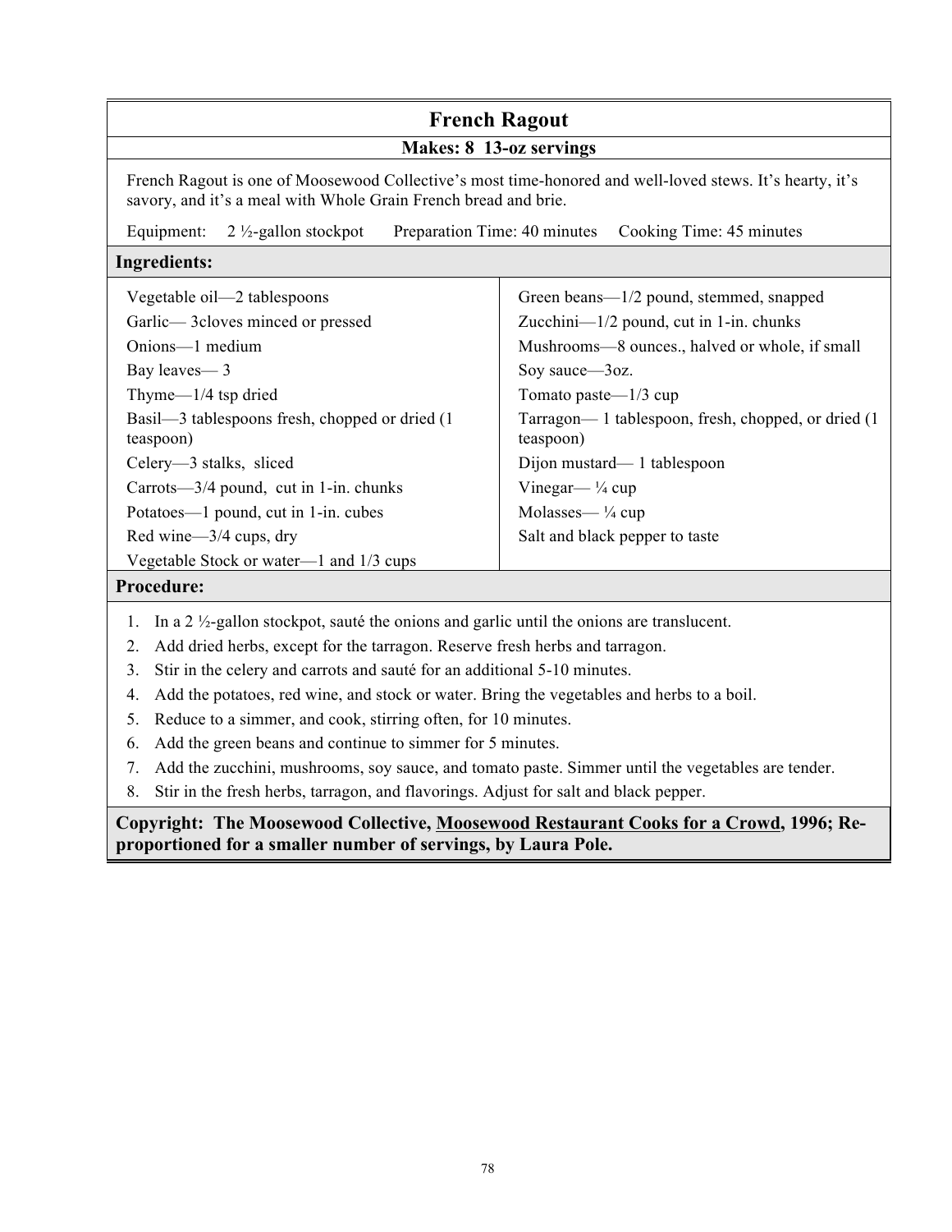# French Ragout

**Makes: 8 13-oz servings**

French Ragout is one of Moosewood Collective's most time-honored and well-loved stews. It's hearty, it's savory, and it's a meal with Whole Grain French bread and brie.

Equipment: 2 ½-gallon stockpot  Preparation Time: 40 minutes  Cooking Time: 45 minutes

## Ingredients:

- Vegetable oil—2 tablespoons
- Garlic— 3cloves minced or pressed
- Onions—1 medium
- Bay leaves— 3
- Thyme—1/4 tsp dried
- Basil—3 tablespoons fresh, chopped or dried (1 teaspoon)
- Celery—3 stalks, sliced
- Carrots—3/4 pound, cut in 1-in. chunks
- Potatoes—1 pound, cut in 1-in. cubes
- Red wine—3/4 cups, dry
- Vegetable Stock or water—1 and 1/3 cups
- Green beans—1/2 pound, stemmed, snapped
- Zucchini—1/2 pound, cut in 1-in. chunks
- Mushrooms—8 ounces., halved or whole, if small
- Soy sauce—3oz.
- Tomato paste—1/3 cup
- Tarragon— 1 tablespoon, fresh, chopped, or dried (1 teaspoon)
- Dijon mustard— 1 tablespoon
- Vinegar— ¼ cup
- Molasses— ¼ cup
- Salt and black pepper to taste

## Procedure:

1. In a 2 ½-gallon stockpot, sauté the onions and garlic until the onions are translucent.
2. Add dried herbs, except for the tarragon. Reserve fresh herbs and tarragon.
3. Stir in the celery and carrots and sauté for an additional 5-10 minutes.
4. Add the potatoes, red wine, and stock or water. Bring the vegetables and herbs to a boil.
5. Reduce to a simmer, and cook, stirring often, for 10 minutes.
6. Add the green beans and continue to simmer for 5 minutes.
7. Add the zucchini, mushrooms, soy sauce, and tomato paste. Simmer until the vegetables are tender.
8. Stir in the fresh herbs, tarragon, and flavorings. Adjust for salt and black pepper.

**Copyright: The Moosewood Collective, Moosewood Restaurant Cooks for a Crowd, 1996; Re-proportioned for a smaller number of servings, by Laura Pole.**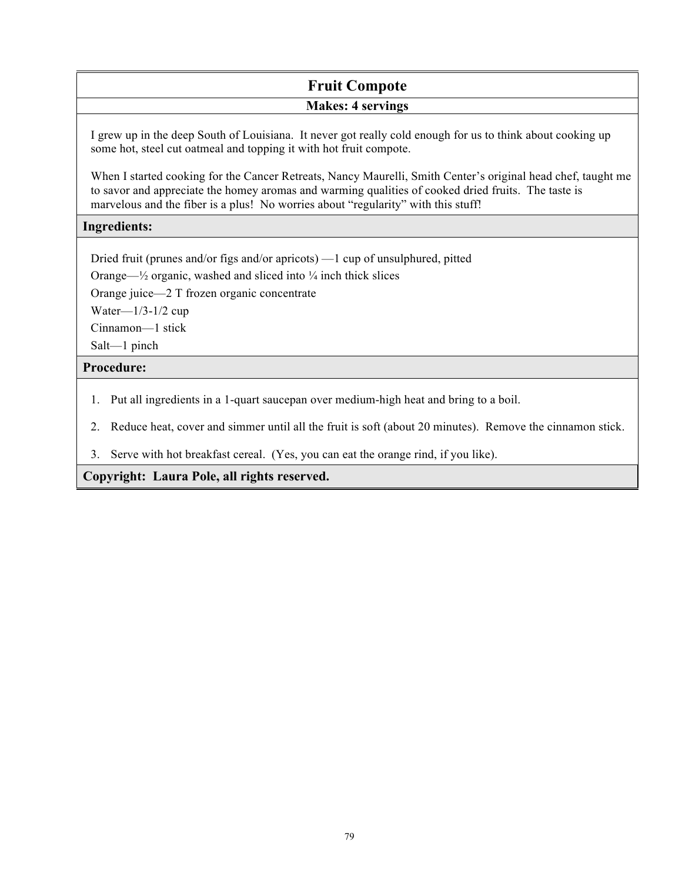# Fruit Compote

**Makes: 4 servings**

I grew up in the deep South of Louisiana. It never got really cold enough for us to think about cooking up some hot, steel cut oatmeal and topping it with hot fruit compote.

When I started cooking for the Cancer Retreats, Nancy Maurelli, Smith Center's original head chef, taught me to savor and appreciate the homey aromas and warming qualities of cooked dried fruits. The taste is marvelous and the fiber is a plus! No worries about "regularity" with this stuff!

## Ingredients:

Dried fruit (prunes and/or figs and/or apricots) —1 cup of unsulphured, pitted

Orange—½ organic, washed and sliced into ¼ inch thick slices

Orange juice—2 T frozen organic concentrate

Water—1/3-1/2 cup

Cinnamon—1 stick

Salt—1 pinch

## Procedure:

1. Put all ingredients in a 1-quart saucepan over medium-high heat and bring to a boil.
2. Reduce heat, cover and simmer until all the fruit is soft (about 20 minutes). Remove the cinnamon stick.
3. Serve with hot breakfast cereal. (Yes, you can eat the orange rind, if you like).

**Copyright: Laura Pole, all rights reserved.**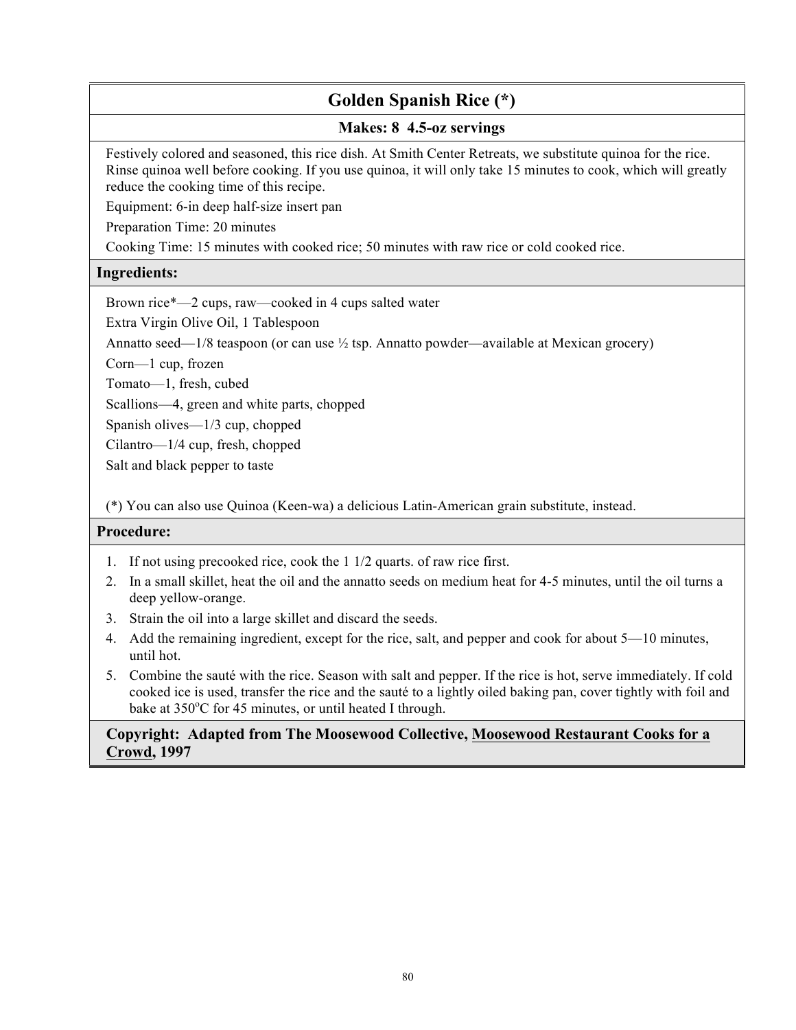# Golden Spanish Rice (*)

**Makes: 8 4.5-oz servings**

Festively colored and seasoned, this rice dish. At Smith Center Retreats, we substitute quinoa for the rice. Rinse quinoa well before cooking. If you use quinoa, it will only take 15 minutes to cook, which will greatly reduce the cooking time of this recipe.

Equipment: 6-in deep half-size insert pan

Preparation Time: 20 minutes

Cooking Time: 15 minutes with cooked rice; 50 minutes with raw rice or cold cooked rice.

## Ingredients:

Brown rice*—2 cups, raw—cooked in 4 cups salted water

Extra Virgin Olive Oil, 1 Tablespoon

Annatto seed—1/8 teaspoon (or can use ½ tsp. Annatto powder—available at Mexican grocery)

Corn—1 cup, frozen

Tomato—1, fresh, cubed

Scallions—4, green and white parts, chopped

Spanish olives—1/3 cup, chopped

Cilantro—1/4 cup, fresh, chopped

Salt and black pepper to taste

(*) You can also use Quinoa (Keen-wa) a delicious Latin-American grain substitute, instead.

## Procedure:

1. If not using precooked rice, cook the 1 1/2 quarts. of raw rice first.
2. In a small skillet, heat the oil and the annatto seeds on medium heat for 4-5 minutes, until the oil turns a deep yellow-orange.
3. Strain the oil into a large skillet and discard the seeds.
4. Add the remaining ingredient, except for the rice, salt, and pepper and cook for about 5—10 minutes, until hot.
5. Combine the sauté with the rice. Season with salt and pepper. If the rice is hot, serve immediately. If cold cooked ice is used, transfer the rice and the sauté to a lightly oiled baking pan, cover tightly with foil and bake at 350°C for 45 minutes, or until heated I through.

**Copyright: Adapted from The Moosewood Collective, Moosewood Restaurant Cooks for a Crowd, 1997**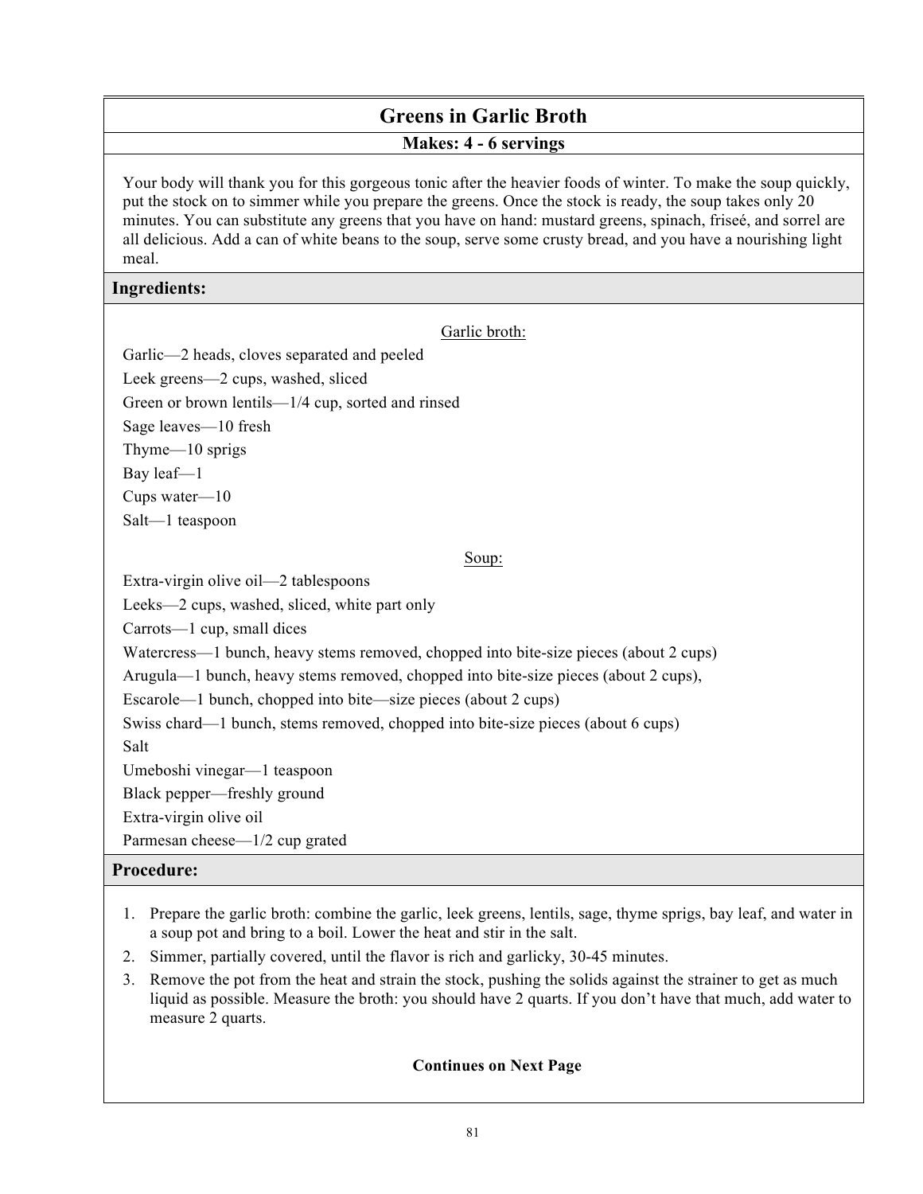# Greens in Garlic Broth

**Makes: 4 - 6 servings**

Your body will thank you for this gorgeous tonic after the heavier foods of winter. To make the soup quickly, put the stock on to simmer while you prepare the greens. Once the stock is ready, the soup takes only 20 minutes. You can substitute any greens that you have on hand: mustard greens, spinach, friseé, and sorrel are all delicious. Add a can of white beans to the soup, serve some crusty bread, and you have a nourishing light meal.

## Ingredients:

Garlic broth:

Garlic—2 heads, cloves separated and peeled
Leek greens—2 cups, washed, sliced
Green or brown lentils—1/4 cup, sorted and rinsed
Sage leaves—10 fresh
Thyme—10 sprigs
Bay leaf—1
Cups water—10
Salt—1 teaspoon

Soup:

Extra-virgin olive oil—2 tablespoons
Leeks—2 cups, washed, sliced, white part only
Carrots—1 cup, small dices
Watercress—1 bunch, heavy stems removed, chopped into bite-size pieces (about 2 cups)
Arugula—1 bunch, heavy stems removed, chopped into bite-size pieces (about 2 cups),
Escarole—1 bunch, chopped into bite—size pieces (about 2 cups)
Swiss chard—1 bunch, stems removed, chopped into bite-size pieces (about 6 cups)
Salt
Umeboshi vinegar—1 teaspoon
Black pepper—freshly ground
Extra-virgin olive oil
Parmesan cheese—1/2 cup grated

## Procedure:

1. Prepare the garlic broth: combine the garlic, leek greens, lentils, sage, thyme sprigs, bay leaf, and water in a soup pot and bring to a boil. Lower the heat and stir in the salt.
2. Simmer, partially covered, until the flavor is rich and garlicky, 30-45 minutes.
3. Remove the pot from the heat and strain the stock, pushing the solids against the strainer to get as much liquid as possible. Measure the broth: you should have 2 quarts. If you don't have that much, add water to measure 2 quarts.

**Continues on Next Page**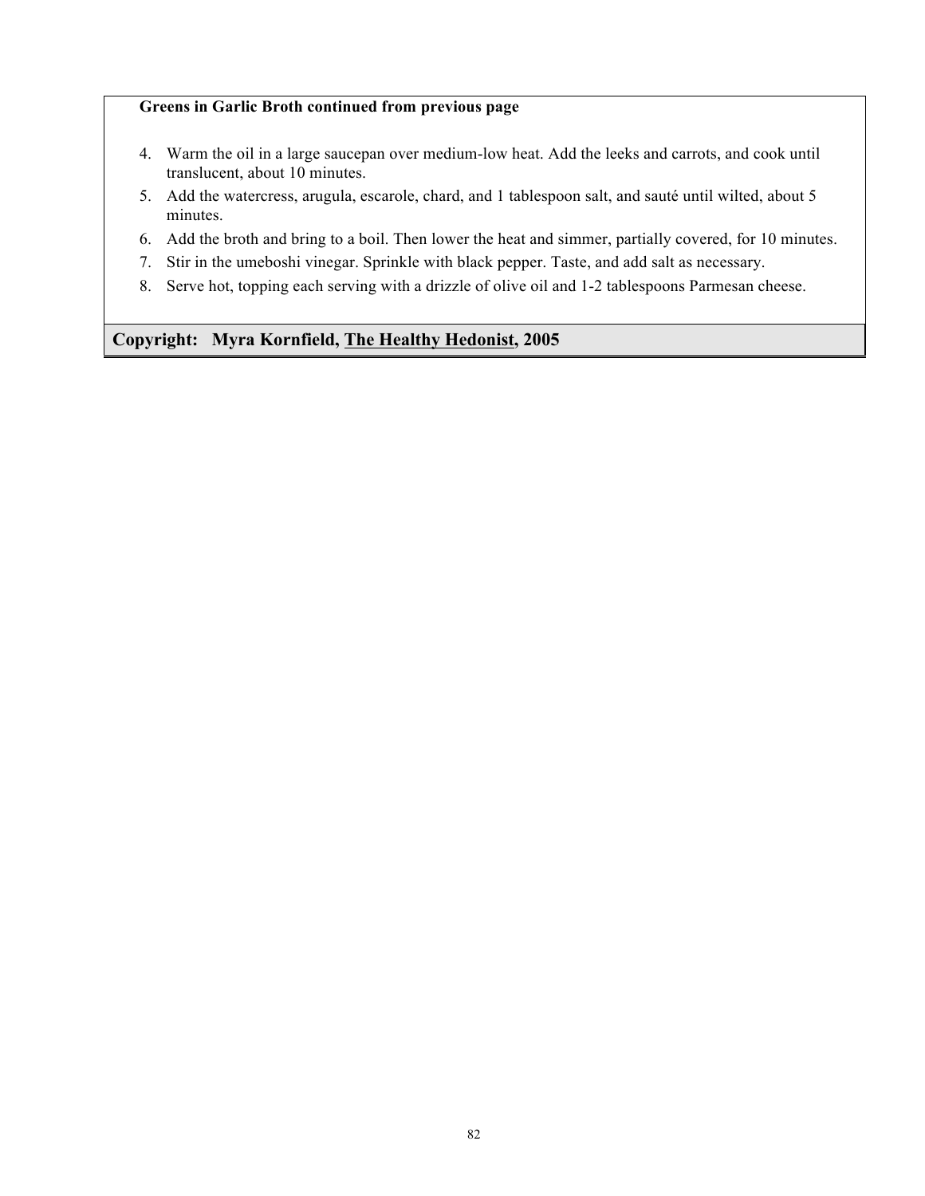**Greens in Garlic Broth continued from previous page**

4. Warm the oil in a large saucepan over medium-low heat. Add the leeks and carrots, and cook until translucent, about 10 minutes.
5. Add the watercress, arugula, escarole, chard, and 1 tablespoon salt, and sauté until wilted, about 5 minutes.
6. Add the broth and bring to a boil. Then lower the heat and simmer, partially covered, for 10 minutes.
7. Stir in the umeboshi vinegar. Sprinkle with black pepper. Taste, and add salt as necessary.
8. Serve hot, topping each serving with a drizzle of olive oil and 1-2 tablespoons Parmesan cheese.

**Copyright: Myra Kornfield, The Healthy Hedonist, 2005**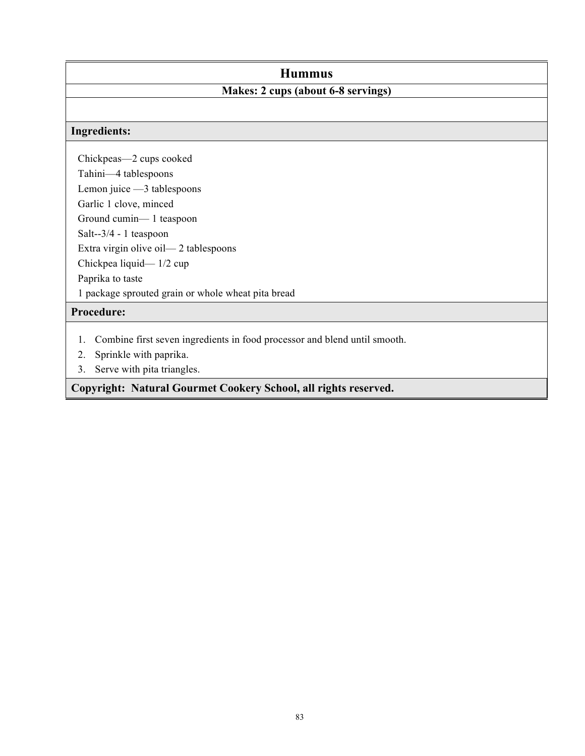# Hummus

**Makes: 2 cups (about 6-8 servings)**

**Ingredients:**

Chickpeas—2 cups cooked
Tahini—4 tablespoons
Lemon juice —3 tablespoons
Garlic 1 clove, minced
Ground cumin— 1 teaspoon
Salt--3/4 - 1 teaspoon
Extra virgin olive oil— 2 tablespoons
Chickpea liquid— 1/2 cup
Paprika to taste
1 package sprouted grain or whole wheat pita bread

**Procedure:**

1. Combine first seven ingredients in food processor and blend until smooth.
2. Sprinkle with paprika.
3. Serve with pita triangles.

**Copyright: Natural Gourmet Cookery School, all rights reserved.**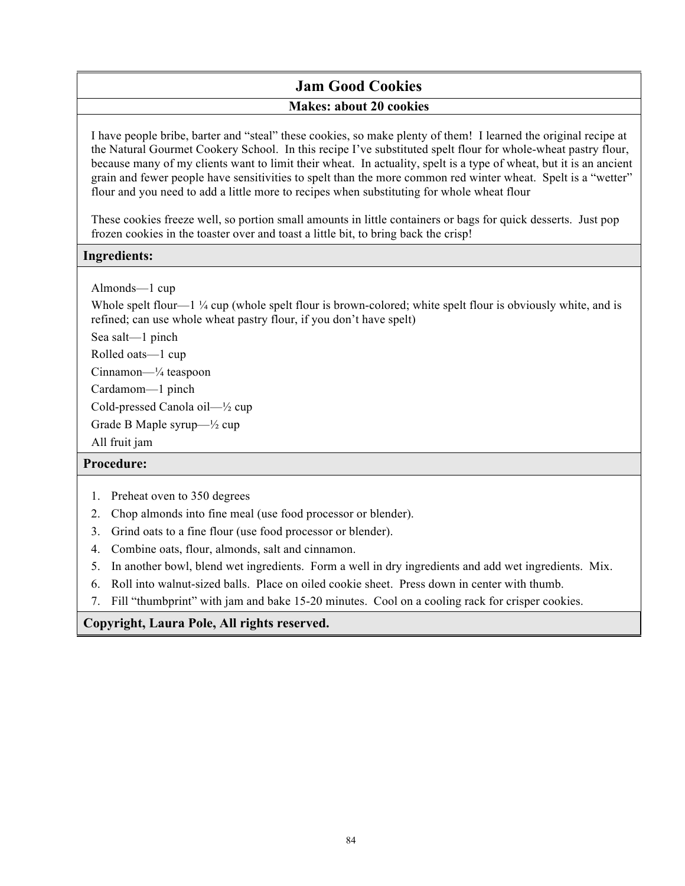# Jam Good Cookies

**Makes: about 20 cookies**

I have people bribe, barter and "steal" these cookies, so make plenty of them! I learned the original recipe at the Natural Gourmet Cookery School. In this recipe I've substituted spelt flour for whole-wheat pastry flour, because many of my clients want to limit their wheat. In actuality, spelt is a type of wheat, but it is an ancient grain and fewer people have sensitivities to spelt than the more common red winter wheat. Spelt is a "wetter" flour and you need to add a little more to recipes when substituting for whole wheat flour

These cookies freeze well, so portion small amounts in little containers or bags for quick desserts. Just pop frozen cookies in the toaster over and toast a little bit, to bring back the crisp!

## Ingredients:

Almonds—1 cup

Whole spelt flour—1 ¼ cup (whole spelt flour is brown-colored; white spelt flour is obviously white, and is refined; can use whole wheat pastry flour, if you don't have spelt)

Sea salt—1 pinch

Rolled oats—1 cup

Cinnamon—¼ teaspoon

Cardamom—1 pinch

Cold-pressed Canola oil—½ cup

Grade B Maple syrup—½ cup

All fruit jam

## Procedure:

1. Preheat oven to 350 degrees
2. Chop almonds into fine meal (use food processor or blender).
3. Grind oats to a fine flour (use food processor or blender).
4. Combine oats, flour, almonds, salt and cinnamon.
5. In another bowl, blend wet ingredients. Form a well in dry ingredients and add wet ingredients. Mix.
6. Roll into walnut-sized balls. Place on oiled cookie sheet. Press down in center with thumb.
7. Fill "thumbprint" with jam and bake 15-20 minutes. Cool on a cooling rack for crisper cookies.

**Copyright, Laura Pole, All rights reserved.**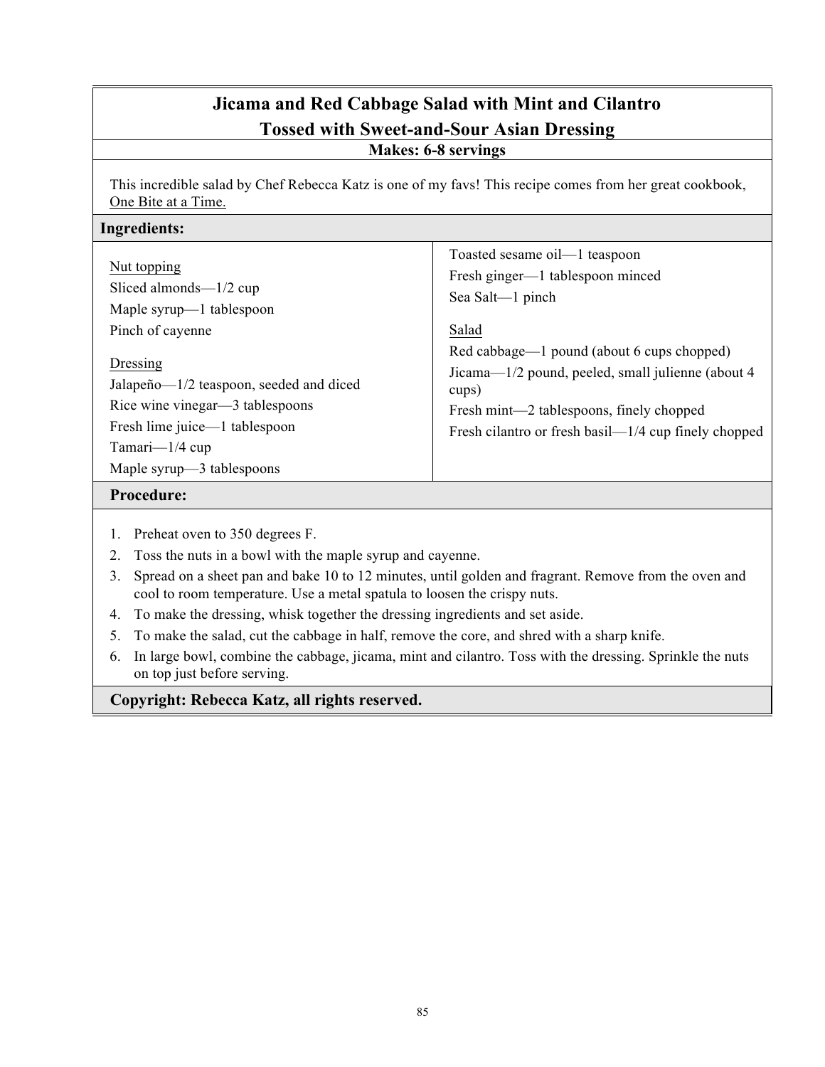# Jicama and Red Cabbage Salad with Mint and Cilantro Tossed with Sweet-and-Sour Asian Dressing

**Makes: 6-8 servings**

This incredible salad by Chef Rebecca Katz is one of my favs! This recipe comes from her great cookbook, One Bite at a Time.

## Ingredients:

Nut topping
- Sliced almonds—1/2 cup
- Maple syrup—1 tablespoon
- Pinch of cayenne

Dressing
- Jalapeño—1/2 teaspoon, seeded and diced
- Rice wine vinegar—3 tablespoons
- Fresh lime juice—1 tablespoon
- Tamari—1/4 cup
- Maple syrup—3 tablespoons
- Toasted sesame oil—1 teaspoon
- Fresh ginger—1 tablespoon minced
- Sea Salt—1 pinch

Salad
- Red cabbage—1 pound (about 6 cups chopped)
- Jicama—1/2 pound, peeled, small julienne (about 4 cups)
- Fresh mint—2 tablespoons, finely chopped
- Fresh cilantro or fresh basil—1/4 cup finely chopped

## Procedure:

1. Preheat oven to 350 degrees F.
2. Toss the nuts in a bowl with the maple syrup and cayenne.
3. Spread on a sheet pan and bake 10 to 12 minutes, until golden and fragrant. Remove from the oven and cool to room temperature. Use a metal spatula to loosen the crispy nuts.
4. To make the dressing, whisk together the dressing ingredients and set aside.
5. To make the salad, cut the cabbage in half, remove the core, and shred with a sharp knife.
6. In large bowl, combine the cabbage, jicama, mint and cilantro. Toss with the dressing. Sprinkle the nuts on top just before serving.

**Copyright: Rebecca Katz, all rights reserved.**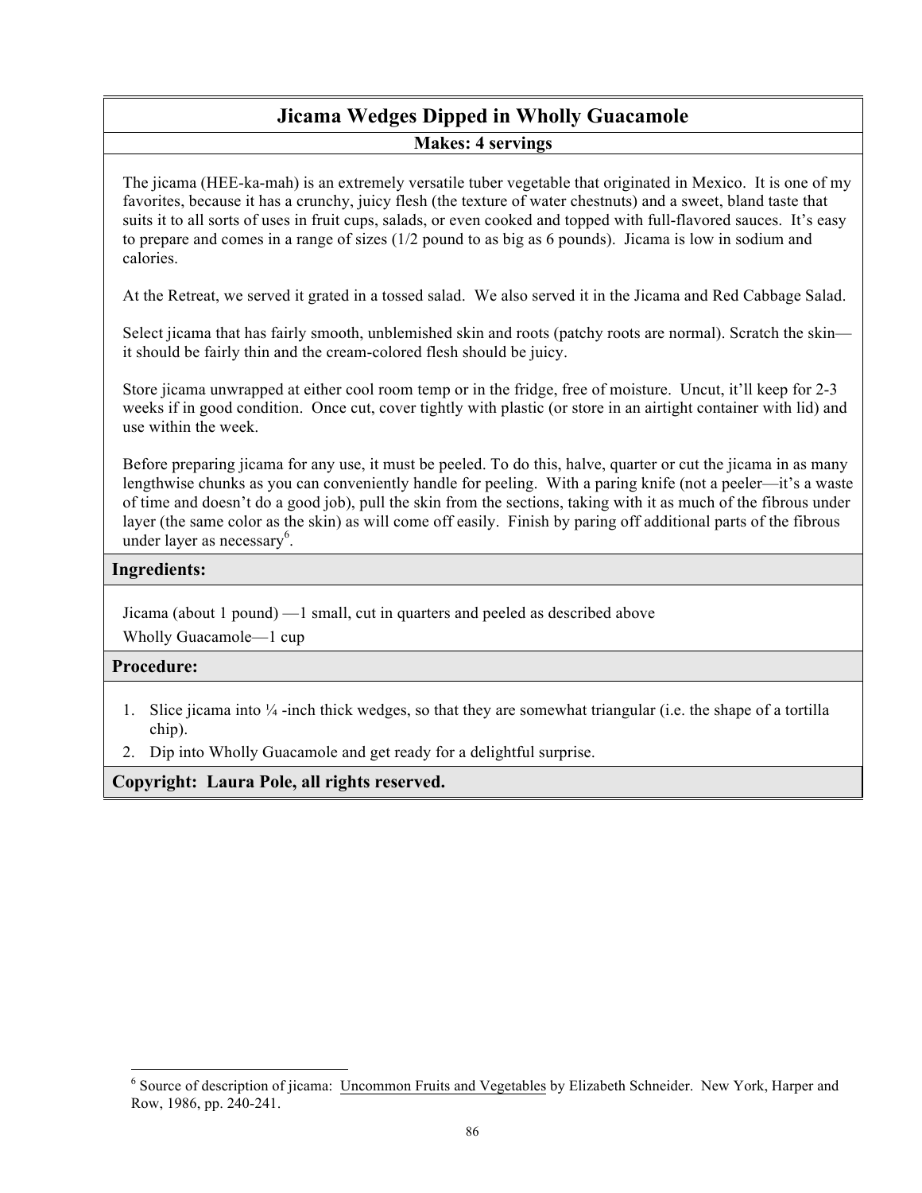# Jicama Wedges Dipped in Wholly Guacamole

**Makes: 4 servings**

The jicama (HEE-ka-mah) is an extremely versatile tuber vegetable that originated in Mexico. It is one of my favorites, because it has a crunchy, juicy flesh (the texture of water chestnuts) and a sweet, bland taste that suits it to all sorts of uses in fruit cups, salads, or even cooked and topped with full-flavored sauces. It's easy to prepare and comes in a range of sizes (1/2 pound to as big as 6 pounds). Jicama is low in sodium and calories.

At the Retreat, we served it grated in a tossed salad. We also served it in the Jicama and Red Cabbage Salad.

Select jicama that has fairly smooth, unblemished skin and roots (patchy roots are normal). Scratch the skin—it should be fairly thin and the cream-colored flesh should be juicy.

Store jicama unwrapped at either cool room temp or in the fridge, free of moisture. Uncut, it'll keep for 2-3 weeks if in good condition. Once cut, cover tightly with plastic (or store in an airtight container with lid) and use within the week.

Before preparing jicama for any use, it must be peeled. To do this, halve, quarter or cut the jicama in as many lengthwise chunks as you can conveniently handle for peeling. With a paring knife (not a peeler—it's a waste of time and doesn't do a good job), pull the skin from the sections, taking with it as much of the fibrous under layer (the same color as the skin) as will come off easily. Finish by paring off additional parts of the fibrous under layer as necessary[6].

## Ingredients:

Jicama (about 1 pound) —1 small, cut in quarters and peeled as described above

Wholly Guacamole—1 cup

## Procedure:

1. Slice jicama into ¼ -inch thick wedges, so that they are somewhat triangular (i.e. the shape of a tortilla chip).
2. Dip into Wholly Guacamole and get ready for a delightful surprise.

**Copyright: Laura Pole, all rights reserved.**

---

[6] Source of description of jicama: Uncommon Fruits and Vegetables by Elizabeth Schneider. New York, Harper and Row, 1986, pp. 240-241.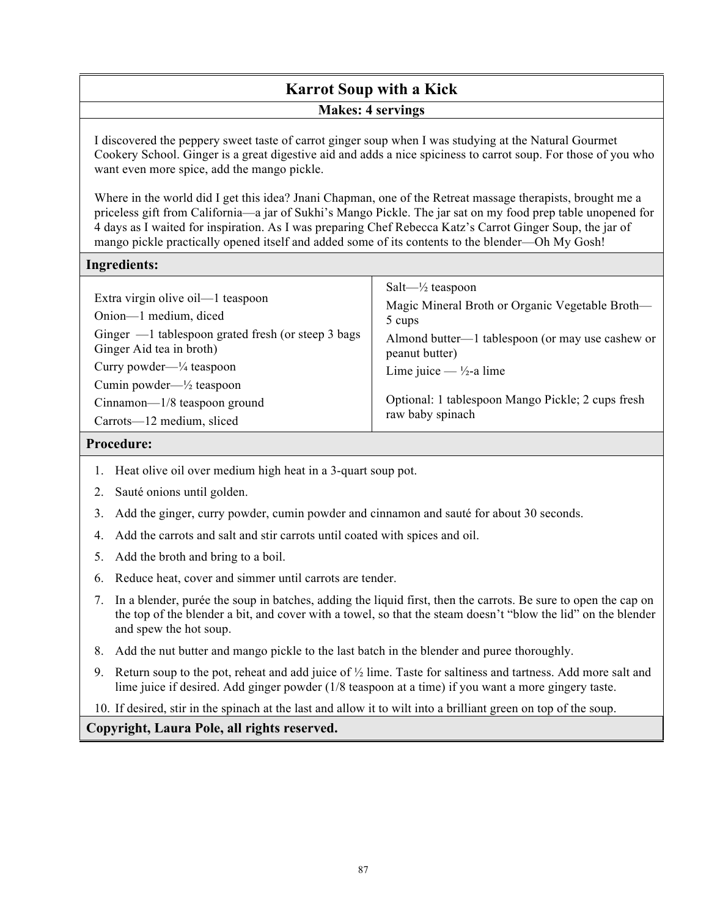## Karrot Soup with a Kick

**Makes: 4 servings**

I discovered the peppery sweet taste of carrot ginger soup when I was studying at the Natural Gourmet Cookery School. Ginger is a great digestive aid and adds a nice spiciness to carrot soup. For those of you who want even more spice, add the mango pickle.

Where in the world did I get this idea? Jnani Chapman, one of the Retreat massage therapists, brought me a priceless gift from California—a jar of Sukhi's Mango Pickle. The jar sat on my food prep table unopened for 4 days as I waited for inspiration. As I was preparing Chef Rebecca Katz's Carrot Ginger Soup, the jar of mango pickle practically opened itself and added some of its contents to the blender—Oh My Gosh!

### Ingredients:

Extra virgin olive oil—1 teaspoon

Onion—1 medium, diced

Ginger —1 tablespoon grated fresh (or steep 3 bags Ginger Aid tea in broth)

Curry powder—¼ teaspoon

Cumin powder—½ teaspoon

Cinnamon—1/8 teaspoon ground

Carrots—12 medium, sliced

Salt—½ teaspoon

Magic Mineral Broth or Organic Vegetable Broth—5 cups

Almond butter—1 tablespoon (or may use cashew or peanut butter)

Lime juice — ½-a lime

Optional: 1 tablespoon Mango Pickle; 2 cups fresh raw baby spinach

### Procedure:

1. Heat olive oil over medium high heat in a 3-quart soup pot.
2. Sauté onions until golden.
3. Add the ginger, curry powder, cumin powder and cinnamon and sauté for about 30 seconds.
4. Add the carrots and salt and stir carrots until coated with spices and oil.
5. Add the broth and bring to a boil.
6. Reduce heat, cover and simmer until carrots are tender.
7. In a blender, purée the soup in batches, adding the liquid first, then the carrots. Be sure to open the cap on the top of the blender a bit, and cover with a towel, so that the steam doesn't "blow the lid" on the blender and spew the hot soup.
8. Add the nut butter and mango pickle to the last batch in the blender and puree thoroughly.
9. Return soup to the pot, reheat and add juice of ½ lime. Taste for saltiness and tartness. Add more salt and lime juice if desired. Add ginger powder (1/8 teaspoon at a time) if you want a more gingery taste.
10. If desired, stir in the spinach at the last and allow it to wilt into a brilliant green on top of the soup.

**Copyright, Laura Pole, all rights reserved.**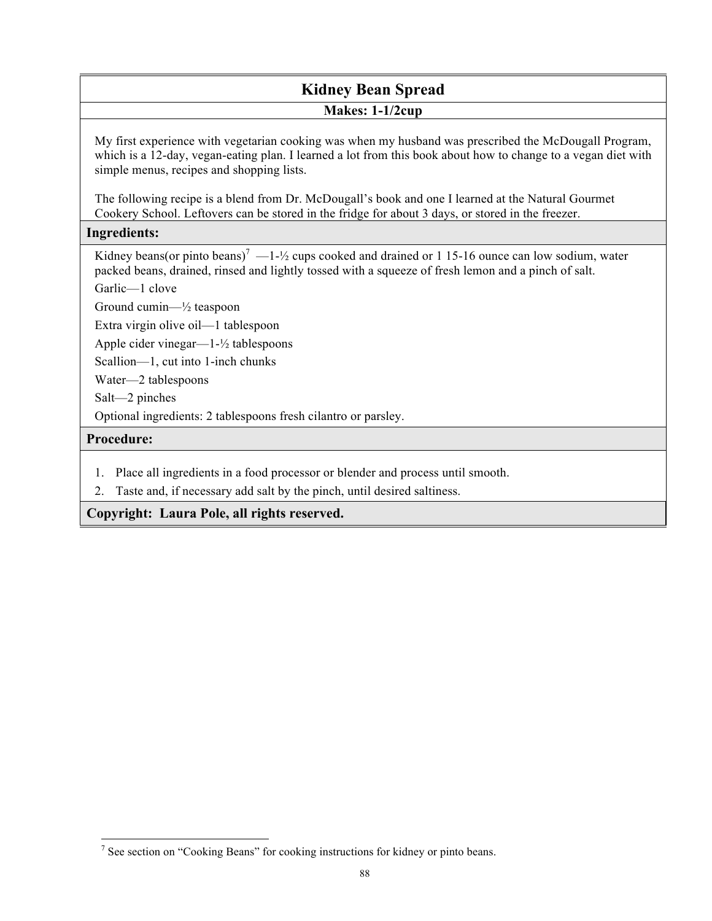# Kidney Bean Spread

**Makes: 1-1/2cup**

My first experience with vegetarian cooking was when my husband was prescribed the McDougall Program, which is a 12-day, vegan-eating plan. I learned a lot from this book about how to change to a vegan diet with simple menus, recipes and shopping lists.

The following recipe is a blend from Dr. McDougall's book and one I learned at the Natural Gourmet Cookery School. Leftovers can be stored in the fridge for about 3 days, or stored in the freezer.

## Ingredients:

Kidney beans(or pinto beans)[7] —1-½ cups cooked and drained or 1 15-16 ounce can low sodium, water packed beans, drained, rinsed and lightly tossed with a squeeze of fresh lemon and a pinch of salt.

Garlic—1 clove

Ground cumin—½ teaspoon

Extra virgin olive oil—1 tablespoon

Apple cider vinegar—1-½ tablespoons

Scallion—1, cut into 1-inch chunks

Water—2 tablespoons

Salt—2 pinches

Optional ingredients: 2 tablespoons fresh cilantro or parsley.

## Procedure:

1. Place all ingredients in a food processor or blender and process until smooth.
2. Taste and, if necessary add salt by the pinch, until desired saltiness.

**Copyright: Laura Pole, all rights reserved.**

[7] See section on "Cooking Beans" for cooking instructions for kidney or pinto beans.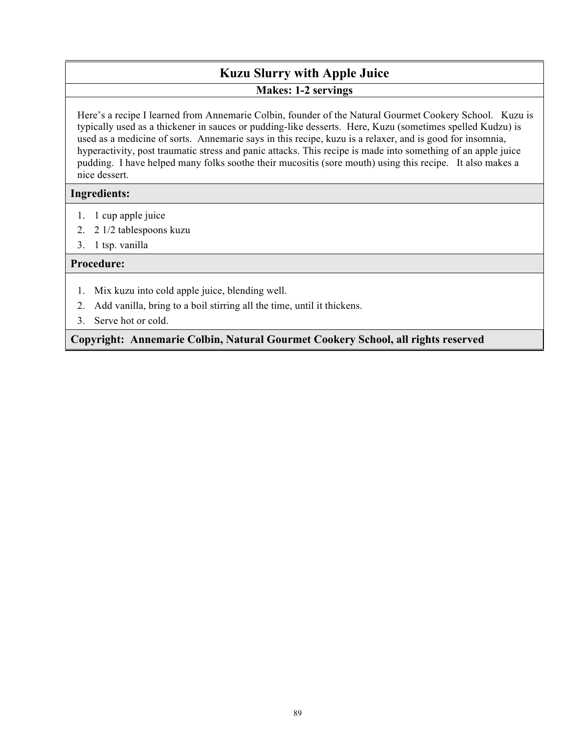# Kuzu Slurry with Apple Juice

**Makes: 1-2 servings**

Here's a recipe I learned from Annemarie Colbin, founder of the Natural Gourmet Cookery School. Kuzu is typically used as a thickener in sauces or pudding-like desserts. Here, Kuzu (sometimes spelled Kudzu) is used as a medicine of sorts. Annemarie says in this recipe, kuzu is a relaxer, and is good for insomnia, hyperactivity, post traumatic stress and panic attacks. This recipe is made into something of an apple juice pudding. I have helped many folks soothe their mucositis (sore mouth) using this recipe. It also makes a nice dessert.

## Ingredients:

1. 1 cup apple juice
2. 2 1/2 tablespoons kuzu
3. 1 tsp. vanilla

## Procedure:

1. Mix kuzu into cold apple juice, blending well.
2. Add vanilla, bring to a boil stirring all the time, until it thickens.
3. Serve hot or cold.

**Copyright: Annemarie Colbin, Natural Gourmet Cookery School, all rights reserved**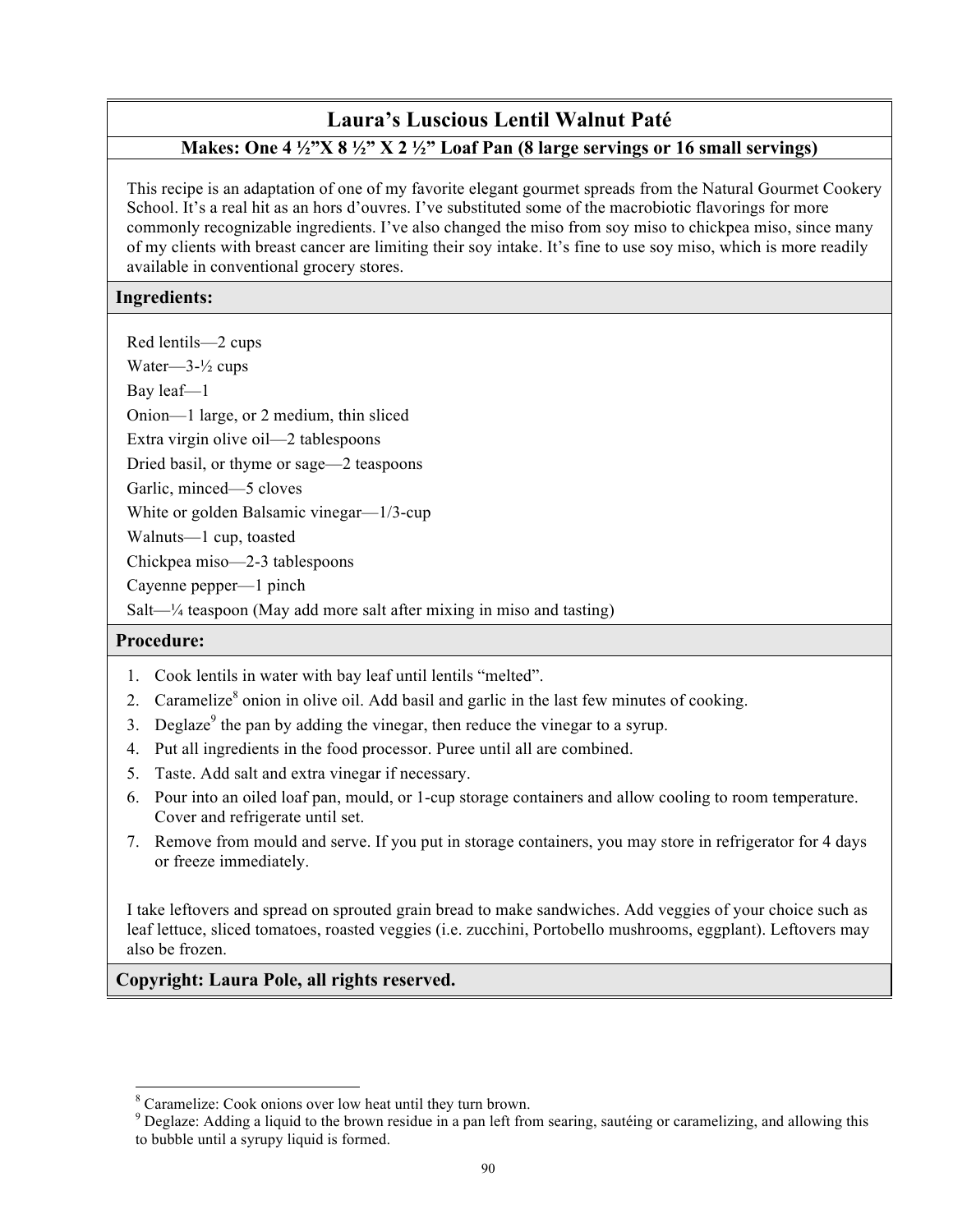# Laura's Luscious Lentil Walnut Paté

**Makes: One 4 ½"X 8 ½" X 2 ½" Loaf Pan (8 large servings or 16 small servings)**

This recipe is an adaptation of one of my favorite elegant gourmet spreads from the Natural Gourmet Cookery School. It's a real hit as an hors d'ouvres. I've substituted some of the macrobiotic flavorings for more commonly recognizable ingredients. I've also changed the miso from soy miso to chickpea miso, since many of my clients with breast cancer are limiting their soy intake. It's fine to use soy miso, which is more readily available in conventional grocery stores.

## Ingredients:

Red lentils—2 cups
Water—3-½ cups
Bay leaf—1
Onion—1 large, or 2 medium, thin sliced
Extra virgin olive oil—2 tablespoons
Dried basil, or thyme or sage—2 teaspoons
Garlic, minced—5 cloves
White or golden Balsamic vinegar—1/3-cup
Walnuts—1 cup, toasted
Chickpea miso—2-3 tablespoons
Cayenne pepper—1 pinch
Salt—¼ teaspoon (May add more salt after mixing in miso and tasting)

## Procedure:

1. Cook lentils in water with bay leaf until lentils "melted".
2. Caramelize[8] onion in olive oil. Add basil and garlic in the last few minutes of cooking.
3. Deglaze[9] the pan by adding the vinegar, then reduce the vinegar to a syrup.
4. Put all ingredients in the food processor. Puree until all are combined.
5. Taste. Add salt and extra vinegar if necessary.
6. Pour into an oiled loaf pan, mould, or 1-cup storage containers and allow cooling to room temperature. Cover and refrigerate until set.
7. Remove from mould and serve. If you put in storage containers, you may store in refrigerator for 4 days or freeze immediately.

I take leftovers and spread on sprouted grain bread to make sandwiches. Add veggies of your choice such as leaf lettuce, sliced tomatoes, roasted veggies (i.e. zucchini, Portobello mushrooms, eggplant). Leftovers may also be frozen.

**Copyright: Laura Pole, all rights reserved.**

---

[8] Caramelize: Cook onions over low heat until they turn brown.
[9] Deglaze: Adding a liquid to the brown residue in a pan left from searing, sautéing or caramelizing, and allowing this to bubble until a syrupy liquid is formed.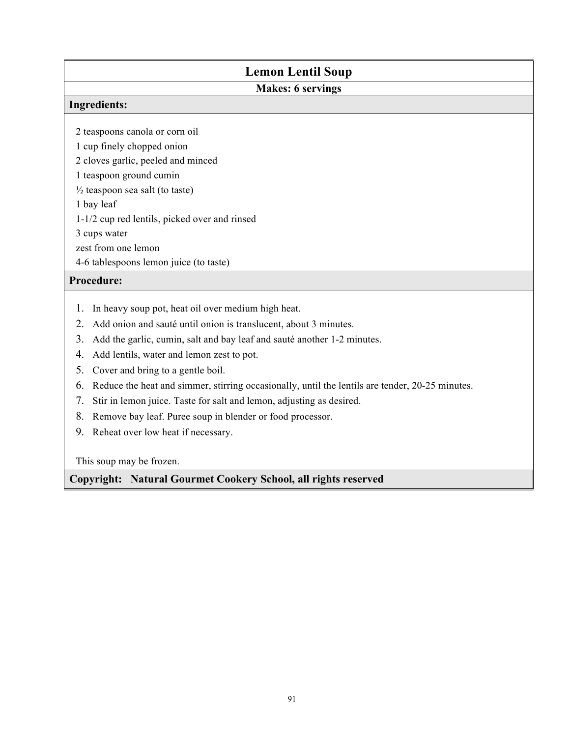# Lemon Lentil Soup

**Makes: 6 servings**

## Ingredients:

2 teaspoons canola or corn oil
1 cup finely chopped onion
2 cloves garlic, peeled and minced
1 teaspoon ground cumin
½ teaspoon sea salt (to taste)
1 bay leaf
1-1/2 cup red lentils, picked over and rinsed
3 cups water
zest from one lemon
4-6 tablespoons lemon juice (to taste)

## Procedure:

1. In heavy soup pot, heat oil over medium high heat.
2. Add onion and sauté until onion is translucent, about 3 minutes.
3. Add the garlic, cumin, salt and bay leaf and sauté another 1-2 minutes.
4. Add lentils, water and lemon zest to pot.
5. Cover and bring to a gentle boil.
6. Reduce the heat and simmer, stirring occasionally, until the lentils are tender, 20-25 minutes.
7. Stir in lemon juice. Taste for salt and lemon, adjusting as desired.
8. Remove bay leaf. Puree soup in blender or food processor.
9. Reheat over low heat if necessary.

This soup may be frozen.

**Copyright: Natural Gourmet Cookery School, all rights reserved**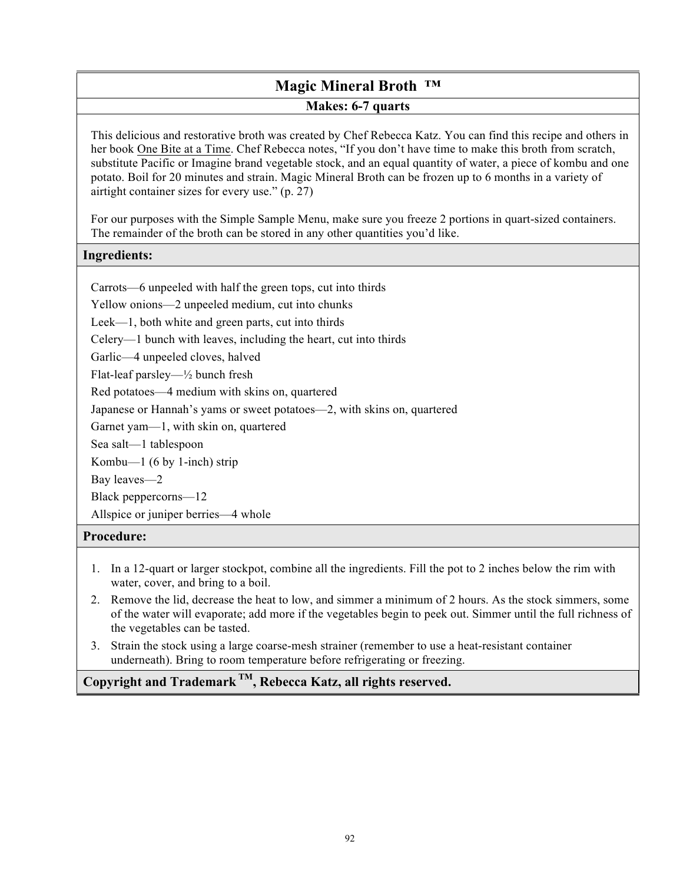# Magic Mineral Broth ™

**Makes: 6-7 quarts**

This delicious and restorative broth was created by Chef Rebecca Katz. You can find this recipe and others in her book <u>One Bite at a Time</u>. Chef Rebecca notes, "If you don't have time to make this broth from scratch, substitute Pacific or Imagine brand vegetable stock, and an equal quantity of water, a piece of kombu and one potato. Boil for 20 minutes and strain. Magic Mineral Broth can be frozen up to 6 months in a variety of airtight container sizes for every use." (p. 27)

For our purposes with the Simple Sample Menu, make sure you freeze 2 portions in quart-sized containers. The remainder of the broth can be stored in any other quantities you'd like.

## Ingredients:

Carrots—6 unpeeled with half the green tops, cut into thirds
Yellow onions—2 unpeeled medium, cut into chunks
Leek—1, both white and green parts, cut into thirds
Celery—1 bunch with leaves, including the heart, cut into thirds
Garlic—4 unpeeled cloves, halved
Flat-leaf parsley—½ bunch fresh
Red potatoes—4 medium with skins on, quartered
Japanese or Hannah's yams or sweet potatoes—2, with skins on, quartered
Garnet yam—1, with skin on, quartered
Sea salt—1 tablespoon
Kombu—1 (6 by 1-inch) strip
Bay leaves—2
Black peppercorns—12
Allspice or juniper berries—4 whole

## Procedure:

1. In a 12-quart or larger stockpot, combine all the ingredients. Fill the pot to 2 inches below the rim with water, cover, and bring to a boil.
2. Remove the lid, decrease the heat to low, and simmer a minimum of 2 hours. As the stock simmers, some of the water will evaporate; add more if the vegetables begin to peek out. Simmer until the full richness of the vegetables can be tasted.
3. Strain the stock using a large coarse-mesh strainer (remember to use a heat-resistant container underneath). Bring to room temperature before refrigerating or freezing.

**Copyright and Trademark ™, Rebecca Katz, all rights reserved.**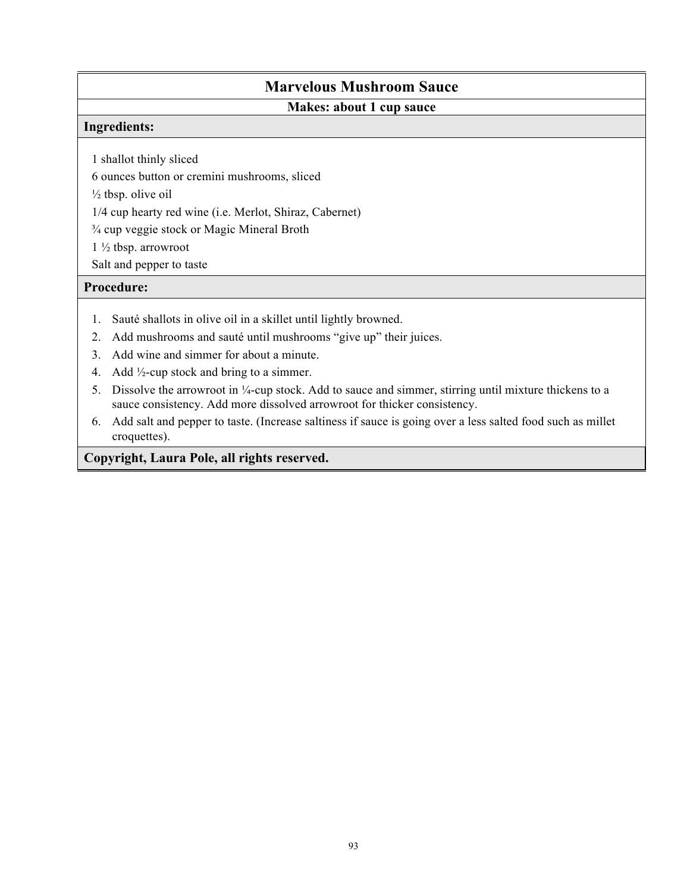# Marvelous Mushroom Sauce

**Makes: about 1 cup sauce**

**Ingredients:**

1 shallot thinly sliced
6 ounces button or cremini mushrooms, sliced
½ tbsp. olive oil
1/4 cup hearty red wine (i.e. Merlot, Shiraz, Cabernet)
¾ cup veggie stock or Magic Mineral Broth
1 ½ tbsp. arrowroot
Salt and pepper to taste

**Procedure:**

1. Sauté shallots in olive oil in a skillet until lightly browned.
2. Add mushrooms and sauté until mushrooms "give up" their juices.
3. Add wine and simmer for about a minute.
4. Add ½-cup stock and bring to a simmer.
5. Dissolve the arrowroot in ¼-cup stock. Add to sauce and simmer, stirring until mixture thickens to a sauce consistency. Add more dissolved arrowroot for thicker consistency.
6. Add salt and pepper to taste. (Increase saltiness if sauce is going over a less salted food such as millet croquettes).

**Copyright, Laura Pole, all rights reserved.**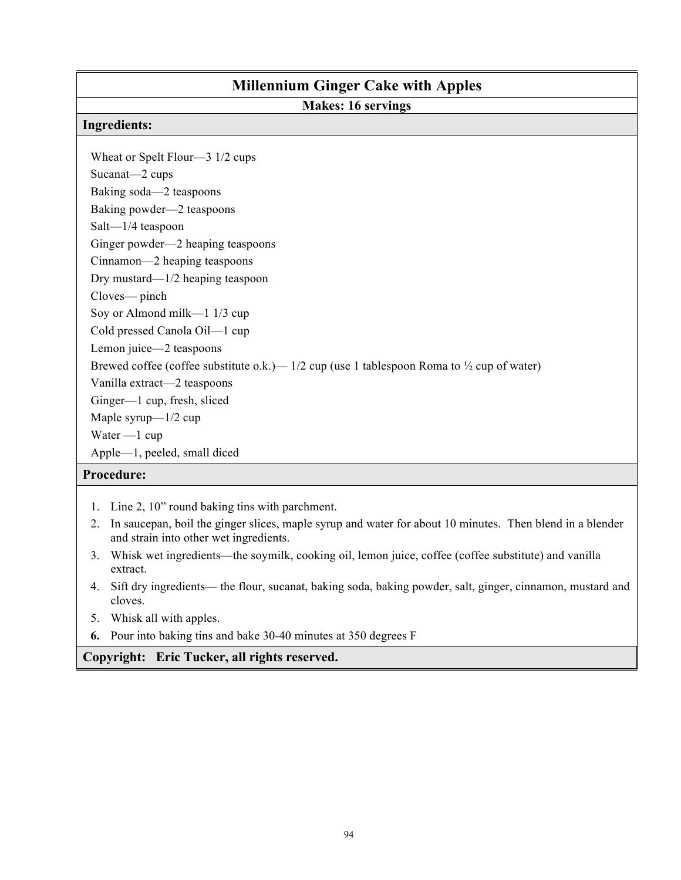# Millennium Ginger Cake with Apples

**Makes: 16 servings**

## Ingredients:

Wheat or Spelt Flour—3 1/2 cups
Sucanat—2 cups
Baking soda—2 teaspoons
Baking powder—2 teaspoons
Salt—1/4 teaspoon
Ginger powder—2 heaping teaspoons
Cinnamon—2 heaping teaspoons
Dry mustard—1/2 heaping teaspoon
Cloves— pinch
Soy or Almond milk—1 1/3 cup
Cold pressed Canola Oil—1 cup
Lemon juice—2 teaspoons
Brewed coffee (coffee substitute o.k.)— 1/2 cup (use 1 tablespoon Roma to ½ cup of water)
Vanilla extract—2 teaspoons
Ginger—1 cup, fresh, sliced
Maple syrup—1/2 cup
Water —1 cup
Apple—1, peeled, small diced

## Procedure:

1. Line 2, 10" round baking tins with parchment.
2. In saucepan, boil the ginger slices, maple syrup and water for about 10 minutes. Then blend in a blender and strain into other wet ingredients.
3. Whisk wet ingredients—the soymilk, cooking oil, lemon juice, coffee (coffee substitute) and vanilla extract.
4. Sift dry ingredients— the flour, sucanat, baking soda, baking powder, salt, ginger, cinnamon, mustard and cloves.
5. Whisk all with apples.
6. Pour into baking tins and bake 30-40 minutes at 350 degrees F

**Copyright: Eric Tucker, all rights reserved.**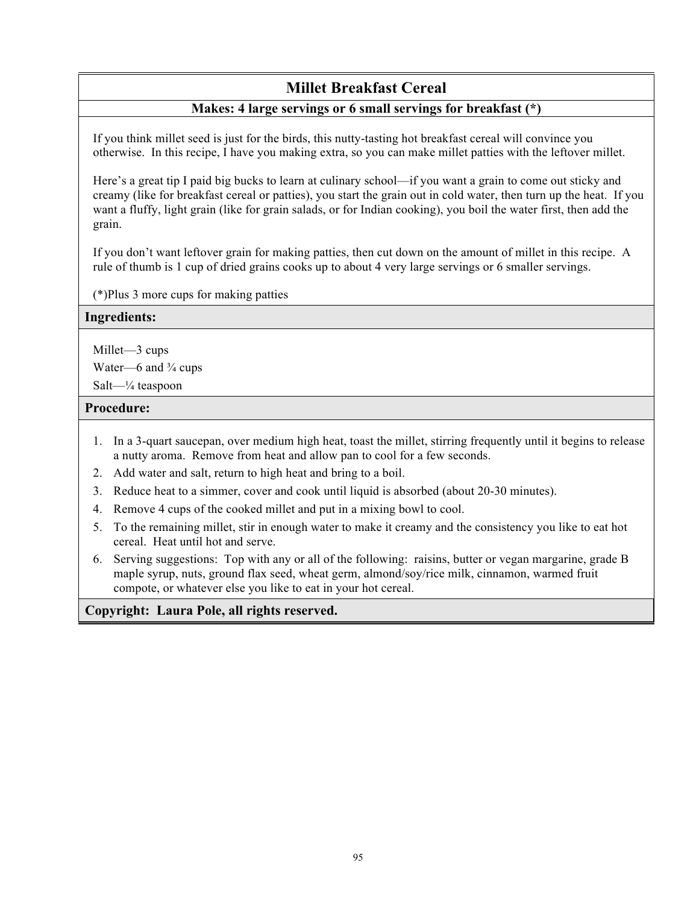# Millet Breakfast Cereal

**Makes: 4 large servings or 6 small servings for breakfast (*)**

If you think millet seed is just for the birds, this nutty-tasting hot breakfast cereal will convince you otherwise. In this recipe, I have you making extra, so you can make millet patties with the leftover millet.

Here's a great tip I paid big bucks to learn at culinary school—if you want a grain to come out sticky and creamy (like for breakfast cereal or patties), you start the grain out in cold water, then turn up the heat. If you want a fluffy, light grain (like for grain salads, or for Indian cooking), you boil the water first, then add the grain.

If you don't want leftover grain for making patties, then cut down on the amount of millet in this recipe. A rule of thumb is 1 cup of dried grains cooks up to about 4 very large servings or 6 smaller servings.

(*)Plus 3 more cups for making patties

## Ingredients:

Millet—3 cups

Water—6 and ¾ cups

Salt—¼ teaspoon

## Procedure:

1. In a 3-quart saucepan, over medium high heat, toast the millet, stirring frequently until it begins to release a nutty aroma. Remove from heat and allow pan to cool for a few seconds.
2. Add water and salt, return to high heat and bring to a boil.
3. Reduce heat to a simmer, cover and cook until liquid is absorbed (about 20-30 minutes).
4. Remove 4 cups of the cooked millet and put in a mixing bowl to cool.
5. To the remaining millet, stir in enough water to make it creamy and the consistency you like to eat hot cereal. Heat until hot and serve.
6. Serving suggestions: Top with any or all of the following: raisins, butter or vegan margarine, grade B maple syrup, nuts, ground flax seed, wheat germ, almond/soy/rice milk, cinnamon, warmed fruit compote, or whatever else you like to eat in your hot cereal.

**Copyright: Laura Pole, all rights reserved.**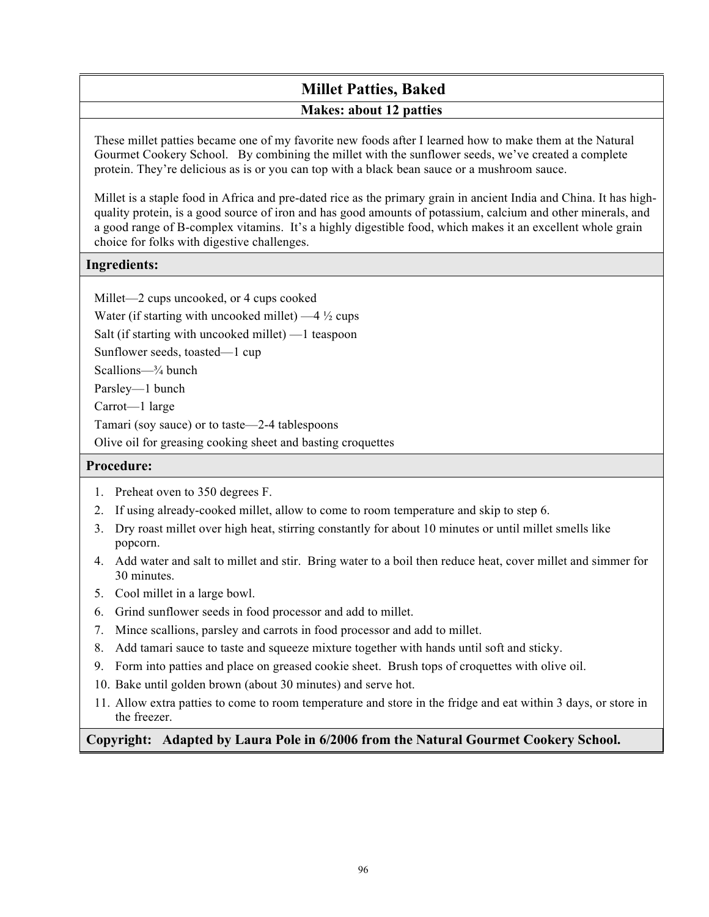# Millet Patties, Baked

**Makes: about 12 patties**

These millet patties became one of my favorite new foods after I learned how to make them at the Natural Gourmet Cookery School. By combining the millet with the sunflower seeds, we've created a complete protein. They're delicious as is or you can top with a black bean sauce or a mushroom sauce.

Millet is a staple food in Africa and pre-dated rice as the primary grain in ancient India and China. It has high-quality protein, is a good source of iron and has good amounts of potassium, calcium and other minerals, and a good range of B-complex vitamins. It's a highly digestible food, which makes it an excellent whole grain choice for folks with digestive challenges.

## Ingredients:

Millet—2 cups uncooked, or 4 cups cooked

Water (if starting with uncooked millet) —4 ½ cups

Salt (if starting with uncooked millet) —1 teaspoon

Sunflower seeds, toasted—1 cup

Scallions—¾ bunch

Parsley—1 bunch

Carrot—1 large

Tamari (soy sauce) or to taste—2-4 tablespoons

Olive oil for greasing cooking sheet and basting croquettes

## Procedure:

1. Preheat oven to 350 degrees F.
2. If using already-cooked millet, allow to come to room temperature and skip to step 6.
3. Dry roast millet over high heat, stirring constantly for about 10 minutes or until millet smells like popcorn.
4. Add water and salt to millet and stir. Bring water to a boil then reduce heat, cover millet and simmer for 30 minutes.
5. Cool millet in a large bowl.
6. Grind sunflower seeds in food processor and add to millet.
7. Mince scallions, parsley and carrots in food processor and add to millet.
8. Add tamari sauce to taste and squeeze mixture together with hands until soft and sticky.
9. Form into patties and place on greased cookie sheet. Brush tops of croquettes with olive oil.
10. Bake until golden brown (about 30 minutes) and serve hot.
11. Allow extra patties to come to room temperature and store in the fridge and eat within 3 days, or store in the freezer.

**Copyright: Adapted by Laura Pole in 6/2006 from the Natural Gourmet Cookery School.**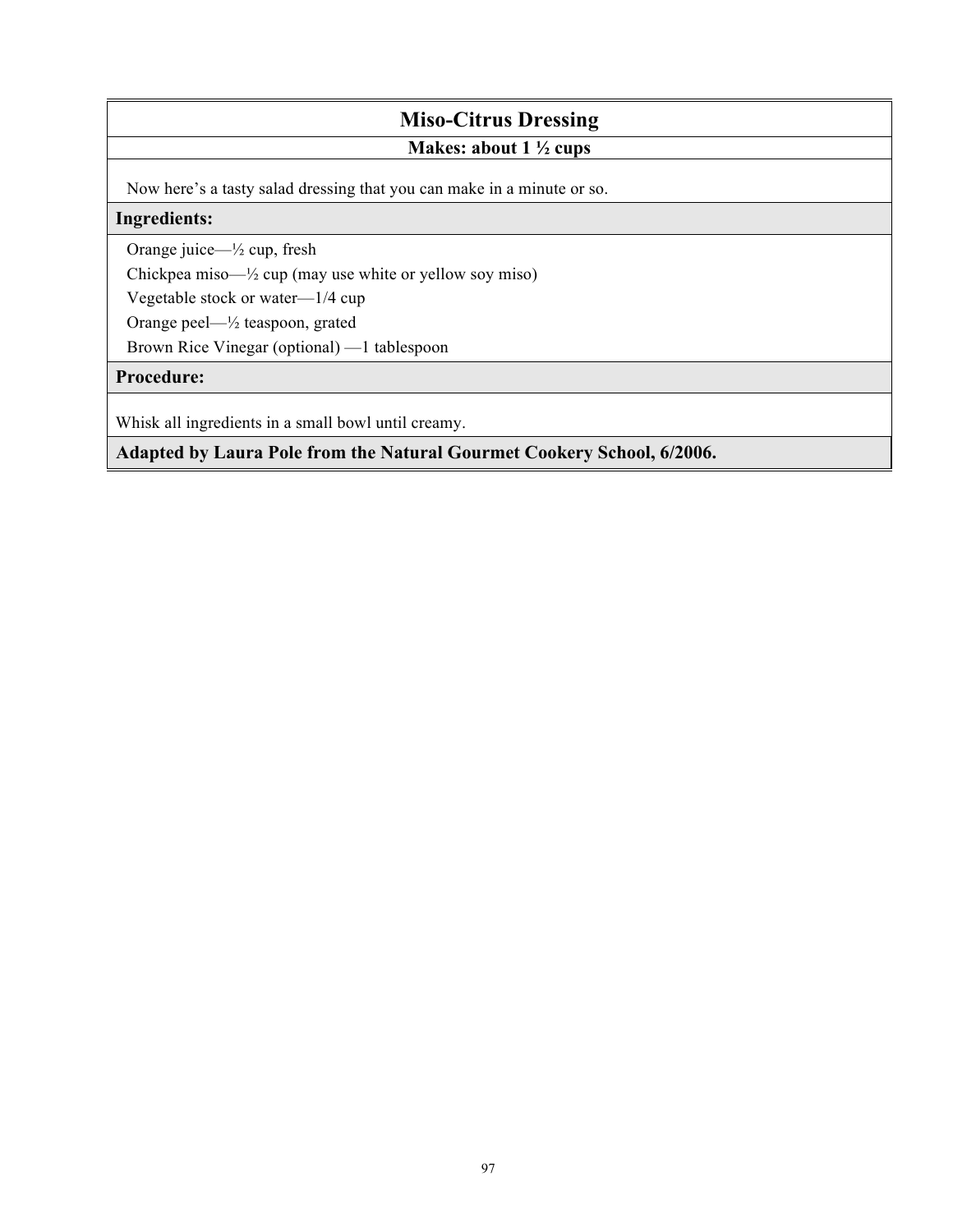# Miso-Citrus Dressing

**Makes: about 1 ½ cups**

Now here's a tasty salad dressing that you can make in a minute or so.

**Ingredients:**

Orange juice—½ cup, fresh
Chickpea miso—½ cup (may use white or yellow soy miso)
Vegetable stock or water—1/4 cup
Orange peel—½ teaspoon, grated
Brown Rice Vinegar (optional) —1 tablespoon

**Procedure:**

Whisk all ingredients in a small bowl until creamy.

**Adapted by Laura Pole from the Natural Gourmet Cookery School, 6/2006.**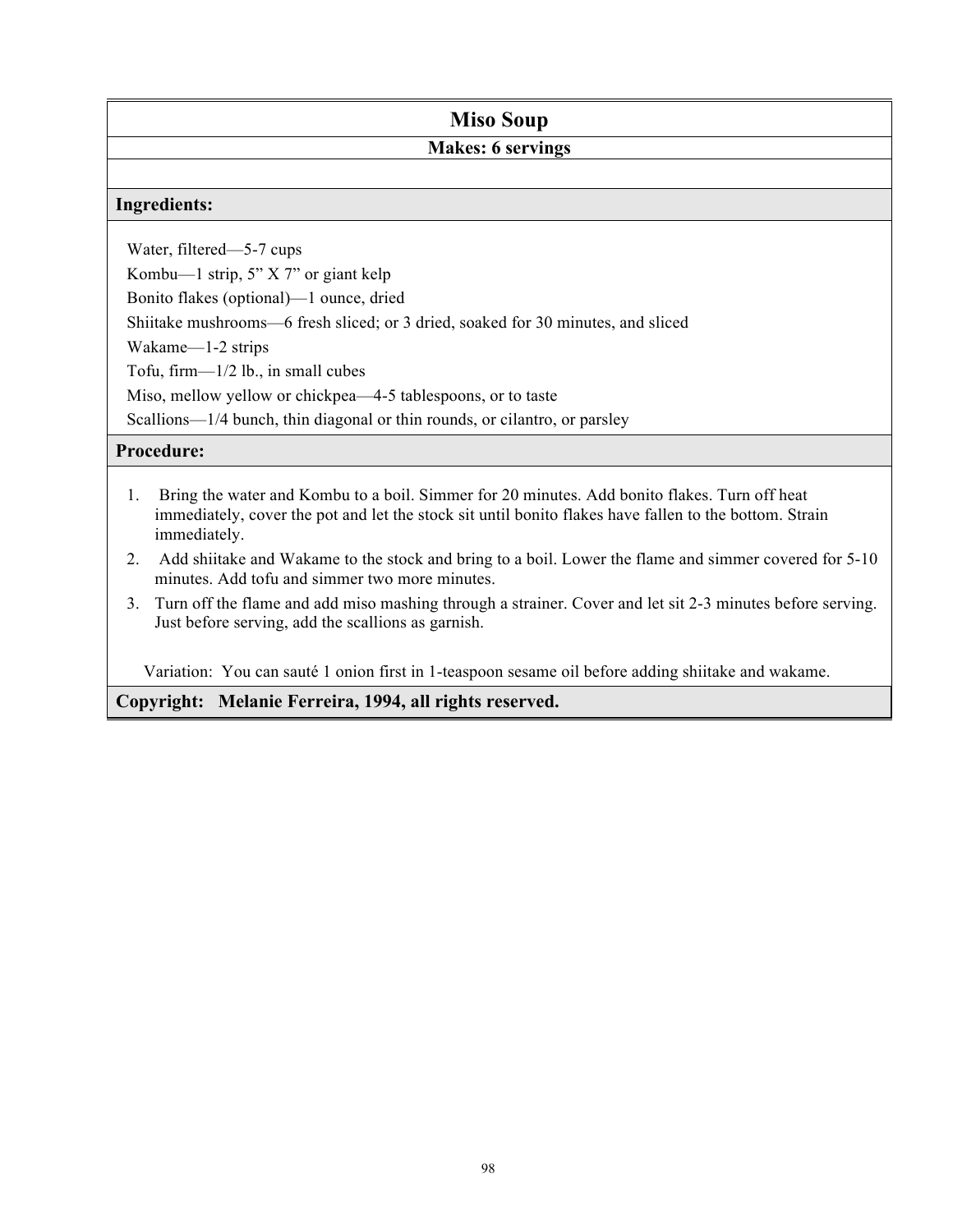# Miso Soup

**Makes: 6 servings**

## Ingredients:

Water, filtered—5-7 cups
Kombu—1 strip, 5” X 7” or giant kelp
Bonito flakes (optional)—1 ounce, dried
Shiitake mushrooms—6 fresh sliced; or 3 dried, soaked for 30 minutes, and sliced
Wakame—1-2 strips
Tofu, firm—1/2 lb., in small cubes
Miso, mellow yellow or chickpea—4-5 tablespoons, or to taste
Scallions—1/4 bunch, thin diagonal or thin rounds, or cilantro, or parsley

## Procedure:

1. Bring the water and Kombu to a boil. Simmer for 20 minutes. Add bonito flakes. Turn off heat immediately, cover the pot and let the stock sit until bonito flakes have fallen to the bottom. Strain immediately.
2. Add shiitake and Wakame to the stock and bring to a boil. Lower the flame and simmer covered for 5-10 minutes. Add tofu and simmer two more minutes.
3. Turn off the flame and add miso mashing through a strainer. Cover and let sit 2-3 minutes before serving. Just before serving, add the scallions as garnish.

Variation: You can sauté 1 onion first in 1-teaspoon sesame oil before adding shiitake and wakame.

**Copyright: Melanie Ferreira, 1994, all rights reserved.**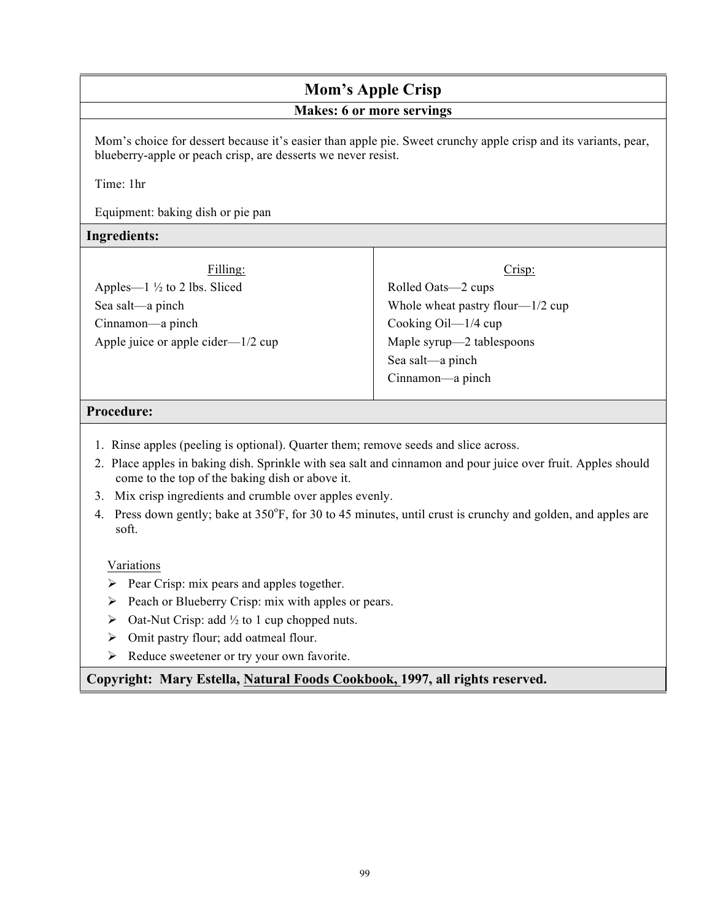# Mom's Apple Crisp

**Makes: 6 or more servings**

Mom's choice for dessert because it's easier than apple pie. Sweet crunchy apple crisp and its variants, pear, blueberry-apple or peach crisp, are desserts we never resist.

Time: 1hr

Equipment: baking dish or pie pan

## Ingredients:

<u>Filling:</u>

Apples—1 ½ to 2 lbs. Sliced
Sea salt—a pinch
Cinnamon—a pinch
Apple juice or apple cider—1/2 cup

<u>Crisp:</u>

Rolled Oats—2 cups
Whole wheat pastry flour—1/2 cup
Cooking Oil—1/4 cup
Maple syrup—2 tablespoons
Sea salt—a pinch
Cinnamon—a pinch

## Procedure:

1. Rinse apples (peeling is optional). Quarter them; remove seeds and slice across.
2. Place apples in baking dish. Sprinkle with sea salt and cinnamon and pour juice over fruit. Apples should come to the top of the baking dish or above it.
3. Mix crisp ingredients and crumble over apples evenly.
4. Press down gently; bake at 350°F, for 30 to 45 minutes, until crust is crunchy and golden, and apples are soft.

<u>Variations</u>

- Pear Crisp: mix pears and apples together.
- Peach or Blueberry Crisp: mix with apples or pears.
- Oat-Nut Crisp: add ½ to 1 cup chopped nuts.
- Omit pastry flour; add oatmeal flour.
- Reduce sweetener or try your own favorite.

**Copyright: Mary Estella, <u>Natural Foods Cookbook,</u> 1997, all rights reserved.**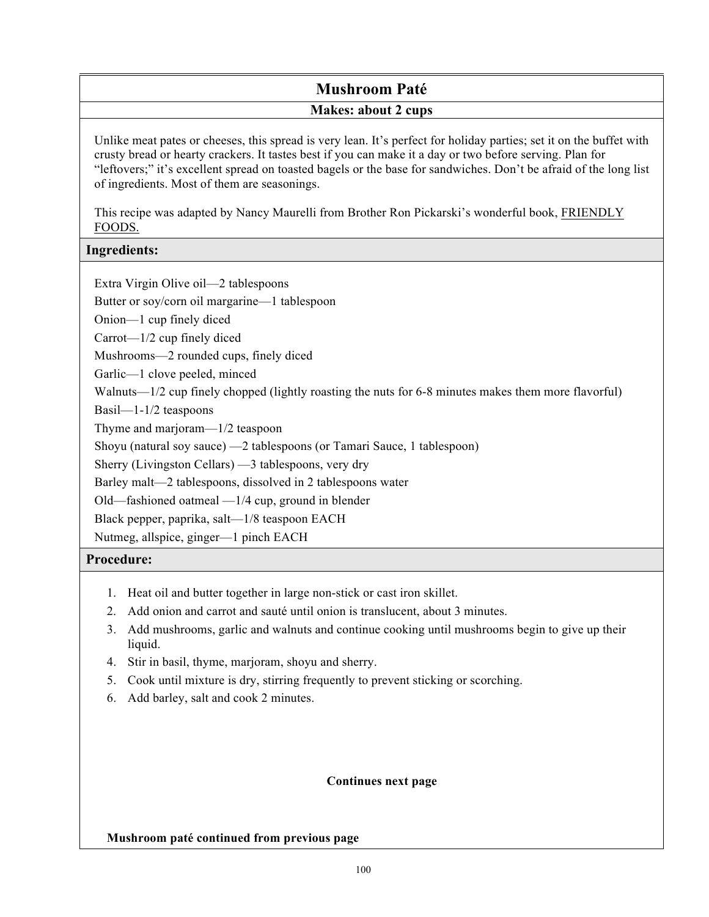# Mushroom Paté

## Makes: about 2 cups

Unlike meat pates or cheeses, this spread is very lean. It's perfect for holiday parties; set it on the buffet with crusty bread or hearty crackers. It tastes best if you can make it a day or two before serving. Plan for "leftovers;" it's excellent spread on toasted bagels or the base for sandwiches. Don't be afraid of the long list of ingredients. Most of them are seasonings.

This recipe was adapted by Nancy Maurelli from Brother Ron Pickarski's wonderful book, FRIENDLY FOODS.

### Ingredients:

Extra Virgin Olive oil—2 tablespoons
Butter or soy/corn oil margarine—1 tablespoon
Onion—1 cup finely diced
Carrot—1/2 cup finely diced
Mushrooms—2 rounded cups, finely diced
Garlic—1 clove peeled, minced
Walnuts—1/2 cup finely chopped (lightly roasting the nuts for 6-8 minutes makes them more flavorful)
Basil—1-1/2 teaspoons
Thyme and marjoram—1/2 teaspoon
Shoyu (natural soy sauce) —2 tablespoons (or Tamari Sauce, 1 tablespoon)
Sherry (Livingston Cellars) —3 tablespoons, very dry
Barley malt—2 tablespoons, dissolved in 2 tablespoons water
Old—fashioned oatmeal —1/4 cup, ground in blender
Black pepper, paprika, salt—1/8 teaspoon EACH
Nutmeg, allspice, ginger—1 pinch EACH

### Procedure:

1. Heat oil and butter together in large non-stick or cast iron skillet.
2. Add onion and carrot and sauté until onion is translucent, about 3 minutes.
3. Add mushrooms, garlic and walnuts and continue cooking until mushrooms begin to give up their liquid.
4. Stir in basil, thyme, marjoram, shoyu and sherry.
5. Cook until mixture is dry, stirring frequently to prevent sticking or scorching.
6. Add barley, salt and cook 2 minutes.

**Continues next page**

**Mushroom paté continued from previous page**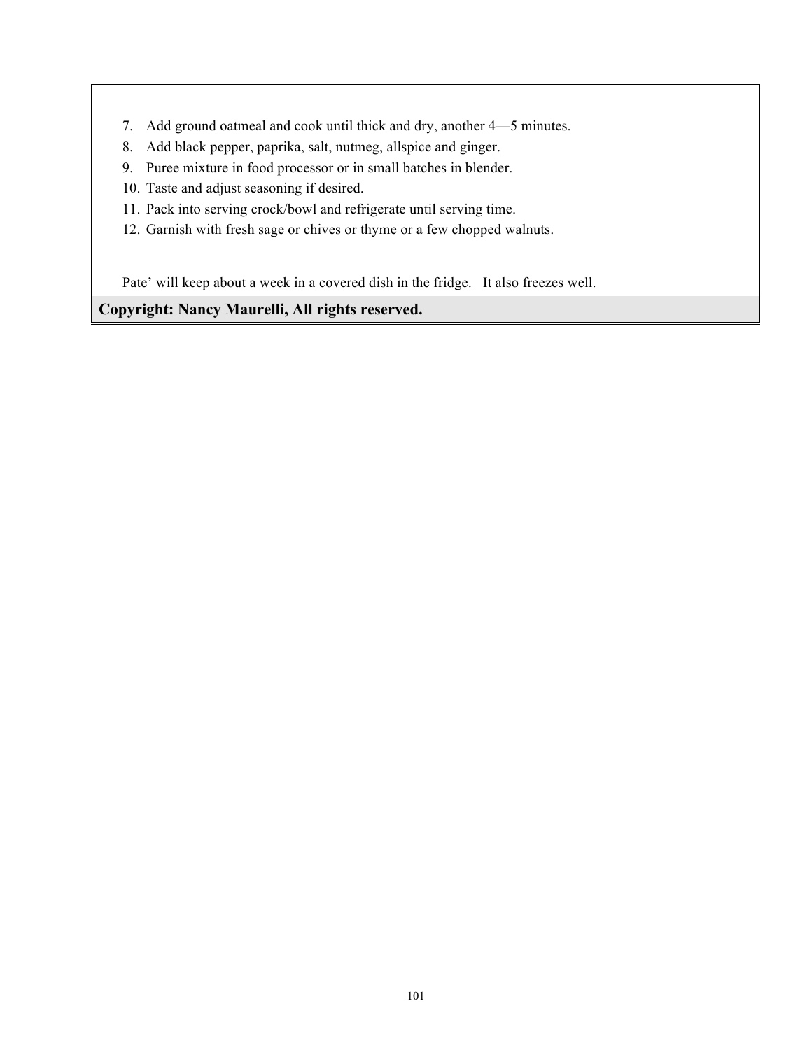7. Add ground oatmeal and cook until thick and dry, another 4—5 minutes.
8. Add black pepper, paprika, salt, nutmeg, allspice and ginger.
9. Puree mixture in food processor or in small batches in blender.
10. Taste and adjust seasoning if desired.
11. Pack into serving crock/bowl and refrigerate until serving time.
12. Garnish with fresh sage or chives or thyme or a few chopped walnuts.

Pate' will keep about a week in a covered dish in the fridge. It also freezes well.

**Copyright: Nancy Maurelli, All rights reserved.**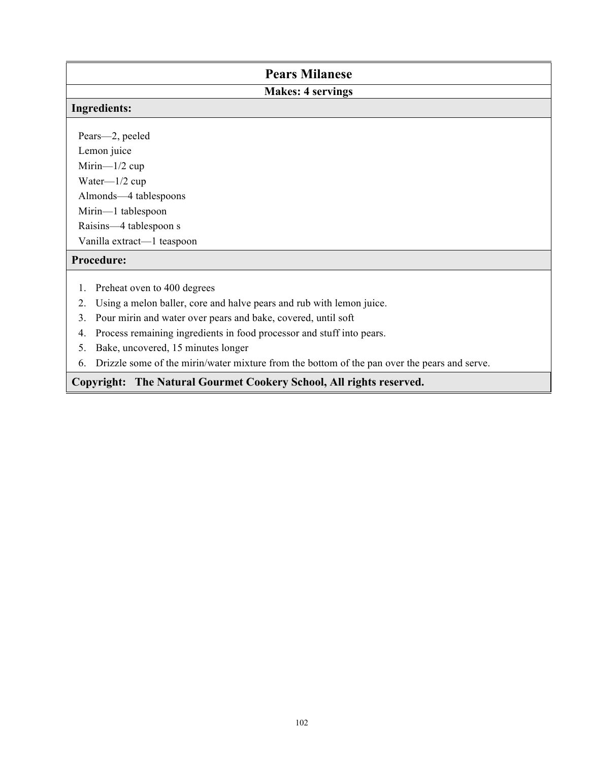# Pears Milanese

**Makes: 4 servings**

## Ingredients:

Pears—2, peeled
Lemon juice
Mirin—1/2 cup
Water—1/2 cup
Almonds—4 tablespoons
Mirin—1 tablespoon
Raisins—4 tablespoon s
Vanilla extract—1 teaspoon

## Procedure:

1. Preheat oven to 400 degrees
2. Using a melon baller, core and halve pears and rub with lemon juice.
3. Pour mirin and water over pears and bake, covered, until soft
4. Process remaining ingredients in food processor and stuff into pears.
5. Bake, uncovered, 15 minutes longer
6. Drizzle some of the mirin/water mixture from the bottom of the pan over the pears and serve.

**Copyright: The Natural Gourmet Cookery School, All rights reserved.**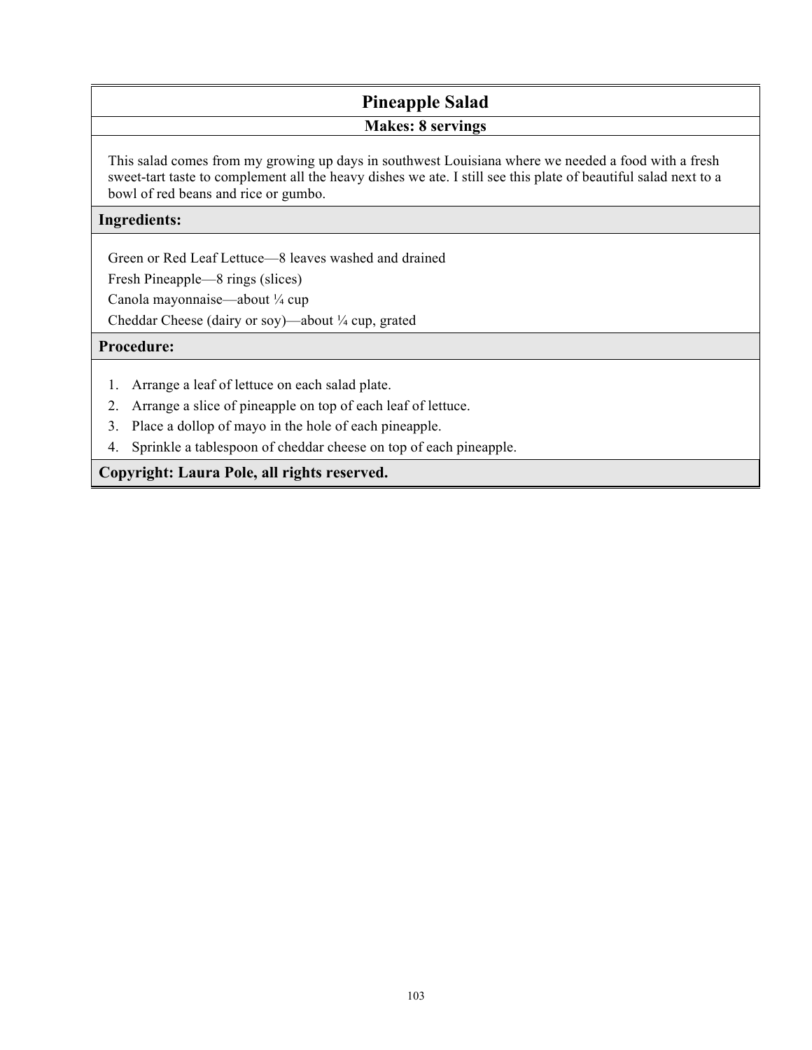# Pineapple Salad

**Makes: 8 servings**

This salad comes from my growing up days in southwest Louisiana where we needed a food with a fresh sweet-tart taste to complement all the heavy dishes we ate. I still see this plate of beautiful salad next to a bowl of red beans and rice or gumbo.

## Ingredients:

Green or Red Leaf Lettuce—8 leaves washed and drained

Fresh Pineapple—8 rings (slices)

Canola mayonnaise—about ¼ cup

Cheddar Cheese (dairy or soy)—about ¼ cup, grated

## Procedure:

1. Arrange a leaf of lettuce on each salad plate.
2. Arrange a slice of pineapple on top of each leaf of lettuce.
3. Place a dollop of mayo in the hole of each pineapple.
4. Sprinkle a tablespoon of cheddar cheese on top of each pineapple.

**Copyright: Laura Pole, all rights reserved.**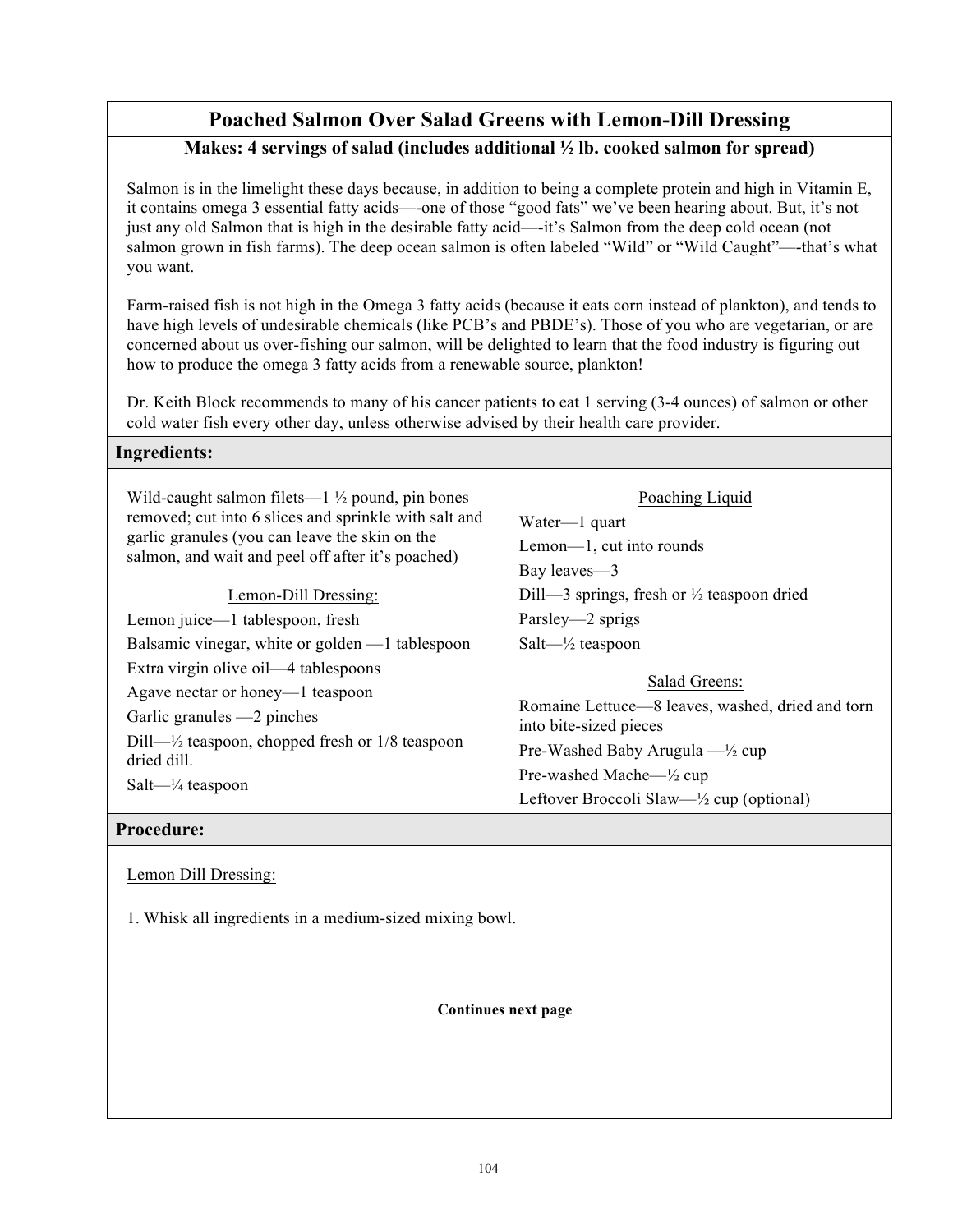# Poached Salmon Over Salad Greens with Lemon-Dill Dressing

**Makes: 4 servings of salad (includes additional ½ lb. cooked salmon for spread)**

Salmon is in the limelight these days because, in addition to being a complete protein and high in Vitamin E, it contains omega 3 essential fatty acids—-one of those "good fats" we've been hearing about. But, it's not just any old Salmon that is high in the desirable fatty acid—-it's Salmon from the deep cold ocean (not salmon grown in fish farms). The deep ocean salmon is often labeled "Wild" or "Wild Caught"—-that's what you want.

Farm-raised fish is not high in the Omega 3 fatty acids (because it eats corn instead of plankton), and tends to have high levels of undesirable chemicals (like PCB's and PBDE's). Those of you who are vegetarian, or are concerned about us over-fishing our salmon, will be delighted to learn that the food industry is figuring out how to produce the omega 3 fatty acids from a renewable source, plankton!

Dr. Keith Block recommends to many of his cancer patients to eat 1 serving (3-4 ounces) of salmon or other cold water fish every other day, unless otherwise advised by their health care provider.

## Ingredients:

Wild-caught salmon filets—1 ½ pound, pin bones removed; cut into 6 slices and sprinkle with salt and garlic granules (you can leave the skin on the salmon, and wait and peel off after it's poached)

Lemon-Dill Dressing:

- Lemon juice—1 tablespoon, fresh
- Balsamic vinegar, white or golden —1 tablespoon
- Extra virgin olive oil—4 tablespoons
- Agave nectar or honey—1 teaspoon
- Garlic granules —2 pinches
- Dill—½ teaspoon, chopped fresh or 1/8 teaspoon dried dill.
- Salt—¼ teaspoon

Poaching Liquid

- Water—1 quart
- Lemon—1, cut into rounds
- Bay leaves—3
- Dill—3 springs, fresh or ½ teaspoon dried
- Parsley—2 sprigs
- Salt—½ teaspoon

Salad Greens:

- Romaine Lettuce—8 leaves, washed, dried and torn into bite-sized pieces
- Pre-Washed Baby Arugula —½ cup
- Pre-washed Mache—½ cup
- Leftover Broccoli Slaw—½ cup (optional)

## Procedure:

Lemon Dill Dressing:

1. Whisk all ingredients in a medium-sized mixing bowl.

**Continues next page**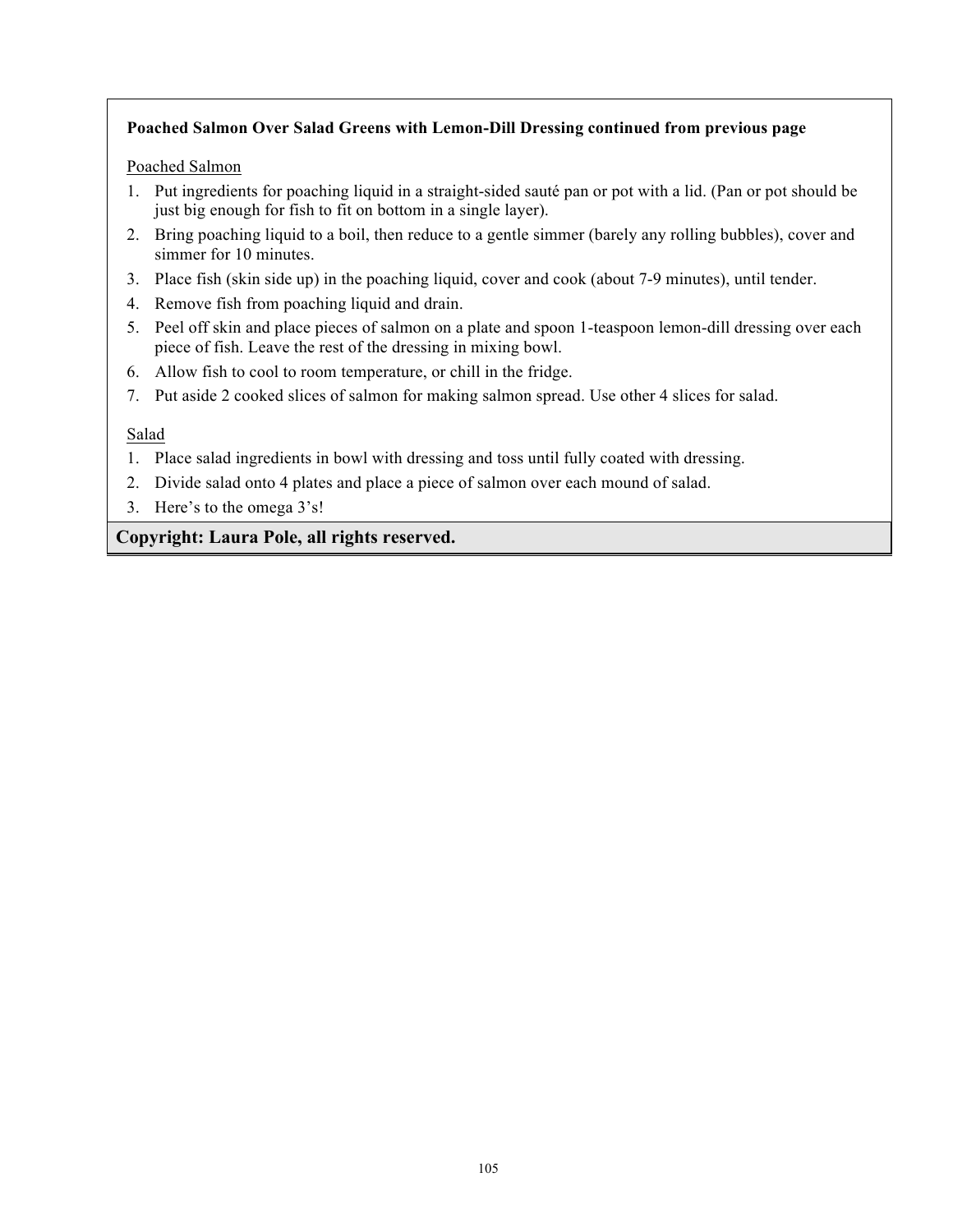**Poached Salmon Over Salad Greens with Lemon-Dill Dressing continued from previous page**

Poached Salmon

1. Put ingredients for poaching liquid in a straight-sided sauté pan or pot with a lid. (Pan or pot should be just big enough for fish to fit on bottom in a single layer).
2. Bring poaching liquid to a boil, then reduce to a gentle simmer (barely any rolling bubbles), cover and simmer for 10 minutes.
3. Place fish (skin side up) in the poaching liquid, cover and cook (about 7-9 minutes), until tender.
4. Remove fish from poaching liquid and drain.
5. Peel off skin and place pieces of salmon on a plate and spoon 1-teaspoon lemon-dill dressing over each piece of fish. Leave the rest of the dressing in mixing bowl.
6. Allow fish to cool to room temperature, or chill in the fridge.
7. Put aside 2 cooked slices of salmon for making salmon spread. Use other 4 slices for salad.

Salad

1. Place salad ingredients in bowl with dressing and toss until fully coated with dressing.
2. Divide salad onto 4 plates and place a piece of salmon over each mound of salad.
3. Here's to the omega 3's!

**Copyright: Laura Pole, all rights reserved.**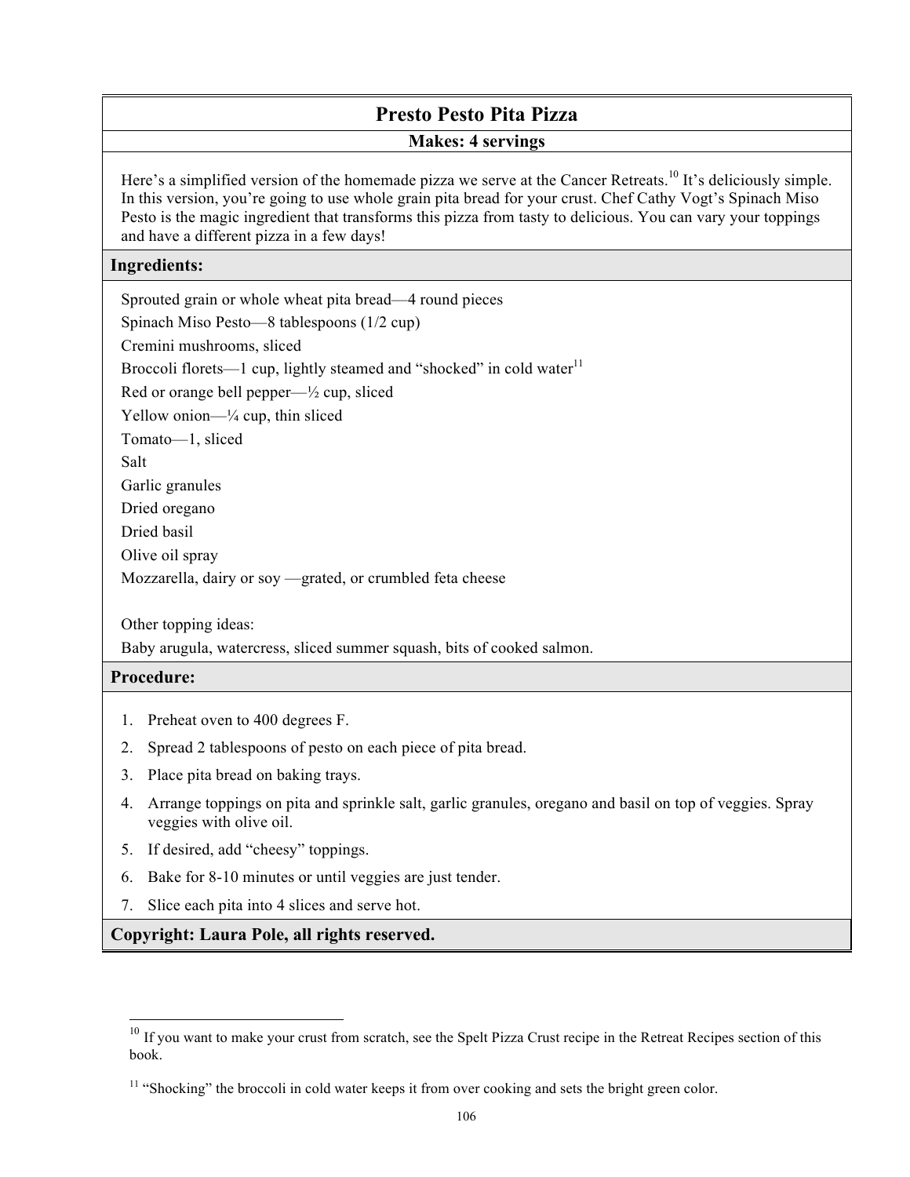# Presto Pesto Pita Pizza

**Makes: 4 servings**

Here's a simplified version of the homemade pizza we serve at the Cancer Retreats.[10] It's deliciously simple. In this version, you're going to use whole grain pita bread for your crust. Chef Cathy Vogt's Spinach Miso Pesto is the magic ingredient that transforms this pizza from tasty to delicious. You can vary your toppings and have a different pizza in a few days!

## Ingredients:

Sprouted grain or whole wheat pita bread—4 round pieces
Spinach Miso Pesto—8 tablespoons (1/2 cup)
Cremini mushrooms, sliced
Broccoli florets—1 cup, lightly steamed and "shocked" in cold water[11]
Red or orange bell pepper—½ cup, sliced
Yellow onion—¼ cup, thin sliced
Tomato—1, sliced
Salt
Garlic granules
Dried oregano
Dried basil
Olive oil spray
Mozzarella, dairy or soy —grated, or crumbled feta cheese

Other topping ideas:
Baby arugula, watercress, sliced summer squash, bits of cooked salmon.

## Procedure:

1. Preheat oven to 400 degrees F.
2. Spread 2 tablespoons of pesto on each piece of pita bread.
3. Place pita bread on baking trays.
4. Arrange toppings on pita and sprinkle salt, garlic granules, oregano and basil on top of veggies. Spray veggies with olive oil.
5. If desired, add "cheesy" toppings.
6. Bake for 8-10 minutes or until veggies are just tender.
7. Slice each pita into 4 slices and serve hot.

**Copyright: Laura Pole, all rights reserved.**

---

[10] If you want to make your crust from scratch, see the Spelt Pizza Crust recipe in the Retreat Recipes section of this book.

[11] "Shocking" the broccoli in cold water keeps it from over cooking and sets the bright green color.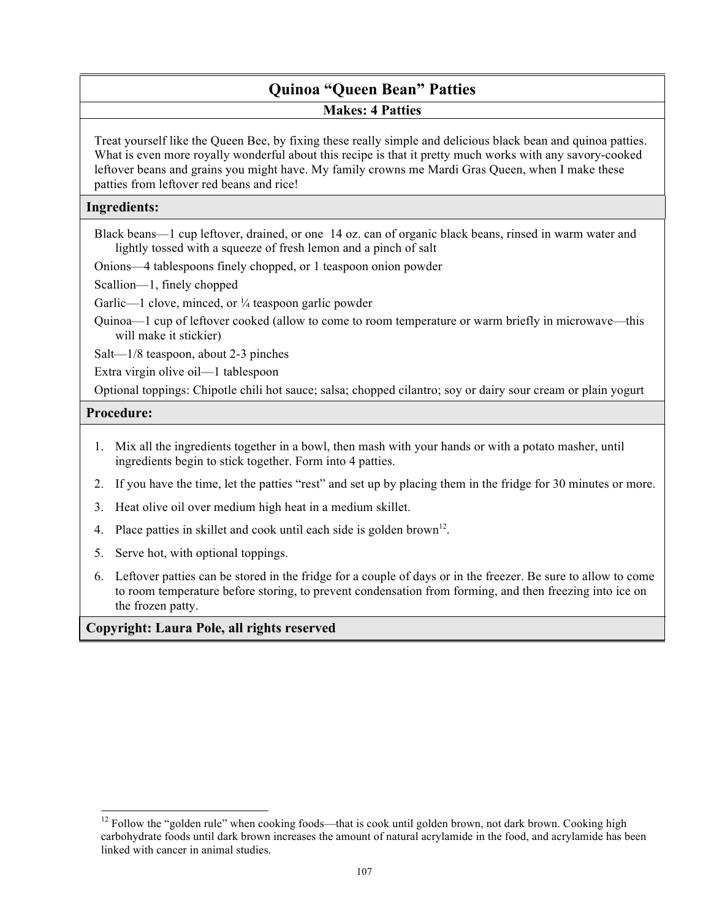# Quinoa "Queen Bean" Patties

**Makes: 4 Patties**

Treat yourself like the Queen Bee, by fixing these really simple and delicious black bean and quinoa patties. What is even more royally wonderful about this recipe is that it pretty much works with any savory-cooked leftover beans and grains you might have. My family crowns me Mardi Gras Queen, when I make these patties from leftover red beans and rice!

## Ingredients:

Black beans—1 cup leftover, drained, or one 14 oz. can of organic black beans, rinsed in warm water and lightly tossed with a squeeze of fresh lemon and a pinch of salt

Onions—4 tablespoons finely chopped, or 1 teaspoon onion powder

Scallion—1, finely chopped

Garlic—1 clove, minced, or ¼ teaspoon garlic powder

Quinoa—1 cup of leftover cooked (allow to come to room temperature or warm briefly in microwave—this will make it stickier)

Salt—1/8 teaspoon, about 2-3 pinches

Extra virgin olive oil—1 tablespoon

Optional toppings: Chipotle chili hot sauce; salsa; chopped cilantro; soy or dairy sour cream or plain yogurt

## Procedure:

1. Mix all the ingredients together in a bowl, then mash with your hands or with a potato masher, until ingredients begin to stick together. Form into 4 patties.
2. If you have the time, let the patties "rest" and set up by placing them in the fridge for 30 minutes or more.
3. Heat olive oil over medium high heat in a medium skillet.
4. Place patties in skillet and cook until each side is golden brown[12].
5. Serve hot, with optional toppings.
6. Leftover patties can be stored in the fridge for a couple of days or in the freezer. Be sure to allow to come to room temperature before storing, to prevent condensation from forming, and then freezing into ice on the frozen patty.

**Copyright: Laura Pole, all rights reserved**

[12] Follow the "golden rule" when cooking foods—that is cook until golden brown, not dark brown. Cooking high carbohydrate foods until dark brown increases the amount of natural acrylamide in the food, and acrylamide has been linked with cancer in animal studies.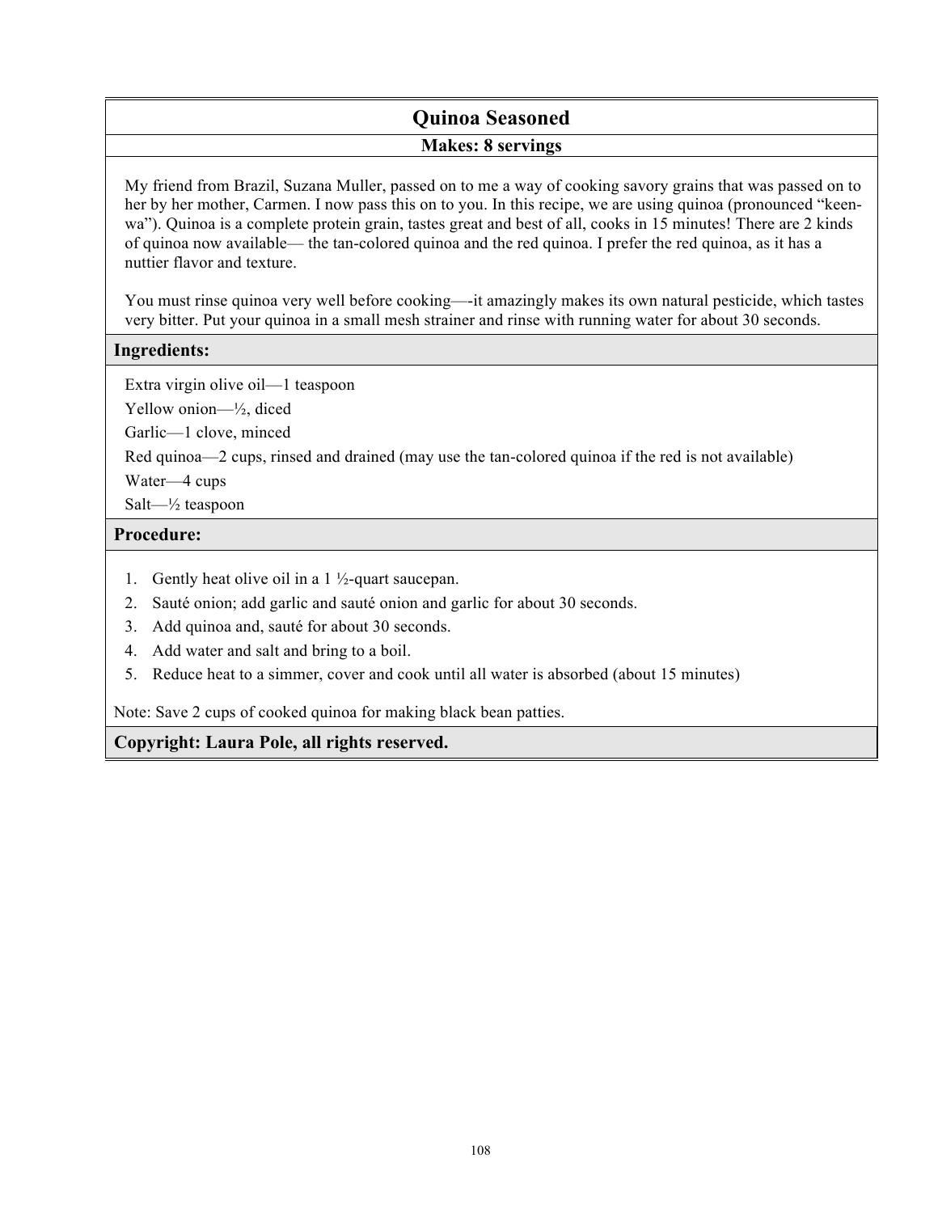# Quinoa Seasoned

**Makes: 8 servings**

My friend from Brazil, Suzana Muller, passed on to me a way of cooking savory grains that was passed on to her by her mother, Carmen. I now pass this on to you. In this recipe, we are using quinoa (pronounced "keen-wa"). Quinoa is a complete protein grain, tastes great and best of all, cooks in 15 minutes! There are 2 kinds of quinoa now available— the tan-colored quinoa and the red quinoa. I prefer the red quinoa, as it has a nuttier flavor and texture.

You must rinse quinoa very well before cooking—-it amazingly makes its own natural pesticide, which tastes very bitter. Put your quinoa in a small mesh strainer and rinse with running water for about 30 seconds.

## Ingredients:

Extra virgin olive oil—1 teaspoon

Yellow onion—½, diced

Garlic—1 clove, minced

Red quinoa—2 cups, rinsed and drained (may use the tan-colored quinoa if the red is not available)

Water—4 cups

Salt—½ teaspoon

## Procedure:

1. Gently heat olive oil in a 1 ½-quart saucepan.
2. Sauté onion; add garlic and sauté onion and garlic for about 30 seconds.
3. Add quinoa and, sauté for about 30 seconds.
4. Add water and salt and bring to a boil.
5. Reduce heat to a simmer, cover and cook until all water is absorbed (about 15 minutes)

Note: Save 2 cups of cooked quinoa for making black bean patties.

**Copyright: Laura Pole, all rights reserved.**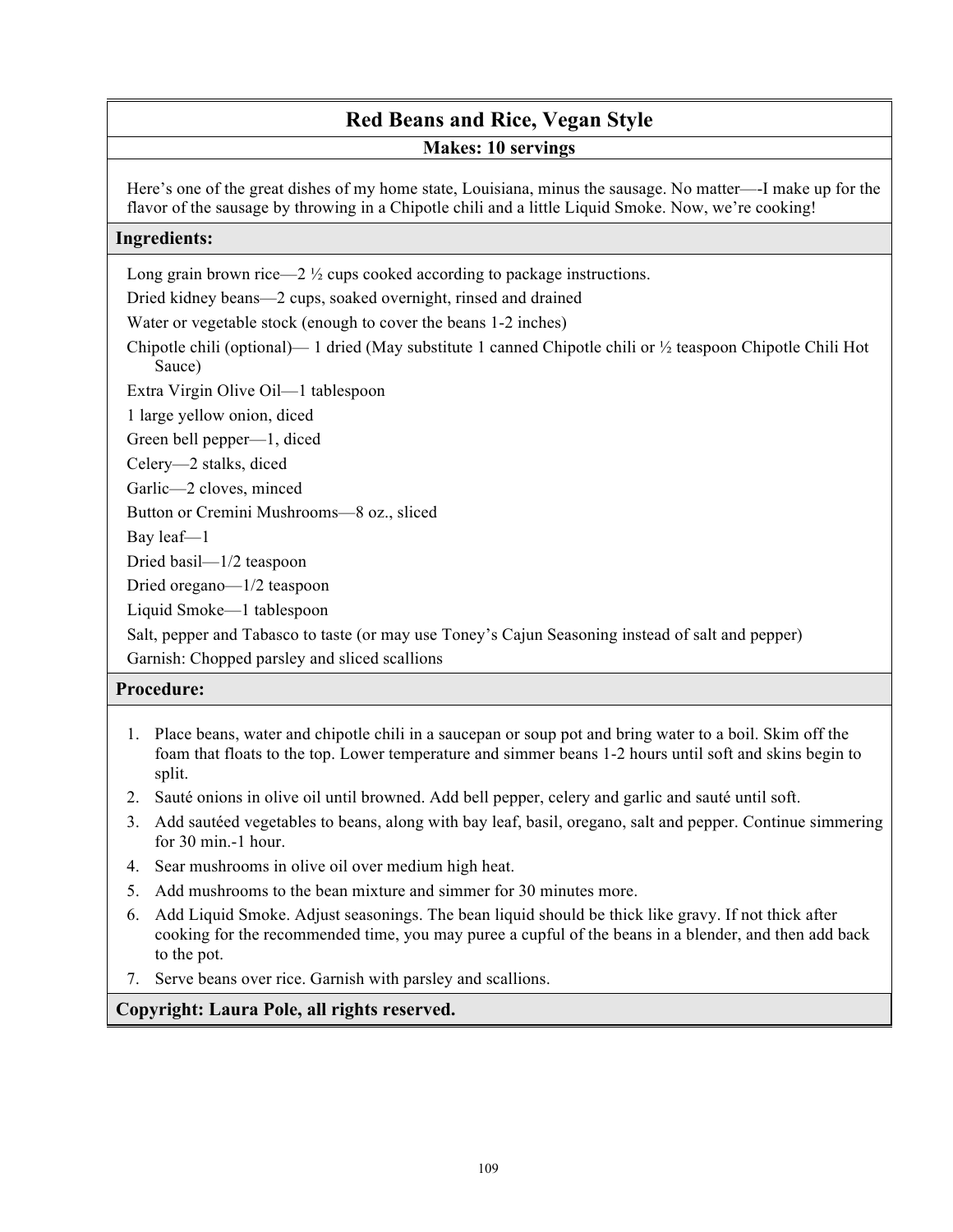# Red Beans and Rice, Vegan Style

**Makes: 10 servings**

Here's one of the great dishes of my home state, Louisiana, minus the sausage. No matter—-I make up for the flavor of the sausage by throwing in a Chipotle chili and a little Liquid Smoke. Now, we're cooking!

## Ingredients:

Long grain brown rice—2 ½ cups cooked according to package instructions.

Dried kidney beans—2 cups, soaked overnight, rinsed and drained

Water or vegetable stock (enough to cover the beans 1-2 inches)

Chipotle chili (optional)— 1 dried (May substitute 1 canned Chipotle chili or ½ teaspoon Chipotle Chili Hot Sauce)

Extra Virgin Olive Oil—1 tablespoon

1 large yellow onion, diced

Green bell pepper—1, diced

Celery—2 stalks, diced

Garlic—2 cloves, minced

Button or Cremini Mushrooms—8 oz., sliced

Bay leaf—1

Dried basil—1/2 teaspoon

Dried oregano—1/2 teaspoon

Liquid Smoke—1 tablespoon

Salt, pepper and Tabasco to taste (or may use Toney's Cajun Seasoning instead of salt and pepper)

Garnish: Chopped parsley and sliced scallions

## Procedure:

1. Place beans, water and chipotle chili in a saucepan or soup pot and bring water to a boil. Skim off the foam that floats to the top. Lower temperature and simmer beans 1-2 hours until soft and skins begin to split.
2. Sauté onions in olive oil until browned. Add bell pepper, celery and garlic and sauté until soft.
3. Add sautéed vegetables to beans, along with bay leaf, basil, oregano, salt and pepper. Continue simmering for 30 min.-1 hour.
4. Sear mushrooms in olive oil over medium high heat.
5. Add mushrooms to the bean mixture and simmer for 30 minutes more.
6. Add Liquid Smoke. Adjust seasonings. The bean liquid should be thick like gravy. If not thick after cooking for the recommended time, you may puree a cupful of the beans in a blender, and then add back to the pot.
7. Serve beans over rice. Garnish with parsley and scallions.

**Copyright: Laura Pole, all rights reserved.**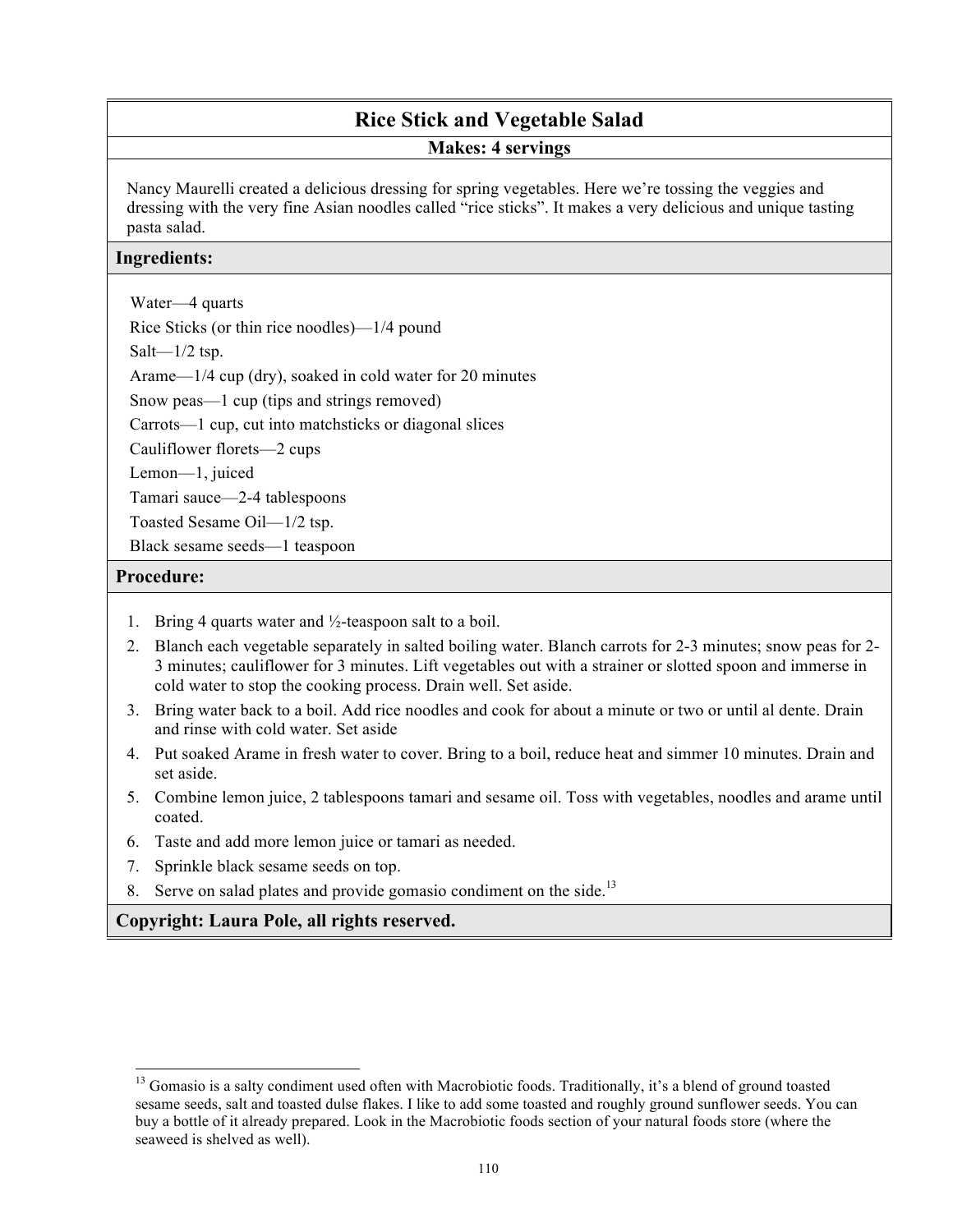## Rice Stick and Vegetable Salad

**Makes: 4 servings**

Nancy Maurelli created a delicious dressing for spring vegetables. Here we're tossing the veggies and dressing with the very fine Asian noodles called "rice sticks". It makes a very delicious and unique tasting pasta salad.

### Ingredients:

Water—4 quarts
Rice Sticks (or thin rice noodles)—1/4 pound
Salt—1/2 tsp.
Arame—1/4 cup (dry), soaked in cold water for 20 minutes
Snow peas—1 cup (tips and strings removed)
Carrots—1 cup, cut into matchsticks or diagonal slices
Cauliflower florets—2 cups
Lemon—1, juiced
Tamari sauce—2-4 tablespoons
Toasted Sesame Oil—1/2 tsp.
Black sesame seeds—1 teaspoon

### Procedure:

1. Bring 4 quarts water and ½-teaspoon salt to a boil.
2. Blanch each vegetable separately in salted boiling water. Blanch carrots for 2-3 minutes; snow peas for 2-3 minutes; cauliflower for 3 minutes. Lift vegetables out with a strainer or slotted spoon and immerse in cold water to stop the cooking process. Drain well. Set aside.
3. Bring water back to a boil. Add rice noodles and cook for about a minute or two or until al dente. Drain and rinse with cold water. Set aside
4. Put soaked Arame in fresh water to cover. Bring to a boil, reduce heat and simmer 10 minutes. Drain and set aside.
5. Combine lemon juice, 2 tablespoons tamari and sesame oil. Toss with vegetables, noodles and arame until coated.
6. Taste and add more lemon juice or tamari as needed.
7. Sprinkle black sesame seeds on top.
8. Serve on salad plates and provide gomasio condiment on the side.[13]

**Copyright: Laura Pole, all rights reserved.**

---

[13] Gomasio is a salty condiment used often with Macrobiotic foods. Traditionally, it's a blend of ground toasted sesame seeds, salt and toasted dulse flakes. I like to add some toasted and roughly ground sunflower seeds. You can buy a bottle of it already prepared. Look in the Macrobiotic foods section of your natural foods store (where the seaweed is shelved as well).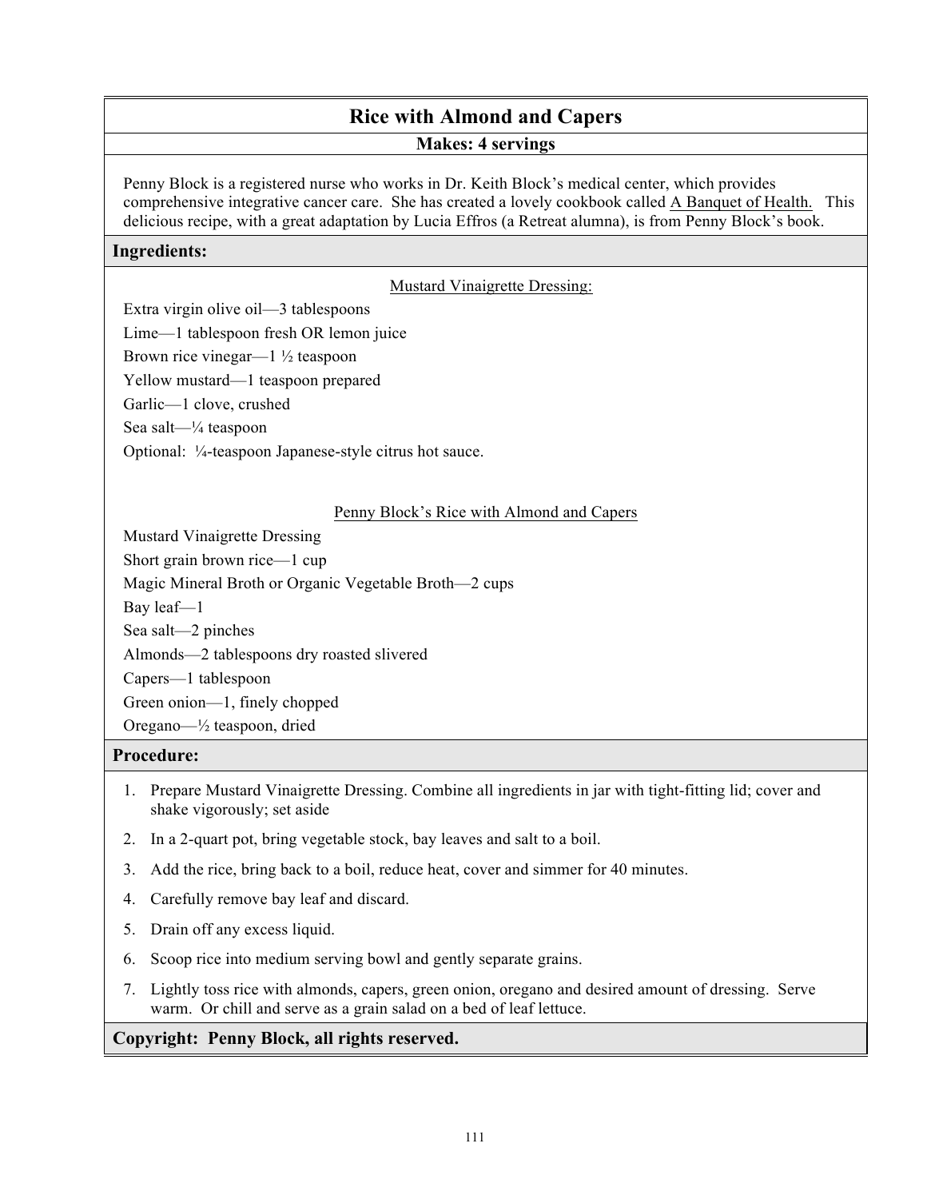# Rice with Almond and Capers

**Makes: 4 servings**

Penny Block is a registered nurse who works in Dr. Keith Block's medical center, which provides comprehensive integrative cancer care. She has created a lovely cookbook called A Banquet of Health. This delicious recipe, with a great adaptation by Lucia Effros (a Retreat alumna), is from Penny Block's book.

## Ingredients:

### Mustard Vinaigrette Dressing:

Extra virgin olive oil—3 tablespoons
Lime—1 tablespoon fresh OR lemon juice
Brown rice vinegar—1 ½ teaspoon
Yellow mustard—1 teaspoon prepared
Garlic—1 clove, crushed
Sea salt—¼ teaspoon
Optional: ¼-teaspoon Japanese-style citrus hot sauce.

### Penny Block's Rice with Almond and Capers

Mustard Vinaigrette Dressing
Short grain brown rice—1 cup
Magic Mineral Broth or Organic Vegetable Broth—2 cups
Bay leaf—1
Sea salt—2 pinches
Almonds—2 tablespoons dry roasted slivered
Capers—1 tablespoon
Green onion—1, finely chopped
Oregano—½ teaspoon, dried

## Procedure:

1. Prepare Mustard Vinaigrette Dressing. Combine all ingredients in jar with tight-fitting lid; cover and shake vigorously; set aside
2. In a 2-quart pot, bring vegetable stock, bay leaves and salt to a boil.
3. Add the rice, bring back to a boil, reduce heat, cover and simmer for 40 minutes.
4. Carefully remove bay leaf and discard.
5. Drain off any excess liquid.
6. Scoop rice into medium serving bowl and gently separate grains.
7. Lightly toss rice with almonds, capers, green onion, oregano and desired amount of dressing. Serve warm. Or chill and serve as a grain salad on a bed of leaf lettuce.

**Copyright: Penny Block, all rights reserved.**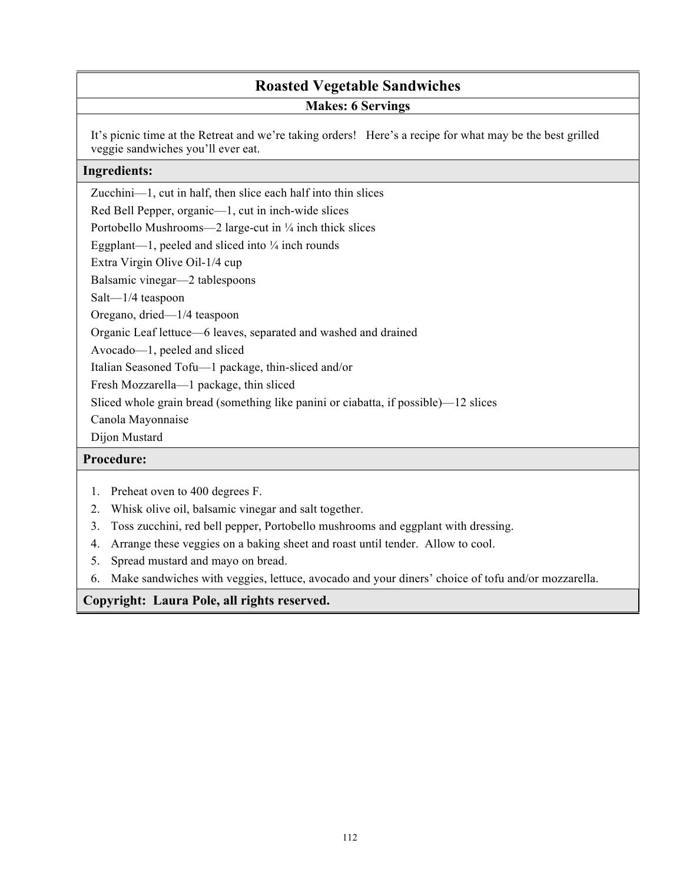# Roasted Vegetable Sandwiches

**Makes: 6 Servings**

It's picnic time at the Retreat and we're taking orders! Here's a recipe for what may be the best grilled veggie sandwiches you'll ever eat.

## Ingredients:

- Zucchini—1, cut in half, then slice each half into thin slices
- Red Bell Pepper, organic—1, cut in inch-wide slices
- Portobello Mushrooms—2 large-cut in ¼ inch thick slices
- Eggplant—1, peeled and sliced into ¼ inch rounds
- Extra Virgin Olive Oil-1/4 cup
- Balsamic vinegar—2 tablespoons
- Salt—1/4 teaspoon
- Oregano, dried—1/4 teaspoon
- Organic Leaf lettuce—6 leaves, separated and washed and drained
- Avocado—1, peeled and sliced
- Italian Seasoned Tofu—1 package, thin-sliced and/or
- Fresh Mozzarella—1 package, thin sliced
- Sliced whole grain bread (something like panini or ciabatta, if possible)—12 slices
- Canola Mayonnaise
- Dijon Mustard

## Procedure:

1. Preheat oven to 400 degrees F.
2. Whisk olive oil, balsamic vinegar and salt together.
3. Toss zucchini, red bell pepper, Portobello mushrooms and eggplant with dressing.
4. Arrange these veggies on a baking sheet and roast until tender. Allow to cool.
5. Spread mustard and mayo on bread.
6. Make sandwiches with veggies, lettuce, avocado and your diners' choice of tofu and/or mozzarella.

**Copyright: Laura Pole, all rights reserved.**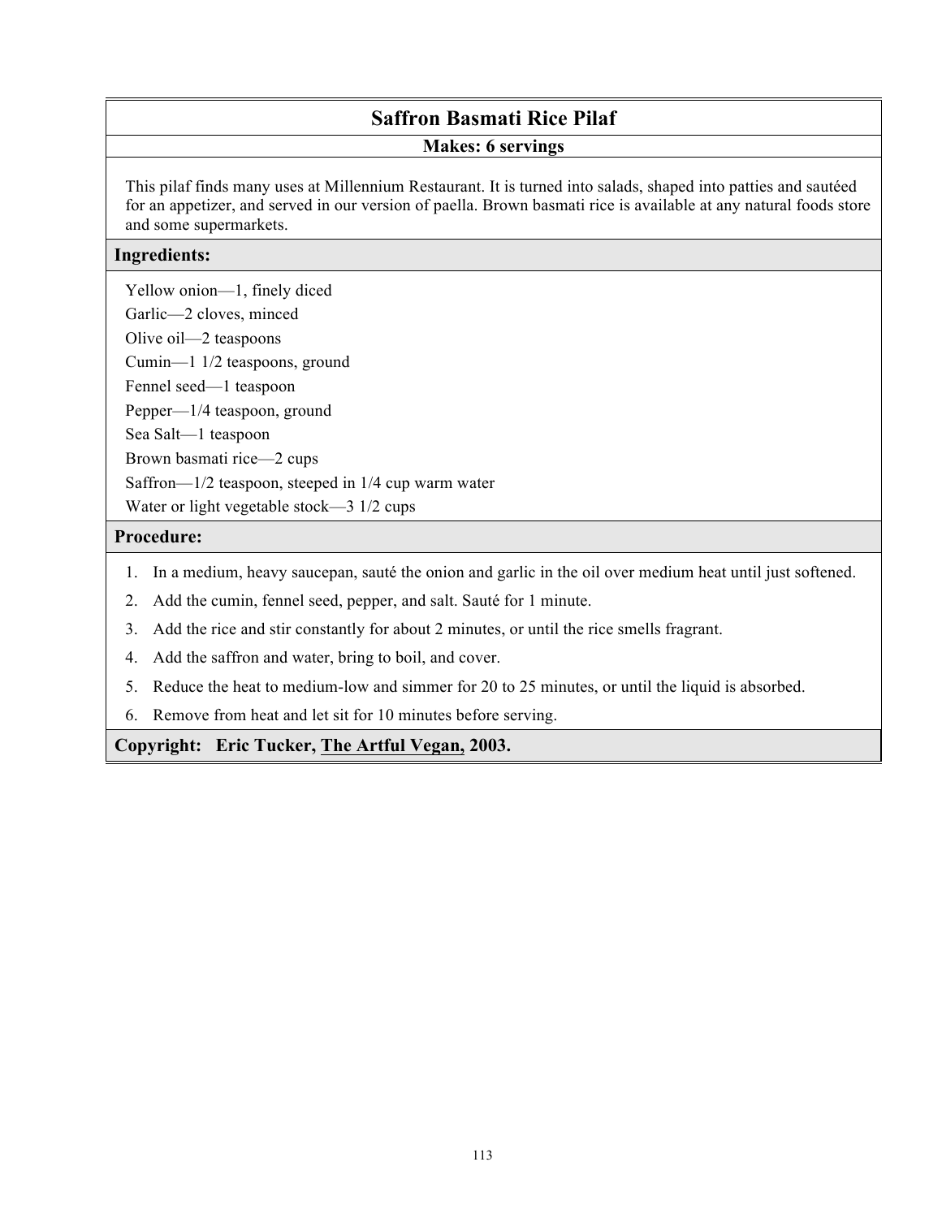## Saffron Basmati Rice Pilaf

**Makes: 6 servings**

This pilaf finds many uses at Millennium Restaurant. It is turned into salads, shaped into patties and sautéed for an appetizer, and served in our version of paella. Brown basmati rice is available at any natural foods store and some supermarkets.

### Ingredients:

Yellow onion—1, finely diced
Garlic—2 cloves, minced
Olive oil—2 teaspoons
Cumin—1 1/2 teaspoons, ground
Fennel seed—1 teaspoon
Pepper—1/4 teaspoon, ground
Sea Salt—1 teaspoon
Brown basmati rice—2 cups
Saffron—1/2 teaspoon, steeped in 1/4 cup warm water
Water or light vegetable stock—3 1/2 cups

### Procedure:

1. In a medium, heavy saucepan, sauté the onion and garlic in the oil over medium heat until just softened.
2. Add the cumin, fennel seed, pepper, and salt. Sauté for 1 minute.
3. Add the rice and stir constantly for about 2 minutes, or until the rice smells fragrant.
4. Add the saffron and water, bring to boil, and cover.
5. Reduce the heat to medium-low and simmer for 20 to 25 minutes, or until the liquid is absorbed.
6. Remove from heat and let sit for 10 minutes before serving.

**Copyright: Eric Tucker, The Artful Vegan, 2003.**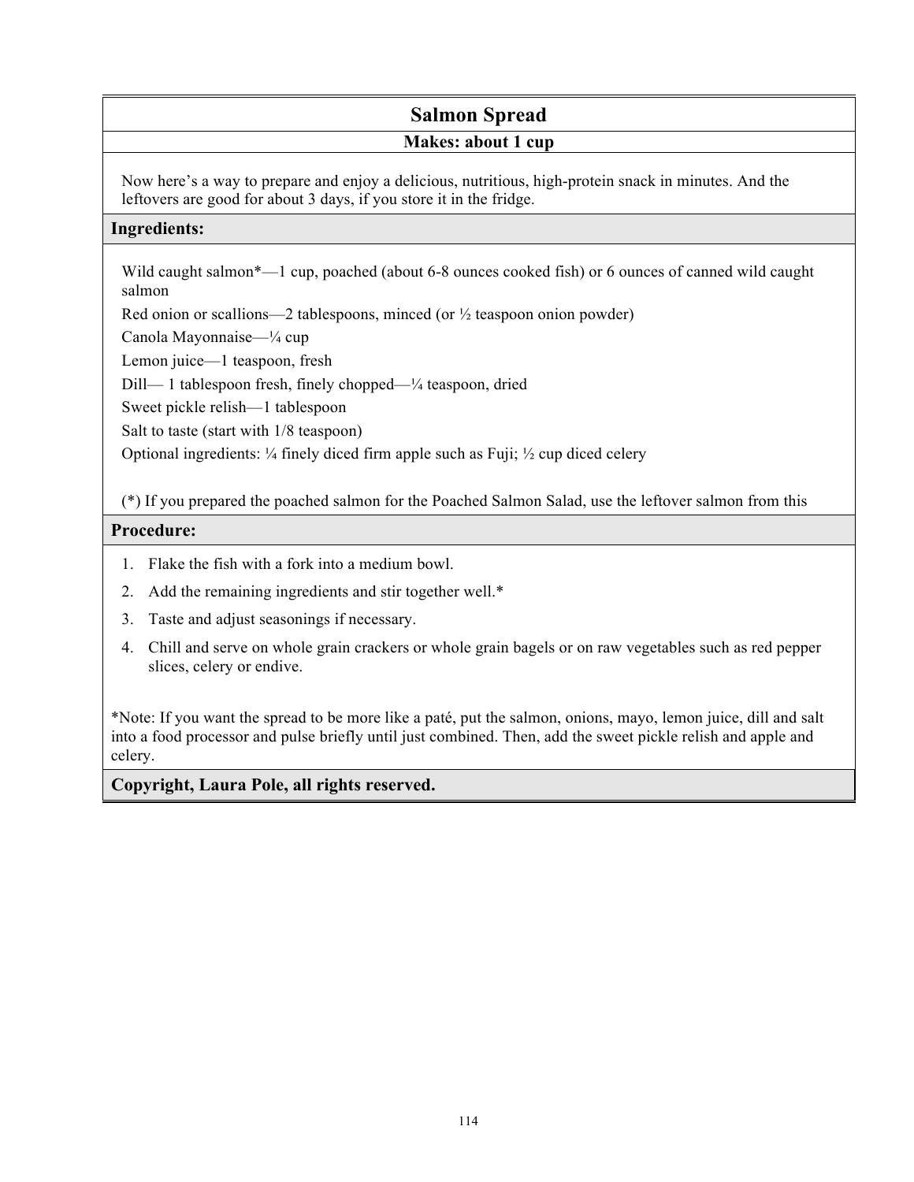# Salmon Spread

**Makes: about 1 cup**

Now here's a way to prepare and enjoy a delicious, nutritious, high-protein snack in minutes. And the leftovers are good for about 3 days, if you store it in the fridge.

## Ingredients:

Wild caught salmon*—1 cup, poached (about 6-8 ounces cooked fish) or 6 ounces of canned wild caught salmon

Red onion or scallions—2 tablespoons, minced (or ½ teaspoon onion powder)

Canola Mayonnaise—¼ cup

Lemon juice—1 teaspoon, fresh

Dill— 1 tablespoon fresh, finely chopped—¼ teaspoon, dried

Sweet pickle relish—1 tablespoon

Salt to taste (start with 1/8 teaspoon)

Optional ingredients: ¼ finely diced firm apple such as Fuji; ½ cup diced celery

(*) If you prepared the poached salmon for the Poached Salmon Salad, use the leftover salmon from this

## Procedure:

1. Flake the fish with a fork into a medium bowl.
2. Add the remaining ingredients and stir together well.*
3. Taste and adjust seasonings if necessary.
4. Chill and serve on whole grain crackers or whole grain bagels or on raw vegetables such as red pepper slices, celery or endive.

*Note: If you want the spread to be more like a paté, put the salmon, onions, mayo, lemon juice, dill and salt into a food processor and pulse briefly until just combined. Then, add the sweet pickle relish and apple and celery.

**Copyright, Laura Pole, all rights reserved.**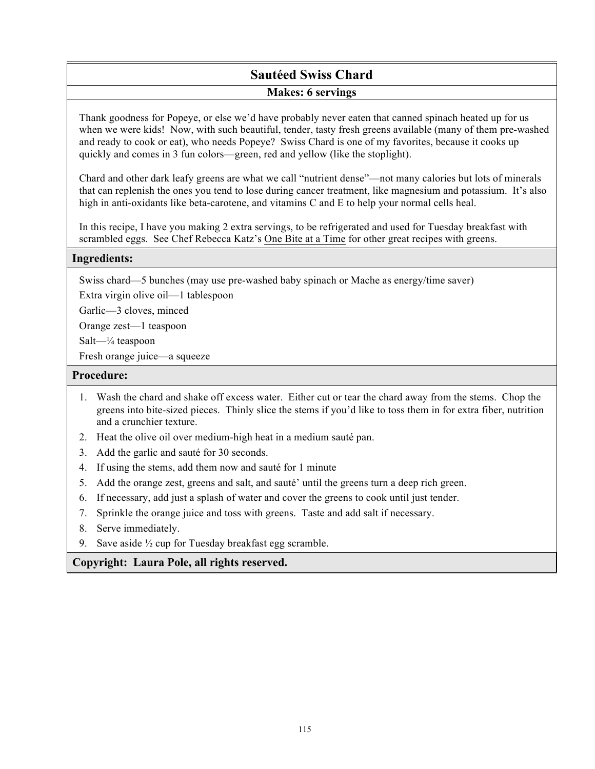# Sautéed Swiss Chard

**Makes: 6 servings**

Thank goodness for Popeye, or else we'd have probably never eaten that canned spinach heated up for us when we were kids! Now, with such beautiful, tender, tasty fresh greens available (many of them pre-washed and ready to cook or eat), who needs Popeye? Swiss Chard is one of my favorites, because it cooks up quickly and comes in 3 fun colors—green, red and yellow (like the stoplight).

Chard and other dark leafy greens are what we call "nutrient dense"—not many calories but lots of minerals that can replenish the ones you tend to lose during cancer treatment, like magnesium and potassium. It's also high in anti-oxidants like beta-carotene, and vitamins C and E to help your normal cells heal.

In this recipe, I have you making 2 extra servings, to be refrigerated and used for Tuesday breakfast with scrambled eggs. See Chef Rebecca Katz's One Bite at a Time for other great recipes with greens.

## Ingredients:

Swiss chard—5 bunches (may use pre-washed baby spinach or Mache as energy/time saver)
Extra virgin olive oil—1 tablespoon
Garlic—3 cloves, minced
Orange zest—1 teaspoon
Salt—¼ teaspoon
Fresh orange juice—a squeeze

## Procedure:

1. Wash the chard and shake off excess water. Either cut or tear the chard away from the stems. Chop the greens into bite-sized pieces. Thinly slice the stems if you'd like to toss them in for extra fiber, nutrition and a crunchier texture.
2. Heat the olive oil over medium-high heat in a medium sauté pan.
3. Add the garlic and sauté for 30 seconds.
4. If using the stems, add them now and sauté for 1 minute
5. Add the orange zest, greens and salt, and sauté' until the greens turn a deep rich green.
6. If necessary, add just a splash of water and cover the greens to cook until just tender.
7. Sprinkle the orange juice and toss with greens. Taste and add salt if necessary.
8. Serve immediately.
9. Save aside ½ cup for Tuesday breakfast egg scramble.

**Copyright: Laura Pole, all rights reserved.**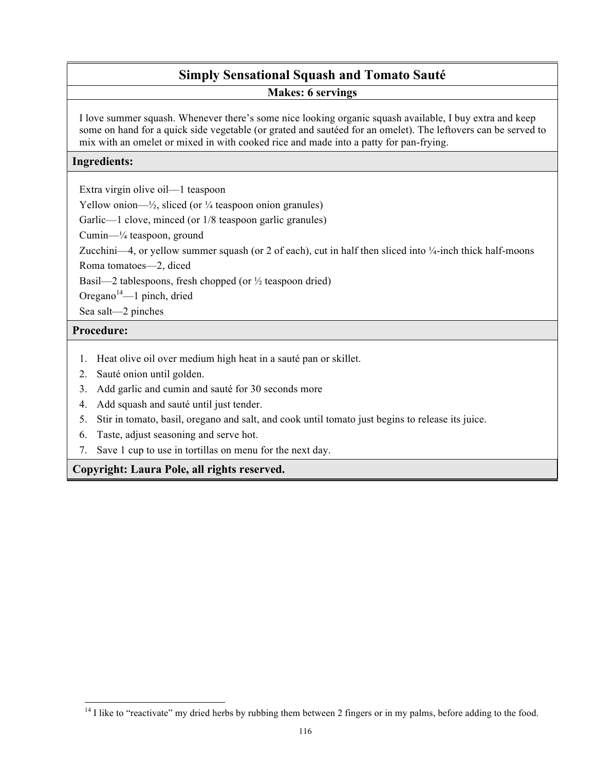# Simply Sensational Squash and Tomato Sauté

**Makes: 6 servings**

I love summer squash. Whenever there's some nice looking organic squash available, I buy extra and keep some on hand for a quick side vegetable (or grated and sautéed for an omelet). The leftovers can be served to mix with an omelet or mixed in with cooked rice and made into a patty for pan-frying.

## Ingredients:

Extra virgin olive oil—1 teaspoon

Yellow onion—½, sliced (or ¼ teaspoon onion granules)

Garlic—1 clove, minced (or 1/8 teaspoon garlic granules)

Cumin—¼ teaspoon, ground

Zucchini—4, or yellow summer squash (or 2 of each), cut in half then sliced into ¼-inch thick half-moons

Roma tomatoes—2, diced

Basil—2 tablespoons, fresh chopped (or ½ teaspoon dried)

Oregano[14]—1 pinch, dried

Sea salt—2 pinches

## Procedure:

1. Heat olive oil over medium high heat in a sauté pan or skillet.
2. Sauté onion until golden.
3. Add garlic and cumin and sauté for 30 seconds more
4. Add squash and sauté until just tender.
5. Stir in tomato, basil, oregano and salt, and cook until tomato just begins to release its juice.
6. Taste, adjust seasoning and serve hot.
7. Save 1 cup to use in tortillas on menu for the next day.

**Copyright: Laura Pole, all rights reserved.**

[14] I like to "reactivate" my dried herbs by rubbing them between 2 fingers or in my palms, before adding to the food.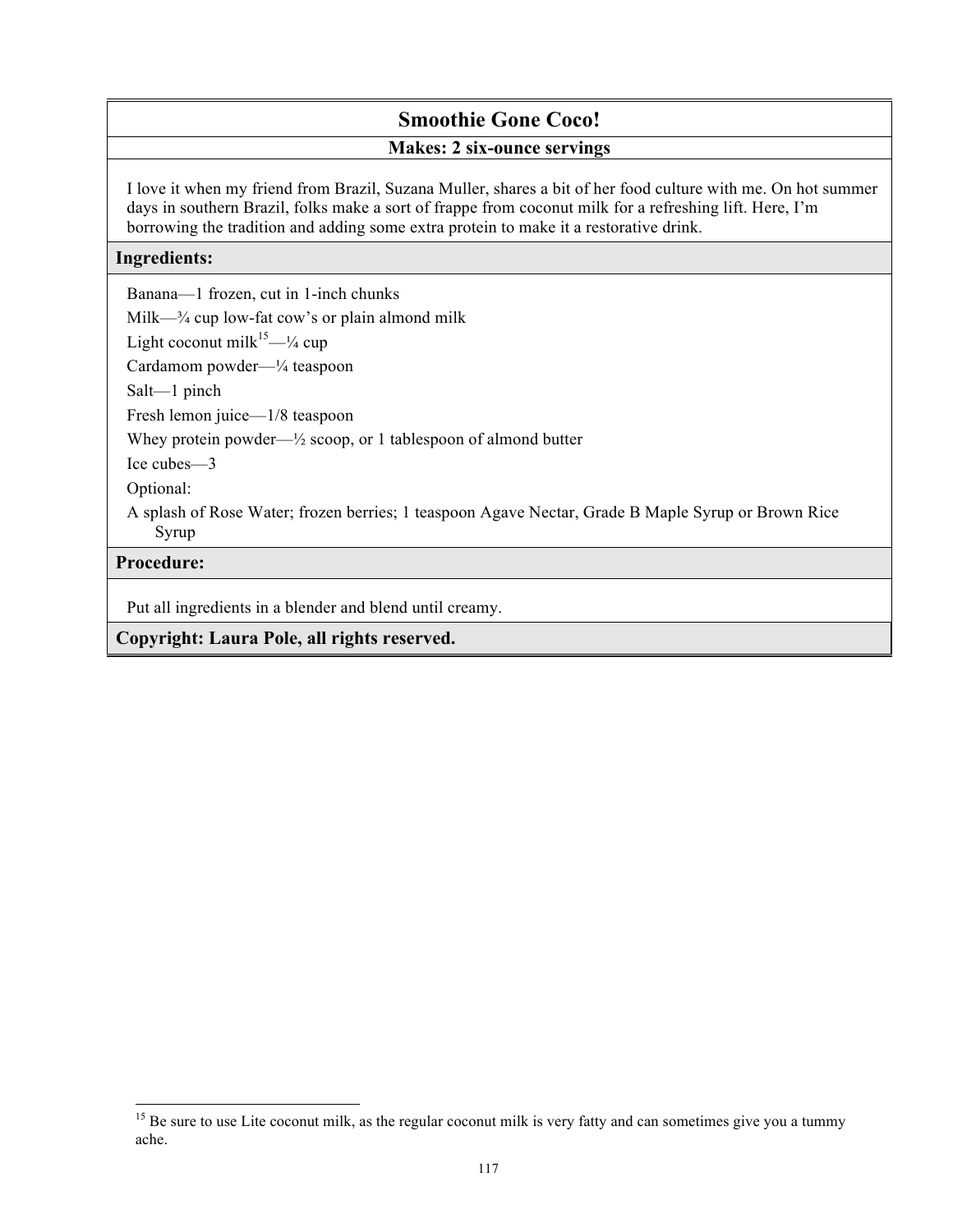## Smoothie Gone Coco!

**Makes: 2 six-ounce servings**

I love it when my friend from Brazil, Suzana Muller, shares a bit of her food culture with me. On hot summer days in southern Brazil, folks make a sort of frappe from coconut milk for a refreshing lift. Here, I'm borrowing the tradition and adding some extra protein to make it a restorative drink.

### Ingredients:

Banana—1 frozen, cut in 1-inch chunks

Milk—¾ cup low-fat cow's or plain almond milk

Light coconut milk[15]—¼ cup

Cardamom powder—¼ teaspoon

Salt—1 pinch

Fresh lemon juice—1/8 teaspoon

Whey protein powder—½ scoop, or 1 tablespoon of almond butter

Ice cubes—3

Optional:

A splash of Rose Water; frozen berries; 1 teaspoon Agave Nectar, Grade B Maple Syrup or Brown Rice Syrup

### Procedure:

Put all ingredients in a blender and blend until creamy.

**Copyright: Laura Pole, all rights reserved.**

[15] Be sure to use Lite coconut milk, as the regular coconut milk is very fatty and can sometimes give you a tummy ache.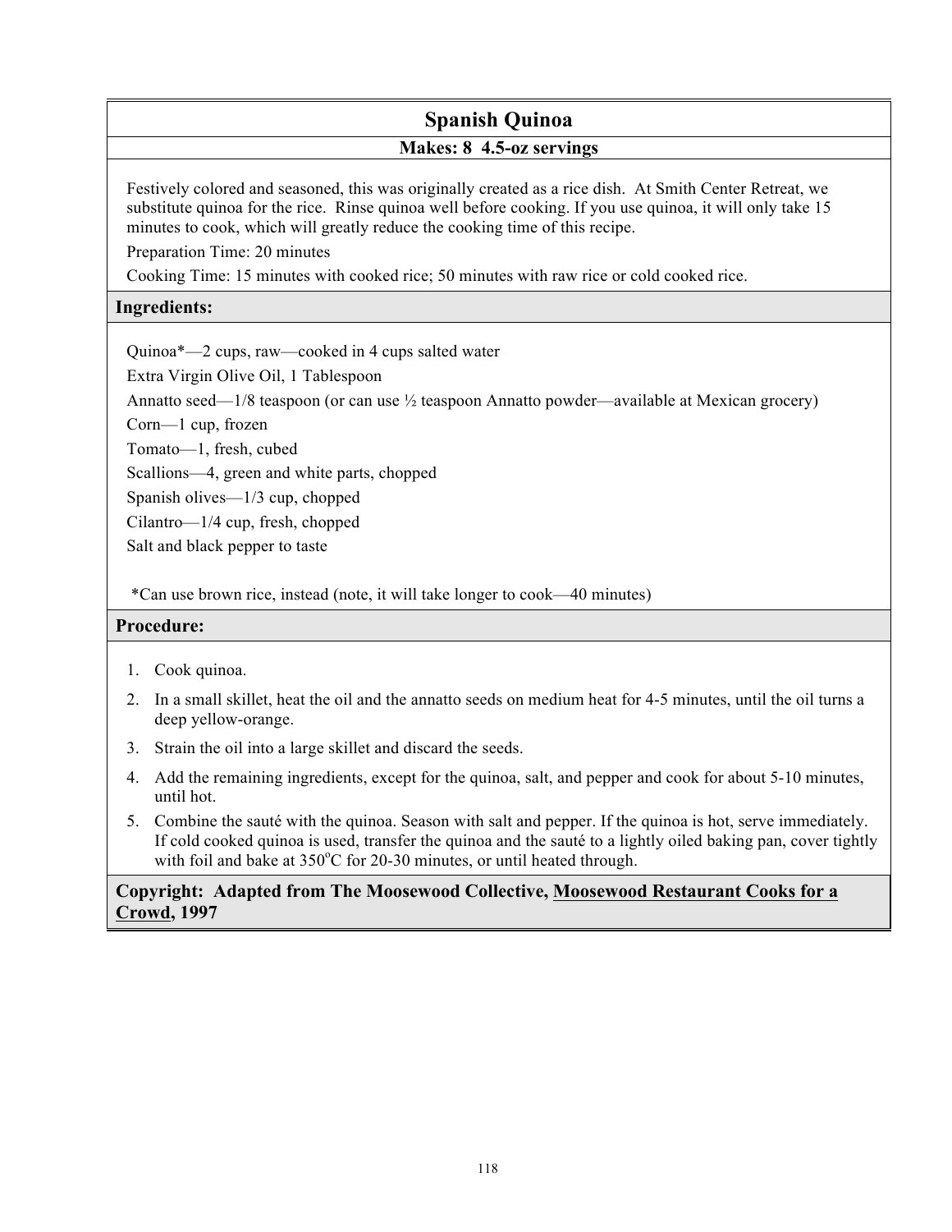# Spanish Quinoa

**Makes: 8 4.5-oz servings**

Festively colored and seasoned, this was originally created as a rice dish. At Smith Center Retreat, we substitute quinoa for the rice. Rinse quinoa well before cooking. If you use quinoa, it will only take 15 minutes to cook, which will greatly reduce the cooking time of this recipe.

Preparation Time: 20 minutes

Cooking Time: 15 minutes with cooked rice; 50 minutes with raw rice or cold cooked rice.

## Ingredients:

Quinoa*—2 cups, raw—cooked in 4 cups salted water

Extra Virgin Olive Oil, 1 Tablespoon

Annatto seed—1/8 teaspoon (or can use ½ teaspoon Annatto powder—available at Mexican grocery)

Corn—1 cup, frozen

Tomato—1, fresh, cubed

Scallions—4, green and white parts, chopped

Spanish olives—1/3 cup, chopped

Cilantro—1/4 cup, fresh, chopped

Salt and black pepper to taste

*Can use brown rice, instead (note, it will take longer to cook—40 minutes)

## Procedure:

1. Cook quinoa.
2. In a small skillet, heat the oil and the annatto seeds on medium heat for 4-5 minutes, until the oil turns a deep yellow-orange.
3. Strain the oil into a large skillet and discard the seeds.
4. Add the remaining ingredients, except for the quinoa, salt, and pepper and cook for about 5-10 minutes, until hot.
5. Combine the sauté with the quinoa. Season with salt and pepper. If the quinoa is hot, serve immediately. If cold cooked quinoa is used, transfer the quinoa and the sauté to a lightly oiled baking pan, cover tightly with foil and bake at 350°C for 20-30 minutes, or until heated through.

**Copyright: Adapted from The Moosewood Collective, Moosewood Restaurant Cooks for a Crowd, 1997**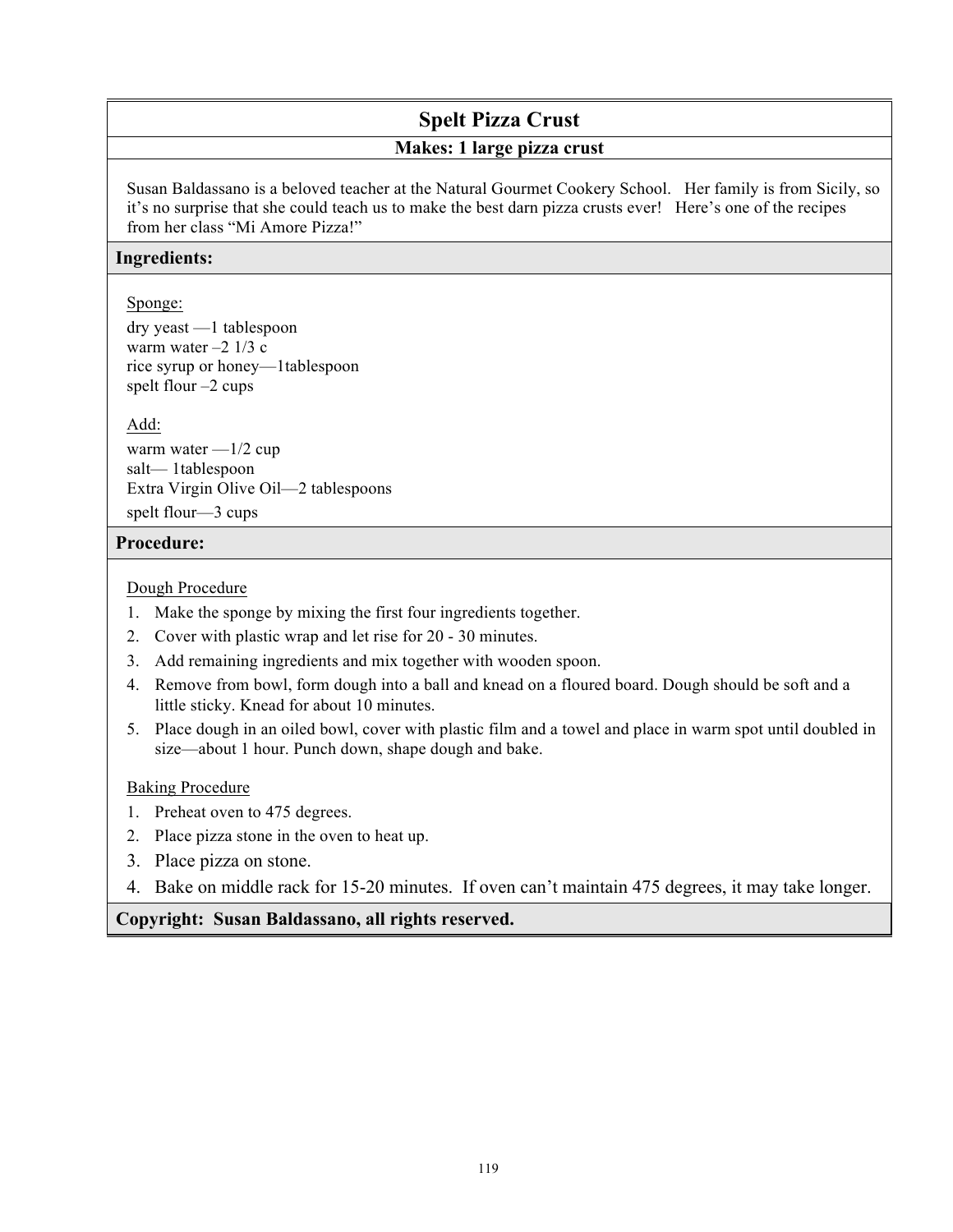# Spelt Pizza Crust

**Makes: 1 large pizza crust**

Susan Baldassano is a beloved teacher at the Natural Gourmet Cookery School. Her family is from Sicily, so it's no surprise that she could teach us to make the best darn pizza crusts ever! Here's one of the recipes from her class "Mi Amore Pizza!"

## Ingredients:

Sponge:

dry yeast —1 tablespoon
warm water –2 1/3 c
rice syrup or honey—1tablespoon
spelt flour –2 cups

Add:

warm water —1/2 cup
salt— 1tablespoon
Extra Virgin Olive Oil—2 tablespoons
spelt flour—3 cups

## Procedure:

Dough Procedure

1. Make the sponge by mixing the first four ingredients together.
2. Cover with plastic wrap and let rise for 20 - 30 minutes.
3. Add remaining ingredients and mix together with wooden spoon.
4. Remove from bowl, form dough into a ball and knead on a floured board. Dough should be soft and a little sticky. Knead for about 10 minutes.
5. Place dough in an oiled bowl, cover with plastic film and a towel and place in warm spot until doubled in size—about 1 hour. Punch down, shape dough and bake.

Baking Procedure

1. Preheat oven to 475 degrees.
2. Place pizza stone in the oven to heat up.
3. Place pizza on stone.
4. Bake on middle rack for 15-20 minutes. If oven can't maintain 475 degrees, it may take longer.

**Copyright: Susan Baldassano, all rights reserved.**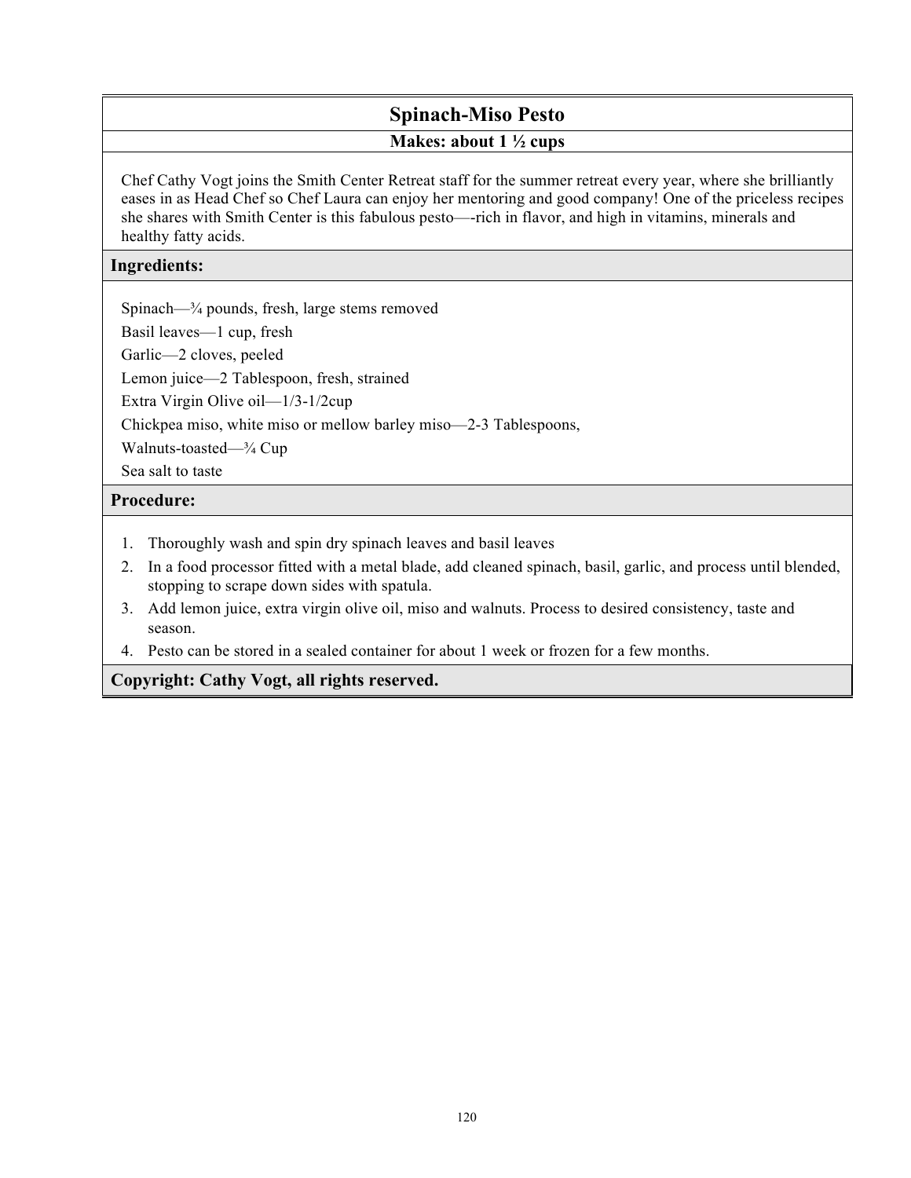# Spinach-Miso Pesto

**Makes: about 1 ½ cups**

Chef Cathy Vogt joins the Smith Center Retreat staff for the summer retreat every year, where she brilliantly eases in as Head Chef so Chef Laura can enjoy her mentoring and good company! One of the priceless recipes she shares with Smith Center is this fabulous pesto—-rich in flavor, and high in vitamins, minerals and healthy fatty acids.

## Ingredients:

Spinach—¾ pounds, fresh, large stems removed

Basil leaves—1 cup, fresh

Garlic—2 cloves, peeled

Lemon juice—2 Tablespoon, fresh, strained

Extra Virgin Olive oil—1/3-1/2cup

Chickpea miso, white miso or mellow barley miso—2-3 Tablespoons,

Walnuts-toasted—¾ Cup

Sea salt to taste

## Procedure:

1. Thoroughly wash and spin dry spinach leaves and basil leaves
2. In a food processor fitted with a metal blade, add cleaned spinach, basil, garlic, and process until blended, stopping to scrape down sides with spatula.
3. Add lemon juice, extra virgin olive oil, miso and walnuts. Process to desired consistency, taste and season.
4. Pesto can be stored in a sealed container for about 1 week or frozen for a few months.

**Copyright: Cathy Vogt, all rights reserved.**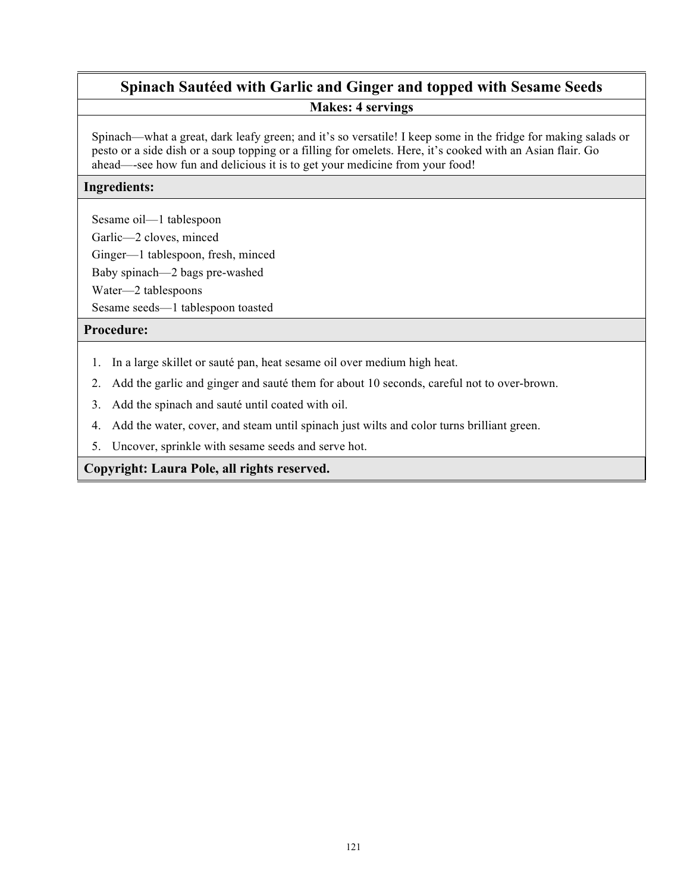# Spinach Sautéed with Garlic and Ginger and topped with Sesame Seeds

**Makes: 4 servings**

Spinach—what a great, dark leafy green; and it's so versatile! I keep some in the fridge for making salads or pesto or a side dish or a soup topping or a filling for omelets. Here, it's cooked with an Asian flair. Go ahead—-see how fun and delicious it is to get your medicine from your food!

## Ingredients:

Sesame oil—1 tablespoon
Garlic—2 cloves, minced
Ginger—1 tablespoon, fresh, minced
Baby spinach—2 bags pre-washed
Water—2 tablespoons
Sesame seeds—1 tablespoon toasted

## Procedure:

1. In a large skillet or sauté pan, heat sesame oil over medium high heat.
2. Add the garlic and ginger and sauté them for about 10 seconds, careful not to over-brown.
3. Add the spinach and sauté until coated with oil.
4. Add the water, cover, and steam until spinach just wilts and color turns brilliant green.
5. Uncover, sprinkle with sesame seeds and serve hot.

**Copyright: Laura Pole, all rights reserved.**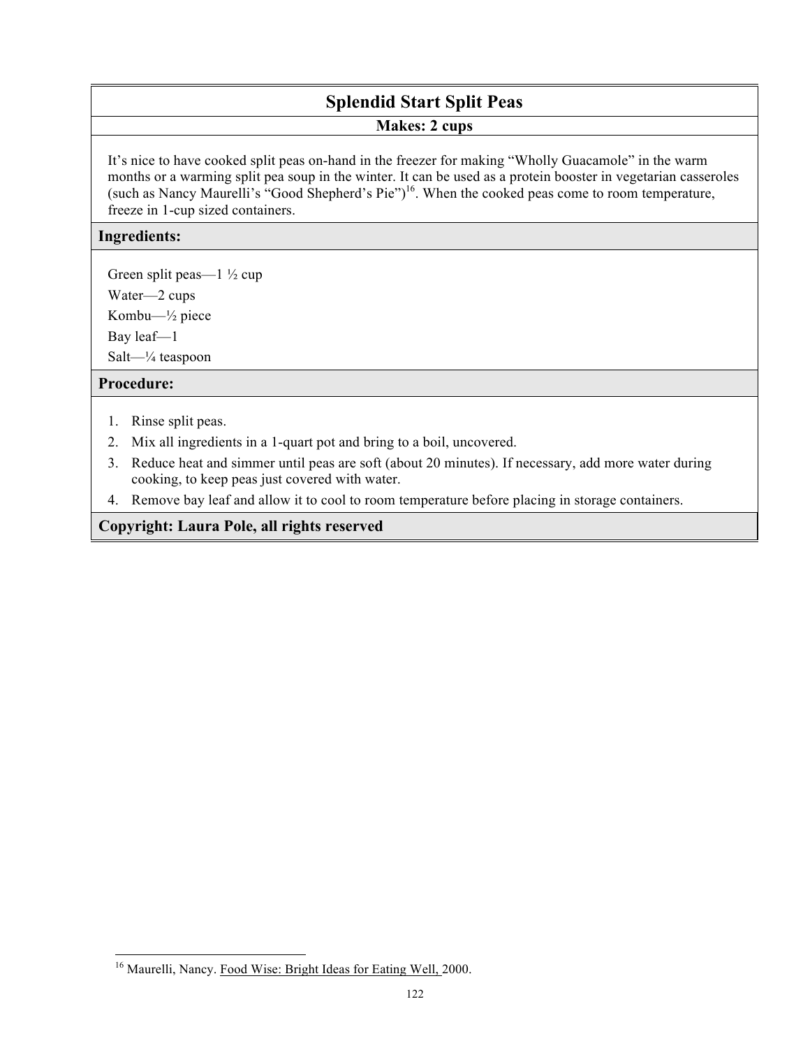## Splendid Start Split Peas

**Makes: 2 cups**

It's nice to have cooked split peas on-hand in the freezer for making "Wholly Guacamole" in the warm months or a warming split pea soup in the winter. It can be used as a protein booster in vegetarian casseroles (such as Nancy Maurelli's "Good Shepherd's Pie")[16]. When the cooked peas come to room temperature, freeze in 1-cup sized containers.

### Ingredients:

Green split peas—1 ½ cup  
Water—2 cups  
Kombu—½ piece  
Bay leaf—1  
Salt—¼ teaspoon

### Procedure:

1. Rinse split peas.
2. Mix all ingredients in a 1-quart pot and bring to a boil, uncovered.
3. Reduce heat and simmer until peas are soft (about 20 minutes). If necessary, add more water during cooking, to keep peas just covered with water.
4. Remove bay leaf and allow it to cool to room temperature before placing in storage containers.

**Copyright: Laura Pole, all rights reserved**

---

[16] Maurelli, Nancy. Food Wise: Bright Ideas for Eating Well, 2000.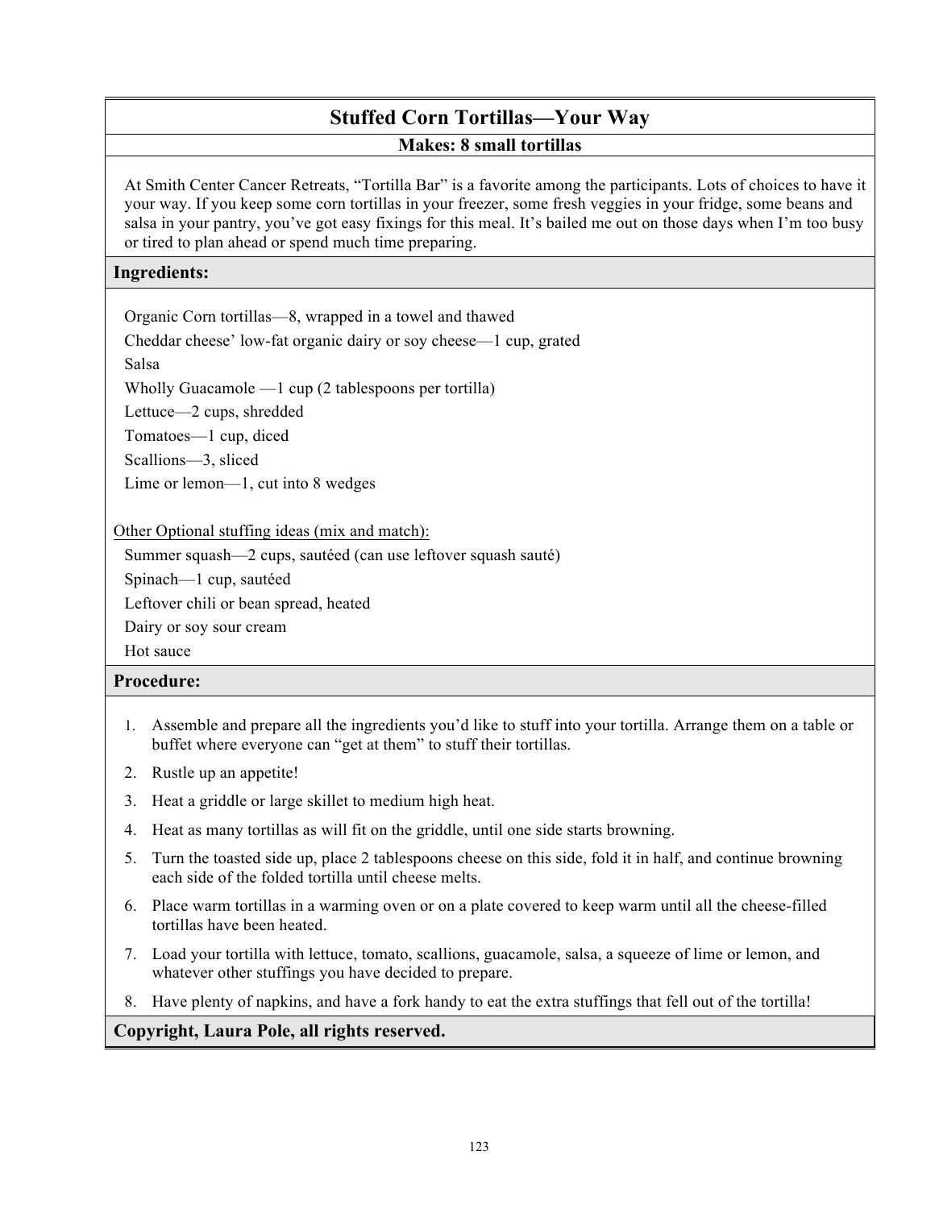# Stuffed Corn Tortillas—Your Way

**Makes: 8 small tortillas**

At Smith Center Cancer Retreats, "Tortilla Bar" is a favorite among the participants. Lots of choices to have it your way. If you keep some corn tortillas in your freezer, some fresh veggies in your fridge, some beans and salsa in your pantry, you've got easy fixings for this meal. It's bailed me out on those days when I'm too busy or tired to plan ahead or spend much time preparing.

## Ingredients:

Organic Corn tortillas—8, wrapped in a towel and thawed
Cheddar cheese' low-fat organic dairy or soy cheese—1 cup, grated
Salsa
Wholly Guacamole —1 cup (2 tablespoons per tortilla)
Lettuce—2 cups, shredded
Tomatoes—1 cup, diced
Scallions—3, sliced
Lime or lemon—1, cut into 8 wedges

Other Optional stuffing ideas (mix and match):

Summer squash—2 cups, sautéed (can use leftover squash sauté)
Spinach—1 cup, sautéed
Leftover chili or bean spread, heated
Dairy or soy sour cream
Hot sauce

## Procedure:

1. Assemble and prepare all the ingredients you'd like to stuff into your tortilla. Arrange them on a table or buffet where everyone can "get at them" to stuff their tortillas.
2. Rustle up an appetite!
3. Heat a griddle or large skillet to medium high heat.
4. Heat as many tortillas as will fit on the griddle, until one side starts browning.
5. Turn the toasted side up, place 2 tablespoons cheese on this side, fold it in half, and continue browning each side of the folded tortilla until cheese melts.
6. Place warm tortillas in a warming oven or on a plate covered to keep warm until all the cheese-filled tortillas have been heated.
7. Load your tortilla with lettuce, tomato, scallions, guacamole, salsa, a squeeze of lime or lemon, and whatever other stuffings you have decided to prepare.
8. Have plenty of napkins, and have a fork handy to eat the extra stuffings that fell out of the tortilla!

**Copyright, Laura Pole, all rights reserved.**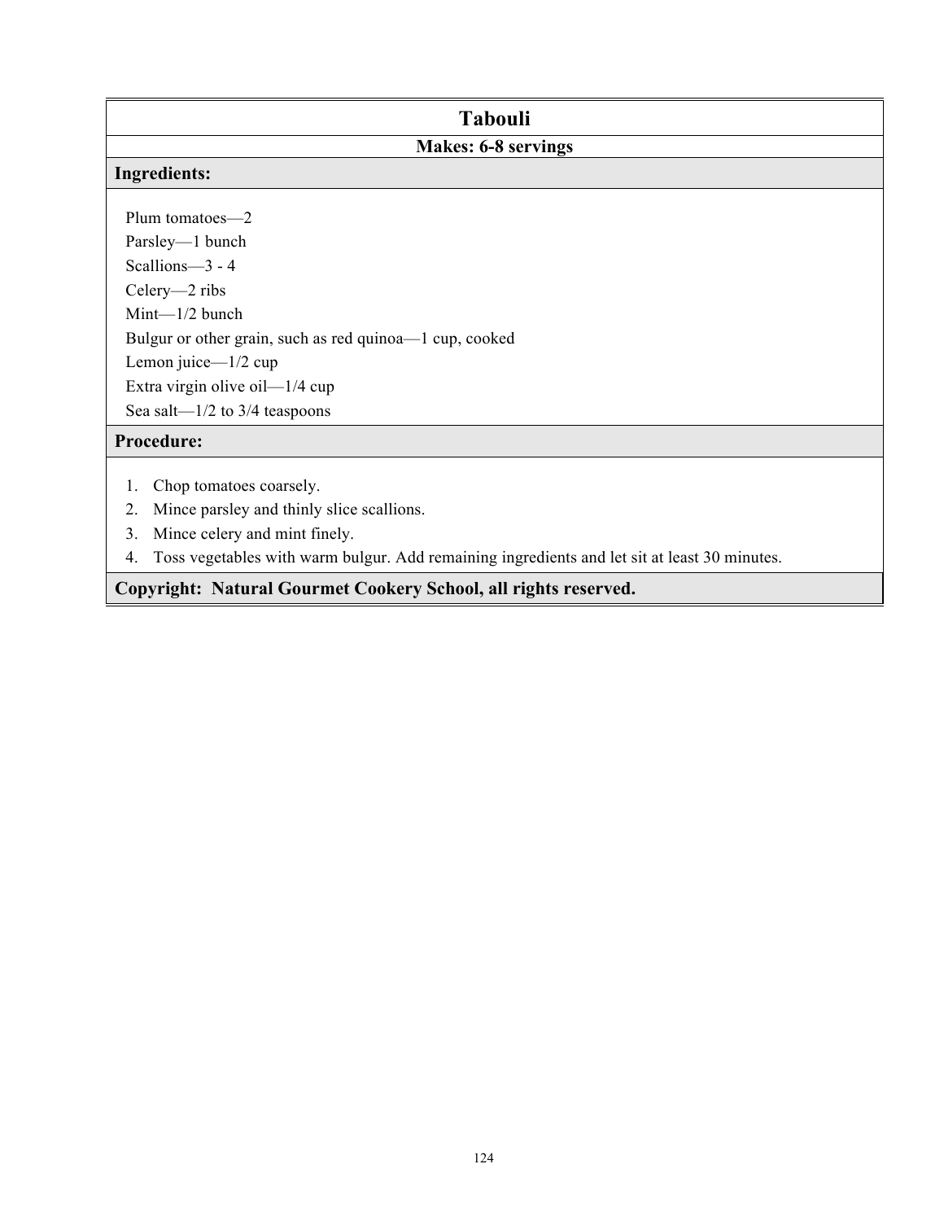# Tabouli

**Makes: 6-8 servings**

## Ingredients:

Plum tomatoes—2
Parsley—1 bunch
Scallions—3 - 4
Celery—2 ribs
Mint—1/2 bunch
Bulgur or other grain, such as red quinoa—1 cup, cooked
Lemon juice—1/2 cup
Extra virgin olive oil—1/4 cup
Sea salt—1/2 to 3/4 teaspoons

## Procedure:

1. Chop tomatoes coarsely.
2. Mince parsley and thinly slice scallions.
3. Mince celery and mint finely.
4. Toss vegetables with warm bulgur. Add remaining ingredients and let sit at least 30 minutes.

**Copyright: Natural Gourmet Cookery School, all rights reserved.**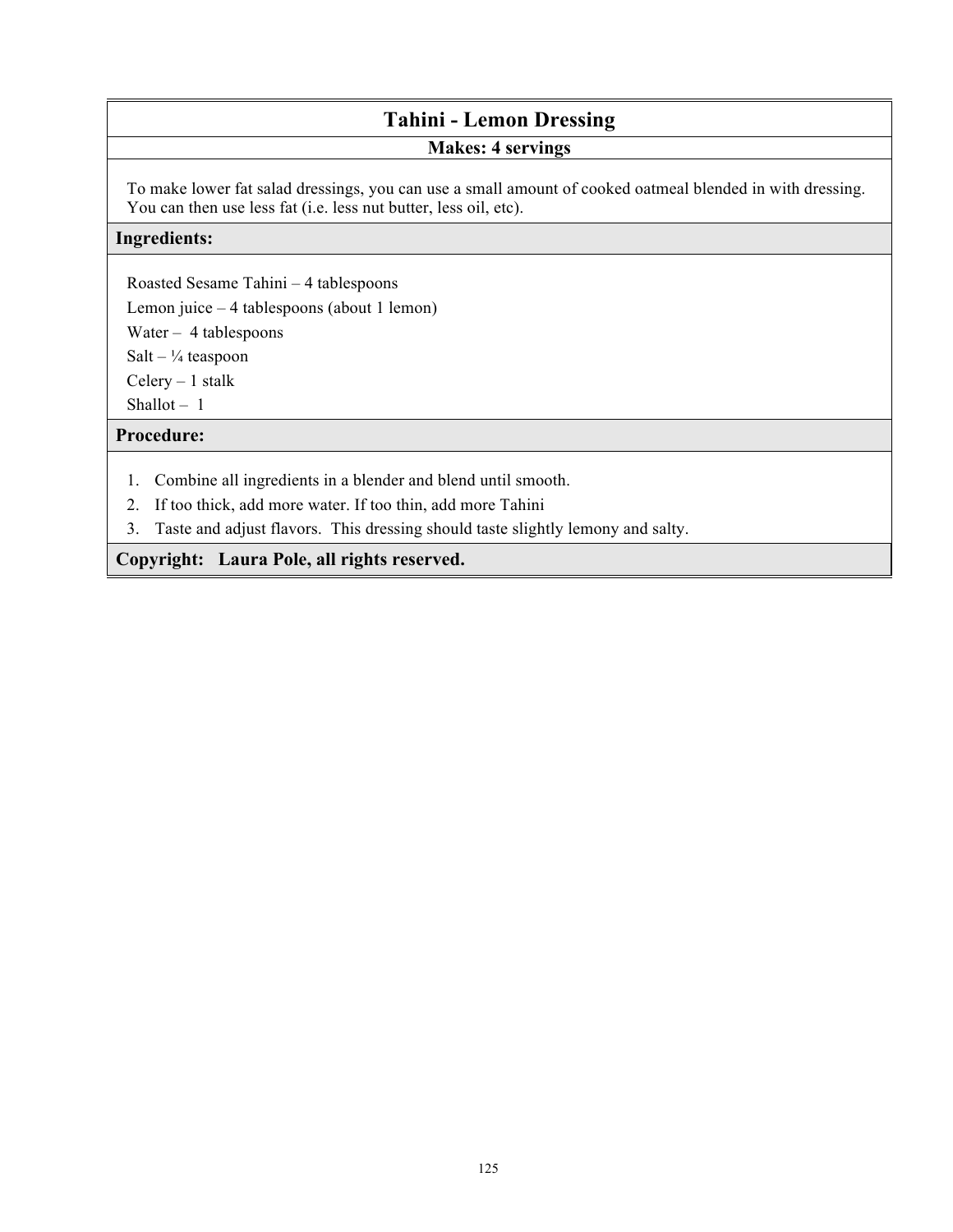# Tahini - Lemon Dressing

**Makes: 4 servings**

To make lower fat salad dressings, you can use a small amount of cooked oatmeal blended in with dressing. You can then use less fat (i.e. less nut butter, less oil, etc).

## Ingredients:

Roasted Sesame Tahini – 4 tablespoons
Lemon juice – 4 tablespoons (about 1 lemon)
Water – 4 tablespoons
Salt – ¼ teaspoon
Celery – 1 stalk
Shallot – 1

## Procedure:

1. Combine all ingredients in a blender and blend until smooth.
2. If too thick, add more water. If too thin, add more Tahini
3. Taste and adjust flavors. This dressing should taste slightly lemony and salty.

**Copyright: Laura Pole, all rights reserved.**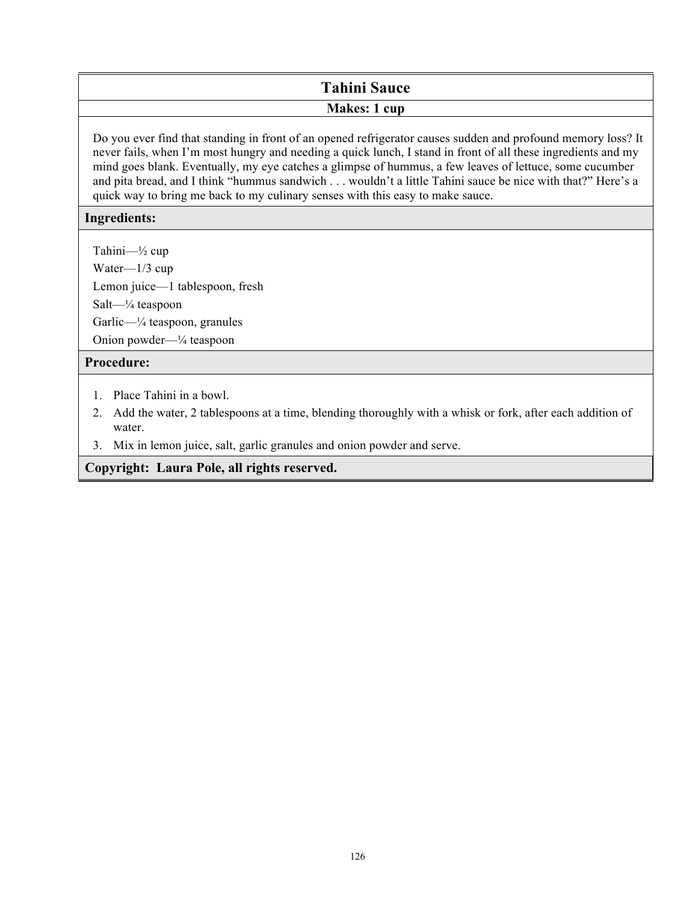# Tahini Sauce

**Makes: 1 cup**

Do you ever find that standing in front of an opened refrigerator causes sudden and profound memory loss? It never fails, when I'm most hungry and needing a quick lunch, I stand in front of all these ingredients and my mind goes blank. Eventually, my eye catches a glimpse of hummus, a few leaves of lettuce, some cucumber and pita bread, and I think "hummus sandwich . . . wouldn't a little Tahini sauce be nice with that?" Here's a quick way to bring me back to my culinary senses with this easy to make sauce.

## Ingredients:

Tahini—½ cup
Water—1/3 cup
Lemon juice—1 tablespoon, fresh
Salt—¼ teaspoon
Garlic—¼ teaspoon, granules
Onion powder—¼ teaspoon

## Procedure:

1. Place Tahini in a bowl.
2. Add the water, 2 tablespoons at a time, blending thoroughly with a whisk or fork, after each addition of water.
3. Mix in lemon juice, salt, garlic granules and onion powder and serve.

**Copyright: Laura Pole, all rights reserved.**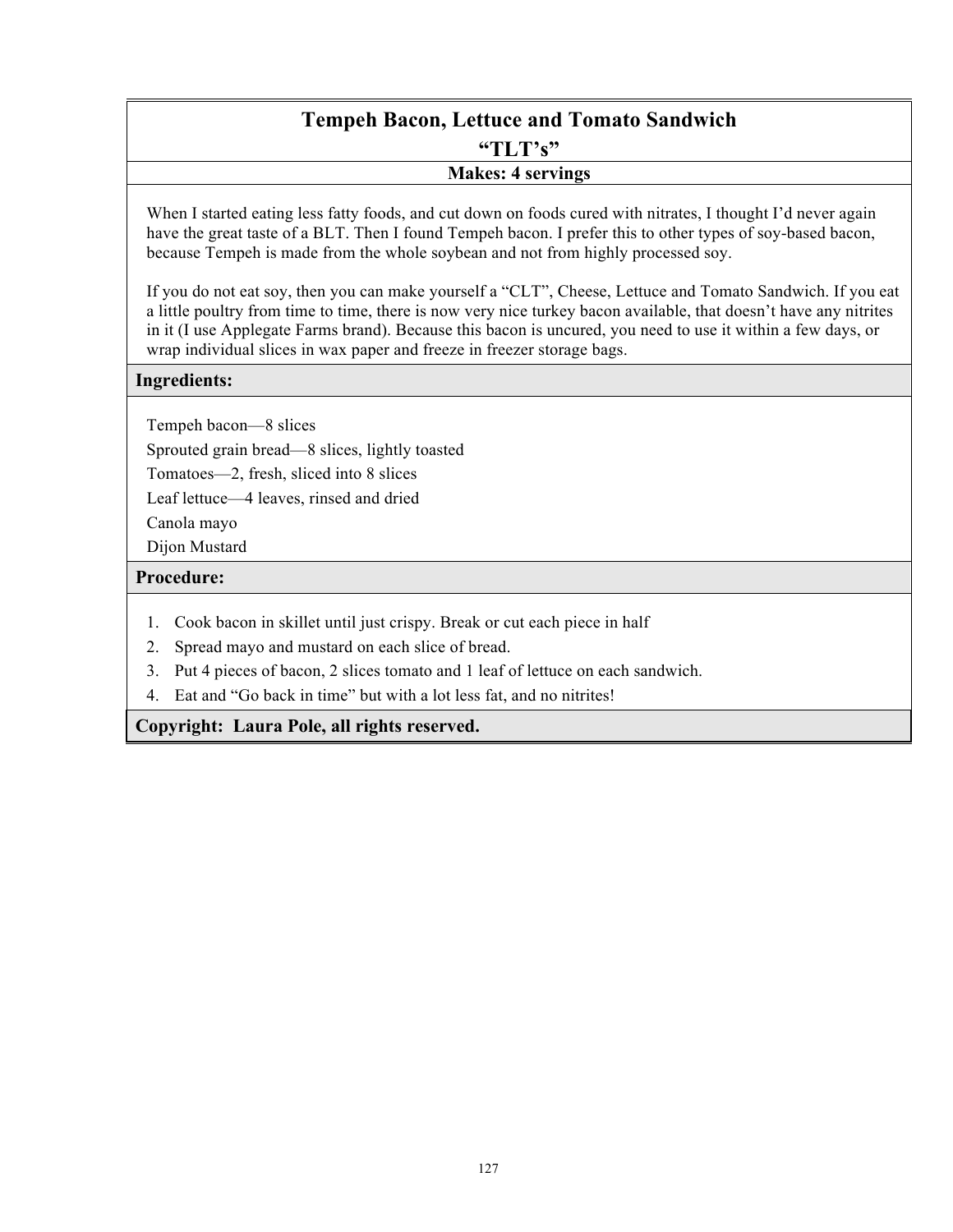# Tempeh Bacon, Lettuce and Tomato Sandwich

## "TLT's"

**Makes: 4 servings**

When I started eating less fatty foods, and cut down on foods cured with nitrates, I thought I'd never again have the great taste of a BLT. Then I found Tempeh bacon. I prefer this to other types of soy-based bacon, because Tempeh is made from the whole soybean and not from highly processed soy.

If you do not eat soy, then you can make yourself a "CLT", Cheese, Lettuce and Tomato Sandwich. If you eat a little poultry from time to time, there is now very nice turkey bacon available, that doesn't have any nitrites in it (I use Applegate Farms brand). Because this bacon is uncured, you need to use it within a few days, or wrap individual slices in wax paper and freeze in freezer storage bags.

### Ingredients:

Tempeh bacon—8 slices
Sprouted grain bread—8 slices, lightly toasted
Tomatoes—2, fresh, sliced into 8 slices
Leaf lettuce—4 leaves, rinsed and dried
Canola mayo
Dijon Mustard

### Procedure:

1. Cook bacon in skillet until just crispy. Break or cut each piece in half
2. Spread mayo and mustard on each slice of bread.
3. Put 4 pieces of bacon, 2 slices tomato and 1 leaf of lettuce on each sandwich.
4. Eat and "Go back in time" but with a lot less fat, and no nitrites!

**Copyright: Laura Pole, all rights reserved.**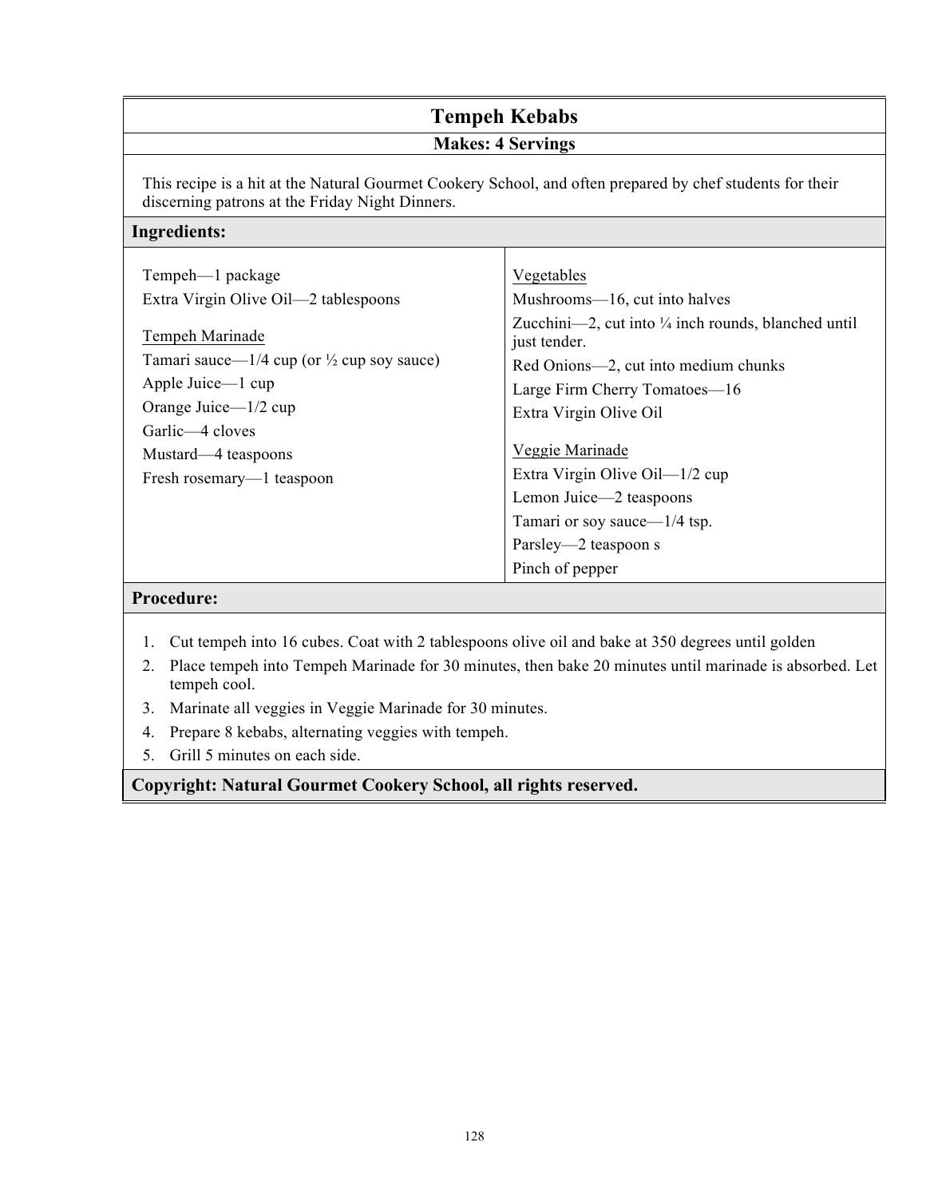# Tempeh Kebabs

**Makes: 4 Servings**

This recipe is a hit at the Natural Gourmet Cookery School, and often prepared by chef students for their discerning patrons at the Friday Night Dinners.

## Ingredients:

Tempeh—1 package
Extra Virgin Olive Oil—2 tablespoons

Tempeh Marinade
Tamari sauce—1/4 cup (or ½ cup soy sauce)
Apple Juice—1 cup
Orange Juice—1/2 cup
Garlic—4 cloves
Mustard—4 teaspoons
Fresh rosemary—1 teaspoon

Vegetables
Mushrooms—16, cut into halves
Zucchini—2, cut into ¼ inch rounds, blanched until just tender.
Red Onions—2, cut into medium chunks
Large Firm Cherry Tomatoes—16
Extra Virgin Olive Oil

Veggie Marinade
Extra Virgin Olive Oil—1/2 cup
Lemon Juice—2 teaspoons
Tamari or soy sauce—1/4 tsp.
Parsley—2 teaspoon s
Pinch of pepper

## Procedure:

1. Cut tempeh into 16 cubes. Coat with 2 tablespoons olive oil and bake at 350 degrees until golden
2. Place tempeh into Tempeh Marinade for 30 minutes, then bake 20 minutes until marinade is absorbed. Let tempeh cool.
3. Marinate all veggies in Veggie Marinade for 30 minutes.
4. Prepare 8 kebabs, alternating veggies with tempeh.
5. Grill 5 minutes on each side.

**Copyright: Natural Gourmet Cookery School, all rights reserved.**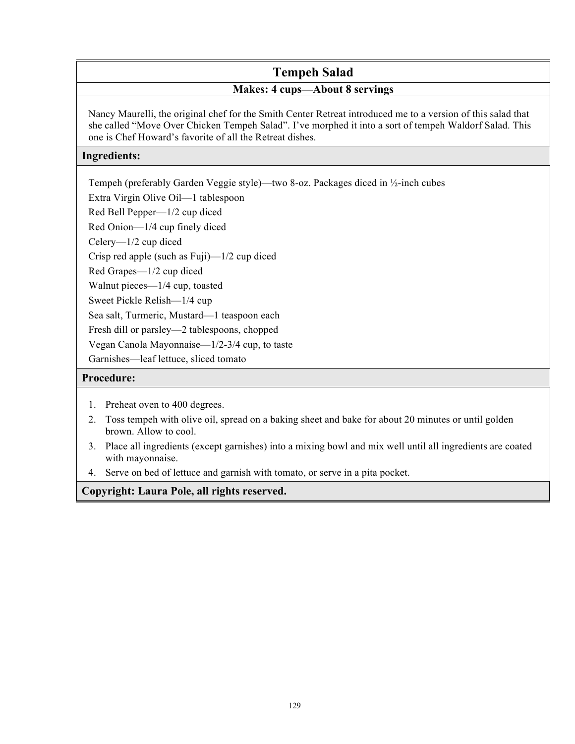# Tempeh Salad

**Makes: 4 cups—About 8 servings**

Nancy Maurelli, the original chef for the Smith Center Retreat introduced me to a version of this salad that she called "Move Over Chicken Tempeh Salad". I've morphed it into a sort of tempeh Waldorf Salad. This one is Chef Howard's favorite of all the Retreat dishes.

## Ingredients:

Tempeh (preferably Garden Veggie style)—two 8-oz. Packages diced in ½-inch cubes
Extra Virgin Olive Oil—1 tablespoon
Red Bell Pepper—1/2 cup diced
Red Onion—1/4 cup finely diced
Celery—1/2 cup diced
Crisp red apple (such as Fuji)—1/2 cup diced
Red Grapes—1/2 cup diced
Walnut pieces—1/4 cup, toasted
Sweet Pickle Relish—1/4 cup
Sea salt, Turmeric, Mustard—1 teaspoon each
Fresh dill or parsley—2 tablespoons, chopped
Vegan Canola Mayonnaise—1/2-3/4 cup, to taste
Garnishes—leaf lettuce, sliced tomato

## Procedure:

1. Preheat oven to 400 degrees.
2. Toss tempeh with olive oil, spread on a baking sheet and bake for about 20 minutes or until golden brown. Allow to cool.
3. Place all ingredients (except garnishes) into a mixing bowl and mix well until all ingredients are coated with mayonnaise.
4. Serve on bed of lettuce and garnish with tomato, or serve in a pita pocket.

**Copyright: Laura Pole, all rights reserved.**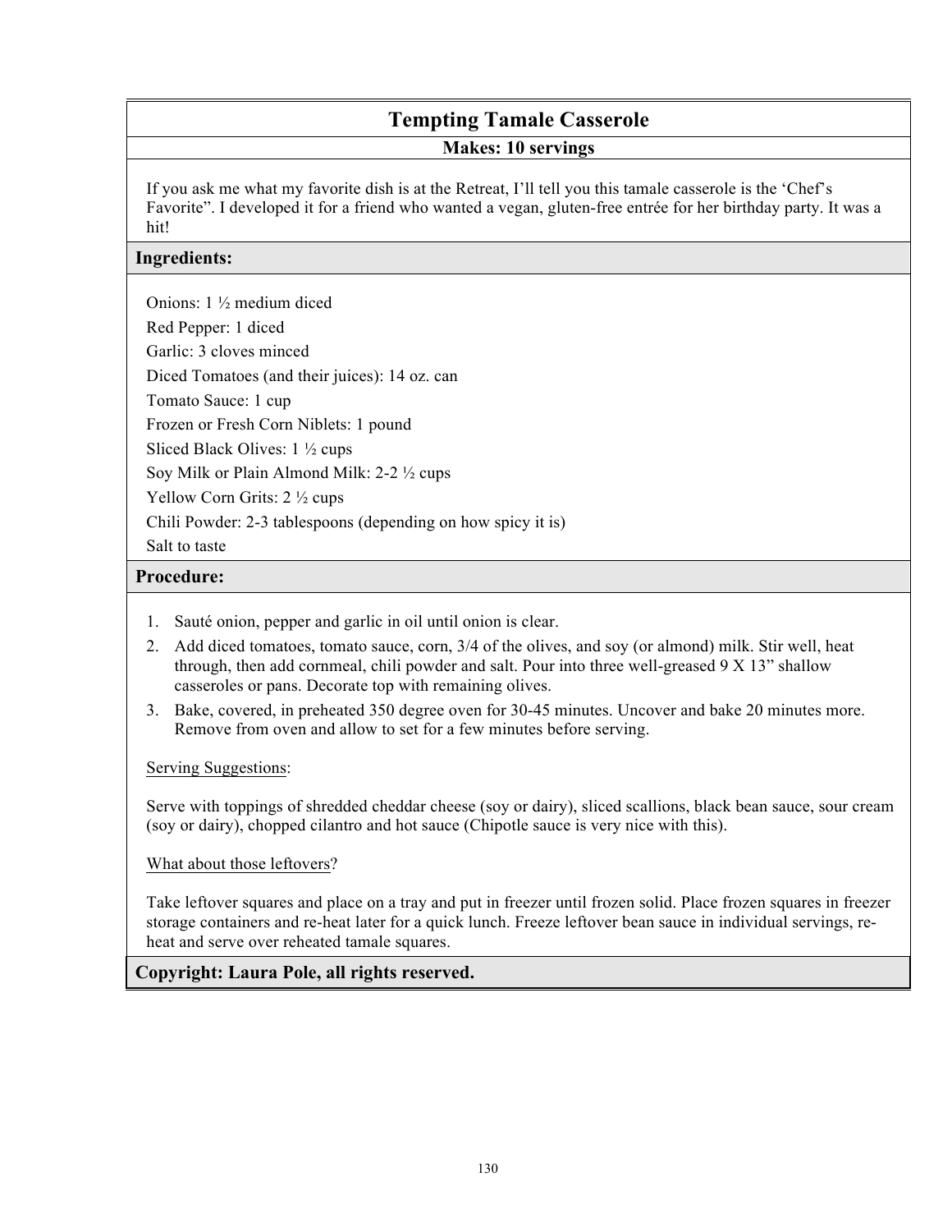# Tempting Tamale Casserole

**Makes: 10 servings**

If you ask me what my favorite dish is at the Retreat, I'll tell you this tamale casserole is the 'Chef's Favorite". I developed it for a friend who wanted a vegan, gluten-free entrée for her birthday party. It was a hit!

## Ingredients:

Onions: 1 ½ medium diced

Red Pepper: 1 diced

Garlic: 3 cloves minced

Diced Tomatoes (and their juices): 14 oz. can

Tomato Sauce: 1 cup

Frozen or Fresh Corn Niblets: 1 pound

Sliced Black Olives: 1 ½ cups

Soy Milk or Plain Almond Milk: 2-2 ½ cups

Yellow Corn Grits: 2 ½ cups

Chili Powder: 2-3 tablespoons (depending on how spicy it is)

Salt to taste

## Procedure:

1. Sauté onion, pepper and garlic in oil until onion is clear.
2. Add diced tomatoes, tomato sauce, corn, 3/4 of the olives, and soy (or almond) milk. Stir well, heat through, then add cornmeal, chili powder and salt. Pour into three well-greased 9 X 13" shallow casseroles or pans. Decorate top with remaining olives.
3. Bake, covered, in preheated 350 degree oven for 30-45 minutes. Uncover and bake 20 minutes more. Remove from oven and allow to set for a few minutes before serving.

Serving Suggestions:

Serve with toppings of shredded cheddar cheese (soy or dairy), sliced scallions, black bean sauce, sour cream (soy or dairy), chopped cilantro and hot sauce (Chipotle sauce is very nice with this).

What about those leftovers?

Take leftover squares and place on a tray and put in freezer until frozen solid. Place frozen squares in freezer storage containers and re-heat later for a quick lunch. Freeze leftover bean sauce in individual servings, re-heat and serve over reheated tamale squares.

**Copyright: Laura Pole, all rights reserved.**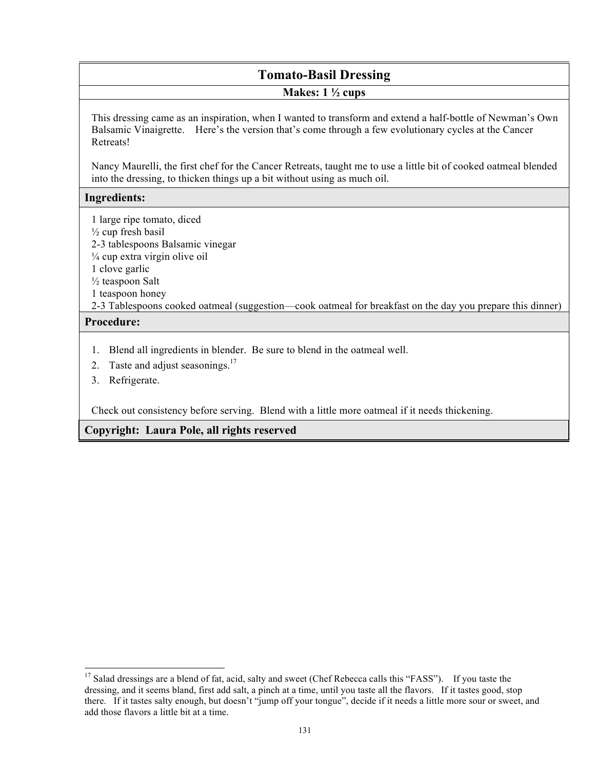# Tomato-Basil Dressing

**Makes: 1 ½ cups**

This dressing came as an inspiration, when I wanted to transform and extend a half-bottle of Newman's Own Balsamic Vinaigrette. Here's the version that's come through a few evolutionary cycles at the Cancer Retreats!

Nancy Maurelli, the first chef for the Cancer Retreats, taught me to use a little bit of cooked oatmeal blended into the dressing, to thicken things up a bit without using as much oil.

## Ingredients:

1 large ripe tomato, diced
½ cup fresh basil
2-3 tablespoons Balsamic vinegar
¼ cup extra virgin olive oil
1 clove garlic
½ teaspoon Salt
1 teaspoon honey
2-3 Tablespoons cooked oatmeal (suggestion—cook oatmeal for breakfast on the day you prepare this dinner)

## Procedure:

1. Blend all ingredients in blender. Be sure to blend in the oatmeal well.
2. Taste and adjust seasonings.[17]
3. Refrigerate.

Check out consistency before serving. Blend with a little more oatmeal if it needs thickening.

**Copyright: Laura Pole, all rights reserved**

---

[17] Salad dressings are a blend of fat, acid, salty and sweet (Chef Rebecca calls this "FASS"). If you taste the dressing, and it seems bland, first add salt, a pinch at a time, until you taste all the flavors. If it tastes good, stop there. If it tastes salty enough, but doesn't "jump off your tongue", decide if it needs a little more sour or sweet, and add those flavors a little bit at a time.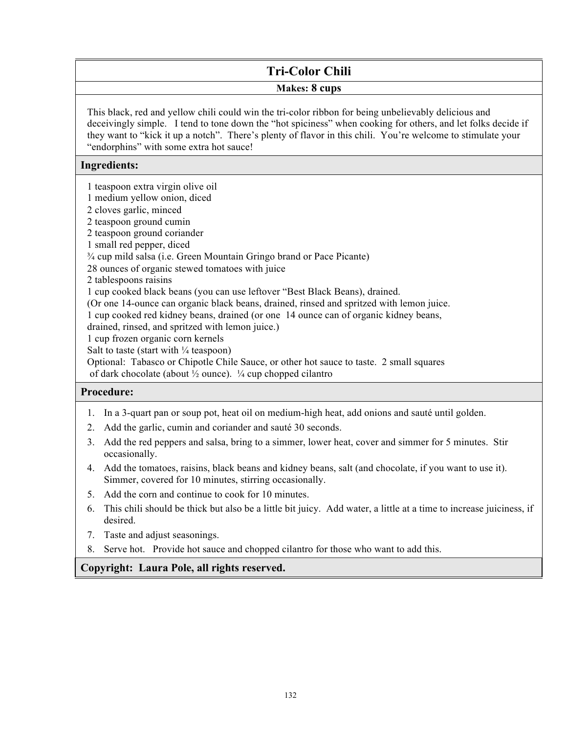# Tri-Color Chili

**Makes: 8 cups**

This black, red and yellow chili could win the tri-color ribbon for being unbelievably delicious and deceivingly simple. I tend to tone down the "hot spiciness" when cooking for others, and let folks decide if they want to "kick it up a notch". There's plenty of flavor in this chili. You're welcome to stimulate your "endorphins" with some extra hot sauce!

## Ingredients:

1 teaspoon extra virgin olive oil
1 medium yellow onion, diced
2 cloves garlic, minced
2 teaspoon ground cumin
2 teaspoon ground coriander
1 small red pepper, diced
¾ cup mild salsa (i.e. Green Mountain Gringo brand or Pace Picante)
28 ounces of organic stewed tomatoes with juice
2 tablespoons raisins
1 cup cooked black beans (you can use leftover "Best Black Beans), drained.
(Or one 14-ounce can organic black beans, drained, rinsed and spritzed with lemon juice.
1 cup cooked red kidney beans, drained (or one 14 ounce can of organic kidney beans, drained, rinsed, and spritzed with lemon juice.)
1 cup frozen organic corn kernels
Salt to taste (start with ¼ teaspoon)
Optional: Tabasco or Chipotle Chile Sauce, or other hot sauce to taste. 2 small squares of dark chocolate (about ½ ounce). ¼ cup chopped cilantro

## Procedure:

1. In a 3-quart pan or soup pot, heat oil on medium-high heat, add onions and sauté until golden.
2. Add the garlic, cumin and coriander and sauté 30 seconds.
3. Add the red peppers and salsa, bring to a simmer, lower heat, cover and simmer for 5 minutes. Stir occasionally.
4. Add the tomatoes, raisins, black beans and kidney beans, salt (and chocolate, if you want to use it). Simmer, covered for 10 minutes, stirring occasionally.
5. Add the corn and continue to cook for 10 minutes.
6. This chili should be thick but also be a little bit juicy. Add water, a little at a time to increase juiciness, if desired.
7. Taste and adjust seasonings.
8. Serve hot. Provide hot sauce and chopped cilantro for those who want to add this.

**Copyright: Laura Pole, all rights reserved.**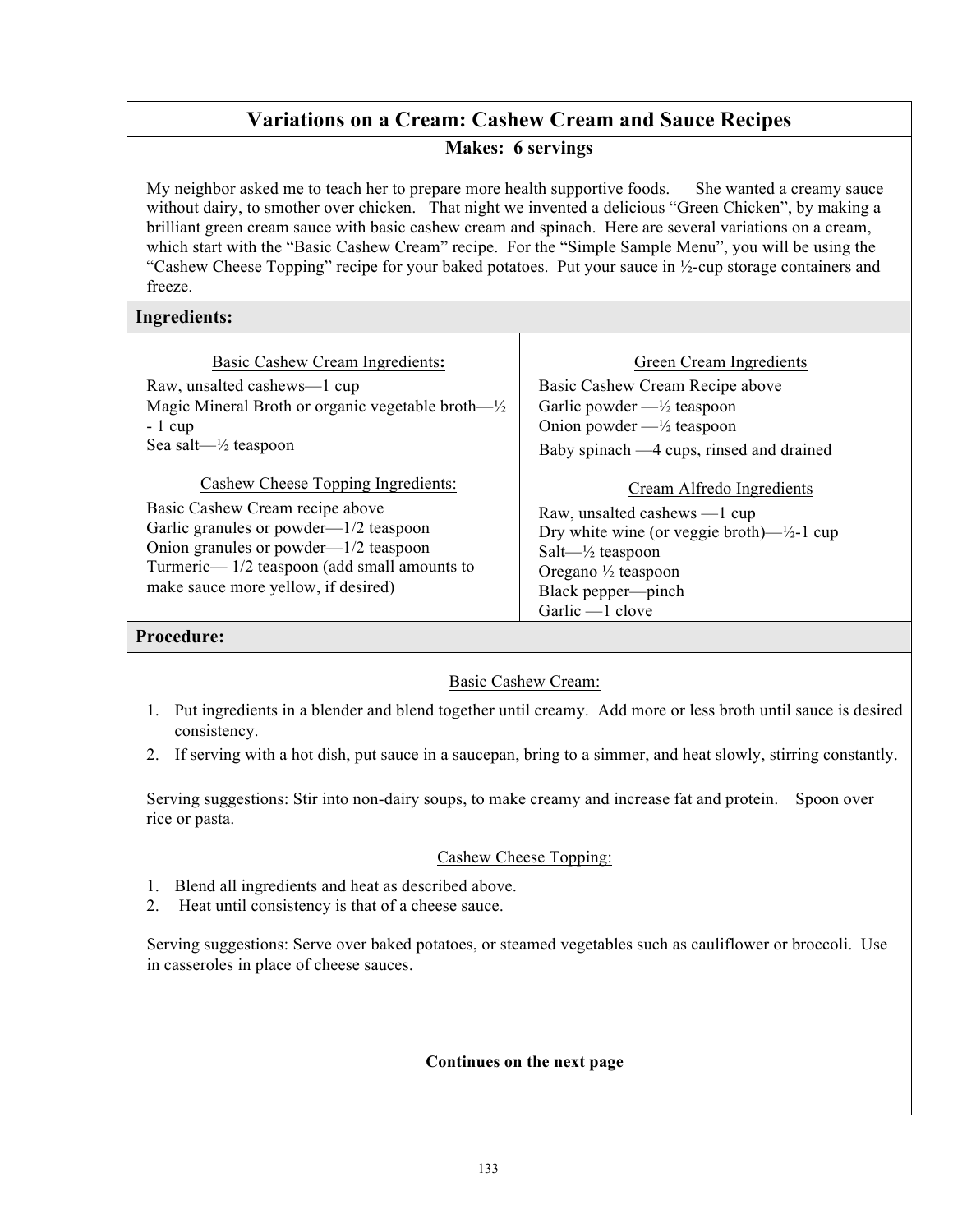# Variations on a Cream: Cashew Cream and Sauce Recipes

**Makes: 6 servings**

My neighbor asked me to teach her to prepare more health supportive foods. She wanted a creamy sauce without dairy, to smother over chicken. That night we invented a delicious "Green Chicken", by making a brilliant green cream sauce with basic cashew cream and spinach. Here are several variations on a cream, which start with the "Basic Cashew Cream" recipe. For the "Simple Sample Menu", you will be using the "Cashew Cheese Topping" recipe for your baked potatoes. Put your sauce in ½-cup storage containers and freeze.

## Ingredients:

<u>Basic Cashew Cream Ingredients:</u>

Raw, unsalted cashews—1 cup
Magic Mineral Broth or organic vegetable broth—½ - 1 cup
Sea salt—½ teaspoon

<u>Cashew Cheese Topping Ingredients:</u>

Basic Cashew Cream recipe above
Garlic granules or powder—1/2 teaspoon
Onion granules or powder—1/2 teaspoon
Turmeric— 1/2 teaspoon (add small amounts to make sauce more yellow, if desired)

<u>Green Cream Ingredients</u>

Basic Cashew Cream Recipe above
Garlic powder —½ teaspoon
Onion powder —½ teaspoon
Baby spinach —4 cups, rinsed and drained

<u>Cream Alfredo Ingredients</u>

Raw, unsalted cashews —1 cup
Dry white wine (or veggie broth)—½-1 cup
Salt—½ teaspoon
Oregano ½ teaspoon
Black pepper—pinch
Garlic —1 clove

## Procedure:

<u>Basic Cashew Cream:</u>

1. Put ingredients in a blender and blend together until creamy. Add more or less broth until sauce is desired consistency.
2. If serving with a hot dish, put sauce in a saucepan, bring to a simmer, and heat slowly, stirring constantly.

Serving suggestions: Stir into non-dairy soups, to make creamy and increase fat and protein. Spoon over rice or pasta.

<u>Cashew Cheese Topping:</u>

1. Blend all ingredients and heat as described above.
2. Heat until consistency is that of a cheese sauce.

Serving suggestions: Serve over baked potatoes, or steamed vegetables such as cauliflower or broccoli. Use in casseroles in place of cheese sauces.

**Continues on the next page**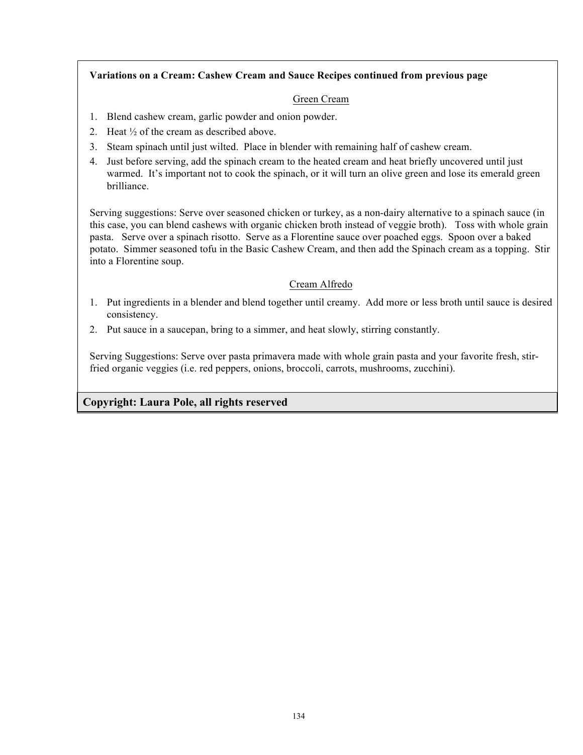**Variations on a Cream: Cashew Cream and Sauce Recipes continued from previous page**

### Green Cream

1. Blend cashew cream, garlic powder and onion powder.
2. Heat ½ of the cream as described above.
3. Steam spinach until just wilted. Place in blender with remaining half of cashew cream.
4. Just before serving, add the spinach cream to the heated cream and heat briefly uncovered until just warmed. It's important not to cook the spinach, or it will turn an olive green and lose its emerald green brilliance.

Serving suggestions: Serve over seasoned chicken or turkey, as a non-dairy alternative to a spinach sauce (in this case, you can blend cashews with organic chicken broth instead of veggie broth). Toss with whole grain pasta. Serve over a spinach risotto. Serve as a Florentine sauce over poached eggs. Spoon over a baked potato. Simmer seasoned tofu in the Basic Cashew Cream, and then add the Spinach cream as a topping. Stir into a Florentine soup.

### Cream Alfredo

1. Put ingredients in a blender and blend together until creamy. Add more or less broth until sauce is desired consistency.
2. Put sauce in a saucepan, bring to a simmer, and heat slowly, stirring constantly.

Serving Suggestions: Serve over pasta primavera made with whole grain pasta and your favorite fresh, stir-fried organic veggies (i.e. red peppers, onions, broccoli, carrots, mushrooms, zucchini).

**Copyright: Laura Pole, all rights reserved**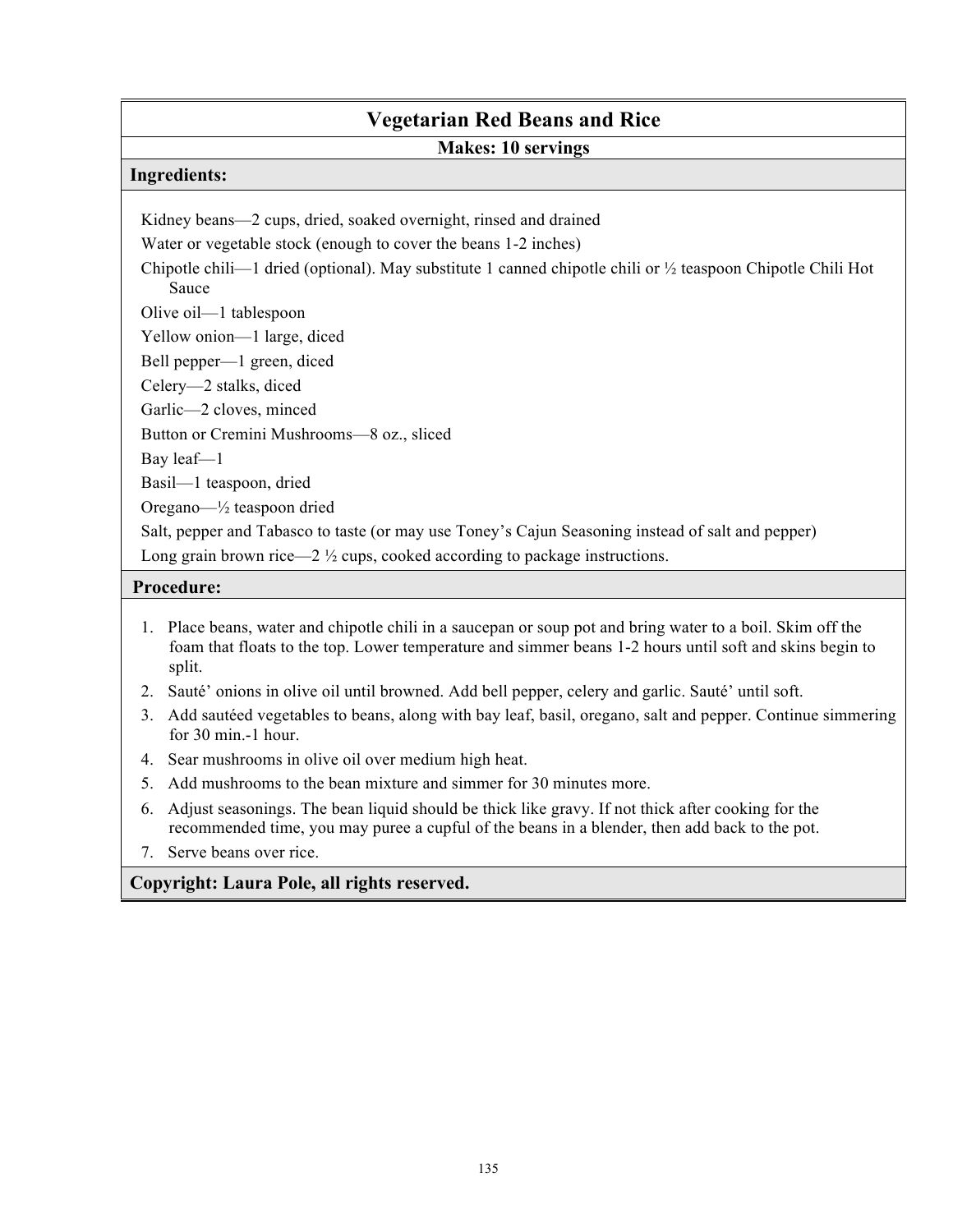# Vegetarian Red Beans and Rice

**Makes: 10 servings**

## Ingredients:

Kidney beans—2 cups, dried, soaked overnight, rinsed and drained

Water or vegetable stock (enough to cover the beans 1-2 inches)

Chipotle chili—1 dried (optional). May substitute 1 canned chipotle chili or ½ teaspoon Chipotle Chili Hot Sauce

Olive oil—1 tablespoon

Yellow onion—1 large, diced

Bell pepper—1 green, diced

Celery—2 stalks, diced

Garlic—2 cloves, minced

Button or Cremini Mushrooms—8 oz., sliced

Bay leaf—1

Basil—1 teaspoon, dried

Oregano—½ teaspoon dried

Salt, pepper and Tabasco to taste (or may use Toney's Cajun Seasoning instead of salt and pepper)

Long grain brown rice—2 ½ cups, cooked according to package instructions.

## Procedure:

1. Place beans, water and chipotle chili in a saucepan or soup pot and bring water to a boil. Skim off the foam that floats to the top. Lower temperature and simmer beans 1-2 hours until soft and skins begin to split.
2. Sauté' onions in olive oil until browned. Add bell pepper, celery and garlic. Sauté' until soft.
3. Add sautéed vegetables to beans, along with bay leaf, basil, oregano, salt and pepper. Continue simmering for 30 min.-1 hour.
4. Sear mushrooms in olive oil over medium high heat.
5. Add mushrooms to the bean mixture and simmer for 30 minutes more.
6. Adjust seasonings. The bean liquid should be thick like gravy. If not thick after cooking for the recommended time, you may puree a cupful of the beans in a blender, then add back to the pot.
7. Serve beans over rice.

**Copyright: Laura Pole, all rights reserved.**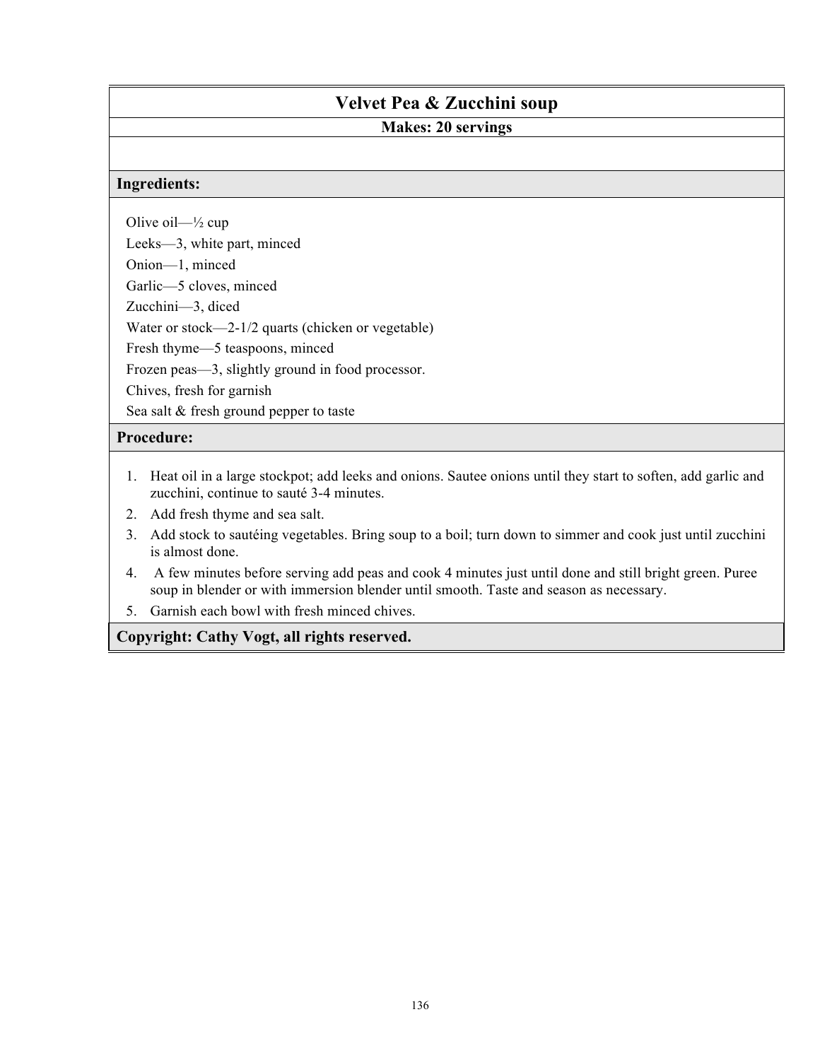# Velvet Pea & Zucchini soup

**Makes: 20 servings**

## Ingredients:

Olive oil—½ cup
Leeks—3, white part, minced
Onion—1, minced
Garlic—5 cloves, minced
Zucchini—3, diced
Water or stock—2-1/2 quarts (chicken or vegetable)
Fresh thyme—5 teaspoons, minced
Frozen peas—3, slightly ground in food processor.
Chives, fresh for garnish
Sea salt & fresh ground pepper to taste

## Procedure:

1. Heat oil in a large stockpot; add leeks and onions. Sautee onions until they start to soften, add garlic and zucchini, continue to sauté 3-4 minutes.
2. Add fresh thyme and sea salt.
3. Add stock to sautéing vegetables. Bring soup to a boil; turn down to simmer and cook just until zucchini is almost done.
4. A few minutes before serving add peas and cook 4 minutes just until done and still bright green. Puree soup in blender or with immersion blender until smooth. Taste and season as necessary.
5. Garnish each bowl with fresh minced chives.

**Copyright: Cathy Vogt, all rights reserved.**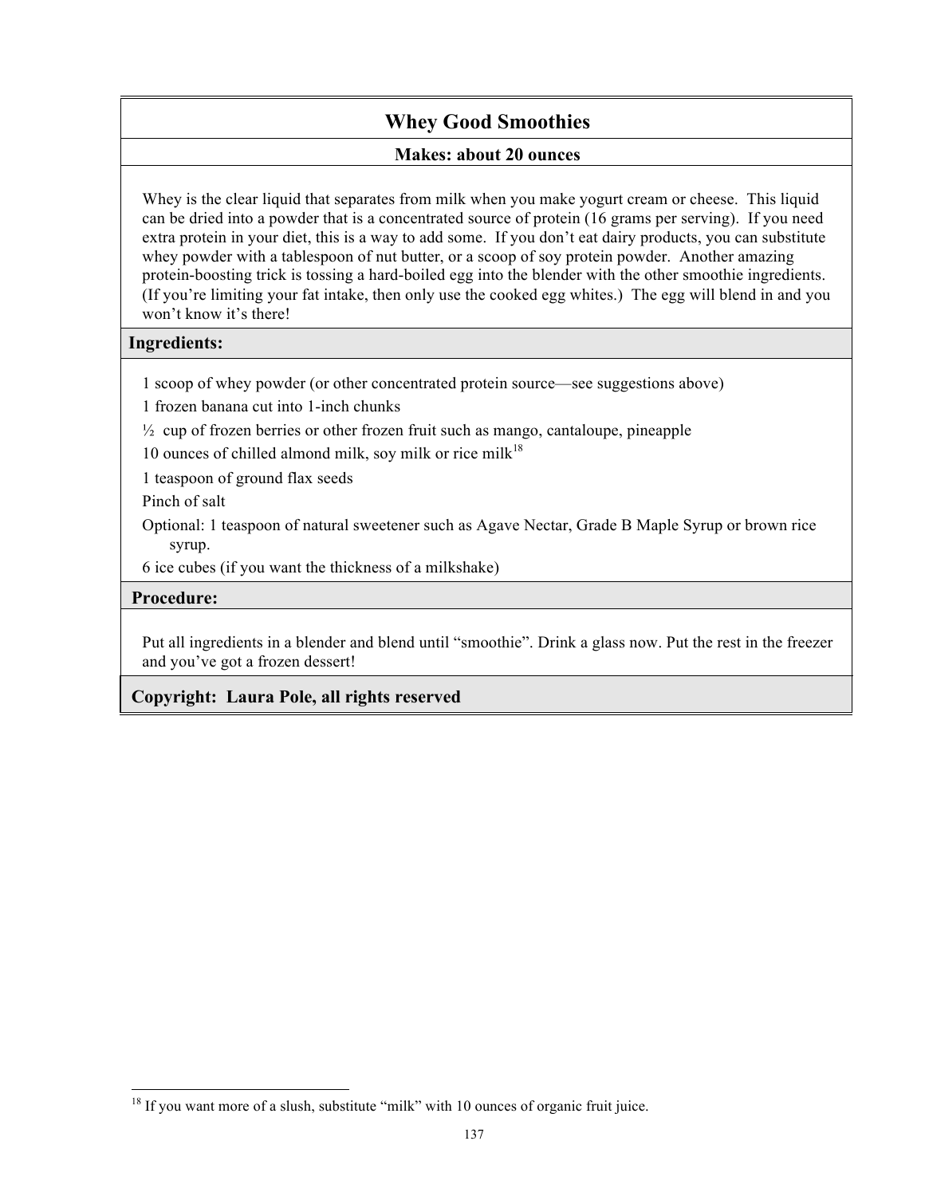# Whey Good Smoothies

**Makes: about 20 ounces**

Whey is the clear liquid that separates from milk when you make yogurt cream or cheese. This liquid can be dried into a powder that is a concentrated source of protein (16 grams per serving). If you need extra protein in your diet, this is a way to add some. If you don't eat dairy products, you can substitute whey powder with a tablespoon of nut butter, or a scoop of soy protein powder. Another amazing protein-boosting trick is tossing a hard-boiled egg into the blender with the other smoothie ingredients. (If you're limiting your fat intake, then only use the cooked egg whites.) The egg will blend in and you won't know it's there!

## Ingredients:

- 1 scoop of whey powder (or other concentrated protein source—see suggestions above)
- 1 frozen banana cut into 1-inch chunks
- ½ cup of frozen berries or other frozen fruit such as mango, cantaloupe, pineapple
- 10 ounces of chilled almond milk, soy milk or rice milk[18]
- 1 teaspoon of ground flax seeds
- Pinch of salt
- Optional: 1 teaspoon of natural sweetener such as Agave Nectar, Grade B Maple Syrup or brown rice syrup.
- 6 ice cubes (if you want the thickness of a milkshake)

## Procedure:

Put all ingredients in a blender and blend until "smoothie". Drink a glass now. Put the rest in the freezer and you've got a frozen dessert!

**Copyright: Laura Pole, all rights reserved**

---

[18] If you want more of a slush, substitute "milk" with 10 ounces of organic fruit juice.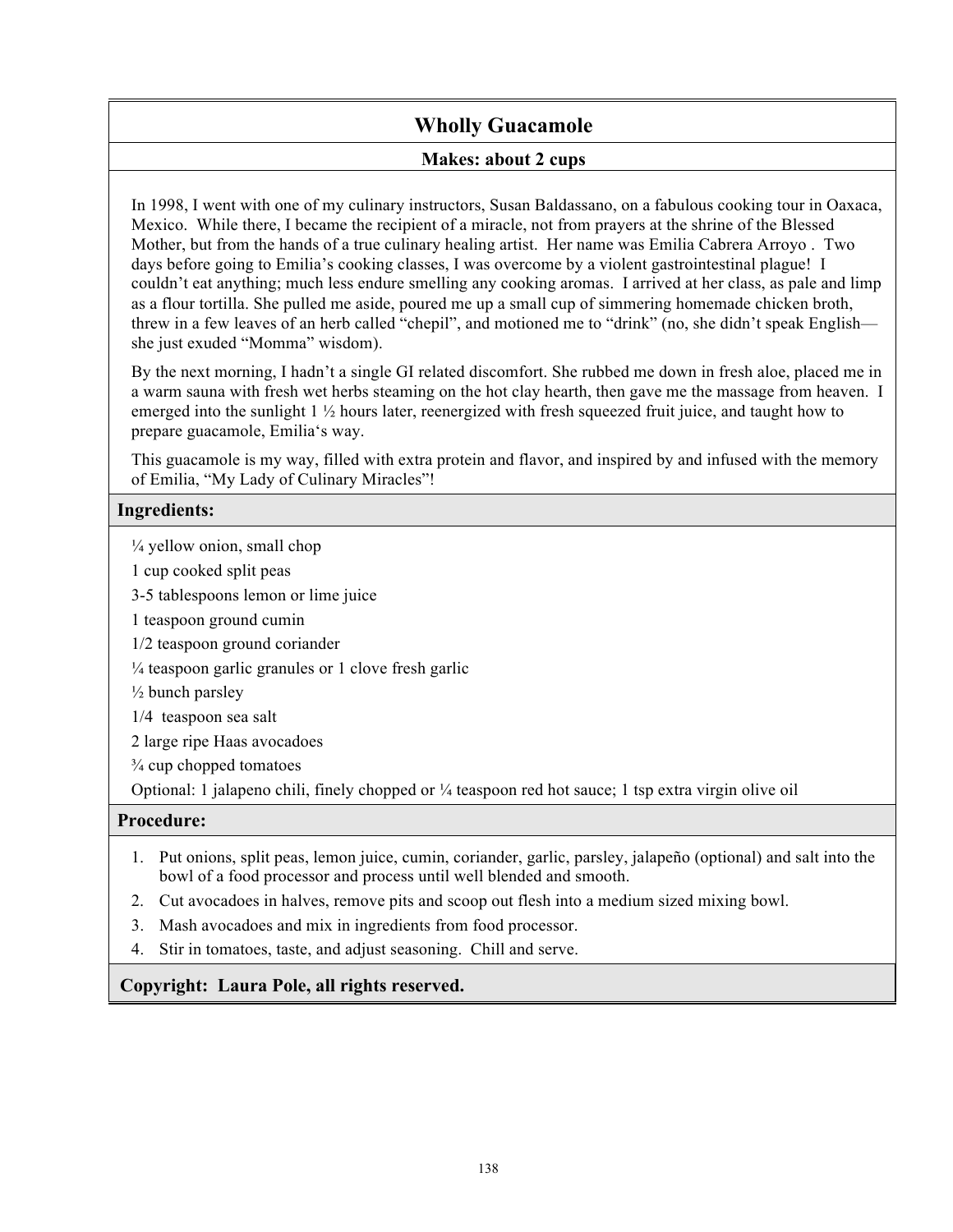# Wholly Guacamole

**Makes: about 2 cups**

In 1998, I went with one of my culinary instructors, Susan Baldassano, on a fabulous cooking tour in Oaxaca, Mexico. While there, I became the recipient of a miracle, not from prayers at the shrine of the Blessed Mother, but from the hands of a true culinary healing artist. Her name was Emilia Cabrera Arroyo . Two days before going to Emilia's cooking classes, I was overcome by a violent gastrointestinal plague! I couldn't eat anything; much less endure smelling any cooking aromas. I arrived at her class, as pale and limp as a flour tortilla. She pulled me aside, poured me up a small cup of simmering homemade chicken broth, threw in a few leaves of an herb called "chepil", and motioned me to "drink" (no, she didn't speak English—she just exuded "Momma" wisdom).

By the next morning, I hadn't a single GI related discomfort. She rubbed me down in fresh aloe, placed me in a warm sauna with fresh wet herbs steaming on the hot clay hearth, then gave me the massage from heaven. I emerged into the sunlight 1 ½ hours later, reenergized with fresh squeezed fruit juice, and taught how to prepare guacamole, Emilia's way.

This guacamole is my way, filled with extra protein and flavor, and inspired by and infused with the memory of Emilia, "My Lady of Culinary Miracles"!

## Ingredients:

¼ yellow onion, small chop

1 cup cooked split peas

3-5 tablespoons lemon or lime juice

1 teaspoon ground cumin

1/2 teaspoon ground coriander

¼ teaspoon garlic granules or 1 clove fresh garlic

½ bunch parsley

1/4 teaspoon sea salt

2 large ripe Haas avocadoes

¾ cup chopped tomatoes

Optional: 1 jalapeno chili, finely chopped or ¼ teaspoon red hot sauce; 1 tsp extra virgin olive oil

## Procedure:

1. Put onions, split peas, lemon juice, cumin, coriander, garlic, parsley, jalapeño (optional) and salt into the bowl of a food processor and process until well blended and smooth.
2. Cut avocadoes in halves, remove pits and scoop out flesh into a medium sized mixing bowl.
3. Mash avocadoes and mix in ingredients from food processor.
4. Stir in tomatoes, taste, and adjust seasoning. Chill and serve.

**Copyright: Laura Pole, all rights reserved.**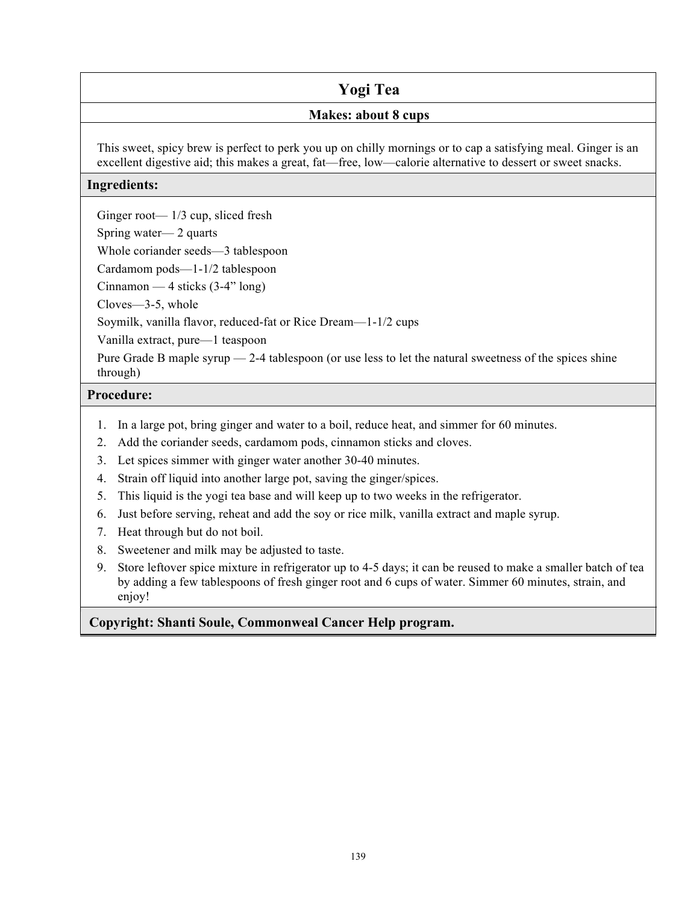# Yogi Tea

**Makes: about 8 cups**

This sweet, spicy brew is perfect to perk you up on chilly mornings or to cap a satisfying meal. Ginger is an excellent digestive aid; this makes a great, fat—free, low—calorie alternative to dessert or sweet snacks.

## Ingredients:

Ginger root— 1/3 cup, sliced fresh

Spring water— 2 quarts

Whole coriander seeds—3 tablespoon

Cardamom pods—1-1/2 tablespoon

Cinnamon — 4 sticks (3-4" long)

Cloves—3-5, whole

Soymilk, vanilla flavor, reduced-fat or Rice Dream—1-1/2 cups

Vanilla extract, pure—1 teaspoon

Pure Grade B maple syrup — 2-4 tablespoon (or use less to let the natural sweetness of the spices shine through)

## Procedure:

1. In a large pot, bring ginger and water to a boil, reduce heat, and simmer for 60 minutes.
2. Add the coriander seeds, cardamom pods, cinnamon sticks and cloves.
3. Let spices simmer with ginger water another 30-40 minutes.
4. Strain off liquid into another large pot, saving the ginger/spices.
5. This liquid is the yogi tea base and will keep up to two weeks in the refrigerator.
6. Just before serving, reheat and add the soy or rice milk, vanilla extract and maple syrup.
7. Heat through but do not boil.
8. Sweetener and milk may be adjusted to taste.
9. Store leftover spice mixture in refrigerator up to 4-5 days; it can be reused to make a smaller batch of tea by adding a few tablespoons of fresh ginger root and 6 cups of water. Simmer 60 minutes, strain, and enjoy!

**Copyright: Shanti Soule, Commonweal Cancer Help program.**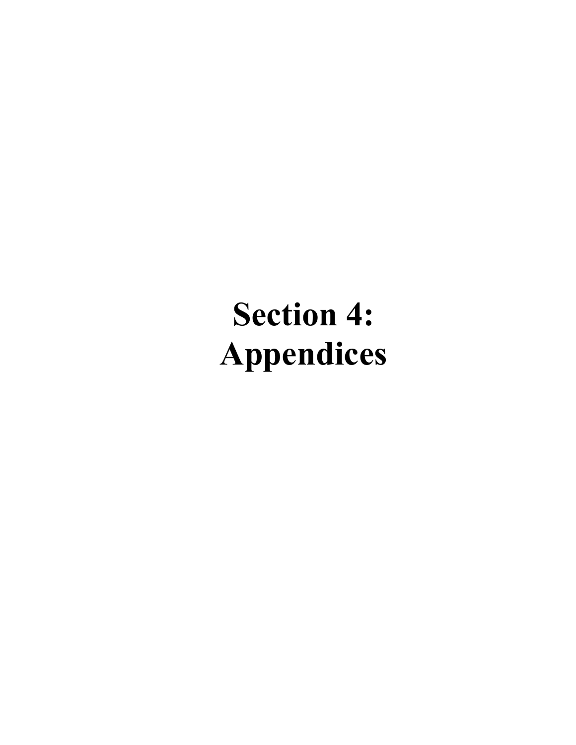# Section 4: Appendices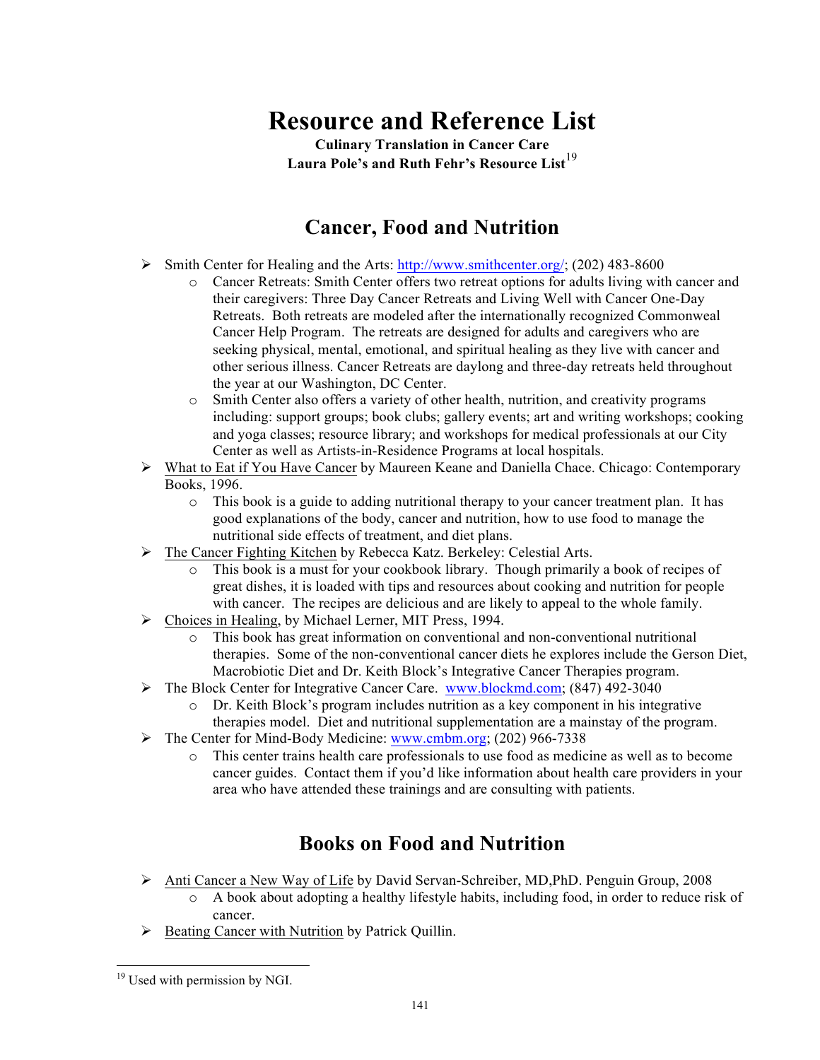# Resource and Reference List

**Culinary Translation in Cancer Care**
**Laura Pole's and Ruth Fehr's Resource List**[19]

## Cancer, Food and Nutrition

- Smith Center for Healing and the Arts: http://www.smithcenter.org/; (202) 483-8600
  - Cancer Retreats: Smith Center offers two retreat options for adults living with cancer and their caregivers: Three Day Cancer Retreats and Living Well with Cancer One-Day Retreats. Both retreats are modeled after the internationally recognized Commonweal Cancer Help Program. The retreats are designed for adults and caregivers who are seeking physical, mental, emotional, and spiritual healing as they live with cancer and other serious illness. Cancer Retreats are daylong and three-day retreats held throughout the year at our Washington, DC Center.
  - Smith Center also offers a variety of other health, nutrition, and creativity programs including: support groups; book clubs; gallery events; art and writing workshops; cooking and yoga classes; resource library; and workshops for medical professionals at our City Center as well as Artists-in-Residence Programs at local hospitals.
- What to Eat if You Have Cancer by Maureen Keane and Daniella Chace. Chicago: Contemporary Books, 1996.
  - This book is a guide to adding nutritional therapy to your cancer treatment plan. It has good explanations of the body, cancer and nutrition, how to use food to manage the nutritional side effects of treatment, and diet plans.
- The Cancer Fighting Kitchen by Rebecca Katz. Berkeley: Celestial Arts.
  - This book is a must for your cookbook library. Though primarily a book of recipes of great dishes, it is loaded with tips and resources about cooking and nutrition for people with cancer. The recipes are delicious and are likely to appeal to the whole family.
- Choices in Healing, by Michael Lerner, MIT Press, 1994.
  - This book has great information on conventional and non-conventional nutritional therapies. Some of the non-conventional cancer diets he explores include the Gerson Diet, Macrobiotic Diet and Dr. Keith Block's Integrative Cancer Therapies program.
- The Block Center for Integrative Cancer Care. www.blockmd.com; (847) 492-3040
  - Dr. Keith Block's program includes nutrition as a key component in his integrative therapies model. Diet and nutritional supplementation are a mainstay of the program.
- The Center for Mind-Body Medicine: www.cmbm.org; (202) 966-7338
  - This center trains health care professionals to use food as medicine as well as to become cancer guides. Contact them if you'd like information about health care providers in your area who have attended these trainings and are consulting with patients.

## Books on Food and Nutrition

- Anti Cancer a New Way of Life by David Servan-Schreiber, MD,PhD. Penguin Group, 2008
  - A book about adopting a healthy lifestyle habits, including food, in order to reduce risk of cancer.
- Beating Cancer with Nutrition by Patrick Quillin.

[19] Used with permission by NGI.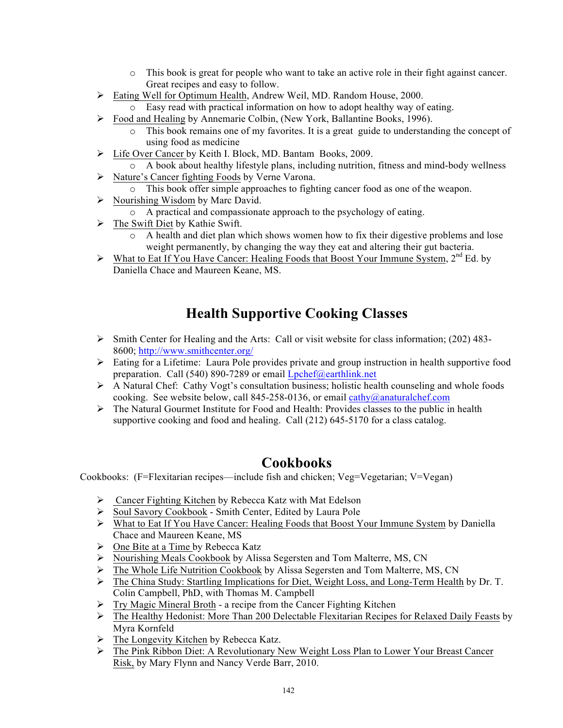- This book is great for people who want to take an active role in their fight against cancer. Great recipes and easy to follow.
- Eating Well for Optimum Health, Andrew Weil, MD. Random House, 2000.
    - Easy read with practical information on how to adopt healthy way of eating.
- Food and Healing by Annemarie Colbin, (New York, Ballantine Books, 1996).
    - This book remains one of my favorites. It is a great guide to understanding the concept of using food as medicine
- Life Over Cancer by Keith I. Block, MD. Bantam Books, 2009.
    - A book about healthy lifestyle plans, including nutrition, fitness and mind-body wellness
- Nature's Cancer fighting Foods by Verne Varona.
    - This book offer simple approaches to fighting cancer food as one of the weapon.
- Nourishing Wisdom by Marc David.
    - A practical and compassionate approach to the psychology of eating.
- The Swift Diet by Kathie Swift.
    - A health and diet plan which shows women how to fix their digestive problems and lose weight permanently, by changing the way they eat and altering their gut bacteria.
- What to Eat If You Have Cancer: Healing Foods that Boost Your Immune System, 2nd Ed. by Daniella Chace and Maureen Keane, MS.

# Health Supportive Cooking Classes

- Smith Center for Healing and the Arts: Call or visit website for class information; (202) 483-8600; http://www.smithcenter.org/
- Eating for a Lifetime: Laura Pole provides private and group instruction in health supportive food preparation. Call (540) 890-7289 or email Lpchef@earthlink.net
- A Natural Chef: Cathy Vogt's consultation business; holistic health counseling and whole foods cooking. See website below, call 845-258-0136, or email cathy@anaturalchef.com
- The Natural Gourmet Institute for Food and Health: Provides classes to the public in health supportive cooking and food and healing. Call (212) 645-5170 for a class catalog.

# Cookbooks

Cookbooks: (F=Flexitarian recipes—include fish and chicken; Veg=Vegetarian; V=Vegan)

- Cancer Fighting Kitchen by Rebecca Katz with Mat Edelson
- Soul Savory Cookbook - Smith Center, Edited by Laura Pole
- What to Eat If You Have Cancer: Healing Foods that Boost Your Immune System by Daniella Chace and Maureen Keane, MS
- One Bite at a Time by Rebecca Katz
- Nourishing Meals Cookbook by Alissa Segersten and Tom Malterre, MS, CN
- The Whole Life Nutrition Cookbook by Alissa Segersten and Tom Malterre, MS, CN
- The China Study: Startling Implications for Diet, Weight Loss, and Long-Term Health by Dr. T. Colin Campbell, PhD, with Thomas M. Campbell
- Try Magic Mineral Broth - a recipe from the Cancer Fighting Kitchen
- The Healthy Hedonist: More Than 200 Delectable Flexitarian Recipes for Relaxed Daily Feasts by Myra Kornfeld
- The Longevity Kitchen by Rebecca Katz.
- The Pink Ribbon Diet: A Revolutionary New Weight Loss Plan to Lower Your Breast Cancer Risk, by Mary Flynn and Nancy Verde Barr, 2010.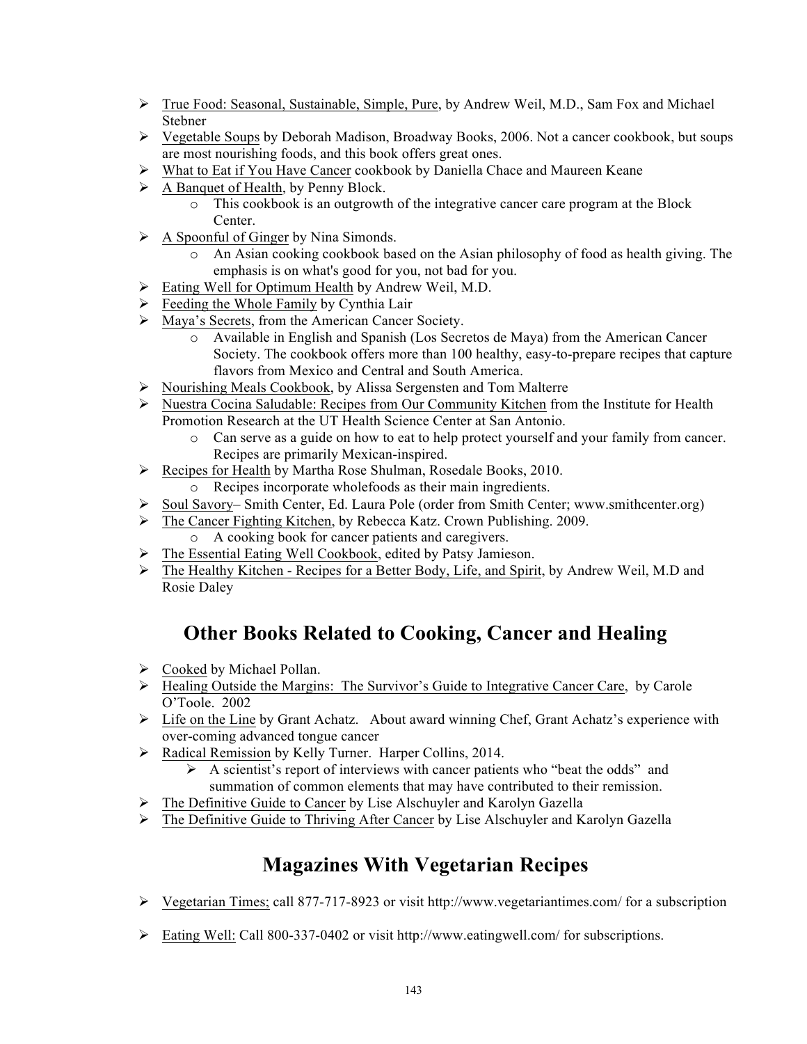- True Food: Seasonal, Sustainable, Simple, Pure, by Andrew Weil, M.D., Sam Fox and Michael Stebner
- Vegetable Soups by Deborah Madison, Broadway Books, 2006. Not a cancer cookbook, but soups are most nourishing foods, and this book offers great ones.
- What to Eat if You Have Cancer cookbook by Daniella Chace and Maureen Keane
- A Banquet of Health, by Penny Block.
    - This cookbook is an outgrowth of the integrative cancer care program at the Block Center.
- A Spoonful of Ginger by Nina Simonds.
    - An Asian cooking cookbook based on the Asian philosophy of food as health giving. The emphasis is on what's good for you, not bad for you.
- Eating Well for Optimum Health by Andrew Weil, M.D.
- Feeding the Whole Family by Cynthia Lair
- Maya's Secrets, from the American Cancer Society.
    - Available in English and Spanish (Los Secretos de Maya) from the American Cancer Society. The cookbook offers more than 100 healthy, easy-to-prepare recipes that capture flavors from Mexico and Central and South America.
- Nourishing Meals Cookbook, by Alissa Sergensten and Tom Malterre
- Nuestra Cocina Saludable: Recipes from Our Community Kitchen from the Institute for Health Promotion Research at the UT Health Science Center at San Antonio.
    - Can serve as a guide on how to eat to help protect yourself and your family from cancer. Recipes are primarily Mexican-inspired.
- Recipes for Health by Martha Rose Shulman, Rosedale Books, 2010.
    - Recipes incorporate wholefoods as their main ingredients.
- Soul Savory– Smith Center, Ed. Laura Pole (order from Smith Center; www.smithcenter.org)
- The Cancer Fighting Kitchen, by Rebecca Katz. Crown Publishing. 2009.
    - A cooking book for cancer patients and caregivers.
- The Essential Eating Well Cookbook, edited by Patsy Jamieson.
- The Healthy Kitchen - Recipes for a Better Body, Life, and Spirit, by Andrew Weil, M.D and Rosie Daley

## Other Books Related to Cooking, Cancer and Healing

- Cooked by Michael Pollan.
- Healing Outside the Margins: The Survivor's Guide to Integrative Cancer Care, by Carole O'Toole. 2002
- Life on the Line by Grant Achatz. About award winning Chef, Grant Achatz's experience with over-coming advanced tongue cancer
- Radical Remission by Kelly Turner. Harper Collins, 2014.
    - A scientist's report of interviews with cancer patients who "beat the odds" and summation of common elements that may have contributed to their remission.
- The Definitive Guide to Cancer by Lise Alschuyler and Karolyn Gazella
- The Definitive Guide to Thriving After Cancer by Lise Alschuyler and Karolyn Gazella

## Magazines With Vegetarian Recipes

- Vegetarian Times; call 877-717-8923 or visit http://www.vegetariantimes.com/ for a subscription
- Eating Well: Call 800-337-0402 or visit http://www.eatingwell.com/ for subscriptions.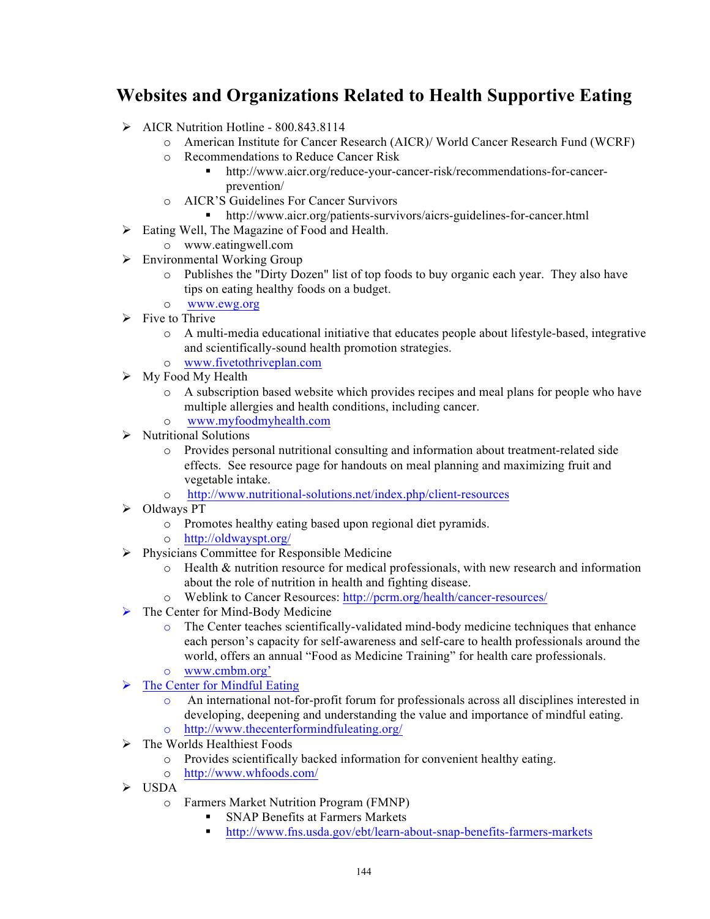# Websites and Organizations Related to Health Supportive Eating

- AICR Nutrition Hotline - 800.843.8114
  - American Institute for Cancer Research (AICR)/ World Cancer Research Fund (WCRF)
  - Recommendations to Reduce Cancer Risk
    - http://www.aicr.org/reduce-your-cancer-risk/recommendations-for-cancer-prevention/
  - AICR'S Guidelines For Cancer Survivors
    - http://www.aicr.org/patients-survivors/aicrs-guidelines-for-cancer.html
- Eating Well, The Magazine of Food and Health.
  - www.eatingwell.com
- Environmental Working Group
  - Publishes the "Dirty Dozen" list of top foods to buy organic each year. They also have tips on eating healthy foods on a budget.
  - www.ewg.org
- Five to Thrive
  - A multi-media educational initiative that educates people about lifestyle-based, integrative and scientifically-sound health promotion strategies.
  - www.fivetothriveplan.com
- My Food My Health
  - A subscription based website which provides recipes and meal plans for people who have multiple allergies and health conditions, including cancer.
  - www.myfoodmyhealth.com
- Nutritional Solutions
  - Provides personal nutritional consulting and information about treatment-related side effects. See resource page for handouts on meal planning and maximizing fruit and vegetable intake.
  - http://www.nutritional-solutions.net/index.php/client-resources
- Oldways PT
  - Promotes healthy eating based upon regional diet pyramids.
  - http://oldwayspt.org/
- Physicians Committee for Responsible Medicine
  - Health & nutrition resource for medical professionals, with new research and information about the role of nutrition in health and fighting disease.
  - Weblink to Cancer Resources: http://pcrm.org/health/cancer-resources/
- The Center for Mind-Body Medicine
  - The Center teaches scientifically-validated mind-body medicine techniques that enhance each person's capacity for self-awareness and self-care to health professionals around the world, offers an annual "Food as Medicine Training" for health care professionals.
  - www.cmbm.org'
- The Center for Mindful Eating
  - An international not-for-profit forum for professionals across all disciplines interested in developing, deepening and understanding the value and importance of mindful eating.
  - http://www.thecenterformindfuleating.org/
- The Worlds Healthiest Foods
  - Provides scientifically backed information for convenient healthy eating.
  - http://www.whfoods.com/
- USDA
  - Farmers Market Nutrition Program (FMNP)
    - SNAP Benefits at Farmers Markets
    - http://www.fns.usda.gov/ebt/learn-about-snap-benefits-farmers-markets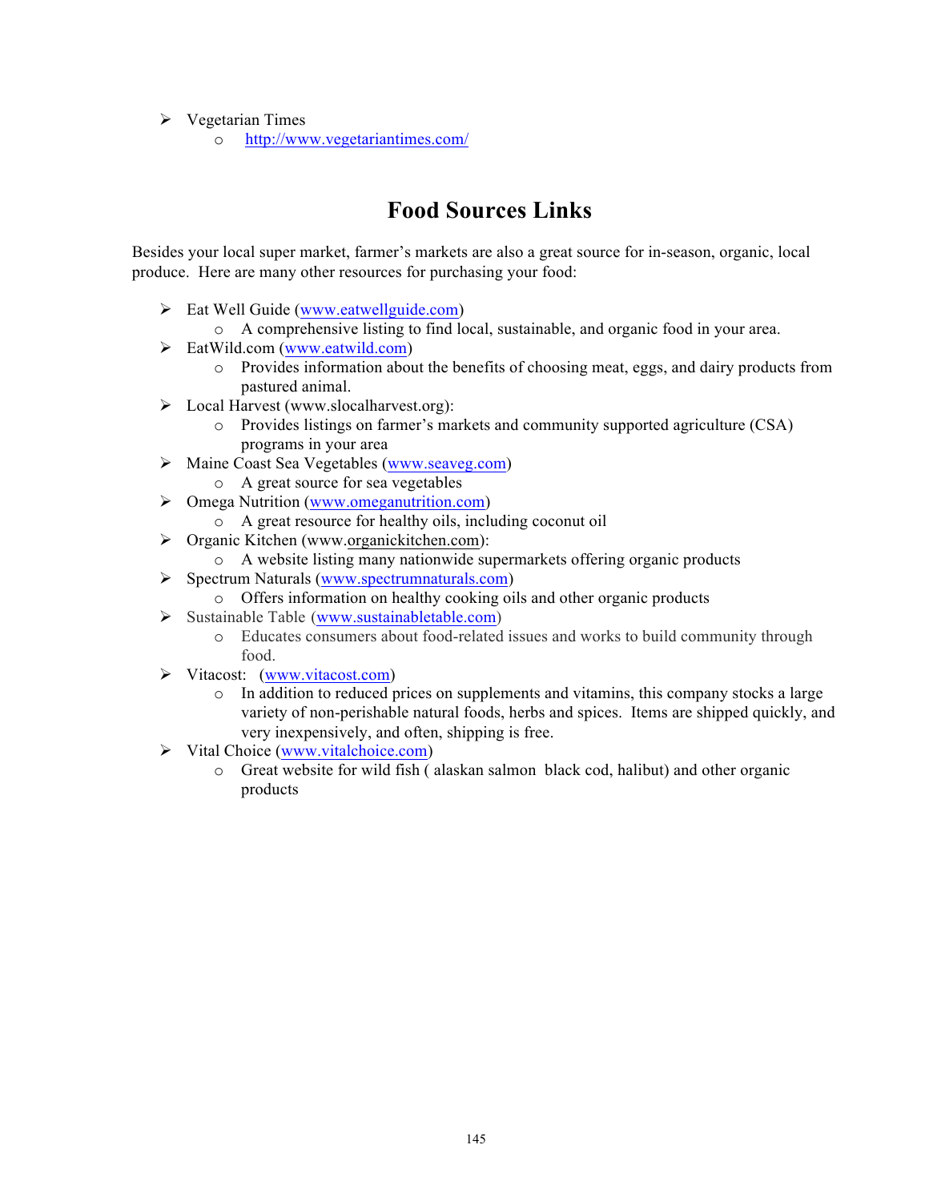- Vegetarian Times
    - http://www.vegetariantimes.com/

## Food Sources Links

Besides your local super market, farmer's markets are also a great source for in-season, organic, local produce. Here are many other resources for purchasing your food:

- Eat Well Guide (www.eatwellguide.com)
    - A comprehensive listing to find local, sustainable, and organic food in your area.
- EatWild.com (www.eatwild.com)
    - Provides information about the benefits of choosing meat, eggs, and dairy products from pastured animal.
- Local Harvest (www.slocalharvest.org):
    - Provides listings on farmer's markets and community supported agriculture (CSA) programs in your area
- Maine Coast Sea Vegetables (www.seaveg.com)
    - A great source for sea vegetables
- Omega Nutrition (www.omeganutrition.com)
    - A great resource for healthy oils, including coconut oil
- Organic Kitchen (www.organickitchen.com):
    - A website listing many nationwide supermarkets offering organic products
- Spectrum Naturals (www.spectrumnaturals.com)
    - Offers information on healthy cooking oils and other organic products
- Sustainable Table (www.sustainabletable.com)
    - Educates consumers about food-related issues and works to build community through food.
- Vitacost: (www.vitacost.com)
    - In addition to reduced prices on supplements and vitamins, this company stocks a large variety of non-perishable natural foods, herbs and spices. Items are shipped quickly, and very inexpensively, and often, shipping is free.
- Vital Choice (www.vitalchoice.com)
    - Great website for wild fish ( alaskan salmon black cod, halibut) and other organic products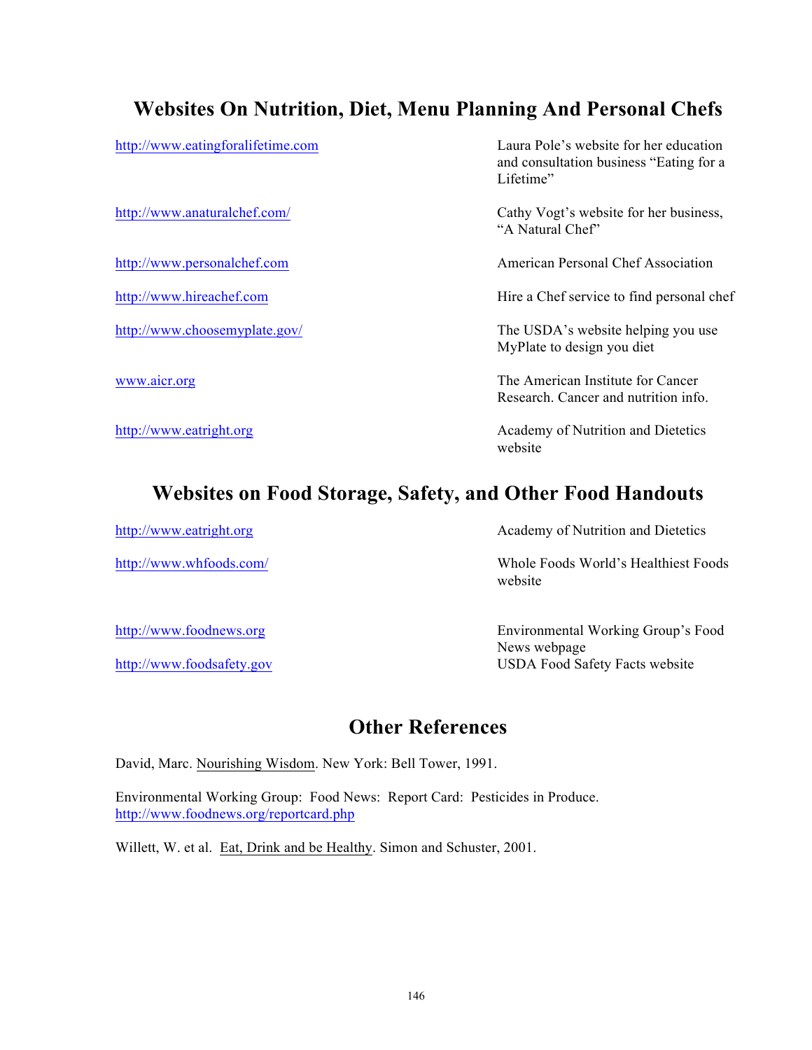## Websites On Nutrition, Diet, Menu Planning And Personal Chefs

| | |
|---|---|
| http://www.eatingforalifetime.com | Laura Pole's website for her education and consultation business "Eating for a Lifetime" |
| http://www.anaturalchef.com/ | Cathy Vogt's website for her business, "A Natural Chef" |
| http://www.personalchef.com | American Personal Chef Association |
| http://www.hireachef.com | Hire a Chef service to find personal chef |
| http://www.choosemyplate.gov/ | The USDA's website helping you use MyPlate to design you diet |
| www.aicr.org | The American Institute for Cancer Research. Cancer and nutrition info. |
| http://www.eatright.org | Academy of Nutrition and Dietetics website |

## Websites on Food Storage, Safety, and Other Food Handouts

| | |
|---|---|
| http://www.eatright.org | Academy of Nutrition and Dietetics |
| http://www.whfoods.com/ | Whole Foods World's Healthiest Foods website |
| http://www.foodnews.org | Environmental Working Group's Food News webpage |
| http://www.foodsafety.gov | USDA Food Safety Facts website |

## Other References

David, Marc. Nourishing Wisdom. New York: Bell Tower, 1991.

Environmental Working Group: Food News: Report Card: Pesticides in Produce. http://www.foodnews.org/reportcard.php

Willett, W. et al. Eat, Drink and be Healthy. Simon and Schuster, 2001.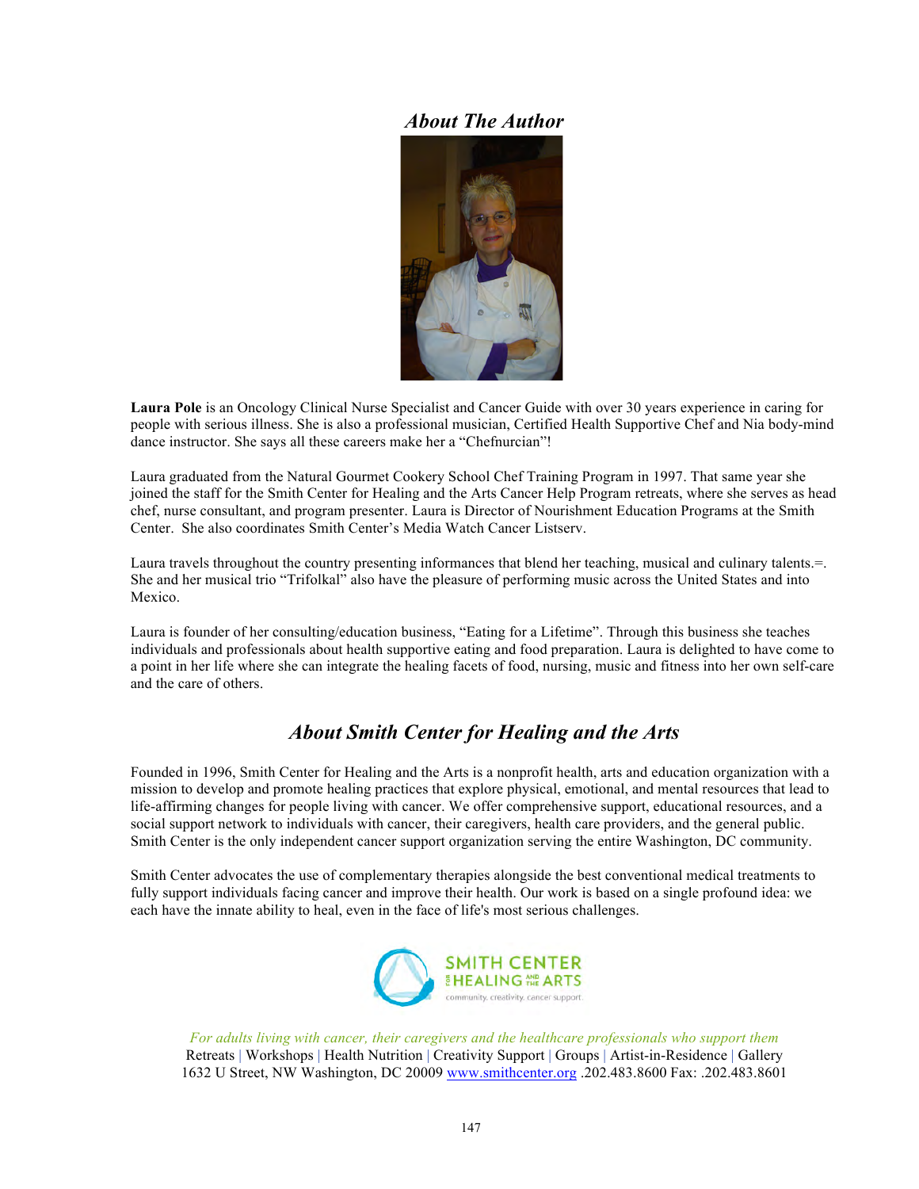## *About The Author*

**Laura Pole** is an Oncology Clinical Nurse Specialist and Cancer Guide with over 30 years experience in caring for people with serious illness. She is also a professional musician, Certified Health Supportive Chef and Nia body-mind dance instructor. She says all these careers make her a "Chefnurcian"!

Laura graduated from the Natural Gourmet Cookery School Chef Training Program in 1997. That same year she joined the staff for the Smith Center for Healing and the Arts Cancer Help Program retreats, where she serves as head chef, nurse consultant, and program presenter. Laura is Director of Nourishment Education Programs at the Smith Center. She also coordinates Smith Center's Media Watch Cancer Listserv.

Laura travels throughout the country presenting informances that blend her teaching, musical and culinary talents.=. She and her musical trio "Trifolkal" also have the pleasure of performing music across the United States and into Mexico.

Laura is founder of her consulting/education business, "Eating for a Lifetime". Through this business she teaches individuals and professionals about health supportive eating and food preparation. Laura is delighted to have come to a point in her life where she can integrate the healing facets of food, nursing, music and fitness into her own self-care and the care of others.

## *About Smith Center for Healing and the Arts*

Founded in 1996, Smith Center for Healing and the Arts is a nonprofit health, arts and education organization with a mission to develop and promote healing practices that explore physical, emotional, and mental resources that lead to life-affirming changes for people living with cancer. We offer comprehensive support, educational resources, and a social support network to individuals with cancer, their caregivers, health care providers, and the general public. Smith Center is the only independent cancer support organization serving the entire Washington, DC community.

Smith Center advocates the use of complementary therapies alongside the best conventional medical treatments to fully support individuals facing cancer and improve their health. Our work is based on a single profound idea: we each have the innate ability to heal, even in the face of life's most serious challenges.

SMITH CENTER FOR HEALING AND THE ARTS
community. creativity. cancer support.

*For adults living with cancer, their caregivers and the healthcare professionals who support them*

Retreats | Workshops | Health Nutrition | Creativity Support | Groups | Artist-in-Residence | Gallery
1632 U Street, NW Washington, DC 20009 www.smithcenter.org .202.483.8600 Fax: .202.483.8601